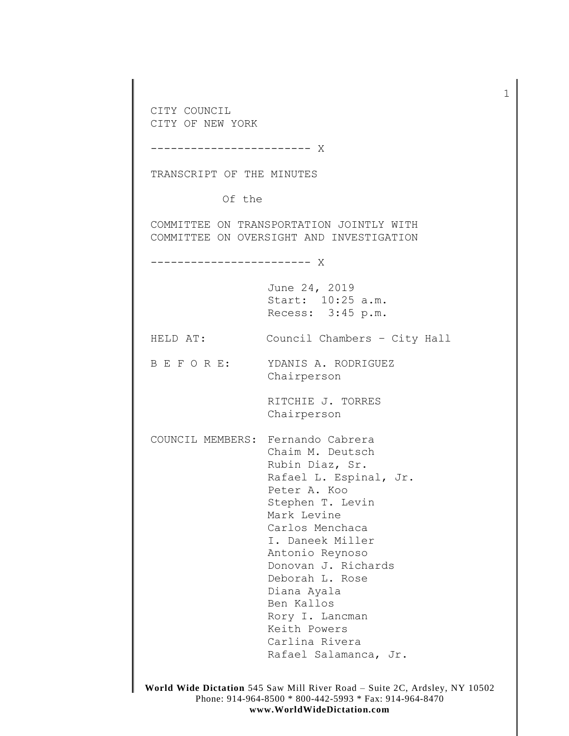CITY COUNCIL
CITY OF NEW YORK

------------------------ X

TRANSCRIPT OF THE MINUTES

Of the

COMMITTEE ON TRANSPORTATION JOINTLY WITH
COMMITTEE ON OVERSIGHT AND INVESTIGATION

------------------------ X

June 24, 2019
Start: 10:25 a.m.
Recess: 3:45 p.m.

HELD AT: Council Chambers – City Hall

B E F O R E: YDANIS A. RODRIGUEZ
Chairperson

RITCHIE J. TORRES
Chairperson

COUNCIL MEMBERS: Fernando Cabrera
Chaim M. Deutsch
Rubin Diaz, Sr.
Rafael L. Espinal, Jr.
Peter A. Koo
Stephen T. Levin
Mark Levine
Carlos Menchaca
I. Daneek Miller
Antonio Reynoso
Donovan J. Richards
Deborah L. Rose
Diana Ayala
Ben Kallos
Rory I. Lancman
Keith Powers
Carlina Rivera
Rafael Salamanca, Jr.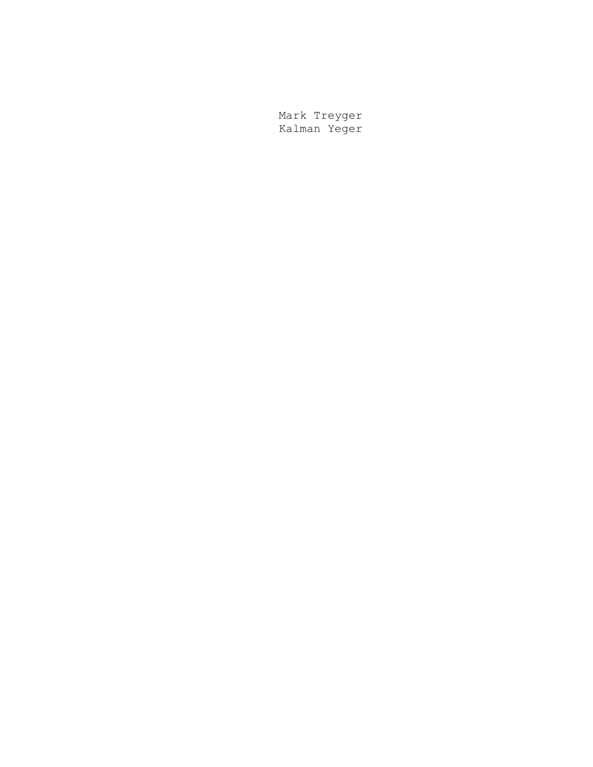Mark Treyger
Kalman Yeger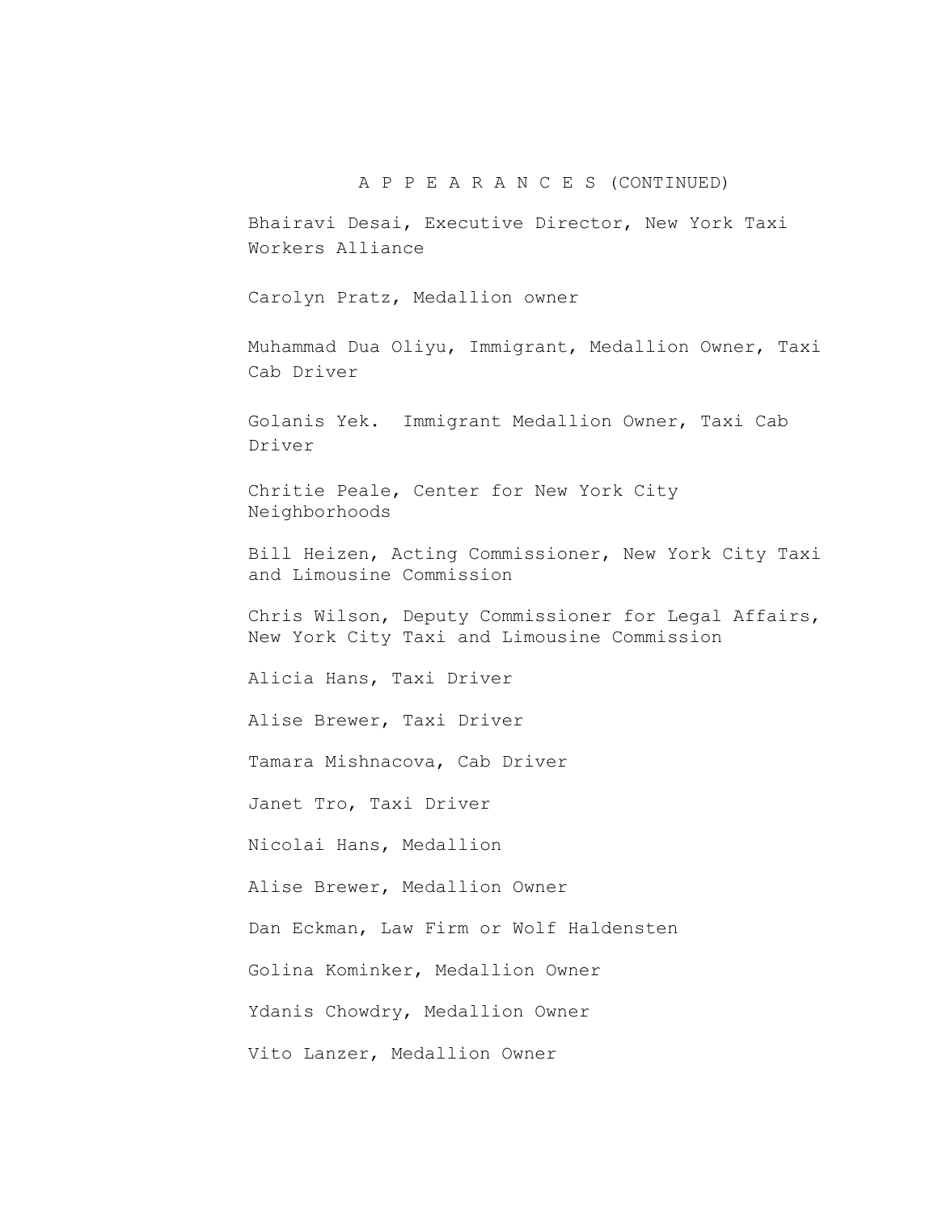A P P E A R A N C E S (CONTINUED)

Bhairavi Desai, Executive Director, New York Taxi Workers Alliance

Carolyn Pratz, Medallion owner

Muhammad Dua Oliyu, Immigrant, Medallion Owner, Taxi Cab Driver

Golanis Yek.  Immigrant Medallion Owner, Taxi Cab Driver

Chritie Peale, Center for New York City Neighborhoods

Bill Heizen, Acting Commissioner, New York City Taxi and Limousine Commission

Chris Wilson, Deputy Commissioner for Legal Affairs, New York City Taxi and Limousine Commission

Alicia Hans, Taxi Driver

Alise Brewer, Taxi Driver

Tamara Mishnacova, Cab Driver

Janet Tro, Taxi Driver

Nicolai Hans, Medallion

Alise Brewer, Medallion Owner

Dan Eckman, Law Firm or Wolf Haldensten

Golina Kominker, Medallion Owner

Ydanis Chowdry, Medallion Owner

Vito Lanzer, Medallion Owner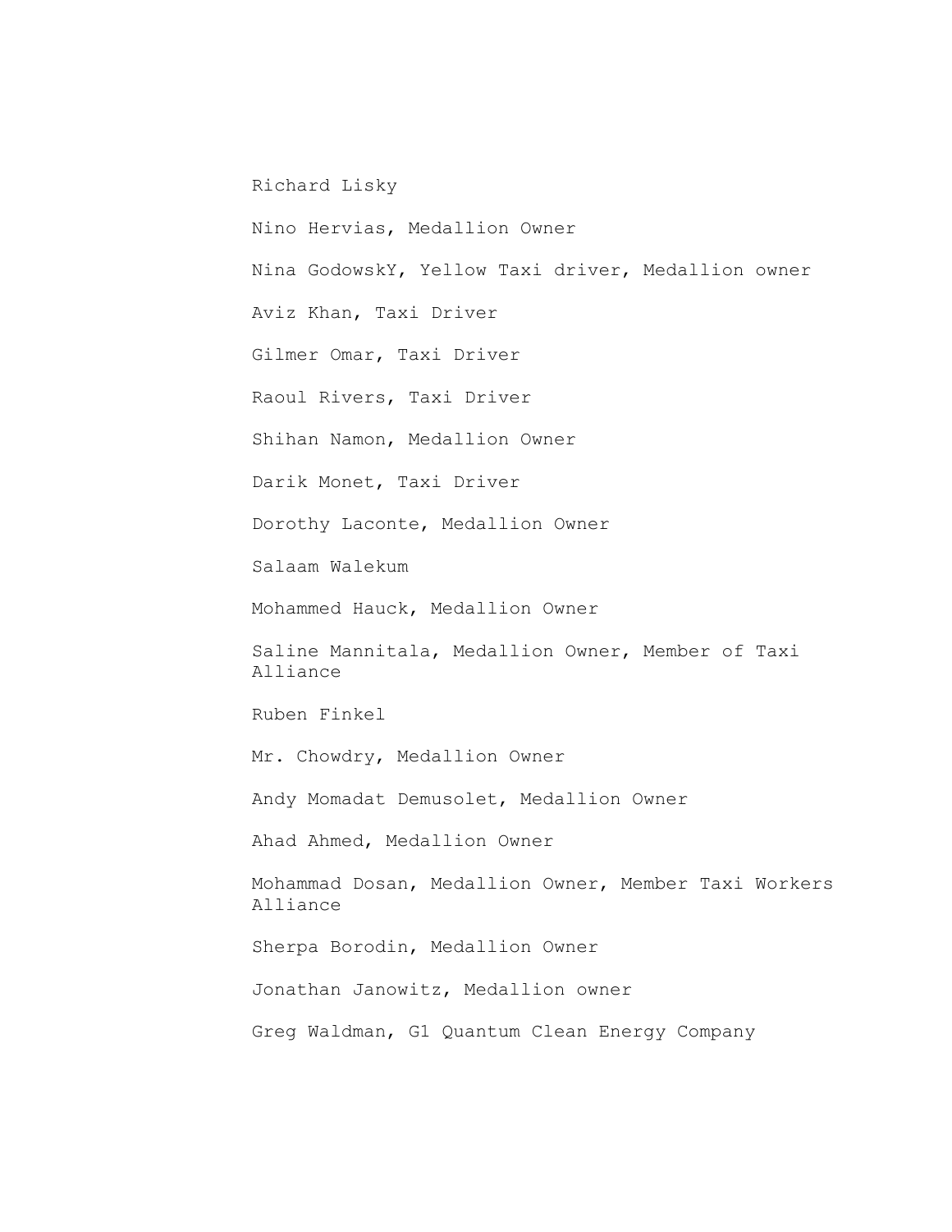Richard Lisky

Nino Hervias, Medallion Owner

Nina GodowskY, Yellow Taxi driver, Medallion owner

Aviz Khan, Taxi Driver

Gilmer Omar, Taxi Driver

Raoul Rivers, Taxi Driver

Shihan Namon, Medallion Owner

Darik Monet, Taxi Driver

Dorothy Laconte, Medallion Owner

Salaam Walekum

Mohammed Hauck, Medallion Owner

Saline Mannitala, Medallion Owner, Member of Taxi Alliance

Ruben Finkel

Mr. Chowdry, Medallion Owner

Andy Momadat Demusolet, Medallion Owner

Ahad Ahmed, Medallion Owner

Mohammad Dosan, Medallion Owner, Member Taxi Workers Alliance

Sherpa Borodin, Medallion Owner

Jonathan Janowitz, Medallion owner

Greg Waldman, G1 Quantum Clean Energy Company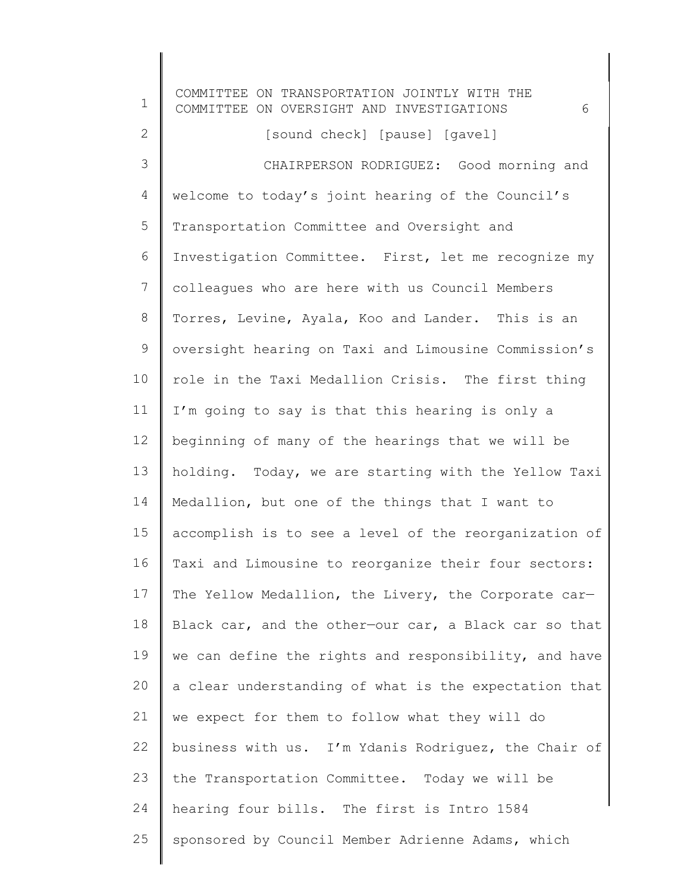[sound check] [pause] [gavel]

CHAIRPERSON RODRIGUEZ: Good morning and welcome to today's joint hearing of the Council's Transportation Committee and Oversight and Investigation Committee. First, let me recognize my colleagues who are here with us Council Members Torres, Levine, Ayala, Koo and Lander. This is an oversight hearing on Taxi and Limousine Commission's role in the Taxi Medallion Crisis. The first thing I'm going to say is that this hearing is only a beginning of many of the hearings that we will be holding. Today, we are starting with the Yellow Taxi Medallion, but one of the things that I want to accomplish is to see a level of the reorganization of Taxi and Limousine to reorganize their four sectors: The Yellow Medallion, the Livery, the Corporate car—Black car, and the other—our car, a Black car so that we can define the rights and responsibility, and have a clear understanding of what is the expectation that we expect for them to follow what they will do business with us. I'm Ydanis Rodriguez, the Chair of the Transportation Committee. Today we will be hearing four bills. The first is Intro 1584 sponsored by Council Member Adrienne Adams, which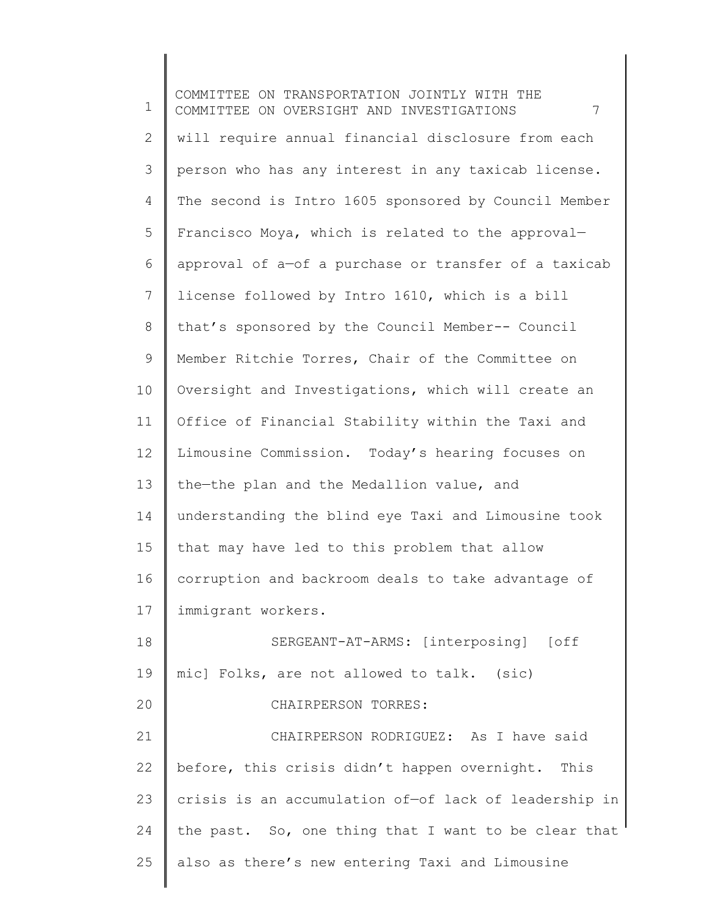will require annual financial disclosure from each person who has any interest in any taxicab license. The second is Intro 1605 sponsored by Council Member Francisco Moya, which is related to the approval—approval of a—of a purchase or transfer of a taxicab license followed by Intro 1610, which is a bill that's sponsored by the Council Member-- Council Member Ritchie Torres, Chair of the Committee on Oversight and Investigations, which will create an Office of Financial Stability within the Taxi and Limousine Commission. Today's hearing focuses on the—the plan and the Medallion value, and understanding the blind eye Taxi and Limousine took that may have led to this problem that allow corruption and backroom deals to take advantage of immigrant workers.

SERGEANT-AT-ARMS: [interposing] [off mic] Folks, are not allowed to talk. (sic)

CHAIRPERSON TORRES:

CHAIRPERSON RODRIGUEZ: As I have said before, this crisis didn't happen overnight. This crisis is an accumulation of—of lack of leadership in the past. So, one thing that I want to be clear that also as there's new entering Taxi and Limousine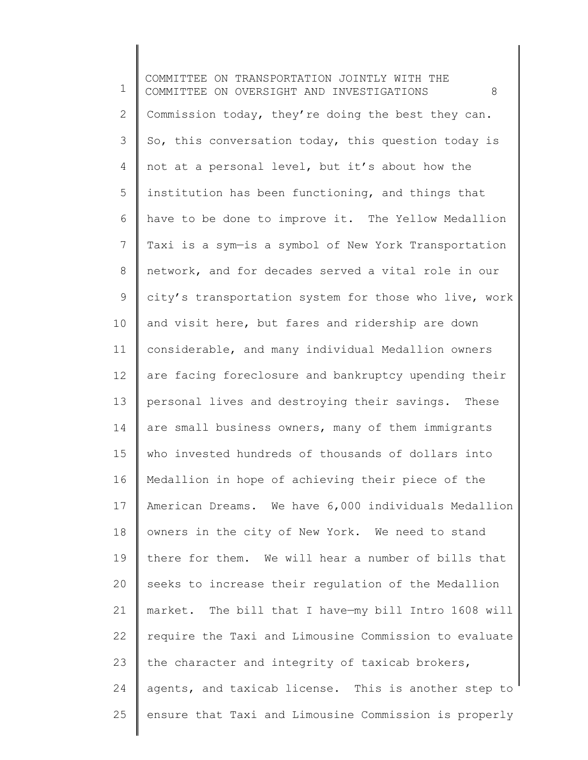Commission today, they're doing the best they can. So, this conversation today, this question today is not at a personal level, but it's about how the institution has been functioning, and things that have to be done to improve it. The Yellow Medallion Taxi is a sym—is a symbol of New York Transportation network, and for decades served a vital role in our city's transportation system for those who live, work and visit here, but fares and ridership are down considerable, and many individual Medallion owners are facing foreclosure and bankruptcy upending their personal lives and destroying their savings. These are small business owners, many of them immigrants who invested hundreds of thousands of dollars into Medallion in hope of achieving their piece of the American Dreams. We have 6,000 individuals Medallion owners in the city of New York. We need to stand there for them. We will hear a number of bills that seeks to increase their regulation of the Medallion market. The bill that I have—my bill Intro 1608 will require the Taxi and Limousine Commission to evaluate the character and integrity of taxicab brokers, agents, and taxicab license. This is another step to ensure that Taxi and Limousine Commission is properly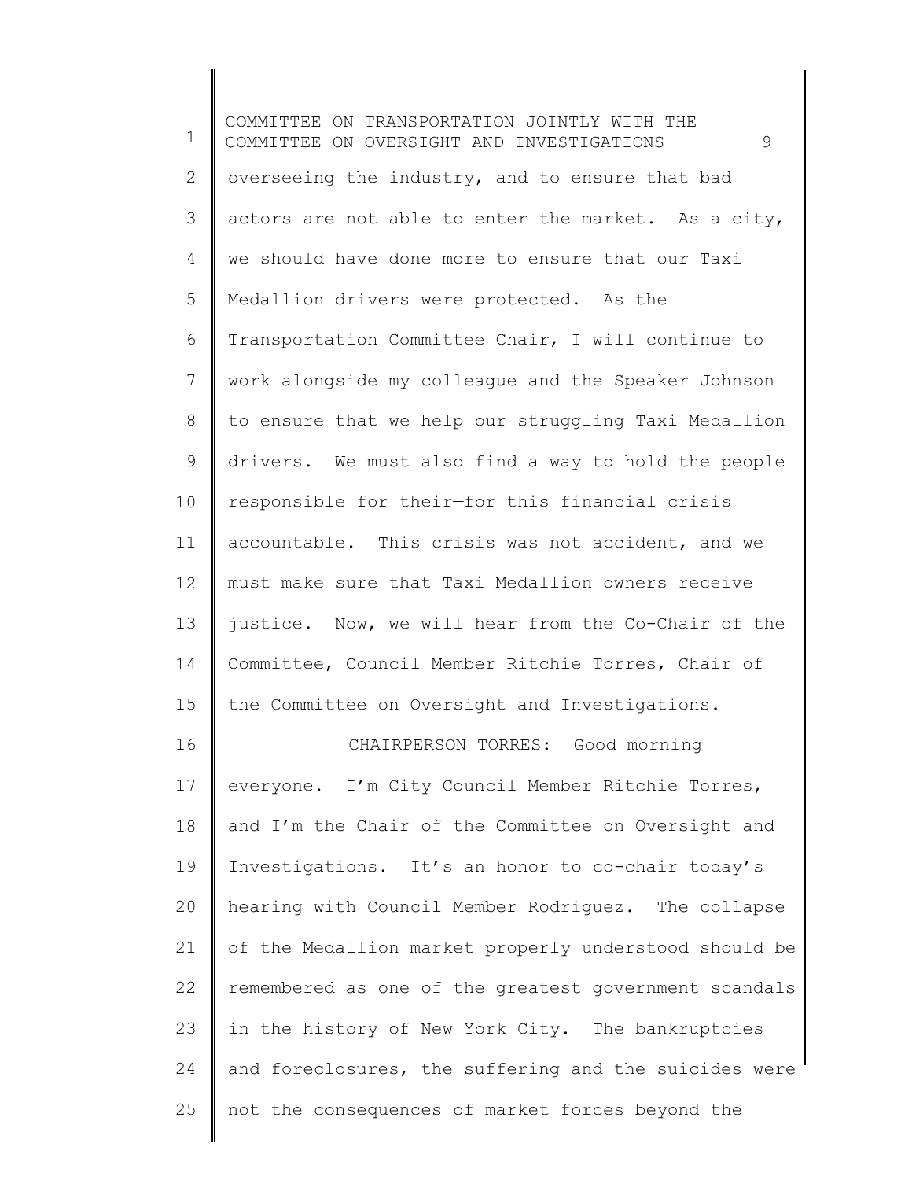overseeing the industry, and to ensure that bad actors are not able to enter the market. As a city, we should have done more to ensure that our Taxi Medallion drivers were protected. As the Transportation Committee Chair, I will continue to work alongside my colleague and the Speaker Johnson to ensure that we help our struggling Taxi Medallion drivers. We must also find a way to hold the people responsible for their—for this financial crisis accountable. This crisis was not accident, and we must make sure that Taxi Medallion owners receive justice. Now, we will hear from the Co-Chair of the Committee, Council Member Ritchie Torres, Chair of the Committee on Oversight and Investigations.

CHAIRPERSON TORRES: Good morning everyone. I'm City Council Member Ritchie Torres, and I'm the Chair of the Committee on Oversight and Investigations. It's an honor to co-chair today's hearing with Council Member Rodriguez. The collapse of the Medallion market properly understood should be remembered as one of the greatest government scandals in the history of New York City. The bankruptcies and foreclosures, the suffering and the suicides were not the consequences of market forces beyond the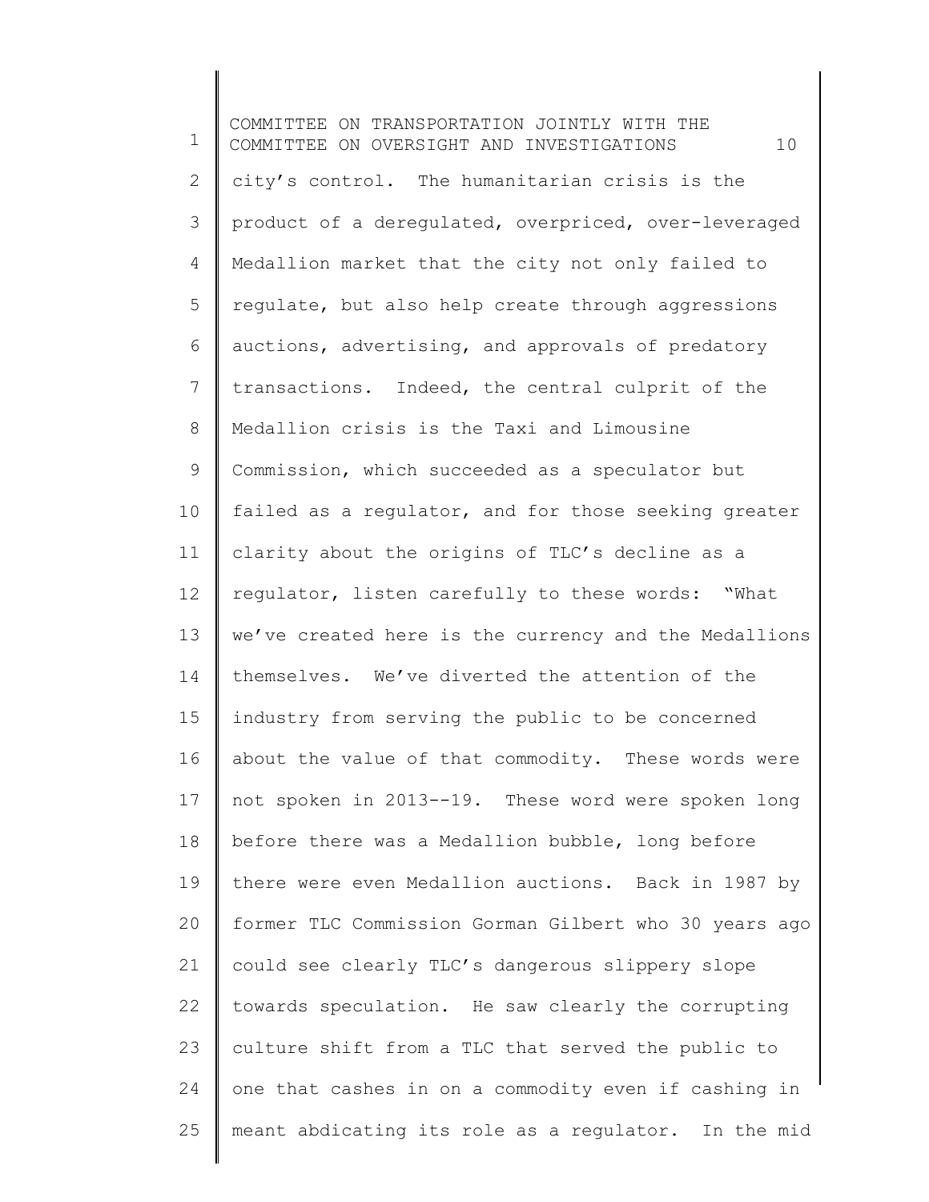city's control. The humanitarian crisis is the product of a deregulated, overpriced, over-leveraged Medallion market that the city not only failed to regulate, but also help create through aggressions auctions, advertising, and approvals of predatory transactions. Indeed, the central culprit of the Medallion crisis is the Taxi and Limousine Commission, which succeeded as a speculator but failed as a regulator, and for those seeking greater clarity about the origins of TLC's decline as a regulator, listen carefully to these words: "What we've created here is the currency and the Medallions themselves. We've diverted the attention of the industry from serving the public to be concerned about the value of that commodity. These words were not spoken in 2013--19. These word were spoken long before there was a Medallion bubble, long before there were even Medallion auctions. Back in 1987 by former TLC Commission Gorman Gilbert who 30 years ago could see clearly TLC's dangerous slippery slope towards speculation. He saw clearly the corrupting culture shift from a TLC that served the public to one that cashes in on a commodity even if cashing in meant abdicating its role as a regulator. In the mid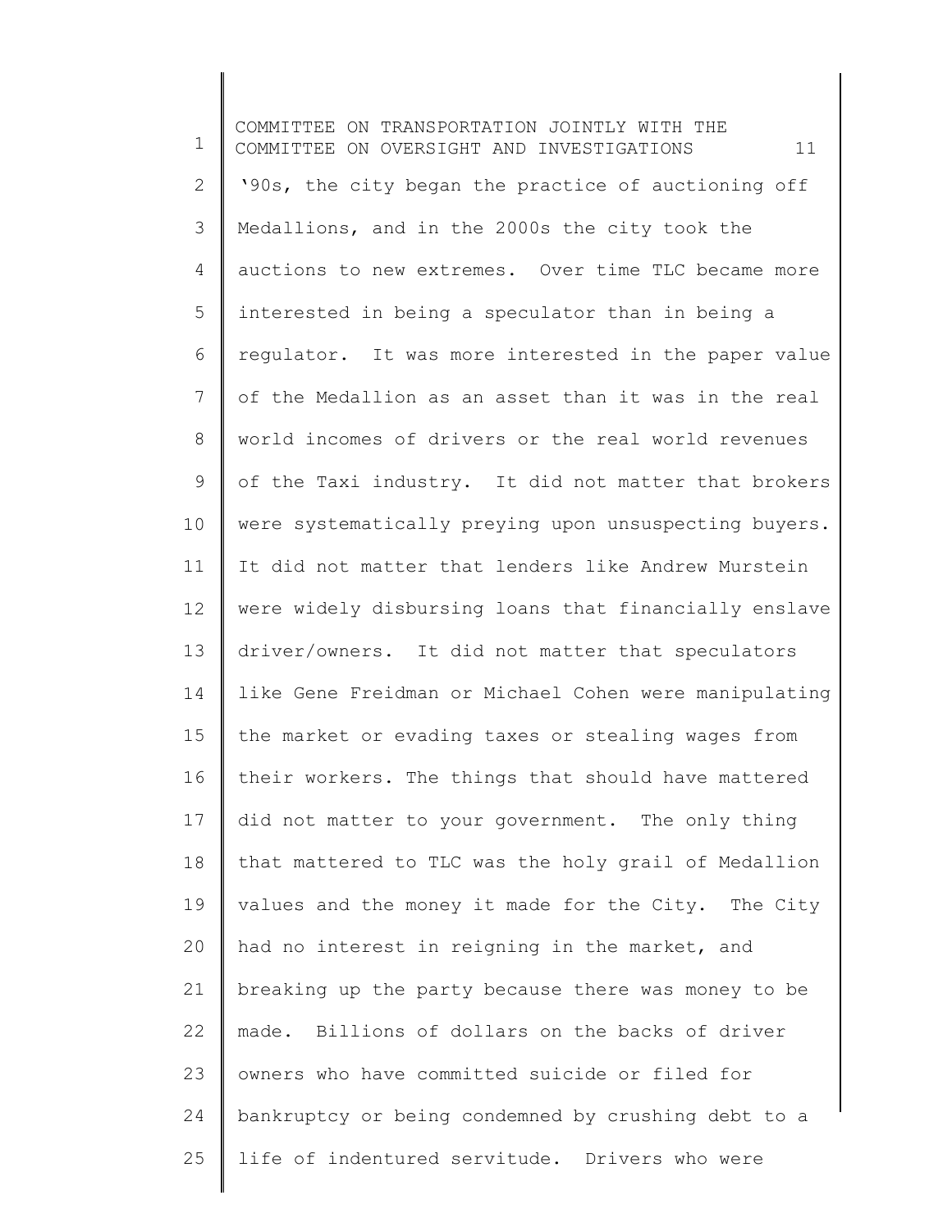'90s, the city began the practice of auctioning off Medallions, and in the 2000s the city took the auctions to new extremes. Over time TLC became more interested in being a speculator than in being a regulator. It was more interested in the paper value of the Medallion as an asset than it was in the real world incomes of drivers or the real world revenues of the Taxi industry. It did not matter that brokers were systematically preying upon unsuspecting buyers. It did not matter that lenders like Andrew Murstein were widely disbursing loans that financially enslave driver/owners. It did not matter that speculators like Gene Freidman or Michael Cohen were manipulating the market or evading taxes or stealing wages from their workers. The things that should have mattered did not matter to your government. The only thing that mattered to TLC was the holy grail of Medallion values and the money it made for the City. The City had no interest in reigning in the market, and breaking up the party because there was money to be made. Billions of dollars on the backs of driver owners who have committed suicide or filed for bankruptcy or being condemned by crushing debt to a life of indentured servitude. Drivers who were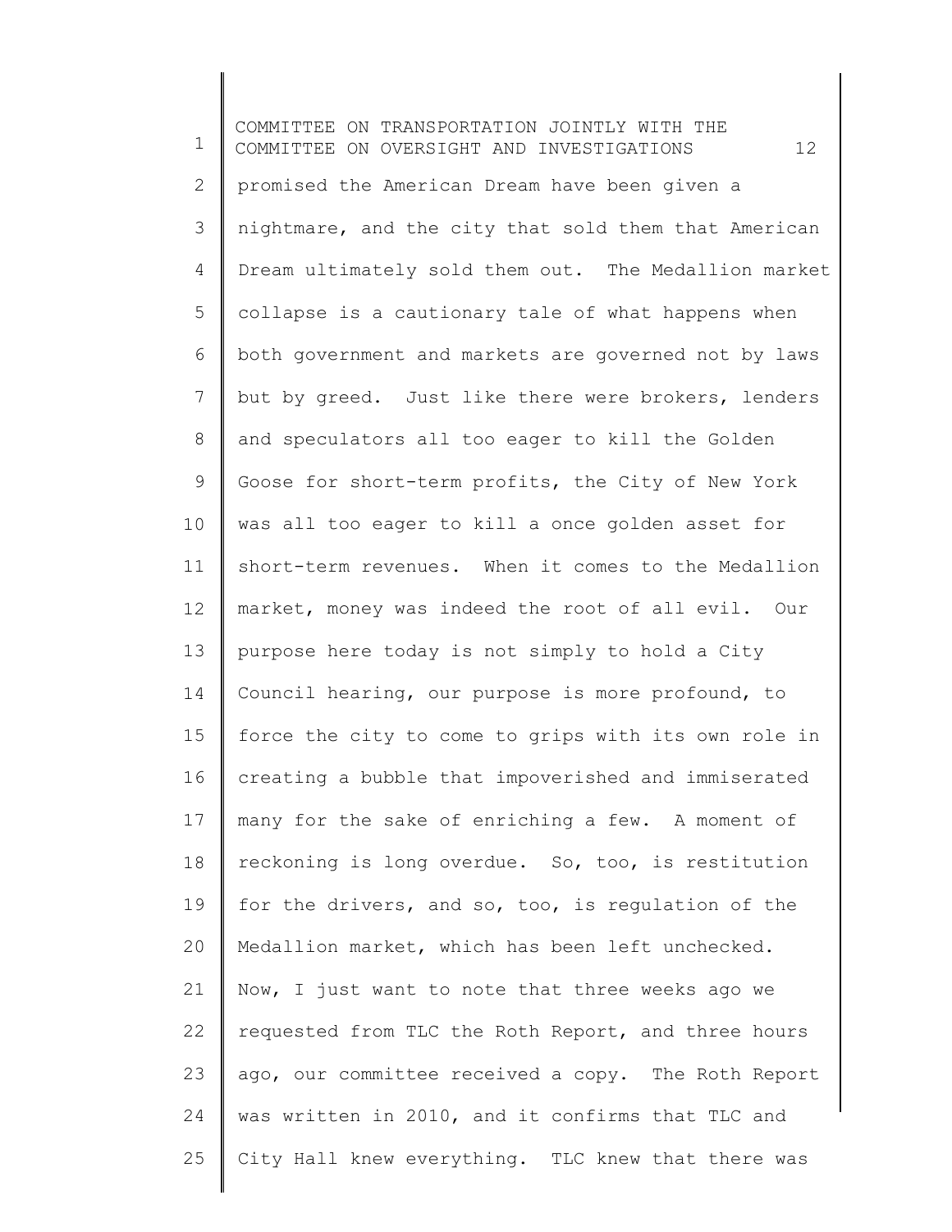promised the American Dream have been given a nightmare, and the city that sold them that American Dream ultimately sold them out. The Medallion market collapse is a cautionary tale of what happens when both government and markets are governed not by laws but by greed. Just like there were brokers, lenders and speculators all too eager to kill the Golden Goose for short-term profits, the City of New York was all too eager to kill a once golden asset for short-term revenues. When it comes to the Medallion market, money was indeed the root of all evil. Our purpose here today is not simply to hold a City Council hearing, our purpose is more profound, to force the city to come to grips with its own role in creating a bubble that impoverished and immiserated many for the sake of enriching a few. A moment of reckoning is long overdue. So, too, is restitution for the drivers, and so, too, is regulation of the Medallion market, which has been left unchecked. Now, I just want to note that three weeks ago we requested from TLC the Roth Report, and three hours ago, our committee received a copy. The Roth Report was written in 2010, and it confirms that TLC and City Hall knew everything. TLC knew that there was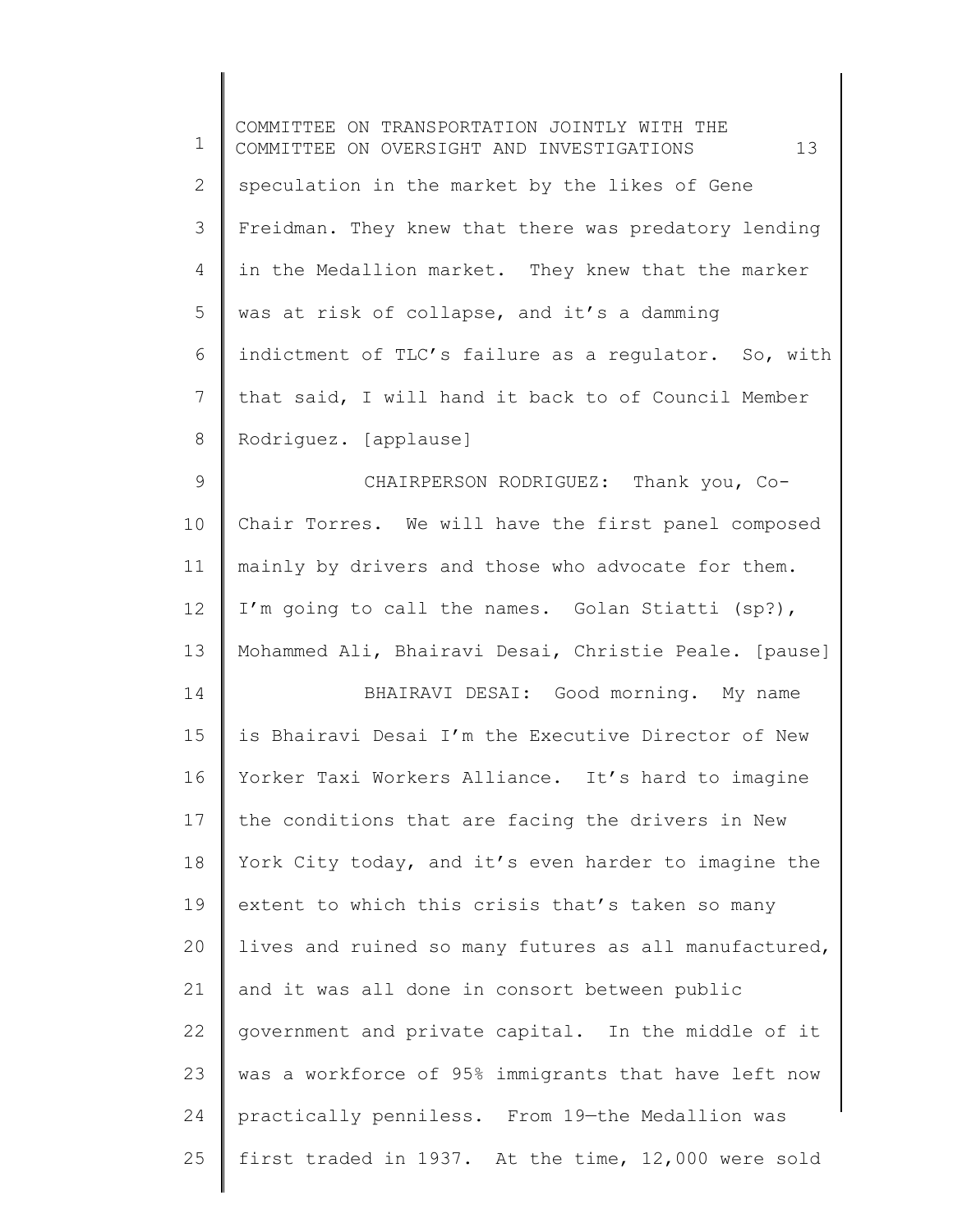speculation in the market by the likes of Gene Freidman. They knew that there was predatory lending in the Medallion market. They knew that the marker was at risk of collapse, and it's a damming indictment of TLC's failure as a regulator. So, with that said, I will hand it back to of Council Member Rodriguez. [applause]

CHAIRPERSON RODRIGUEZ: Thank you, Co-Chair Torres. We will have the first panel composed mainly by drivers and those who advocate for them. I'm going to call the names. Golan Stiatti (sp?), Mohammed Ali, Bhairavi Desai, Christie Peale. [pause]

BHAIRAVI DESAI: Good morning. My name is Bhairavi Desai I'm the Executive Director of New Yorker Taxi Workers Alliance. It's hard to imagine the conditions that are facing the drivers in New York City today, and it's even harder to imagine the extent to which this crisis that's taken so many lives and ruined so many futures as all manufactured, and it was all done in consort between public government and private capital. In the middle of it was a workforce of 95% immigrants that have left now practically penniless. From 19—the Medallion was first traded in 1937. At the time, 12,000 were sold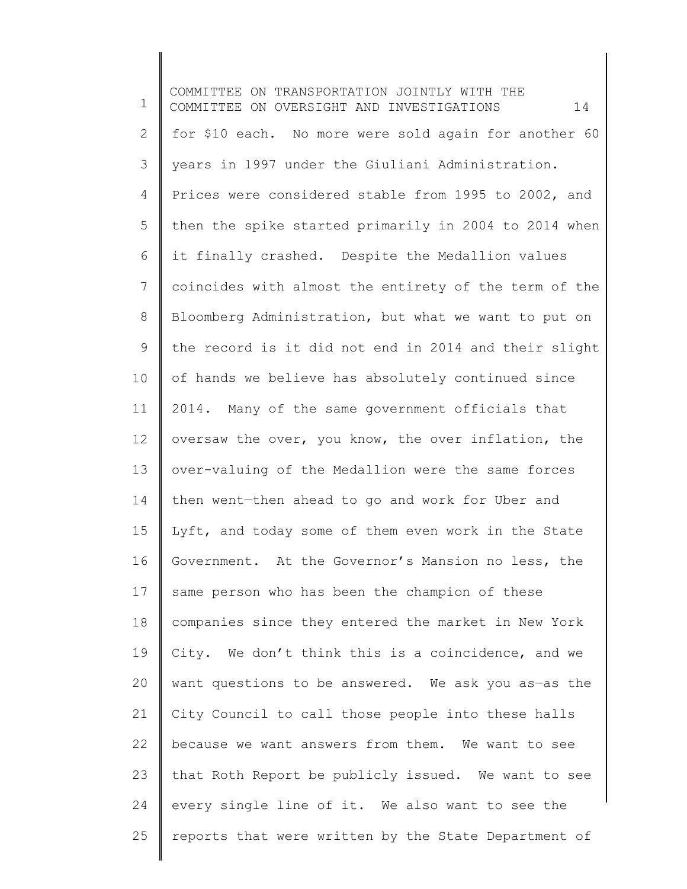for $10 each. No more were sold again for another 60 years in 1997 under the Giuliani Administration. Prices were considered stable from 1995 to 2002, and then the spike started primarily in 2004 to 2014 when it finally crashed. Despite the Medallion values coincides with almost the entirety of the term of the Bloomberg Administration, but what we want to put on the record is it did not end in 2014 and their slight of hands we believe has absolutely continued since 2014. Many of the same government officials that oversaw the over, you know, the over inflation, the over-valuing of the Medallion were the same forces then went—then ahead to go and work for Uber and Lyft, and today some of them even work in the State Government. At the Governor's Mansion no less, the same person who has been the champion of these companies since they entered the market in New York City. We don't think this is a coincidence, and we want questions to be answered. We ask you as—as the City Council to call those people into these halls because we want answers from them. We want to see that Roth Report be publicly issued. We want to see every single line of it. We also want to see the reports that were written by the State Department of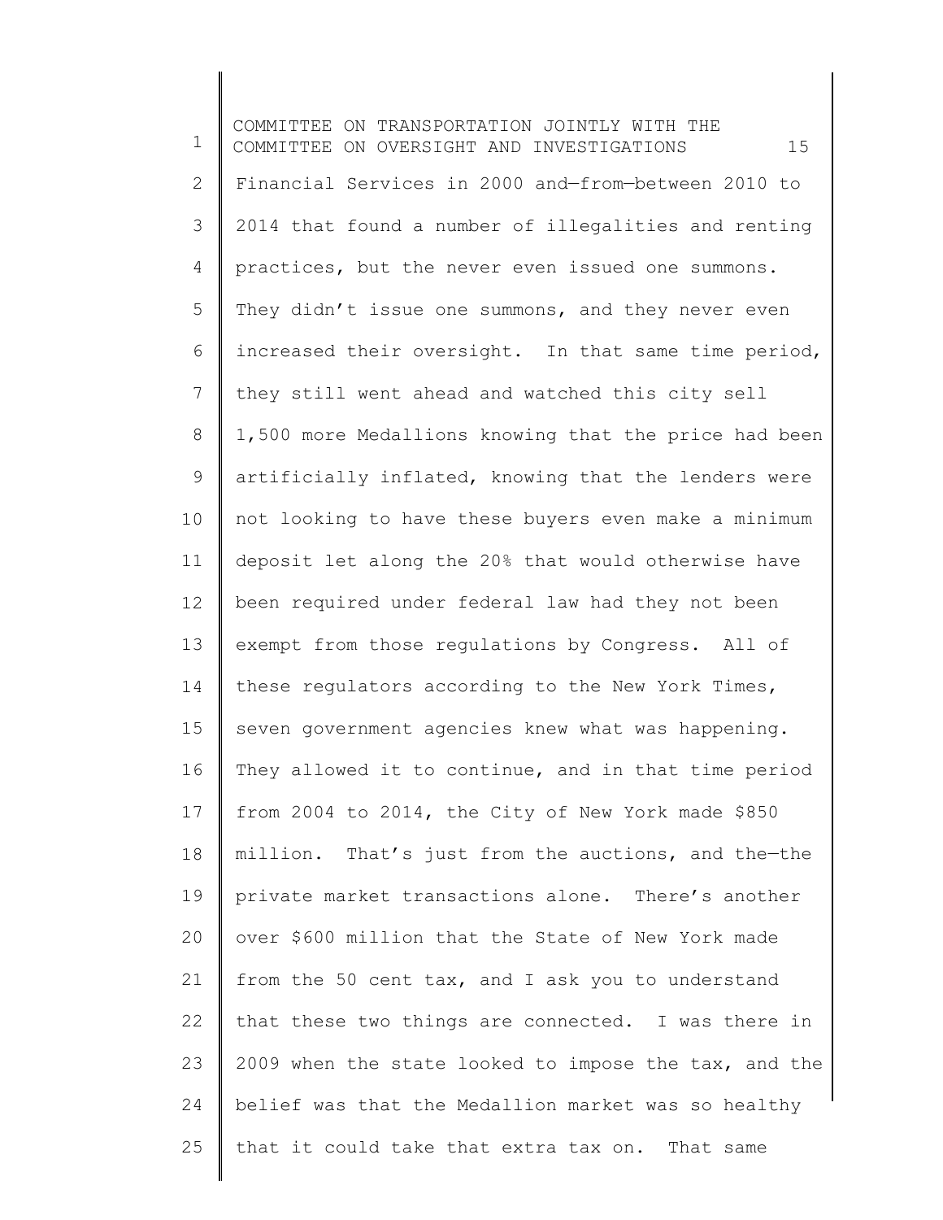Financial Services in 2000 and—from—between 2010 to 2014 that found a number of illegalities and renting practices, but the never even issued one summons. They didn't issue one summons, and they never even increased their oversight. In that same time period, they still went ahead and watched this city sell 1,500 more Medallions knowing that the price had been artificially inflated, knowing that the lenders were not looking to have these buyers even make a minimum deposit let along the 20% that would otherwise have been required under federal law had they not been exempt from those regulations by Congress. All of these regulators according to the New York Times, seven government agencies knew what was happening. They allowed it to continue, and in that time period from 2004 to 2014, the City of New York made $850 million. That's just from the auctions, and the—the private market transactions alone. There's another over $600 million that the State of New York made from the 50 cent tax, and I ask you to understand that these two things are connected. I was there in 2009 when the state looked to impose the tax, and the belief was that the Medallion market was so healthy that it could take that extra tax on. That same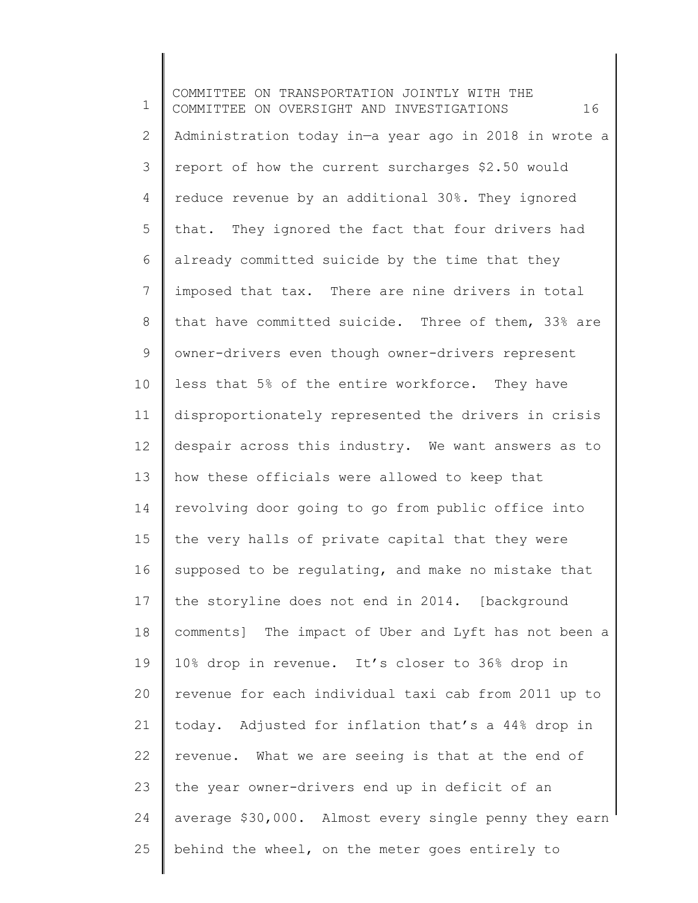Administration today in—a year ago in 2018 in wrote a report of how the current surcharges $2.50 would reduce revenue by an additional 30%. They ignored that. They ignored the fact that four drivers had already committed suicide by the time that they imposed that tax. There are nine drivers in total that have committed suicide. Three of them, 33% are owner-drivers even though owner-drivers represent less that 5% of the entire workforce. They have disproportionately represented the drivers in crisis despair across this industry. We want answers as to how these officials were allowed to keep that revolving door going to go from public office into the very halls of private capital that they were supposed to be regulating, and make no mistake that the storyline does not end in 2014. [background comments] The impact of Uber and Lyft has not been a 10% drop in revenue. It's closer to 36% drop in revenue for each individual taxi cab from 2011 up to today. Adjusted for inflation that's a 44% drop in revenue. What we are seeing is that at the end of the year owner-drivers end up in deficit of an average $30,000. Almost every single penny they earn behind the wheel, on the meter goes entirely to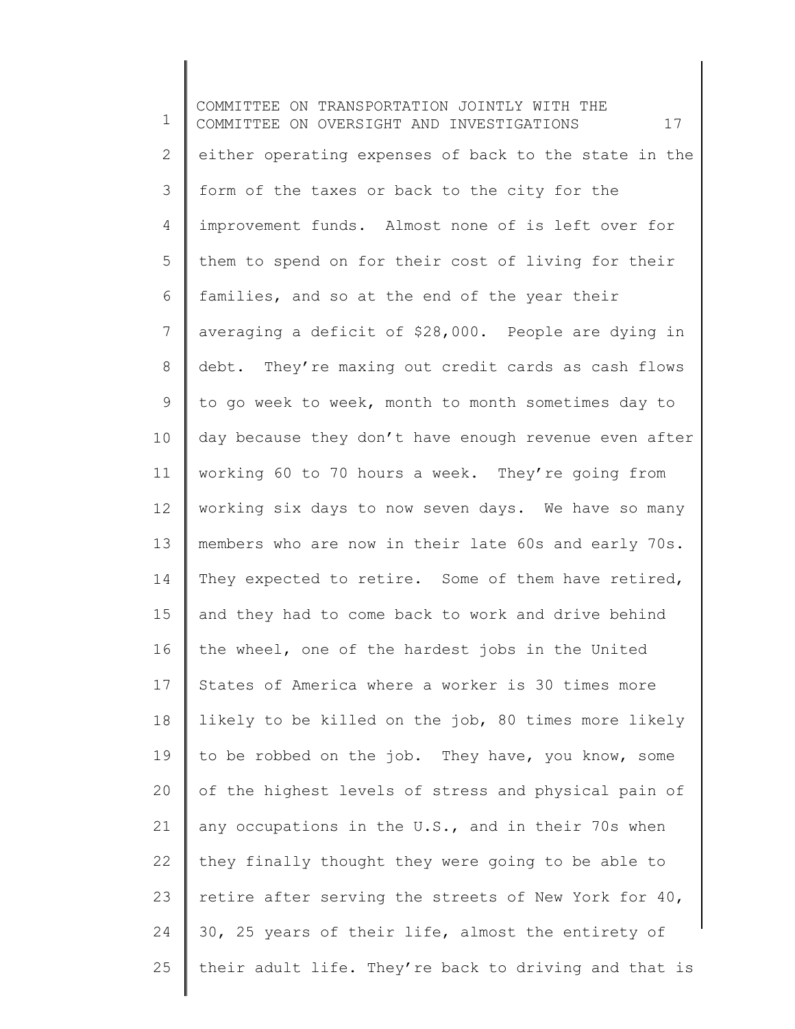either operating expenses of back to the state in the form of the taxes or back to the city for the improvement funds. Almost none of is left over for them to spend on for their cost of living for their families, and so at the end of the year their averaging a deficit of $28,000. People are dying in debt. They're maxing out credit cards as cash flows to go week to week, month to month sometimes day to day because they don't have enough revenue even after working 60 to 70 hours a week. They're going from working six days to now seven days. We have so many members who are now in their late 60s and early 70s. They expected to retire. Some of them have retired, and they had to come back to work and drive behind the wheel, one of the hardest jobs in the United States of America where a worker is 30 times more likely to be killed on the job, 80 times more likely to be robbed on the job. They have, you know, some of the highest levels of stress and physical pain of any occupations in the U.S., and in their 70s when they finally thought they were going to be able to retire after serving the streets of New York for 40, 30, 25 years of their life, almost the entirety of their adult life. They're back to driving and that is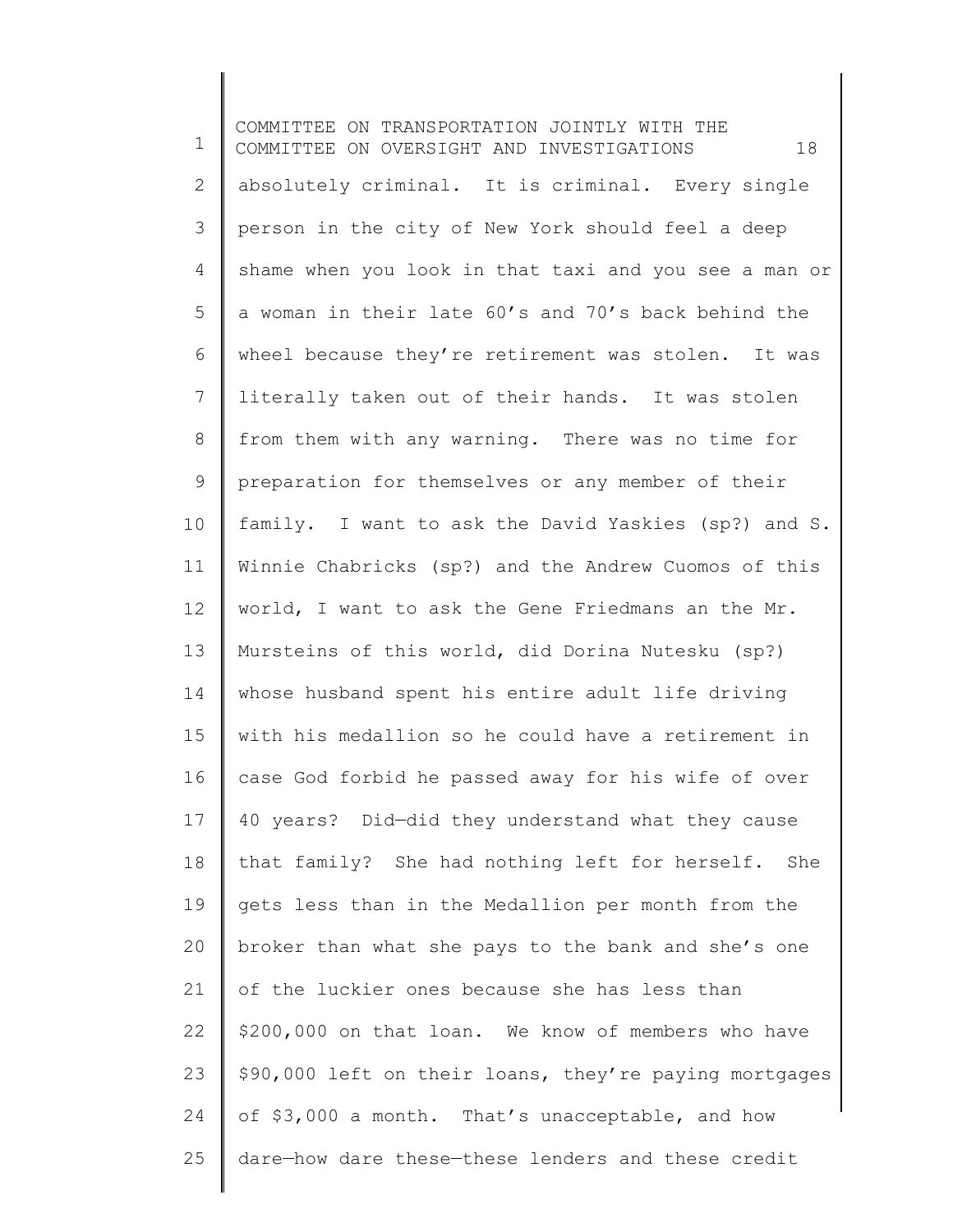absolutely criminal. It is criminal. Every single person in the city of New York should feel a deep shame when you look in that taxi and you see a man or a woman in their late 60's and 70's back behind the wheel because they're retirement was stolen. It was literally taken out of their hands. It was stolen from them with any warning. There was no time for preparation for themselves or any member of their family. I want to ask the David Yaskies (sp?) and S. Winnie Chabricks (sp?) and the Andrew Cuomos of this world, I want to ask the Gene Friedmans an the Mr. Mursteins of this world, did Dorina Nutesku (sp?) whose husband spent his entire adult life driving with his medallion so he could have a retirement in case God forbid he passed away for his wife of over 40 years? Did—did they understand what they cause that family? She had nothing left for herself. She gets less than in the Medallion per month from the broker than what she pays to the bank and she's one of the luckier ones because she has less than \$200,000 on that loan. We know of members who have \$90,000 left on their loans, they're paying mortgages of \$3,000 a month. That's unacceptable, and how dare—how dare these—these lenders and these credit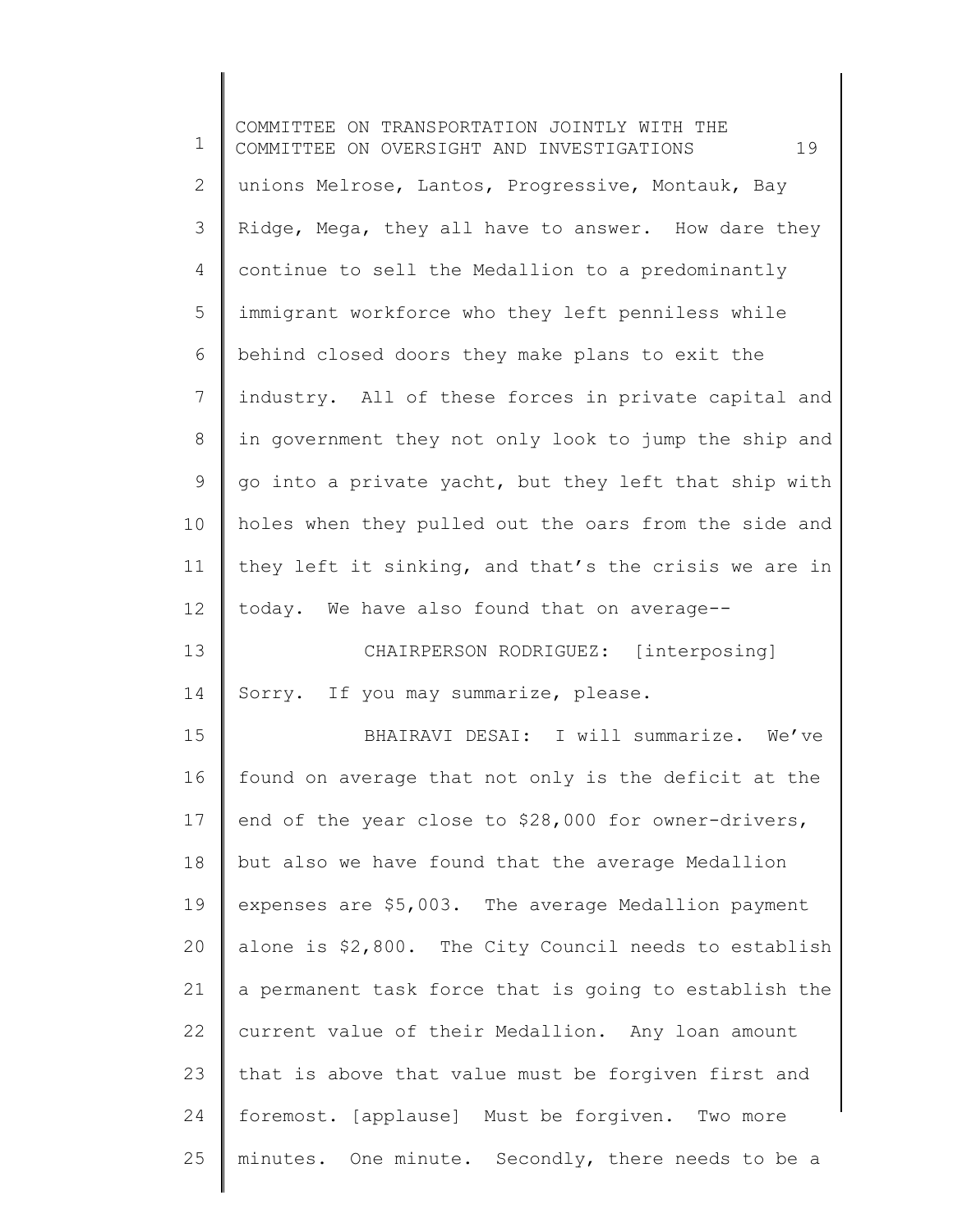unions Melrose, Lantos, Progressive, Montauk, Bay Ridge, Mega, they all have to answer. How dare they continue to sell the Medallion to a predominantly immigrant workforce who they left penniless while behind closed doors they make plans to exit the industry. All of these forces in private capital and in government they not only look to jump the ship and go into a private yacht, but they left that ship with holes when they pulled out the oars from the side and they left it sinking, and that's the crisis we are in today. We have also found that on average--

CHAIRPERSON RODRIGUEZ: [interposing] Sorry. If you may summarize, please.

BHAIRAVI DESAI: I will summarize. We've found on average that not only is the deficit at the end of the year close to $28,000 for owner-drivers, but also we have found that the average Medallion expenses are $5,003. The average Medallion payment alone is $2,800. The City Council needs to establish a permanent task force that is going to establish the current value of their Medallion. Any loan amount that is above that value must be forgiven first and foremost. [applause] Must be forgiven. Two more minutes. One minute. Secondly, there needs to be a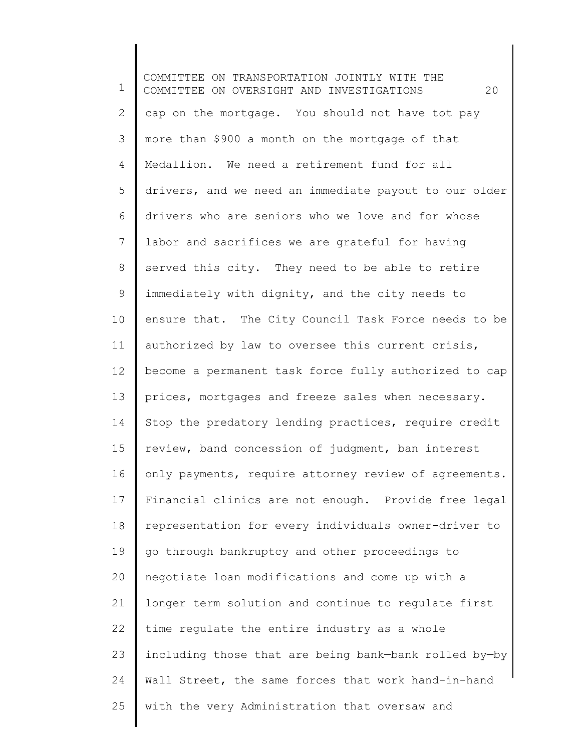cap on the mortgage. You should not have tot pay more than $900 a month on the mortgage of that Medallion. We need a retirement fund for all drivers, and we need an immediate payout to our older drivers who are seniors who we love and for whose labor and sacrifices we are grateful for having served this city. They need to be able to retire immediately with dignity, and the city needs to ensure that. The City Council Task Force needs to be authorized by law to oversee this current crisis, become a permanent task force fully authorized to cap prices, mortgages and freeze sales when necessary. Stop the predatory lending practices, require credit review, band concession of judgment, ban interest only payments, require attorney review of agreements. Financial clinics are not enough. Provide free legal representation for every individuals owner-driver to go through bankruptcy and other proceedings to negotiate loan modifications and come up with a longer term solution and continue to regulate first time regulate the entire industry as a whole including those that are being bank—bank rolled by—by Wall Street, the same forces that work hand-in-hand with the very Administration that oversaw and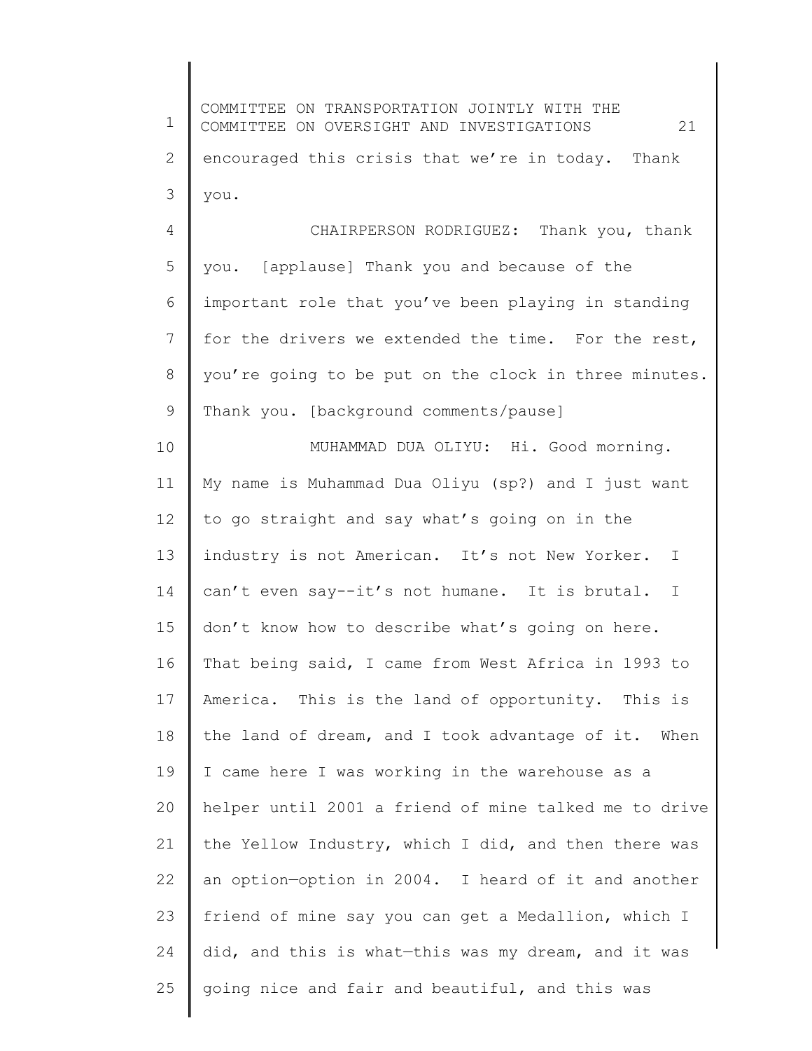encouraged this crisis that we're in today. Thank you.

CHAIRPERSON RODRIGUEZ: Thank you, thank you. [applause] Thank you and because of the important role that you've been playing in standing for the drivers we extended the time. For the rest, you're going to be put on the clock in three minutes. Thank you. [background comments/pause]

MUHAMMAD DUA OLIYU: Hi. Good morning. My name is Muhammad Dua Oliyu (sp?) and I just want to go straight and say what's going on in the industry is not American. It's not New Yorker. I can't even say--it's not humane. It is brutal. I don't know how to describe what's going on here. That being said, I came from West Africa in 1993 to America. This is the land of opportunity. This is the land of dream, and I took advantage of it. When I came here I was working in the warehouse as a helper until 2001 a friend of mine talked me to drive the Yellow Industry, which I did, and then there was an option—option in 2004. I heard of it and another friend of mine say you can get a Medallion, which I did, and this is what—this was my dream, and it was going nice and fair and beautiful, and this was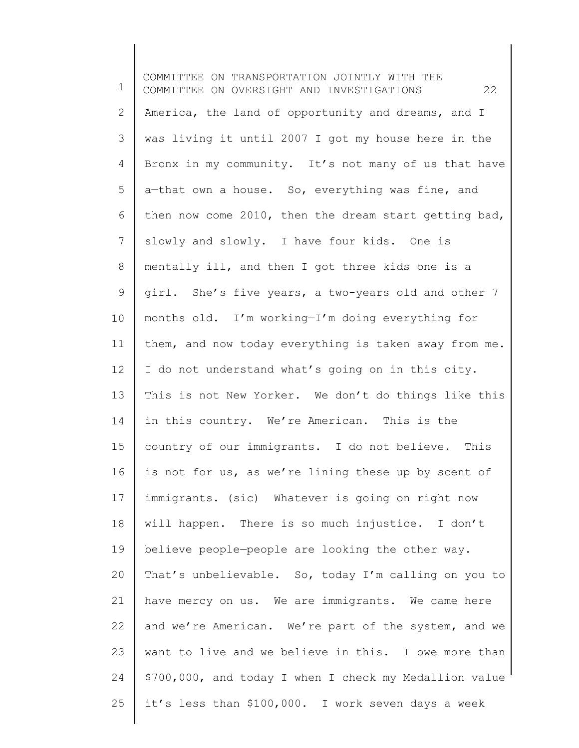America, the land of opportunity and dreams, and I was living it until 2007 I got my house here in the Bronx in my community. It's not many of us that have a—that own a house. So, everything was fine, and then now come 2010, then the dream start getting bad, slowly and slowly. I have four kids. One is mentally ill, and then I got three kids one is a girl. She's five years, a two-years old and other 7 months old. I'm working—I'm doing everything for them, and now today everything is taken away from me. I do not understand what's going on in this city. This is not New Yorker. We don't do things like this in this country. We're American. This is the country of our immigrants. I do not believe. This is not for us, as we're lining these up by scent of immigrants. (sic) Whatever is going on right now will happen. There is so much injustice. I don't believe people—people are looking the other way. That's unbelievable. So, today I'm calling on you to have mercy on us. We are immigrants. We came here and we're American. We're part of the system, and we want to live and we believe in this. I owe more than $700,000, and today I when I check my Medallion value it's less than $100,000. I work seven days a week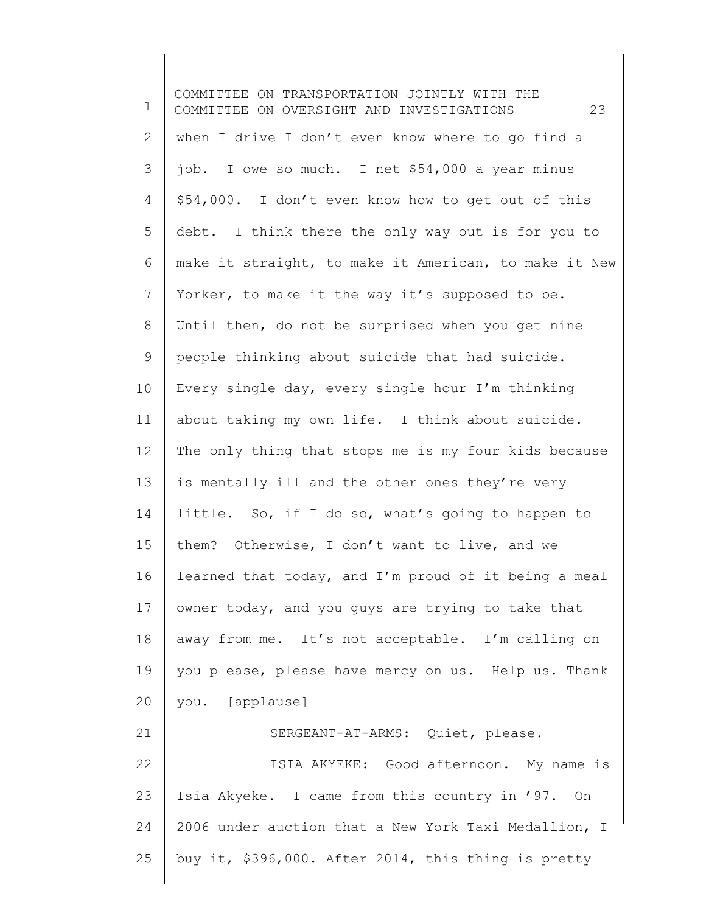when I drive I don't even know where to go find a job. I owe so much. I net $54,000 a year minus $54,000. I don't even know how to get out of this debt. I think there the only way out is for you to make it straight, to make it American, to make it New Yorker, to make it the way it's supposed to be. Until then, do not be surprised when you get nine people thinking about suicide that had suicide. Every single day, every single hour I'm thinking about taking my own life. I think about suicide. The only thing that stops me is my four kids because is mentally ill and the other ones they're very little. So, if I do so, what's going to happen to them? Otherwise, I don't want to live, and we learned that today, and I'm proud of it being a meal owner today, and you guys are trying to take that away from me. It's not acceptable. I'm calling on you please, please have mercy on us. Help us. Thank you. [applause]

SERGEANT-AT-ARMS: Quiet, please.

ISIA AKYEKE: Good afternoon. My name is Isia Akyeke. I came from this country in '97. On 2006 under auction that a New York Taxi Medallion, I buy it, $396,000. After 2014, this thing is pretty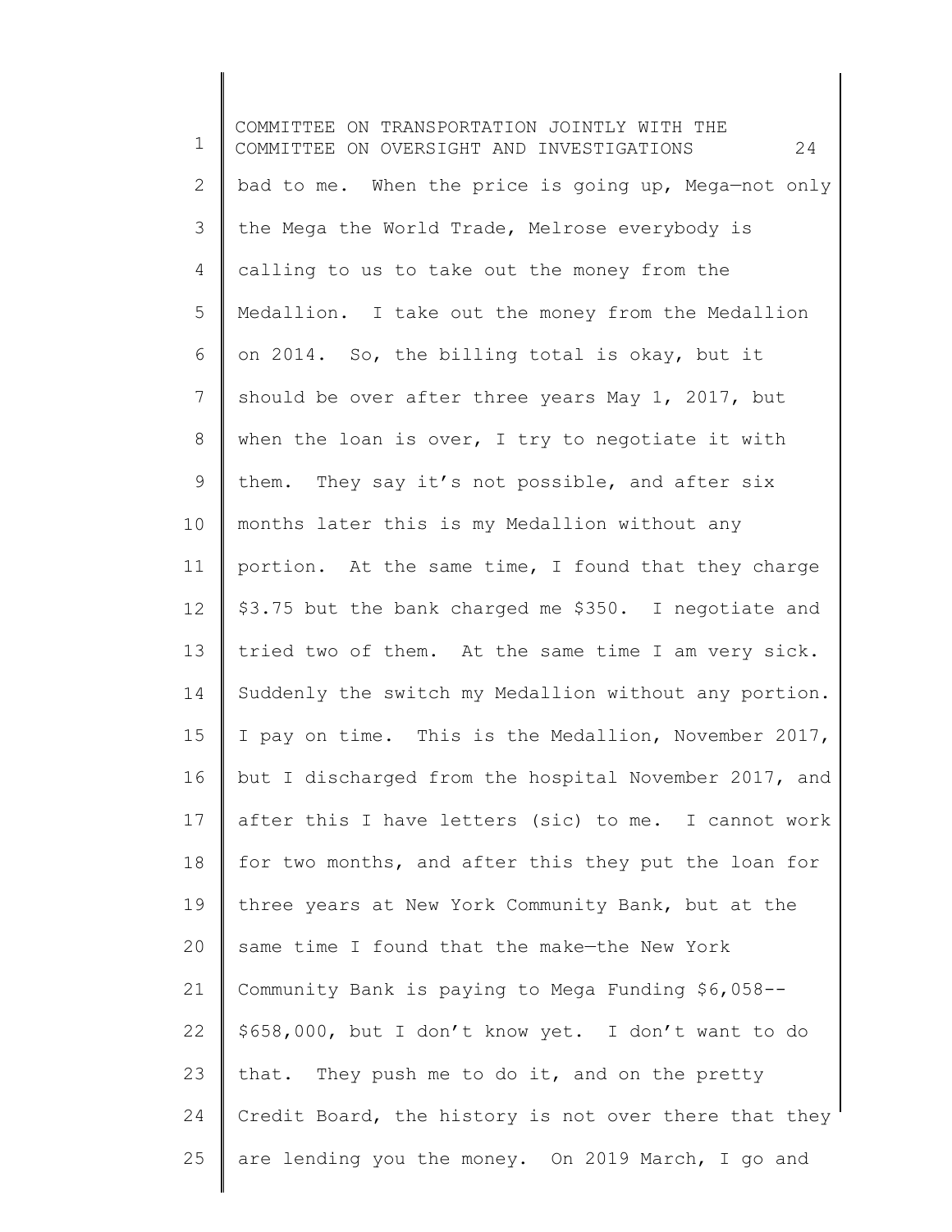bad to me. When the price is going up, Mega—not only the Mega the World Trade, Melrose everybody is calling to us to take out the money from the Medallion. I take out the money from the Medallion on 2014. So, the billing total is okay, but it should be over after three years May 1, 2017, but when the loan is over, I try to negotiate it with them. They say it's not possible, and after six months later this is my Medallion without any portion. At the same time, I found that they charge $3.75 but the bank charged me $350. I negotiate and tried two of them. At the same time I am very sick. Suddenly the switch my Medallion without any portion. I pay on time. This is the Medallion, November 2017, but I discharged from the hospital November 2017, and after this I have letters (sic) to me. I cannot work for two months, and after this they put the loan for three years at New York Community Bank, but at the same time I found that the make—the New York Community Bank is paying to Mega Funding $6,058--$658,000, but I don't know yet. I don't want to do that. They push me to do it, and on the pretty Credit Board, the history is not over there that they are lending you the money. On 2019 March, I go and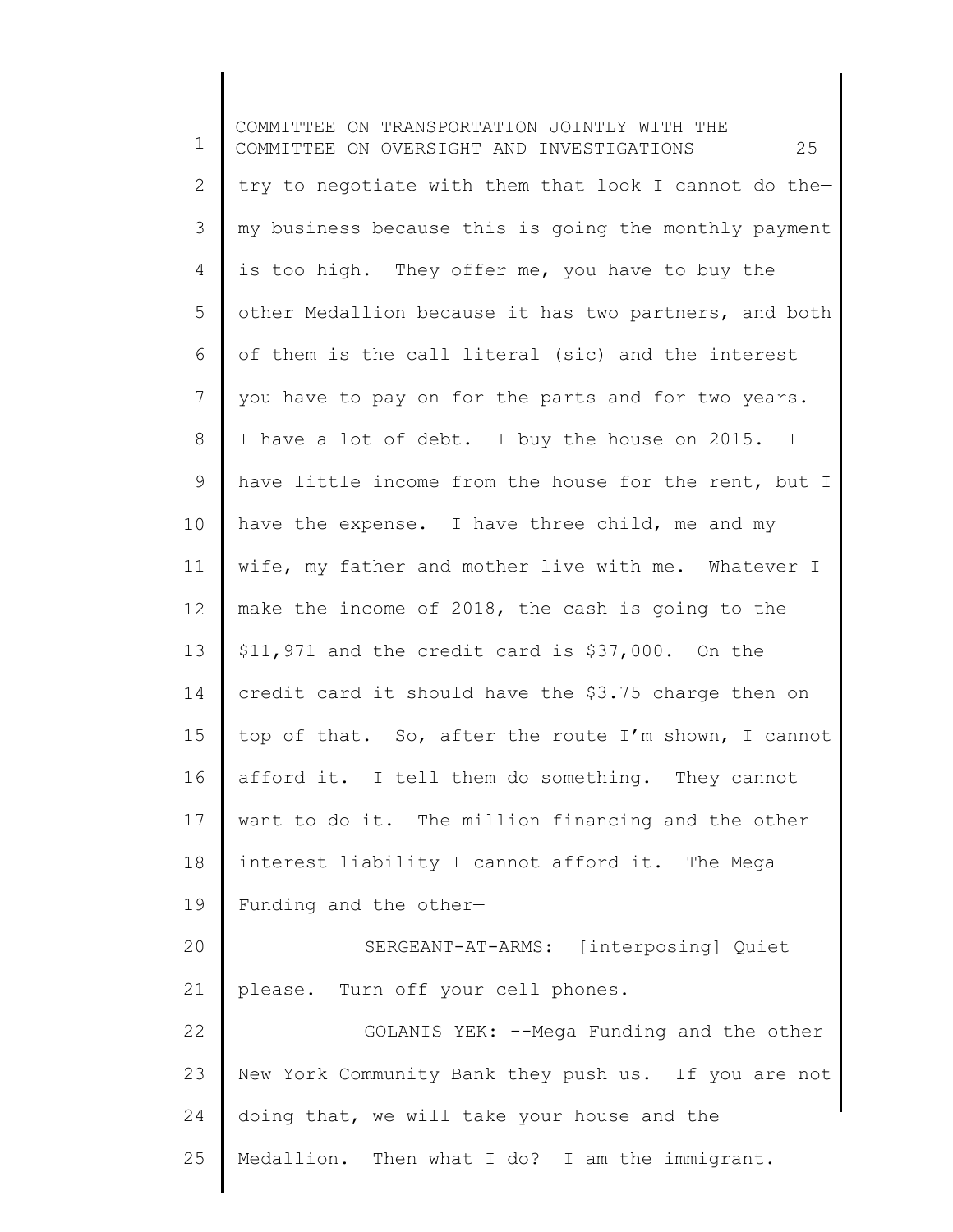try to negotiate with them that look I cannot do the—my business because this is going—the monthly payment is too high. They offer me, you have to buy the other Medallion because it has two partners, and both of them is the call literal (sic) and the interest you have to pay on for the parts and for two years. I have a lot of debt. I buy the house on 2015. I have little income from the house for the rent, but I have the expense. I have three child, me and my wife, my father and mother live with me. Whatever I make the income of 2018, the cash is going to the $11,971 and the credit card is $37,000. On the credit card it should have the $3.75 charge then on top of that. So, after the route I'm shown, I cannot afford it. I tell them do something. They cannot want to do it. The million financing and the other interest liability I cannot afford it. The Mega Funding and the other—

SERGEANT-AT-ARMS: [interposing] Quiet please. Turn off your cell phones.

GOLANIS YEK: --Mega Funding and the other New York Community Bank they push us. If you are not doing that, we will take your house and the Medallion. Then what I do? I am the immigrant.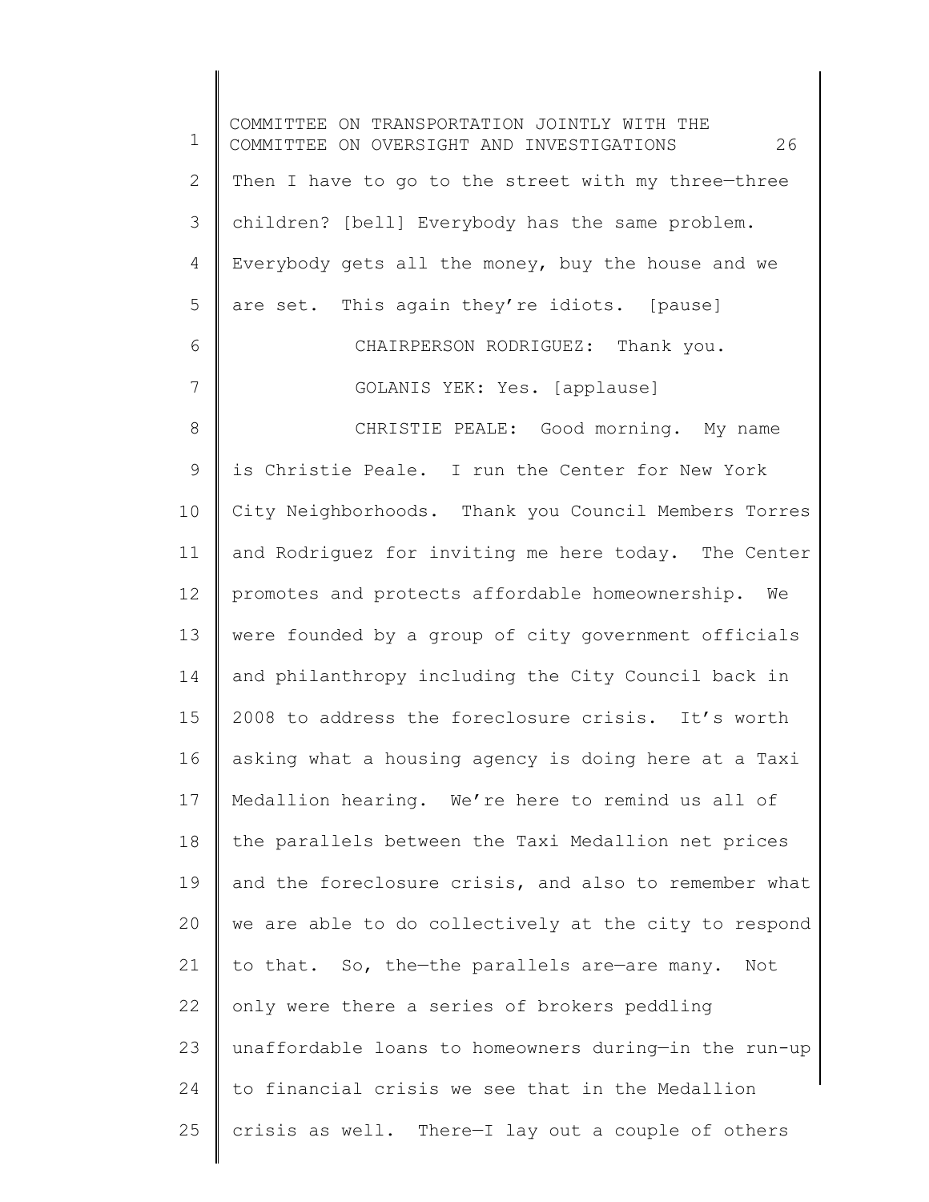Then I have to go to the street with my three—three children? [bell] Everybody has the same problem. Everybody gets all the money, buy the house and we are set. This again they're idiots. [pause]

CHAIRPERSON RODRIGUEZ: Thank you.

GOLANIS YEK: Yes. [applause]

CHRISTIE PEALE: Good morning. My name is Christie Peale. I run the Center for New York City Neighborhoods. Thank you Council Members Torres and Rodriguez for inviting me here today. The Center promotes and protects affordable homeownership. We were founded by a group of city government officials and philanthropy including the City Council back in 2008 to address the foreclosure crisis. It's worth asking what a housing agency is doing here at a Taxi Medallion hearing. We're here to remind us all of the parallels between the Taxi Medallion net prices and the foreclosure crisis, and also to remember what we are able to do collectively at the city to respond to that. So, the—the parallels are—are many. Not only were there a series of brokers peddling unaffordable loans to homeowners during—in the run-up to financial crisis we see that in the Medallion crisis as well. There—I lay out a couple of others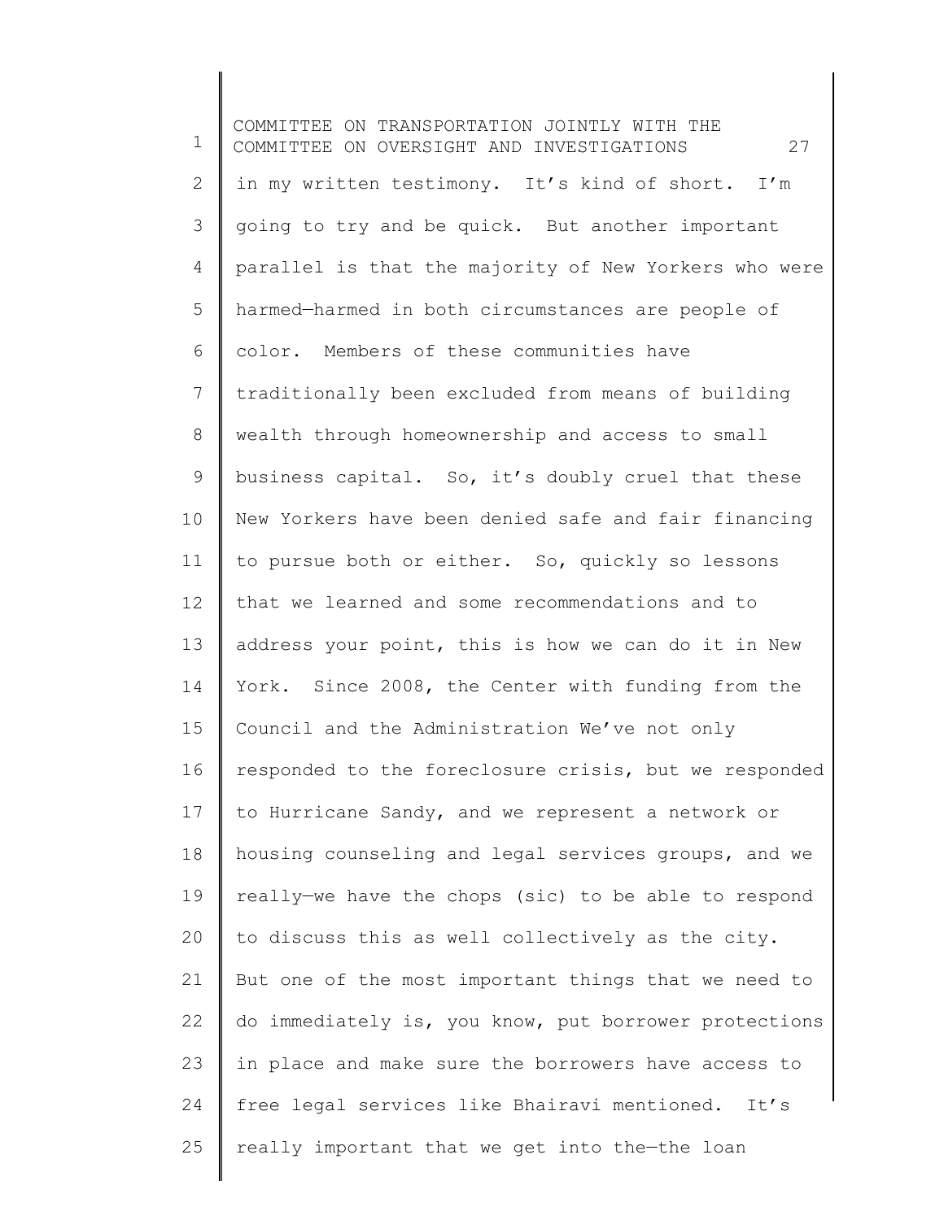in my written testimony. It's kind of short. I'm going to try and be quick. But another important parallel is that the majority of New Yorkers who were harmed—harmed in both circumstances are people of color. Members of these communities have traditionally been excluded from means of building wealth through homeownership and access to small business capital. So, it's doubly cruel that these New Yorkers have been denied safe and fair financing to pursue both or either. So, quickly so lessons that we learned and some recommendations and to address your point, this is how we can do it in New York. Since 2008, the Center with funding from the Council and the Administration We've not only responded to the foreclosure crisis, but we responded to Hurricane Sandy, and we represent a network or housing counseling and legal services groups, and we really—we have the chops (sic) to be able to respond to discuss this as well collectively as the city. But one of the most important things that we need to do immediately is, you know, put borrower protections in place and make sure the borrowers have access to free legal services like Bhairavi mentioned. It's really important that we get into the—the loan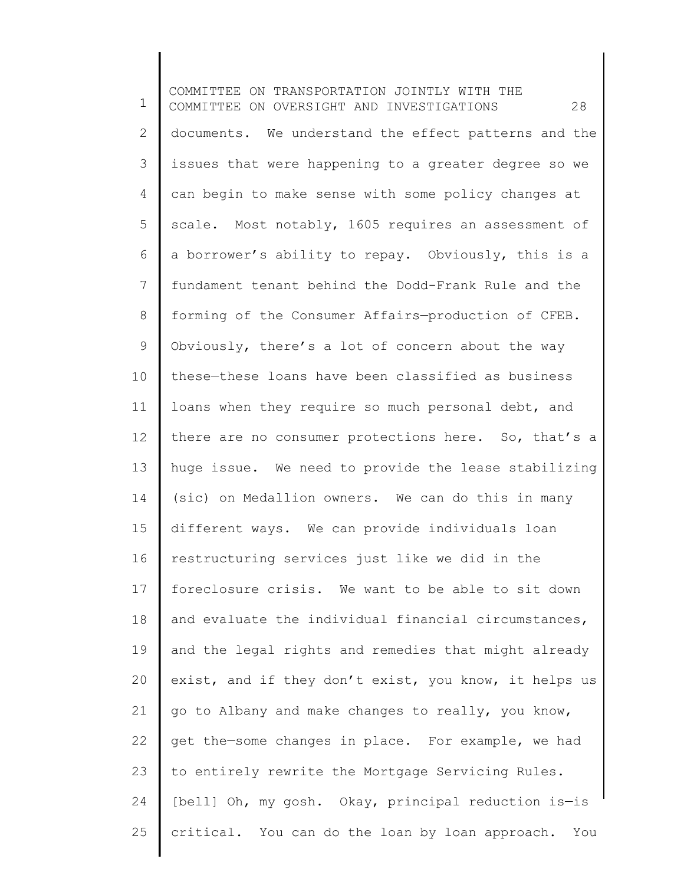documents. We understand the effect patterns and the issues that were happening to a greater degree so we can begin to make sense with some policy changes at scale. Most notably, 1605 requires an assessment of a borrower's ability to repay. Obviously, this is a fundament tenant behind the Dodd-Frank Rule and the forming of the Consumer Affairs—production of CFEB. Obviously, there's a lot of concern about the way these—these loans have been classified as business loans when they require so much personal debt, and there are no consumer protections here. So, that's a huge issue. We need to provide the lease stabilizing (sic) on Medallion owners. We can do this in many different ways. We can provide individuals loan restructuring services just like we did in the foreclosure crisis. We want to be able to sit down and evaluate the individual financial circumstances, and the legal rights and remedies that might already exist, and if they don't exist, you know, it helps us go to Albany and make changes to really, you know, get the—some changes in place. For example, we had to entirely rewrite the Mortgage Servicing Rules. [bell] Oh, my gosh. Okay, principal reduction is—is critical. You can do the loan by loan approach. You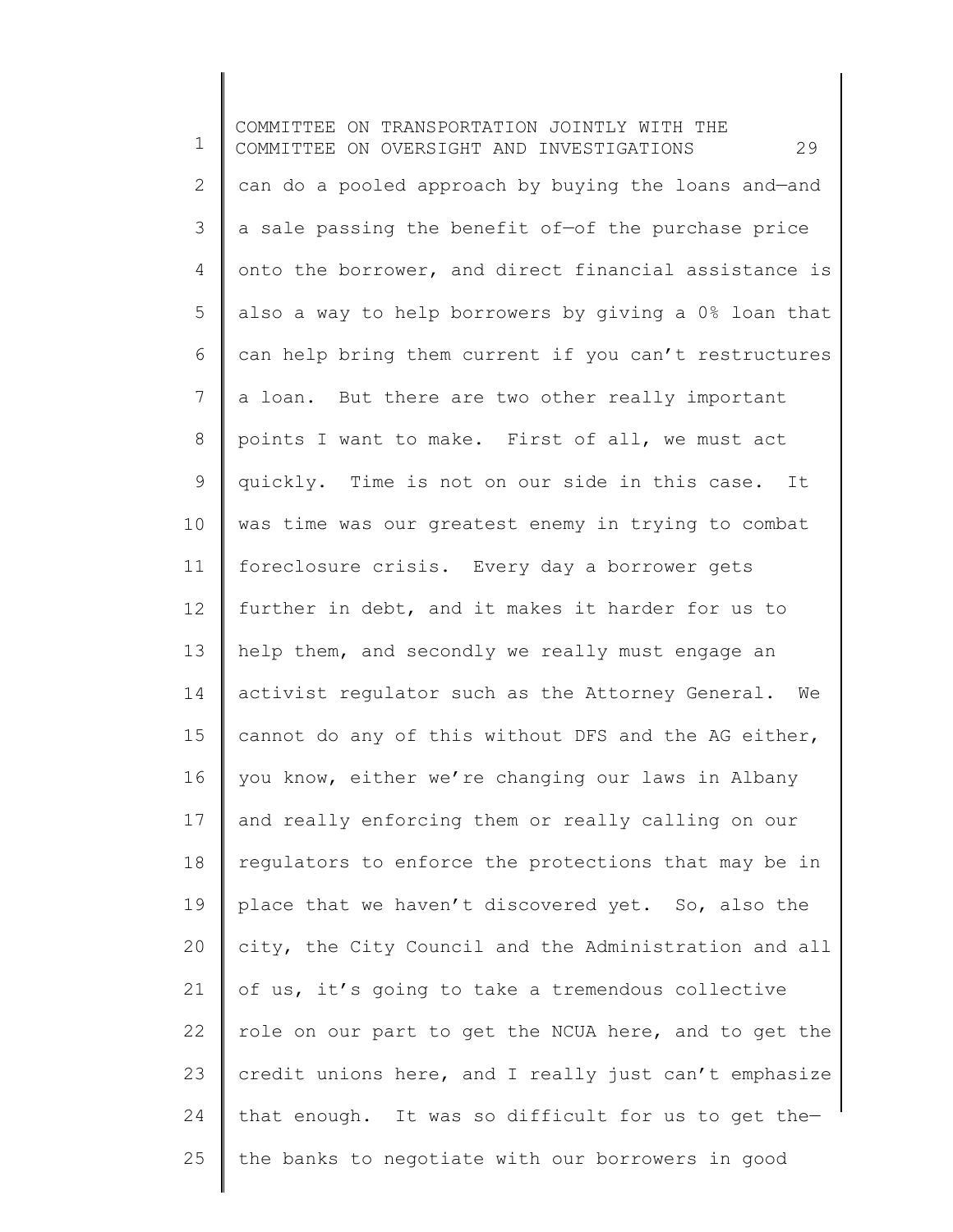can do a pooled approach by buying the loans and—and a sale passing the benefit of—of the purchase price onto the borrower, and direct financial assistance is also a way to help borrowers by giving a 0% loan that can help bring them current if you can't restructures a loan. But there are two other really important points I want to make. First of all, we must act quickly. Time is not on our side in this case. It was time was our greatest enemy in trying to combat foreclosure crisis. Every day a borrower gets further in debt, and it makes it harder for us to help them, and secondly we really must engage an activist regulator such as the Attorney General. We cannot do any of this without DFS and the AG either, you know, either we're changing our laws in Albany and really enforcing them or really calling on our regulators to enforce the protections that may be in place that we haven't discovered yet. So, also the city, the City Council and the Administration and all of us, it's going to take a tremendous collective role on our part to get the NCUA here, and to get the credit unions here, and I really just can't emphasize that enough. It was so difficult for us to get the—the banks to negotiate with our borrowers in good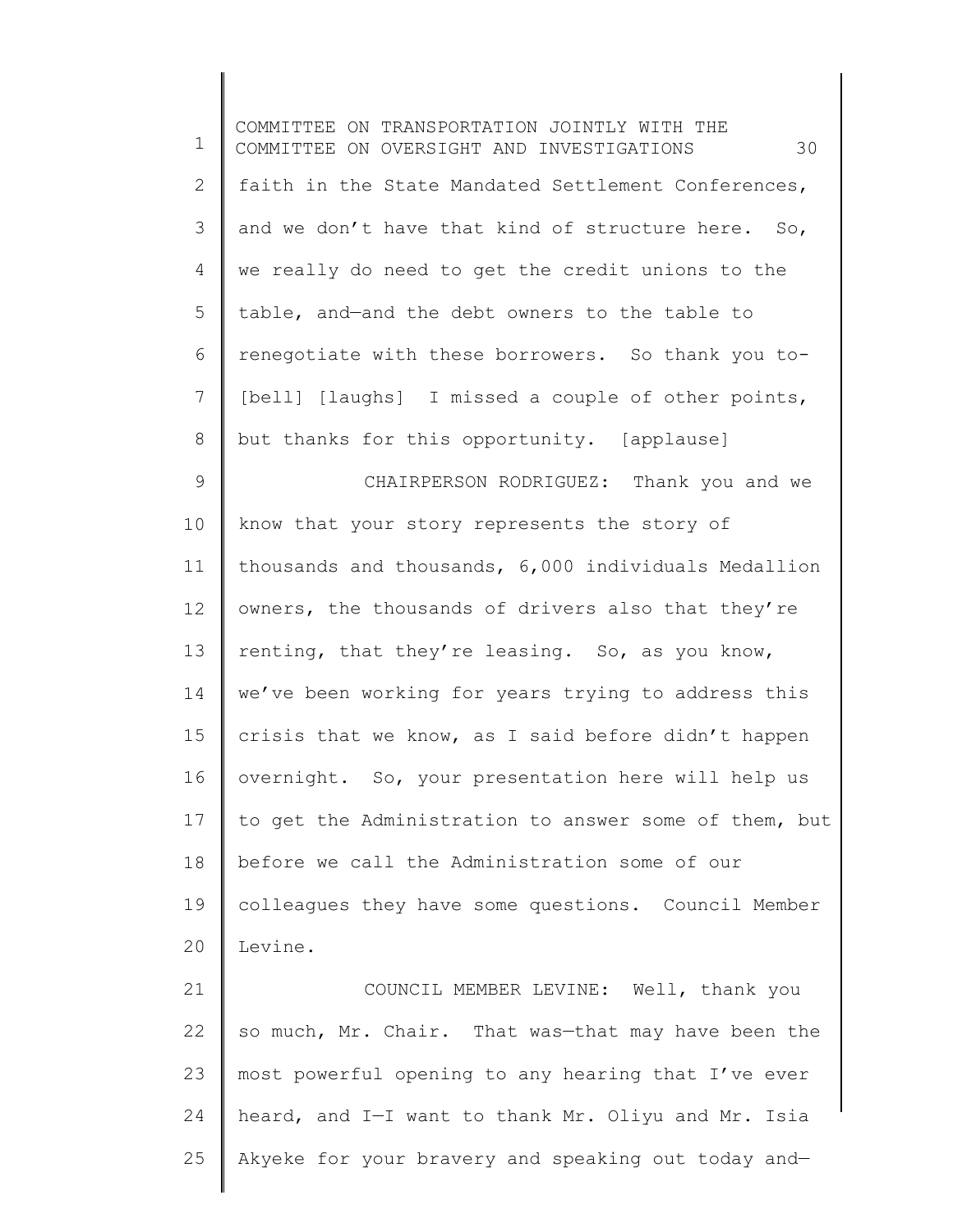faith in the State Mandated Settlement Conferences, and we don't have that kind of structure here. So, we really do need to get the credit unions to the table, and—and the debt owners to the table to renegotiate with these borrowers. So thank you to-[bell] [laughs] I missed a couple of other points, but thanks for this opportunity. [applause]

CHAIRPERSON RODRIGUEZ: Thank you and we know that your story represents the story of thousands and thousands, 6,000 individuals Medallion owners, the thousands of drivers also that they're renting, that they're leasing. So, as you know, we've been working for years trying to address this crisis that we know, as I said before didn't happen overnight. So, your presentation here will help us to get the Administration to answer some of them, but before we call the Administration some of our colleagues they have some questions. Council Member Levine.

COUNCIL MEMBER LEVINE: Well, thank you so much, Mr. Chair. That was—that may have been the most powerful opening to any hearing that I've ever heard, and I—I want to thank Mr. Oliyu and Mr. Isia Akyeke for your bravery and speaking out today and—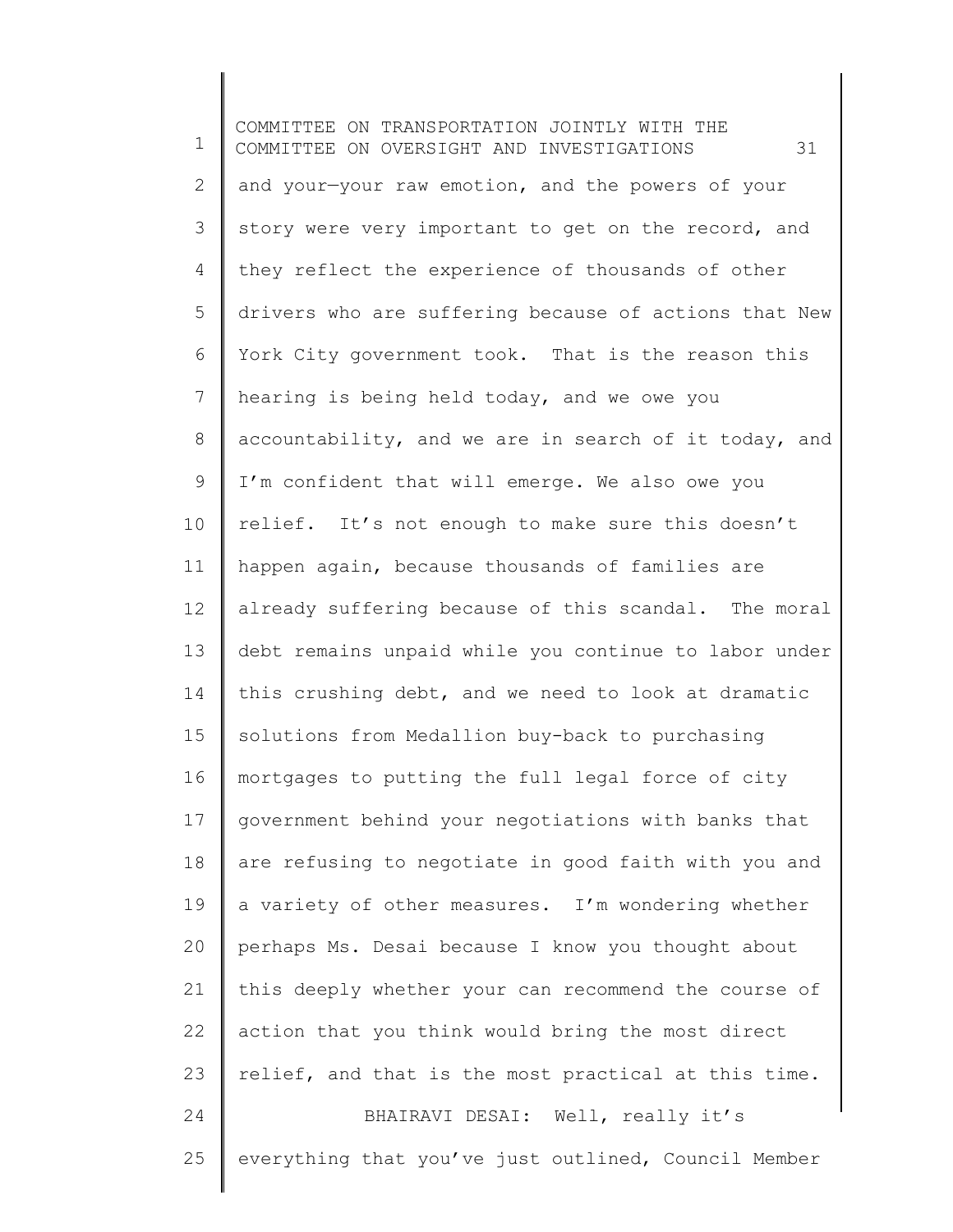and your—your raw emotion, and the powers of your story were very important to get on the record, and they reflect the experience of thousands of other drivers who are suffering because of actions that New York City government took. That is the reason this hearing is being held today, and we owe you accountability, and we are in search of it today, and I'm confident that will emerge. We also owe you relief. It's not enough to make sure this doesn't happen again, because thousands of families are already suffering because of this scandal. The moral debt remains unpaid while you continue to labor under this crushing debt, and we need to look at dramatic solutions from Medallion buy-back to purchasing mortgages to putting the full legal force of city government behind your negotiations with banks that are refusing to negotiate in good faith with you and a variety of other measures. I'm wondering whether perhaps Ms. Desai because I know you thought about this deeply whether your can recommend the course of action that you think would bring the most direct relief, and that is the most practical at this time.

BHAIRAVI DESAI: Well, really it's everything that you've just outlined, Council Member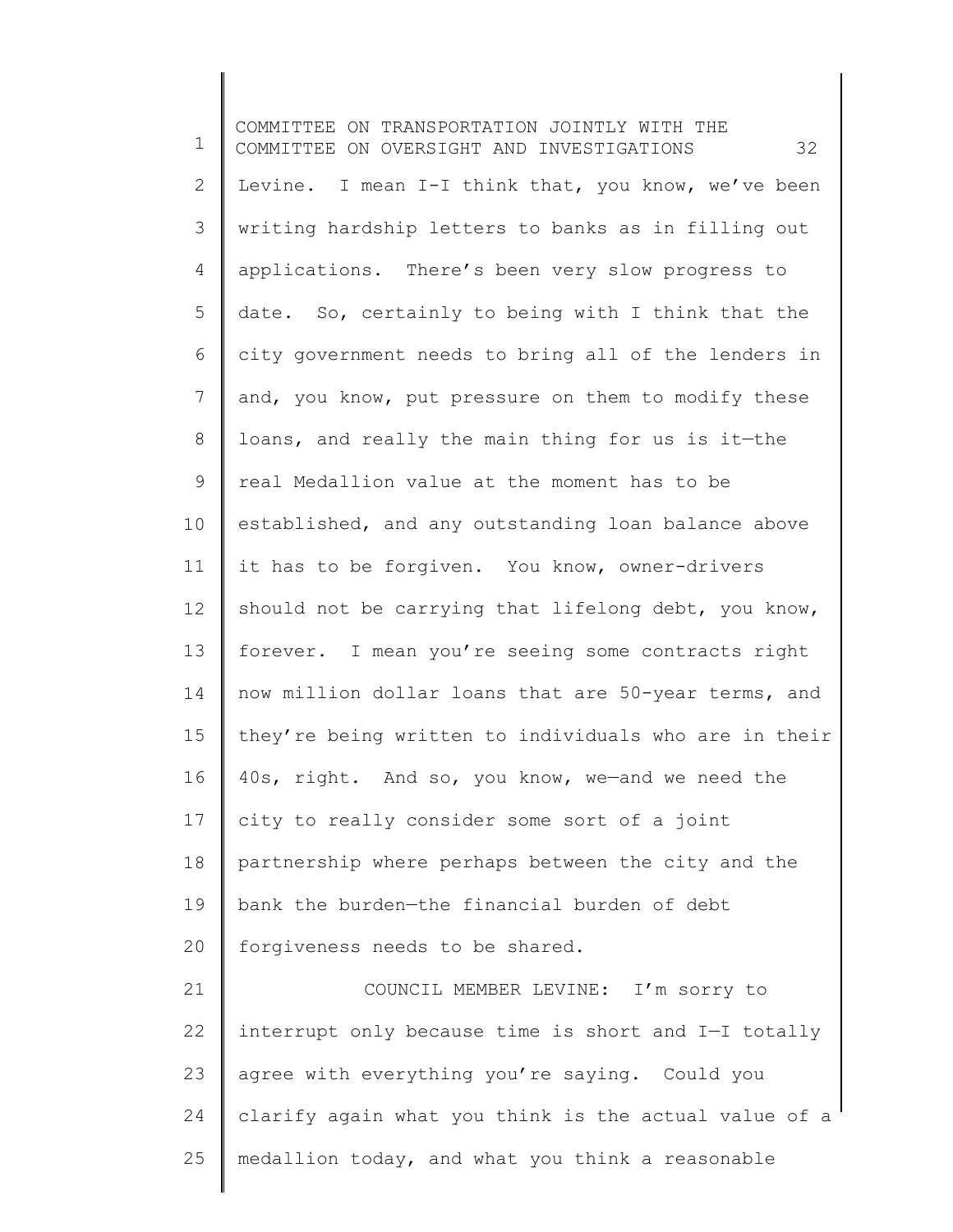Levine. I mean I-I think that, you know, we've been writing hardship letters to banks as in filling out applications. There's been very slow progress to date. So, certainly to being with I think that the city government needs to bring all of the lenders in and, you know, put pressure on them to modify these loans, and really the main thing for us is it—the real Medallion value at the moment has to be established, and any outstanding loan balance above it has to be forgiven. You know, owner-drivers should not be carrying that lifelong debt, you know, forever. I mean you're seeing some contracts right now million dollar loans that are 50-year terms, and they're being written to individuals who are in their 40s, right. And so, you know, we—and we need the city to really consider some sort of a joint partnership where perhaps between the city and the bank the burden—the financial burden of debt forgiveness needs to be shared.

COUNCIL MEMBER LEVINE: I'm sorry to interrupt only because time is short and I—I totally agree with everything you're saying. Could you clarify again what you think is the actual value of a medallion today, and what you think a reasonable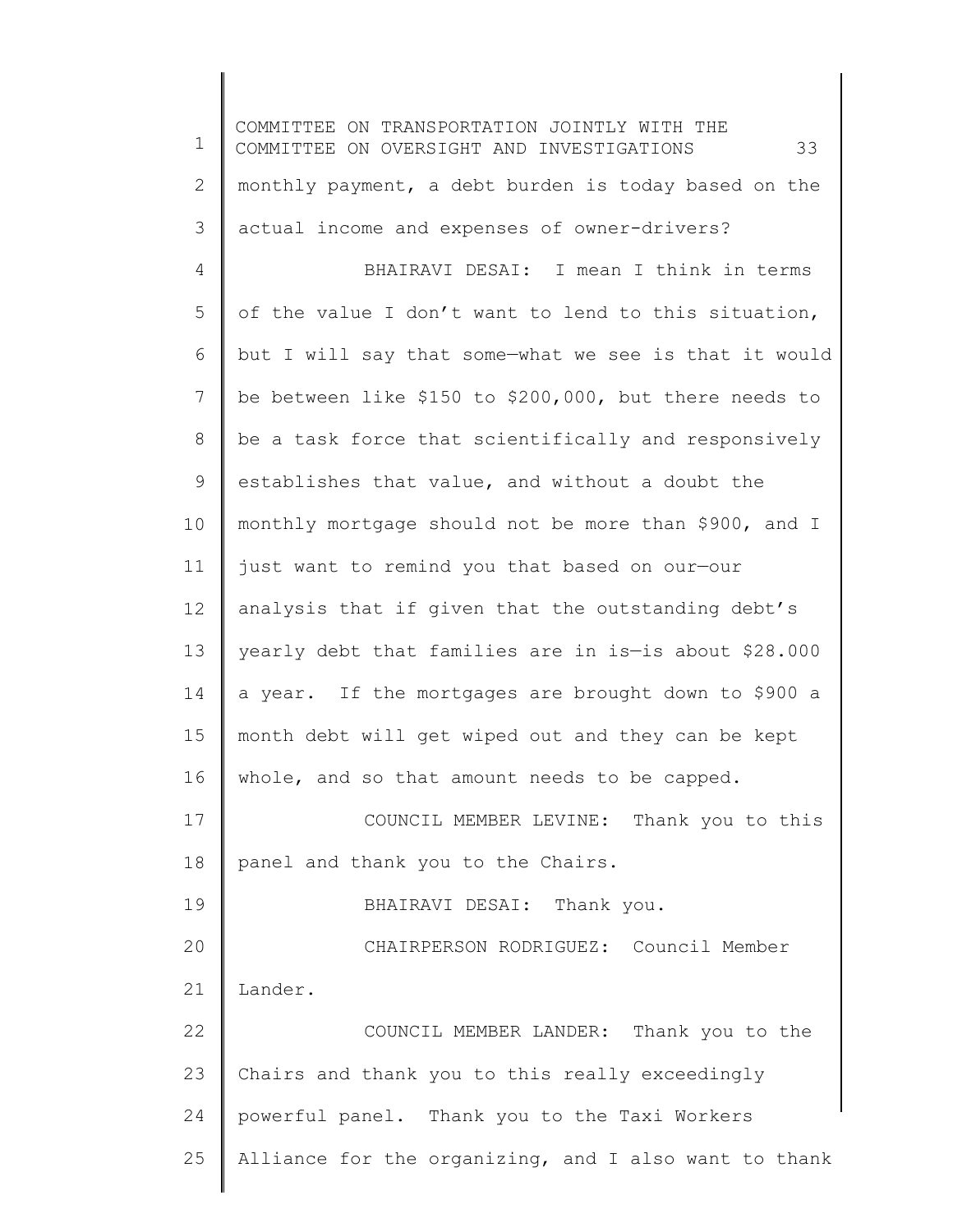monthly payment, a debt burden is today based on the actual income and expenses of owner-drivers?

BHAIRAVI DESAI: I mean I think in terms of the value I don't want to lend to this situation, but I will say that some—what we see is that it would be between like $150 to $200,000, but there needs to be a task force that scientifically and responsively establishes that value, and without a doubt the monthly mortgage should not be more than $900, and I just want to remind you that based on our—our analysis that if given that the outstanding debt's yearly debt that families are in is—is about $28.000 a year. If the mortgages are brought down to $900 a month debt will get wiped out and they can be kept whole, and so that amount needs to be capped.

COUNCIL MEMBER LEVINE: Thank you to this panel and thank you to the Chairs.

BHAIRAVI DESAI: Thank you.

CHAIRPERSON RODRIGUEZ: Council Member Lander.

COUNCIL MEMBER LANDER: Thank you to the Chairs and thank you to this really exceedingly powerful panel. Thank you to the Taxi Workers Alliance for the organizing, and I also want to thank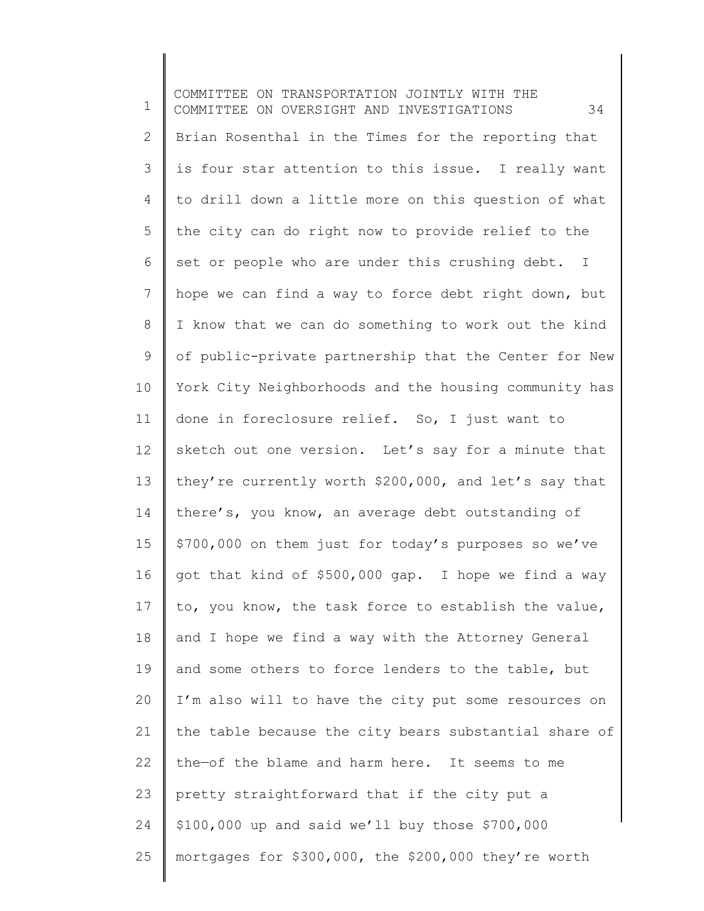Brian Rosenthal in the Times for the reporting that is four star attention to this issue. I really want to drill down a little more on this question of what the city can do right now to provide relief to the set or people who are under this crushing debt. I hope we can find a way to force debt right down, but I know that we can do something to work out the kind of public-private partnership that the Center for New York City Neighborhoods and the housing community has done in foreclosure relief. So, I just want to sketch out one version. Let's say for a minute that they're currently worth $200,000, and let's say that there's, you know, an average debt outstanding of $700,000 on them just for today's purposes so we've got that kind of $500,000 gap. I hope we find a way to, you know, the task force to establish the value, and I hope we find a way with the Attorney General and some others to force lenders to the table, but I'm also will to have the city put some resources on the table because the city bears substantial share of the—of the blame and harm here. It seems to me pretty straightforward that if the city put a $100,000 up and said we'll buy those $700,000 mortgages for $300,000, the $200,000 they're worth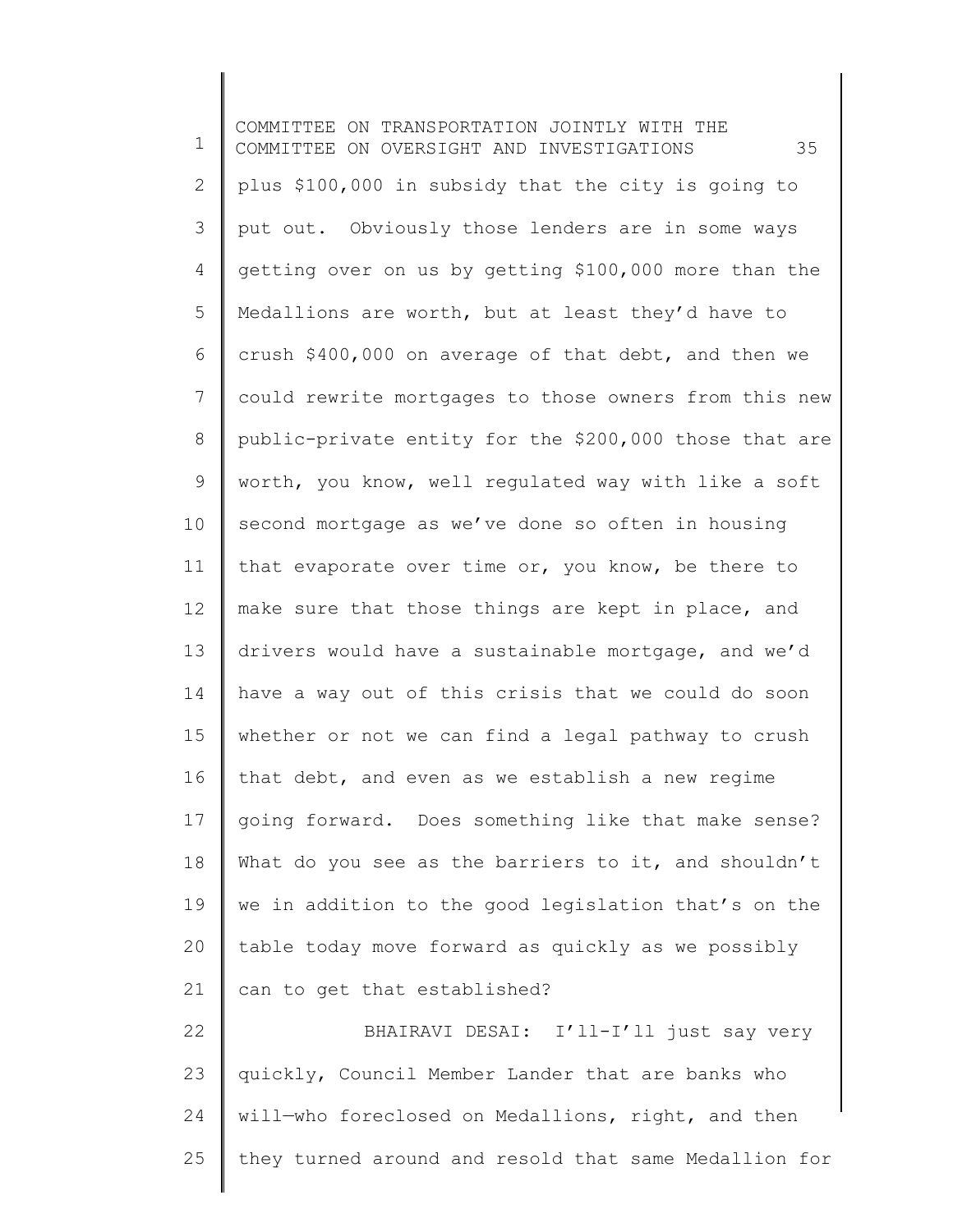plus $100,000 in subsidy that the city is going to put out. Obviously those lenders are in some ways getting over on us by getting $100,000 more than the Medallions are worth, but at least they'd have to crush $400,000 on average of that debt, and then we could rewrite mortgages to those owners from this new public-private entity for the $200,000 those that are worth, you know, well regulated way with like a soft second mortgage as we've done so often in housing that evaporate over time or, you know, be there to make sure that those things are kept in place, and drivers would have a sustainable mortgage, and we'd have a way out of this crisis that we could do soon whether or not we can find a legal pathway to crush that debt, and even as we establish a new regime going forward. Does something like that make sense? What do you see as the barriers to it, and shouldn't we in addition to the good legislation that's on the table today move forward as quickly as we possibly can to get that established?

BHAIRAVI DESAI: I'll-I'll just say very quickly, Council Member Lander that are banks who will—who foreclosed on Medallions, right, and then they turned around and resold that same Medallion for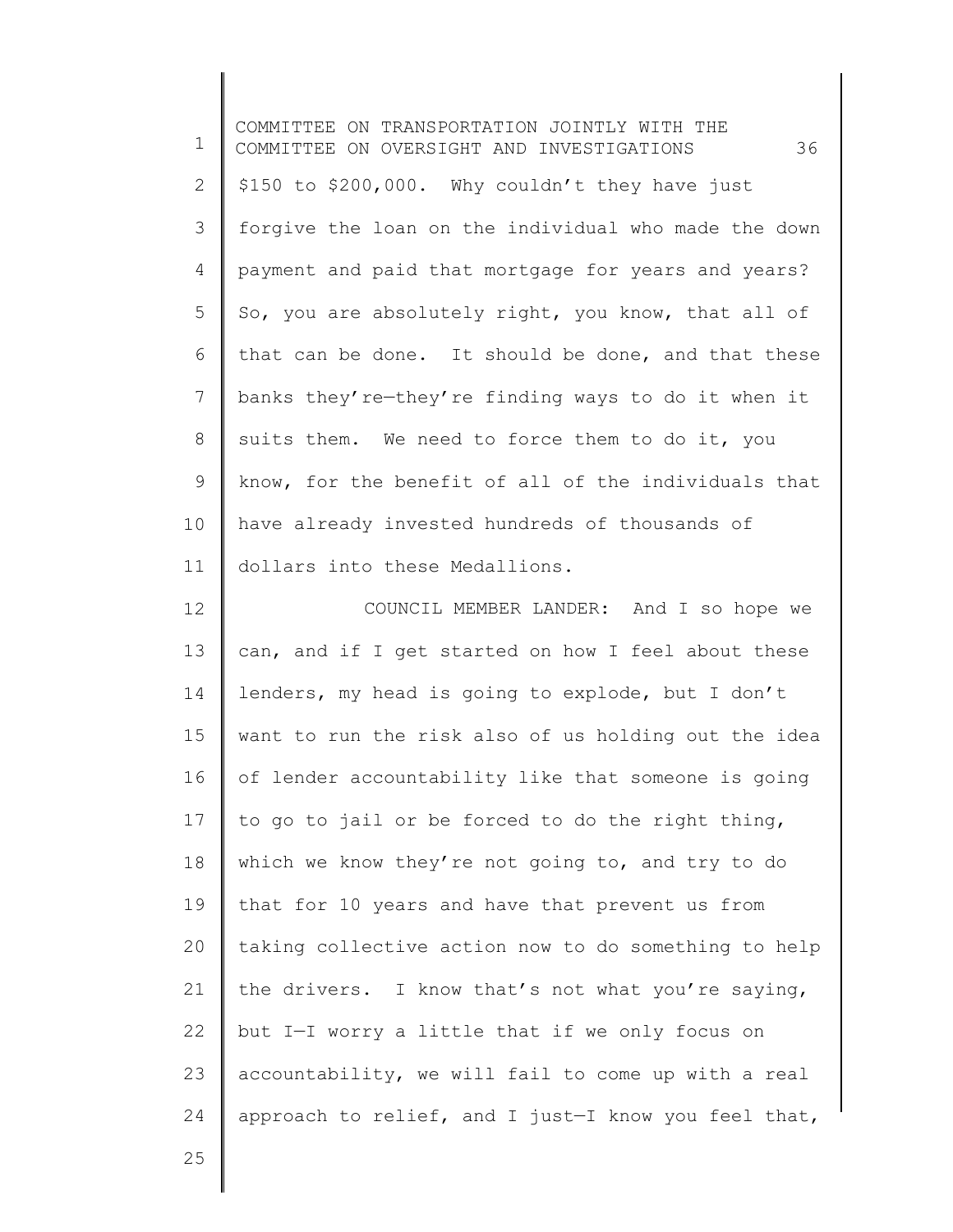$150 to $200,000. Why couldn't they have just forgive the loan on the individual who made the down payment and paid that mortgage for years and years? So, you are absolutely right, you know, that all of that can be done. It should be done, and that these banks they're—they're finding ways to do it when it suits them. We need to force them to do it, you know, for the benefit of all of the individuals that have already invested hundreds of thousands of dollars into these Medallions.

COUNCIL MEMBER LANDER: And I so hope we can, and if I get started on how I feel about these lenders, my head is going to explode, but I don't want to run the risk also of us holding out the idea of lender accountability like that someone is going to go to jail or be forced to do the right thing, which we know they're not going to, and try to do that for 10 years and have that prevent us from taking collective action now to do something to help the drivers. I know that's not what you're saying, but I—I worry a little that if we only focus on accountability, we will fail to come up with a real approach to relief, and I just—I know you feel that,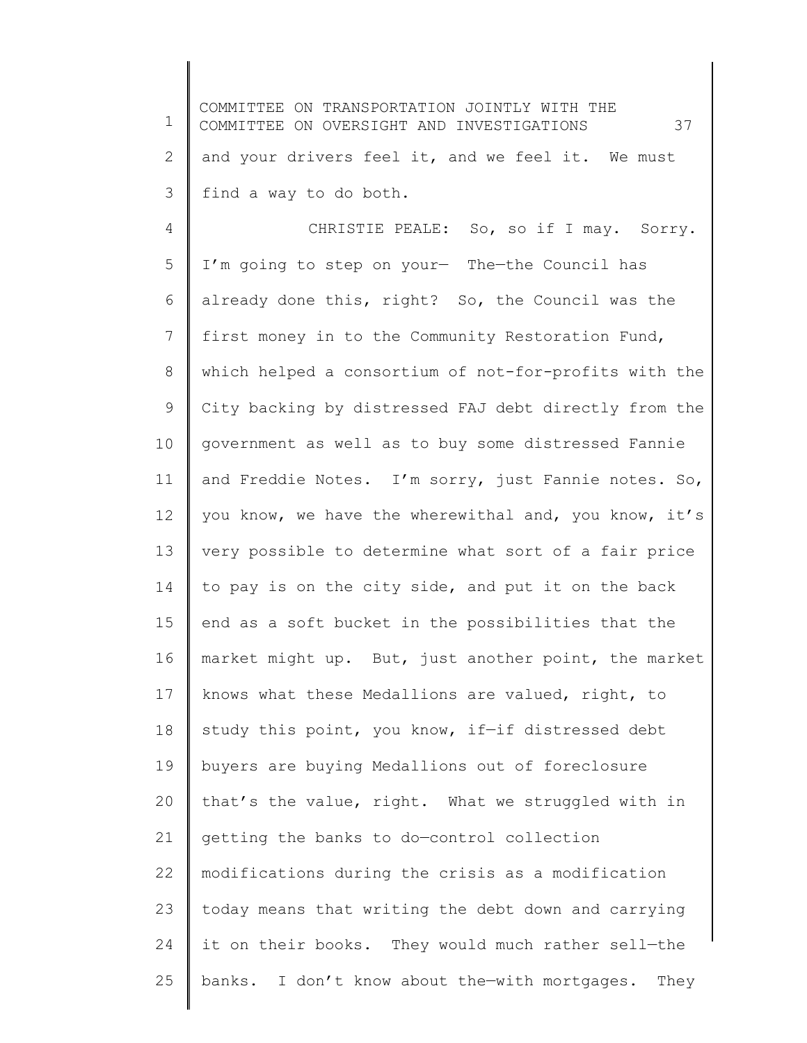and your drivers feel it, and we feel it. We must find a way to do both.

CHRISTIE PEALE: So, so if I may. Sorry. I'm going to step on your— The—the Council has already done this, right? So, the Council was the first money in to the Community Restoration Fund, which helped a consortium of not-for-profits with the City backing by distressed FAJ debt directly from the government as well as to buy some distressed Fannie and Freddie Notes. I'm sorry, just Fannie notes. So, you know, we have the wherewithal and, you know, it's very possible to determine what sort of a fair price to pay is on the city side, and put it on the back end as a soft bucket in the possibilities that the market might up. But, just another point, the market knows what these Medallions are valued, right, to study this point, you know, if—if distressed debt buyers are buying Medallions out of foreclosure that's the value, right. What we struggled with in getting the banks to do—control collection modifications during the crisis as a modification today means that writing the debt down and carrying it on their books. They would much rather sell—the banks. I don't know about the—with mortgages. They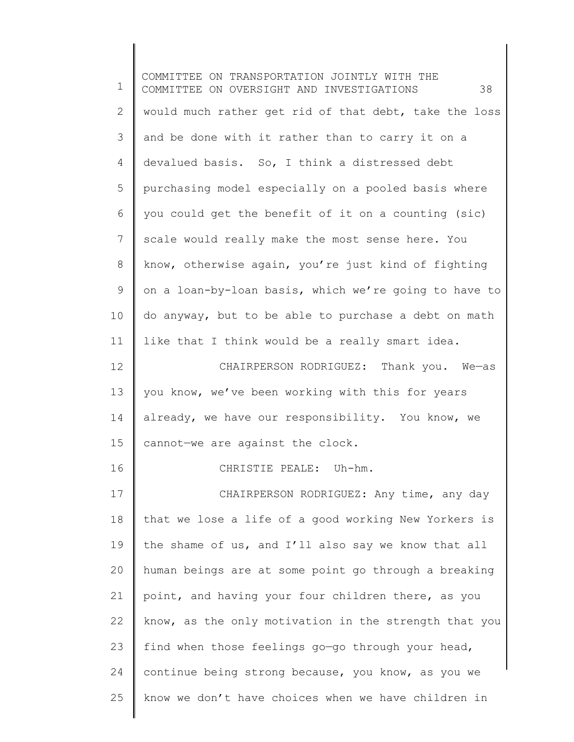would much rather get rid of that debt, take the loss and be done with it rather than to carry it on a devalued basis. So, I think a distressed debt purchasing model especially on a pooled basis where you could get the benefit of it on a counting (sic) scale would really make the most sense here. You know, otherwise again, you're just kind of fighting on a loan-by-loan basis, which we're going to have to do anyway, but to be able to purchase a debt on math like that I think would be a really smart idea.

CHAIRPERSON RODRIGUEZ: Thank you. We—as you know, we've been working with this for years already, we have our responsibility. You know, we cannot—we are against the clock.

CHRISTIE PEALE: Uh-hm.

CHAIRPERSON RODRIGUEZ: Any time, any day that we lose a life of a good working New Yorkers is the shame of us, and I'll also say we know that all human beings are at some point go through a breaking point, and having your four children there, as you know, as the only motivation in the strength that you find when those feelings go—go through your head, continue being strong because, you know, as you we know we don't have choices when we have children in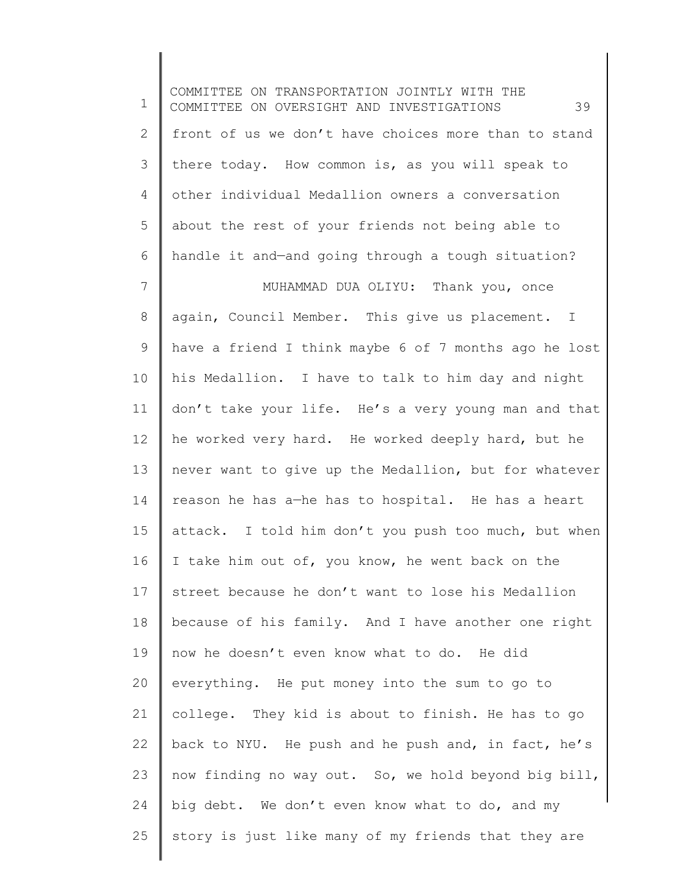front of us we don't have choices more than to stand there today. How common is, as you will speak to other individual Medallion owners a conversation about the rest of your friends not being able to handle it and—and going through a tough situation?

MUHAMMAD DUA OLIYU: Thank you, once again, Council Member. This give us placement. I have a friend I think maybe 6 of 7 months ago he lost his Medallion. I have to talk to him day and night don't take your life. He's a very young man and that he worked very hard. He worked deeply hard, but he never want to give up the Medallion, but for whatever reason he has a—he has to hospital. He has a heart attack. I told him don't you push too much, but when I take him out of, you know, he went back on the street because he don't want to lose his Medallion because of his family. And I have another one right now he doesn't even know what to do. He did everything. He put money into the sum to go to college. They kid is about to finish. He has to go back to NYU. He push and he push and, in fact, he's now finding no way out. So, we hold beyond big bill, big debt. We don't even know what to do, and my story is just like many of my friends that they are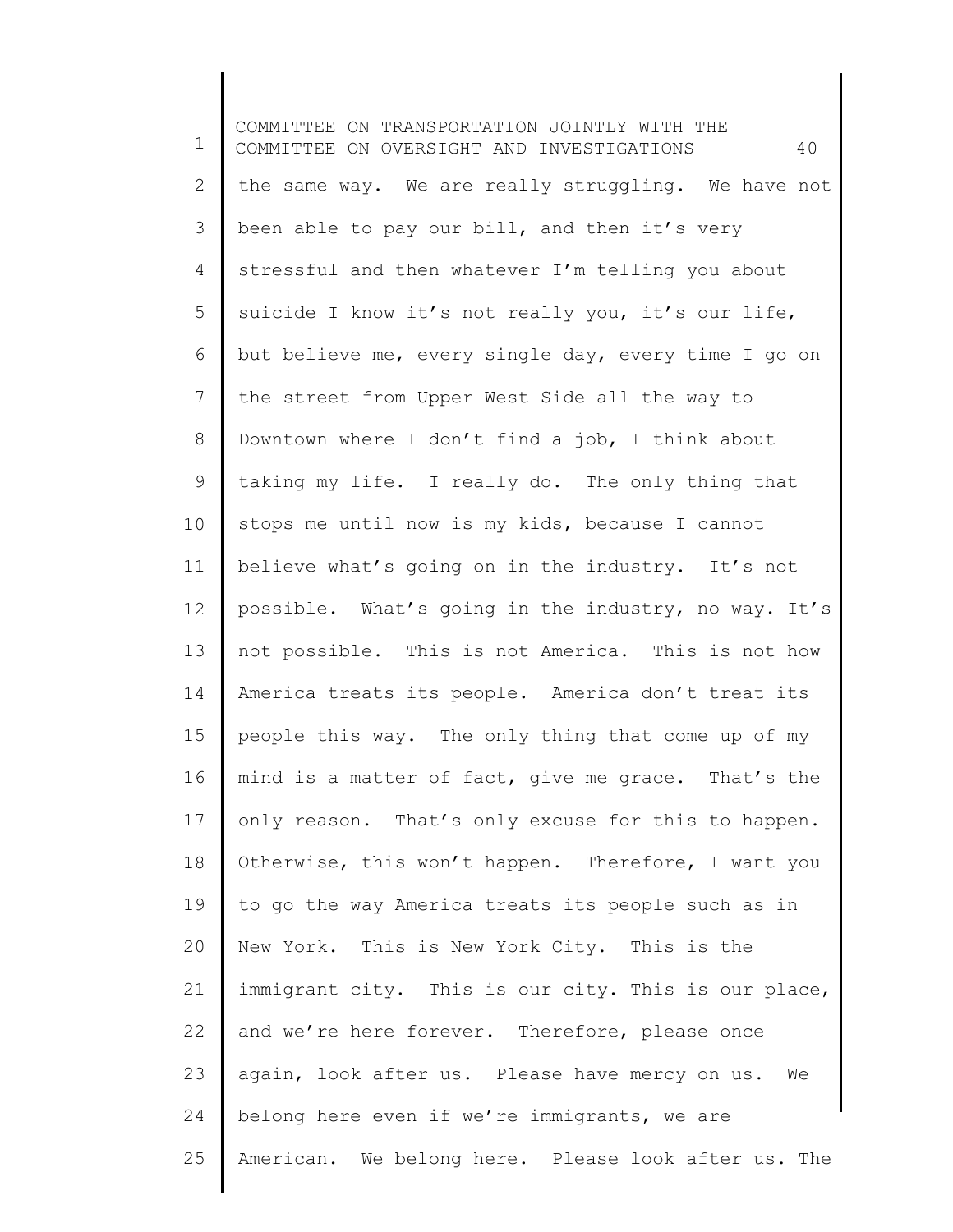the same way. We are really struggling. We have not been able to pay our bill, and then it's very stressful and then whatever I'm telling you about suicide I know it's not really you, it's our life, but believe me, every single day, every time I go on the street from Upper West Side all the way to Downtown where I don't find a job, I think about taking my life. I really do. The only thing that stops me until now is my kids, because I cannot believe what's going on in the industry. It's not possible. What's going in the industry, no way. It's not possible. This is not America. This is not how America treats its people. America don't treat its people this way. The only thing that come up of my mind is a matter of fact, give me grace. That's the only reason. That's only excuse for this to happen. Otherwise, this won't happen. Therefore, I want you to go the way America treats its people such as in New York. This is New York City. This is the immigrant city. This is our city. This is our place, and we're here forever. Therefore, please once again, look after us. Please have mercy on us. We belong here even if we're immigrants, we are American. We belong here. Please look after us. The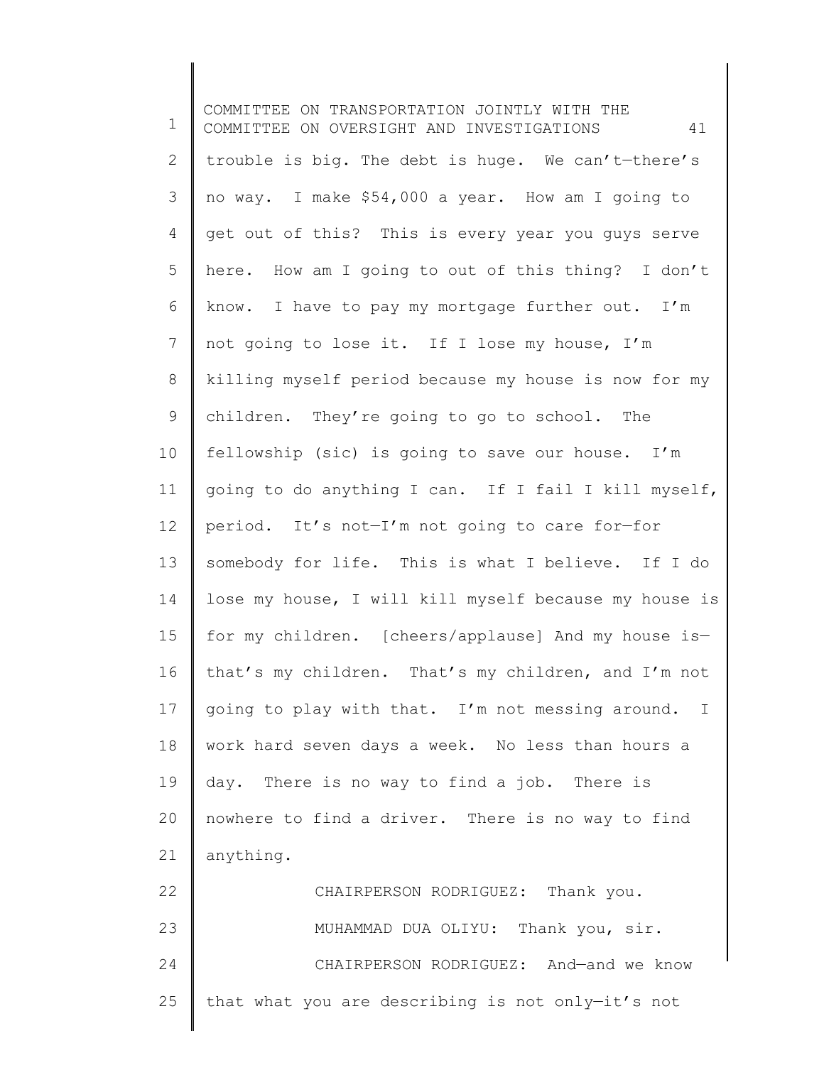trouble is big. The debt is huge. We can't—there's no way. I make $54,000 a year. How am I going to get out of this? This is every year you guys serve here. How am I going to out of this thing? I don't know. I have to pay my mortgage further out. I'm not going to lose it. If I lose my house, I'm killing myself period because my house is now for my children. They're going to go to school. The fellowship (sic) is going to save our house. I'm going to do anything I can. If I fail I kill myself, period. It's not—I'm not going to care for—for somebody for life. This is what I believe. If I do lose my house, I will kill myself because my house is for my children. [cheers/applause] And my house is—that's my children. That's my children, and I'm not going to play with that. I'm not messing around. I work hard seven days a week. No less than hours a day. There is no way to find a job. There is nowhere to find a driver. There is no way to find anything.

CHAIRPERSON RODRIGUEZ: Thank you.

MUHAMMAD DUA OLIYU: Thank you, sir.

CHAIRPERSON RODRIGUEZ: And—and we know that what you are describing is not only—it's not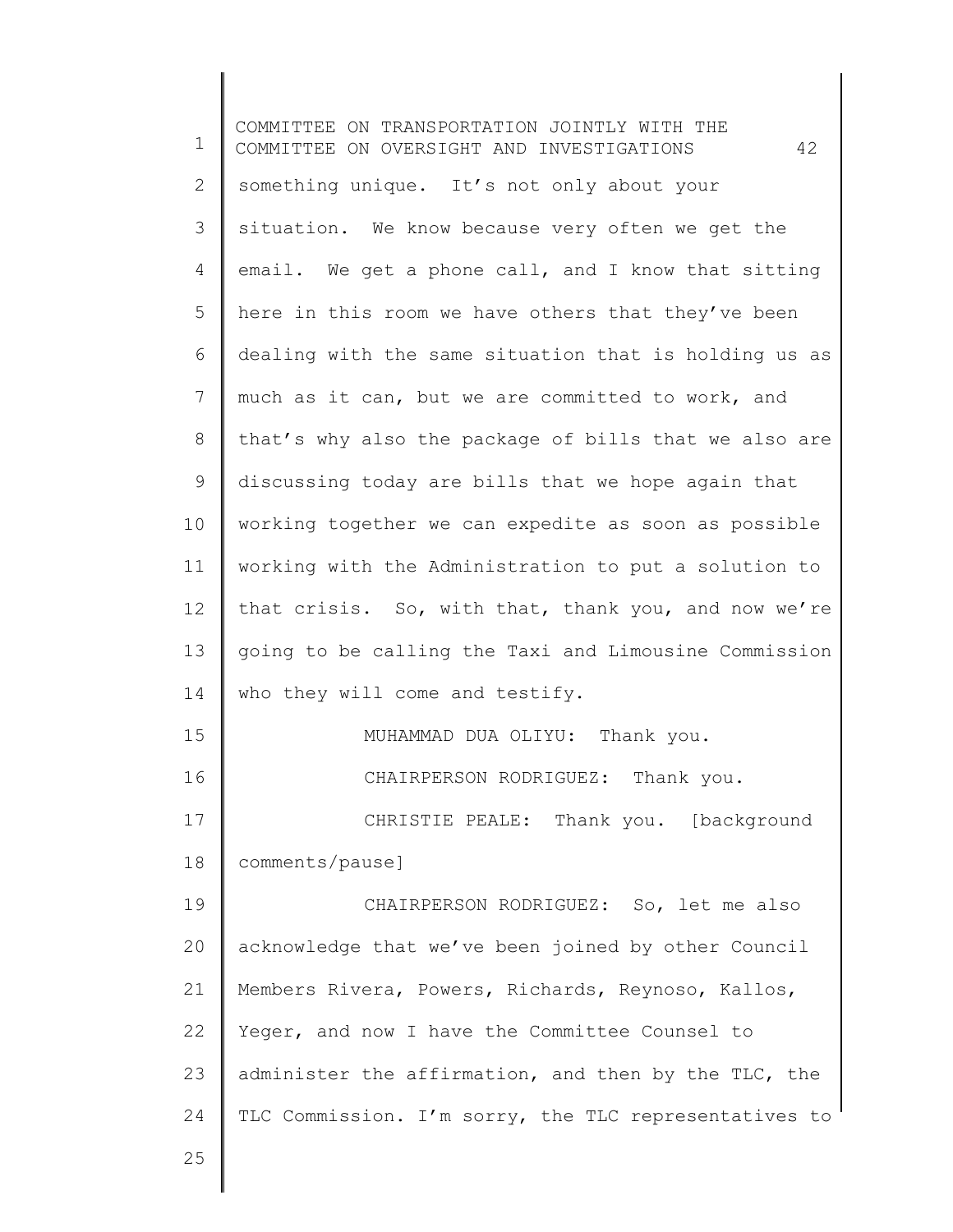something unique. It's not only about your situation. We know because very often we get the email. We get a phone call, and I know that sitting here in this room we have others that they've been dealing with the same situation that is holding us as much as it can, but we are committed to work, and that's why also the package of bills that we also are discussing today are bills that we hope again that working together we can expedite as soon as possible working with the Administration to put a solution to that crisis. So, with that, thank you, and now we're going to be calling the Taxi and Limousine Commission who they will come and testify.

MUHAMMAD DUA OLIYU: Thank you.

CHAIRPERSON RODRIGUEZ: Thank you.

CHRISTIE PEALE: Thank you. [background comments/pause]

CHAIRPERSON RODRIGUEZ: So, let me also acknowledge that we've been joined by other Council Members Rivera, Powers, Richards, Reynoso, Kallos, Yeger, and now I have the Committee Counsel to administer the affirmation, and then by the TLC, the TLC Commission. I'm sorry, the TLC representatives to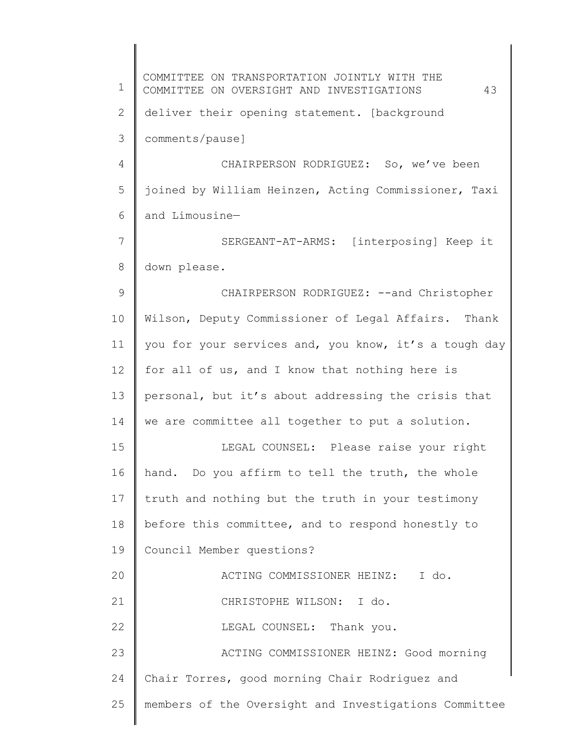deliver their opening statement. [background comments/pause]

CHAIRPERSON RODRIGUEZ: So, we've been joined by William Heinzen, Acting Commissioner, Taxi and Limousine—

SERGEANT-AT-ARMS: [interposing] Keep it down please.

CHAIRPERSON RODRIGUEZ: --and Christopher Wilson, Deputy Commissioner of Legal Affairs. Thank you for your services and, you know, it's a tough day for all of us, and I know that nothing here is personal, but it's about addressing the crisis that we are committee all together to put a solution.

LEGAL COUNSEL: Please raise your right hand. Do you affirm to tell the truth, the whole truth and nothing but the truth in your testimony before this committee, and to respond honestly to Council Member questions?

ACTING COMMISSIONER HEINZ: I do.

CHRISTOPHE WILSON: I do.

LEGAL COUNSEL: Thank you.

ACTING COMMISSIONER HEINZ: Good morning Chair Torres, good morning Chair Rodriguez and members of the Oversight and Investigations Committee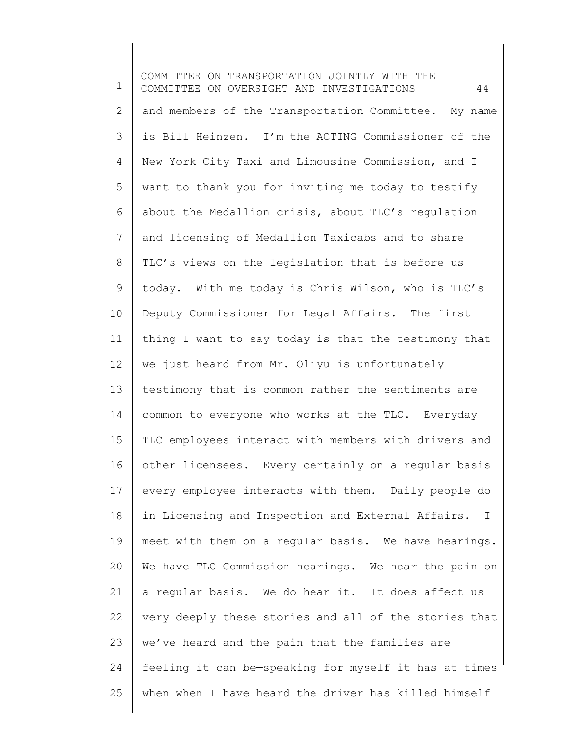and members of the Transportation Committee. My name is Bill Heinzen. I'm the ACTING Commissioner of the New York City Taxi and Limousine Commission, and I want to thank you for inviting me today to testify about the Medallion crisis, about TLC's regulation and licensing of Medallion Taxicabs and to share TLC's views on the legislation that is before us today. With me today is Chris Wilson, who is TLC's Deputy Commissioner for Legal Affairs. The first thing I want to say today is that the testimony that we just heard from Mr. Oliyu is unfortunately testimony that is common rather the sentiments are common to everyone who works at the TLC. Everyday TLC employees interact with members—with drivers and other licensees. Every—certainly on a regular basis every employee interacts with them. Daily people do in Licensing and Inspection and External Affairs. I meet with them on a regular basis. We have hearings. We have TLC Commission hearings. We hear the pain on a regular basis. We do hear it. It does affect us very deeply these stories and all of the stories that we've heard and the pain that the families are feeling it can be—speaking for myself it has at times when—when I have heard the driver has killed himself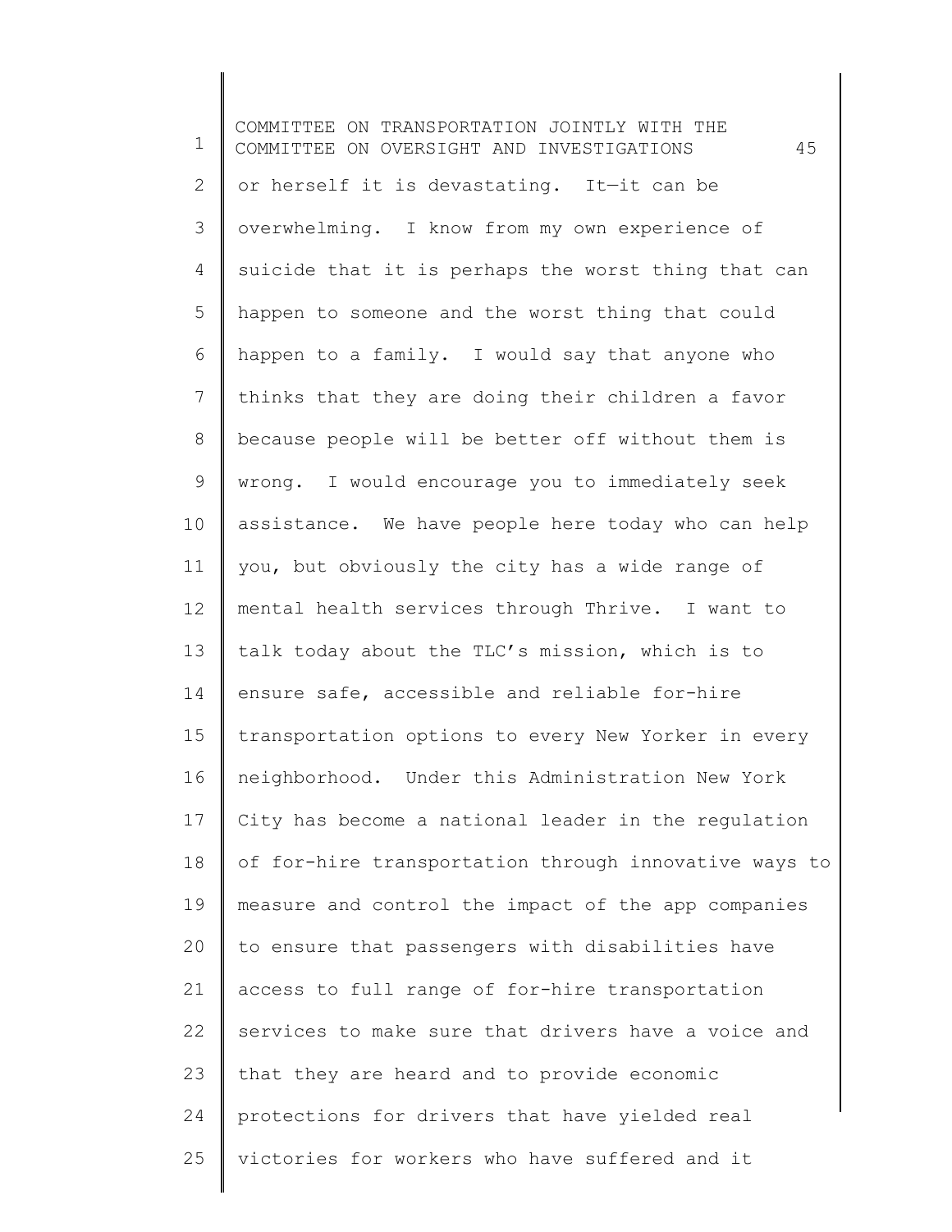or herself it is devastating. It—it can be overwhelming. I know from my own experience of suicide that it is perhaps the worst thing that can happen to someone and the worst thing that could happen to a family. I would say that anyone who thinks that they are doing their children a favor because people will be better off without them is wrong. I would encourage you to immediately seek assistance. We have people here today who can help you, but obviously the city has a wide range of mental health services through Thrive. I want to talk today about the TLC's mission, which is to ensure safe, accessible and reliable for-hire transportation options to every New Yorker in every neighborhood. Under this Administration New York City has become a national leader in the regulation of for-hire transportation through innovative ways to measure and control the impact of the app companies to ensure that passengers with disabilities have access to full range of for-hire transportation services to make sure that drivers have a voice and that they are heard and to provide economic protections for drivers that have yielded real victories for workers who have suffered and it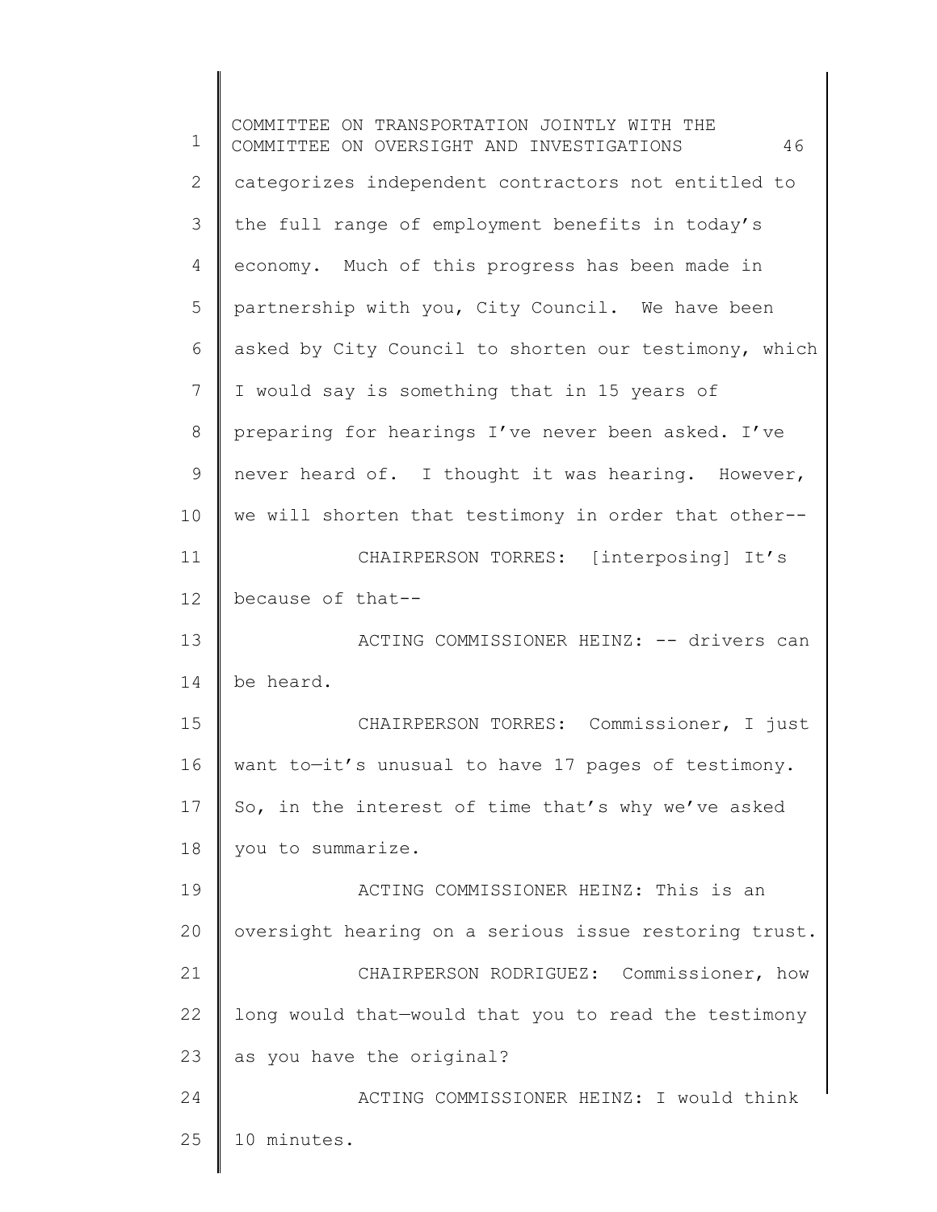categorizes independent contractors not entitled to the full range of employment benefits in today's economy. Much of this progress has been made in partnership with you, City Council. We have been asked by City Council to shorten our testimony, which I would say is something that in 15 years of preparing for hearings I've never been asked. I've never heard of. I thought it was hearing. However, we will shorten that testimony in order that other--

CHAIRPERSON TORRES: [interposing] It's because of that--

ACTING COMMISSIONER HEINZ: -- drivers can be heard.

CHAIRPERSON TORRES: Commissioner, I just want to—it's unusual to have 17 pages of testimony. So, in the interest of time that's why we've asked you to summarize.

ACTING COMMISSIONER HEINZ: This is an oversight hearing on a serious issue restoring trust.

CHAIRPERSON RODRIGUEZ: Commissioner, how long would that—would that you to read the testimony as you have the original?

ACTING COMMISSIONER HEINZ: I would think 10 minutes.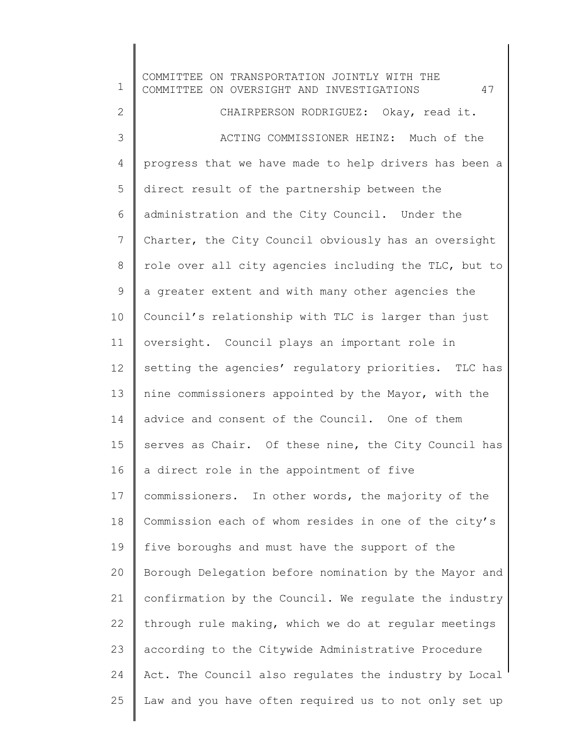CHAIRPERSON RODRIGUEZ: Okay, read it.

ACTING COMMISSIONER HEINZ: Much of the progress that we have made to help drivers has been a direct result of the partnership between the administration and the City Council. Under the Charter, the City Council obviously has an oversight role over all city agencies including the TLC, but to a greater extent and with many other agencies the Council's relationship with TLC is larger than just oversight. Council plays an important role in setting the agencies' regulatory priorities. TLC has nine commissioners appointed by the Mayor, with the advice and consent of the Council. One of them serves as Chair. Of these nine, the City Council has a direct role in the appointment of five commissioners. In other words, the majority of the Commission each of whom resides in one of the city's five boroughs and must have the support of the Borough Delegation before nomination by the Mayor and confirmation by the Council. We regulate the industry through rule making, which we do at regular meetings according to the Citywide Administrative Procedure Act. The Council also regulates the industry by Local Law and you have often required us to not only set up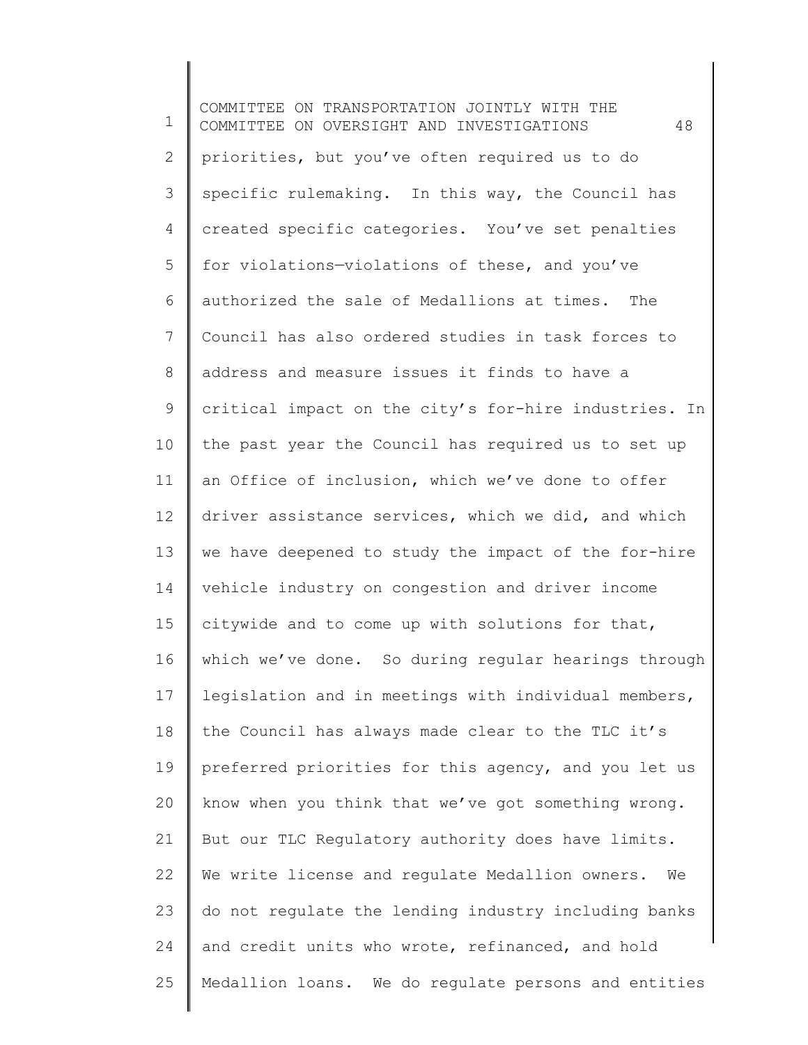priorities, but you've often required us to do specific rulemaking. In this way, the Council has created specific categories. You've set penalties for violations—violations of these, and you've authorized the sale of Medallions at times. The Council has also ordered studies in task forces to address and measure issues it finds to have a critical impact on the city's for-hire industries. In the past year the Council has required us to set up an Office of inclusion, which we've done to offer driver assistance services, which we did, and which we have deepened to study the impact of the for-hire vehicle industry on congestion and driver income citywide and to come up with solutions for that, which we've done. So during regular hearings through legislation and in meetings with individual members, the Council has always made clear to the TLC it's preferred priorities for this agency, and you let us know when you think that we've got something wrong. But our TLC Regulatory authority does have limits. We write license and regulate Medallion owners. We do not regulate the lending industry including banks and credit units who wrote, refinanced, and hold Medallion loans. We do regulate persons and entities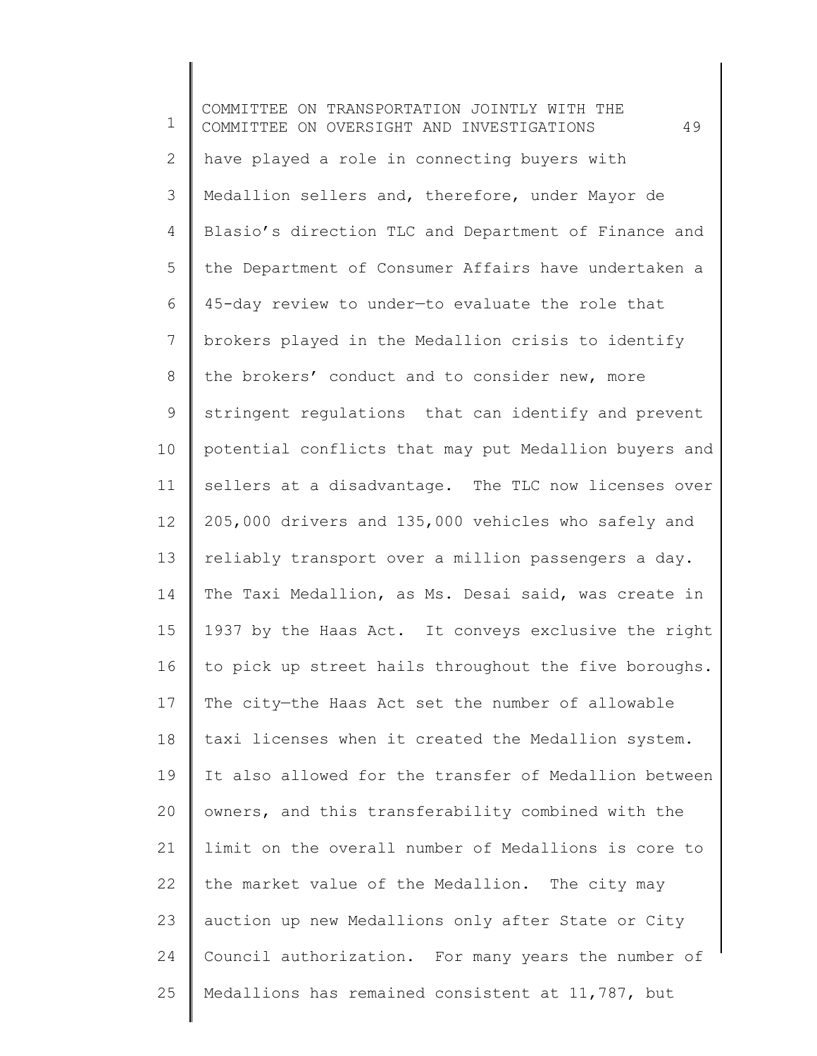have played a role in connecting buyers with Medallion sellers and, therefore, under Mayor de Blasio's direction TLC and Department of Finance and the Department of Consumer Affairs have undertaken a 45-day review to under—to evaluate the role that brokers played in the Medallion crisis to identify the brokers' conduct and to consider new, more stringent regulations that can identify and prevent potential conflicts that may put Medallion buyers and sellers at a disadvantage. The TLC now licenses over 205,000 drivers and 135,000 vehicles who safely and reliably transport over a million passengers a day. The Taxi Medallion, as Ms. Desai said, was create in 1937 by the Haas Act. It conveys exclusive the right to pick up street hails throughout the five boroughs. The city—the Haas Act set the number of allowable taxi licenses when it created the Medallion system. It also allowed for the transfer of Medallion between owners, and this transferability combined with the limit on the overall number of Medallions is core to the market value of the Medallion. The city may auction up new Medallions only after State or City Council authorization. For many years the number of Medallions has remained consistent at 11,787, but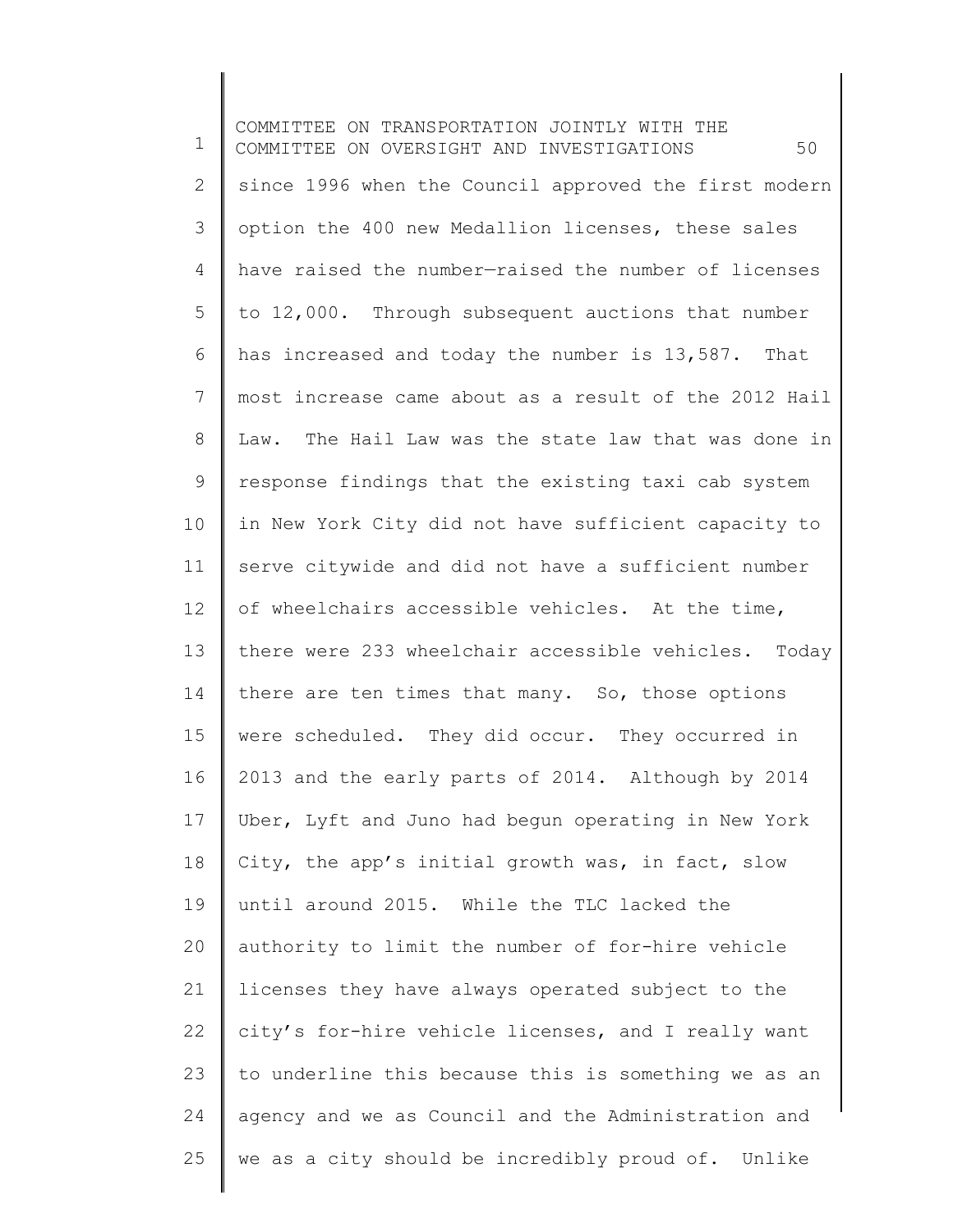since 1996 when the Council approved the first modern option the 400 new Medallion licenses, these sales have raised the number—raised the number of licenses to 12,000. Through subsequent auctions that number has increased and today the number is 13,587. That most increase came about as a result of the 2012 Hail Law. The Hail Law was the state law that was done in response findings that the existing taxi cab system in New York City did not have sufficient capacity to serve citywide and did not have a sufficient number of wheelchairs accessible vehicles. At the time, there were 233 wheelchair accessible vehicles. Today there are ten times that many. So, those options were scheduled. They did occur. They occurred in 2013 and the early parts of 2014. Although by 2014 Uber, Lyft and Juno had begun operating in New York City, the app's initial growth was, in fact, slow until around 2015. While the TLC lacked the authority to limit the number of for-hire vehicle licenses they have always operated subject to the city's for-hire vehicle licenses, and I really want to underline this because this is something we as an agency and we as Council and the Administration and we as a city should be incredibly proud of. Unlike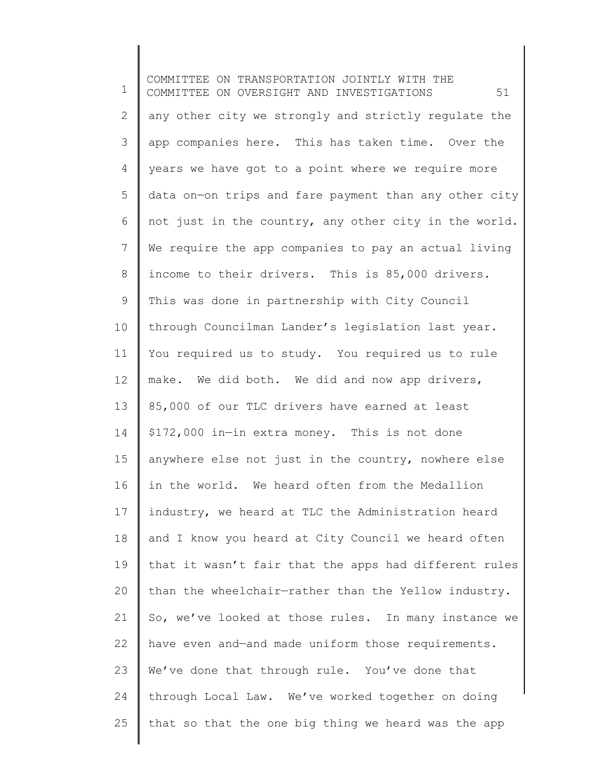any other city we strongly and strictly regulate the app companies here. This has taken time. Over the years we have got to a point where we require more data on—on trips and fare payment than any other city not just in the country, any other city in the world. We require the app companies to pay an actual living income to their drivers. This is 85,000 drivers. This was done in partnership with City Council through Councilman Lander's legislation last year. You required us to study. You required us to rule make. We did both. We did and now app drivers, 85,000 of our TLC drivers have earned at least $172,000 in—in extra money. This is not done anywhere else not just in the country, nowhere else in the world. We heard often from the Medallion industry, we heard at TLC the Administration heard and I know you heard at City Council we heard often that it wasn't fair that the apps had different rules than the wheelchair—rather than the Yellow industry. So, we've looked at those rules. In many instance we have even and—and made uniform those requirements. We've done that through rule. You've done that through Local Law. We've worked together on doing that so that the one big thing we heard was the app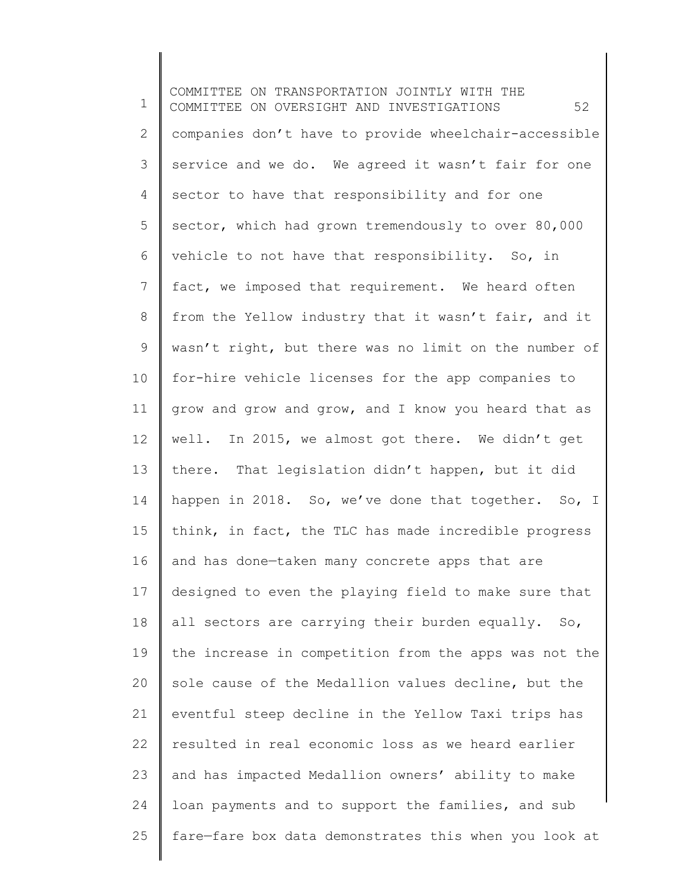companies don't have to provide wheelchair-accessible service and we do. We agreed it wasn't fair for one sector to have that responsibility and for one sector, which had grown tremendously to over 80,000 vehicle to not have that responsibility. So, in fact, we imposed that requirement. We heard often from the Yellow industry that it wasn't fair, and it wasn't right, but there was no limit on the number of for-hire vehicle licenses for the app companies to grow and grow and grow, and I know you heard that as well. In 2015, we almost got there. We didn't get there. That legislation didn't happen, but it did happen in 2018. So, we've done that together. So, I think, in fact, the TLC has made incredible progress and has done—taken many concrete apps that are designed to even the playing field to make sure that all sectors are carrying their burden equally. So, the increase in competition from the apps was not the sole cause of the Medallion values decline, but the eventful steep decline in the Yellow Taxi trips has resulted in real economic loss as we heard earlier and has impacted Medallion owners' ability to make loan payments and to support the families, and sub fare—fare box data demonstrates this when you look at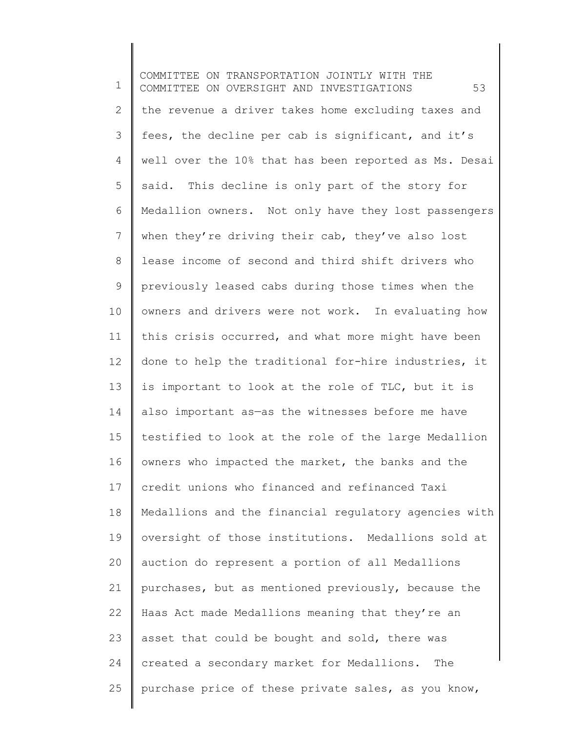the revenue a driver takes home excluding taxes and fees, the decline per cab is significant, and it's well over the 10% that has been reported as Ms. Desai said. This decline is only part of the story for Medallion owners. Not only have they lost passengers when they're driving their cab, they've also lost lease income of second and third shift drivers who previously leased cabs during those times when the owners and drivers were not work. In evaluating how this crisis occurred, and what more might have been done to help the traditional for-hire industries, it is important to look at the role of TLC, but it is also important as—as the witnesses before me have testified to look at the role of the large Medallion owners who impacted the market, the banks and the credit unions who financed and refinanced Taxi Medallions and the financial regulatory agencies with oversight of those institutions. Medallions sold at auction do represent a portion of all Medallions purchases, but as mentioned previously, because the Haas Act made Medallions meaning that they're an asset that could be bought and sold, there was created a secondary market for Medallions. The purchase price of these private sales, as you know,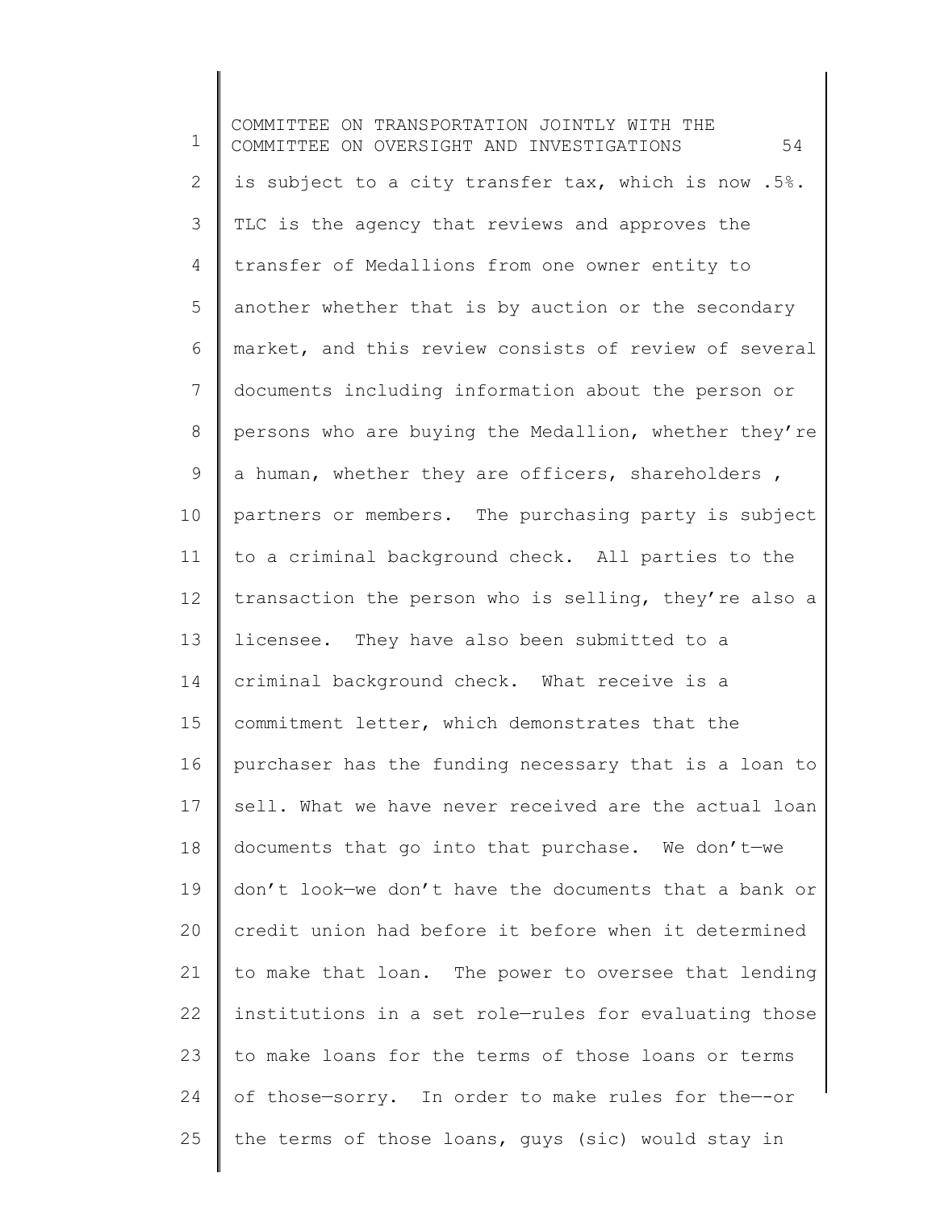is subject to a city transfer tax, which is now .5%. TLC is the agency that reviews and approves the transfer of Medallions from one owner entity to another whether that is by auction or the secondary market, and this review consists of review of several documents including information about the person or persons who are buying the Medallion, whether they're a human, whether they are officers, shareholders , partners or members. The purchasing party is subject to a criminal background check. All parties to the transaction the person who is selling, they're also a licensee. They have also been submitted to a criminal background check. What receive is a commitment letter, which demonstrates that the purchaser has the funding necessary that is a loan to sell. What we have never received are the actual loan documents that go into that purchase. We don't—we don't look—we don't have the documents that a bank or credit union had before it before when it determined to make that loan. The power to oversee that lending institutions in a set role—rules for evaluating those to make loans for the terms of those loans or terms of those—sorry. In order to make rules for the—-or the terms of those loans, guys (sic) would stay in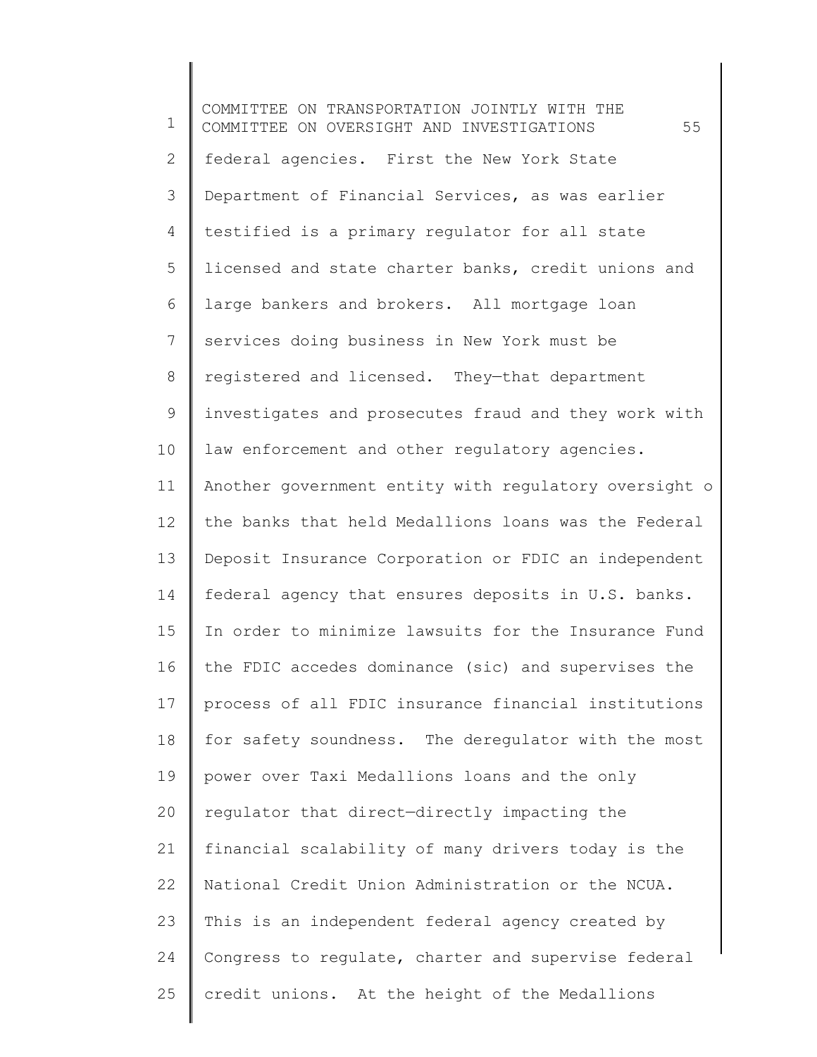federal agencies. First the New York State Department of Financial Services, as was earlier testified is a primary regulator for all state licensed and state charter banks, credit unions and large bankers and brokers. All mortgage loan services doing business in New York must be registered and licensed. They—that department investigates and prosecutes fraud and they work with law enforcement and other regulatory agencies. Another government entity with regulatory oversight o the banks that held Medallions loans was the Federal Deposit Insurance Corporation or FDIC an independent federal agency that ensures deposits in U.S. banks. In order to minimize lawsuits for the Insurance Fund the FDIC accedes dominance (sic) and supervises the process of all FDIC insurance financial institutions for safety soundness. The deregulator with the most power over Taxi Medallions loans and the only regulator that direct—directly impacting the financial scalability of many drivers today is the National Credit Union Administration or the NCUA. This is an independent federal agency created by Congress to regulate, charter and supervise federal credit unions. At the height of the Medallions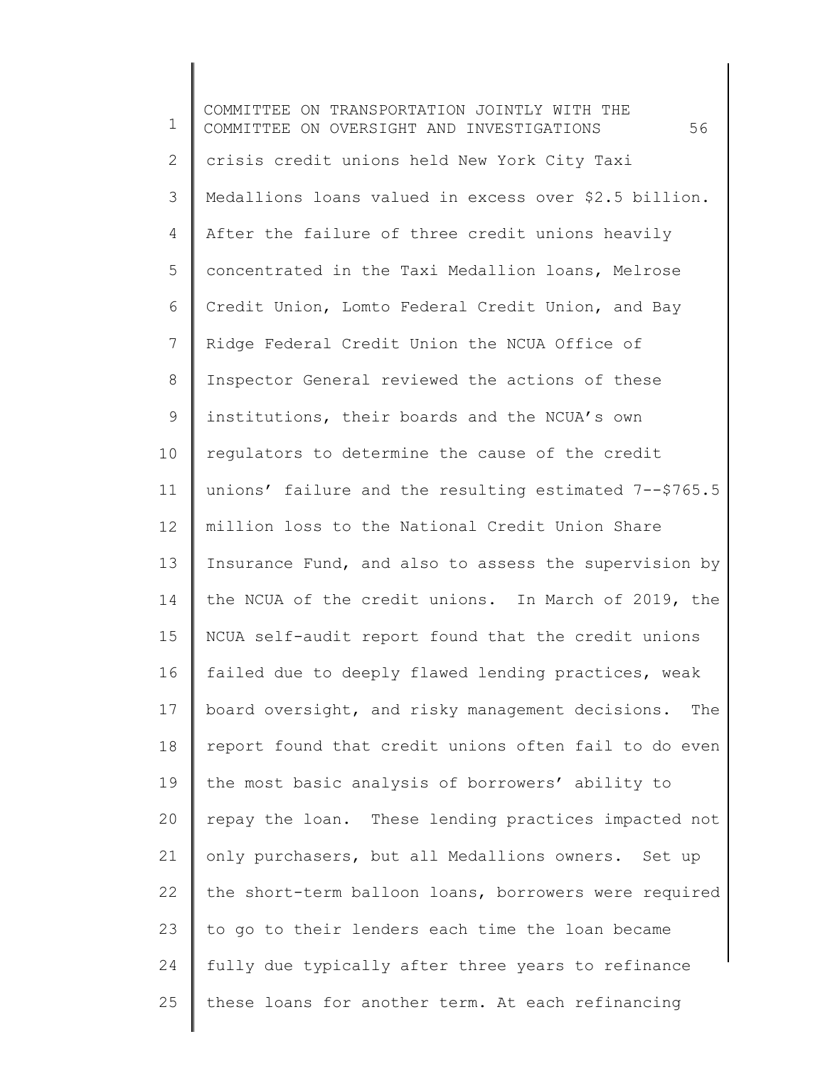crisis credit unions held New York City Taxi Medallions loans valued in excess over $2.5 billion. After the failure of three credit unions heavily concentrated in the Taxi Medallion loans, Melrose Credit Union, Lomto Federal Credit Union, and Bay Ridge Federal Credit Union the NCUA Office of Inspector General reviewed the actions of these institutions, their boards and the NCUA's own regulators to determine the cause of the credit unions' failure and the resulting estimated 7--$765.5 million loss to the National Credit Union Share Insurance Fund, and also to assess the supervision by the NCUA of the credit unions. In March of 2019, the NCUA self-audit report found that the credit unions failed due to deeply flawed lending practices, weak board oversight, and risky management decisions. The report found that credit unions often fail to do even the most basic analysis of borrowers' ability to repay the loan. These lending practices impacted not only purchasers, but all Medallions owners. Set up the short-term balloon loans, borrowers were required to go to their lenders each time the loan became fully due typically after three years to refinance these loans for another term. At each refinancing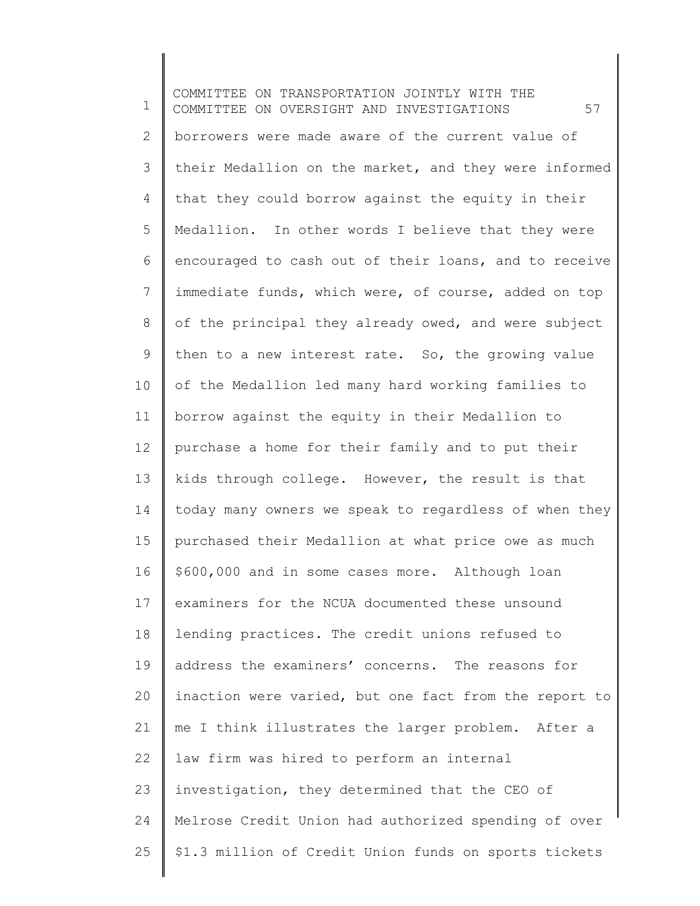borrowers were made aware of the current value of their Medallion on the market, and they were informed that they could borrow against the equity in their Medallion. In other words I believe that they were encouraged to cash out of their loans, and to receive immediate funds, which were, of course, added on top of the principal they already owed, and were subject then to a new interest rate. So, the growing value of the Medallion led many hard working families to borrow against the equity in their Medallion to purchase a home for their family and to put their kids through college. However, the result is that today many owners we speak to regardless of when they purchased their Medallion at what price owe as much $600,000 and in some cases more. Although loan examiners for the NCUA documented these unsound lending practices. The credit unions refused to address the examiners' concerns. The reasons for inaction were varied, but one fact from the report to me I think illustrates the larger problem. After a law firm was hired to perform an internal investigation, they determined that the CEO of Melrose Credit Union had authorized spending of over $1.3 million of Credit Union funds on sports tickets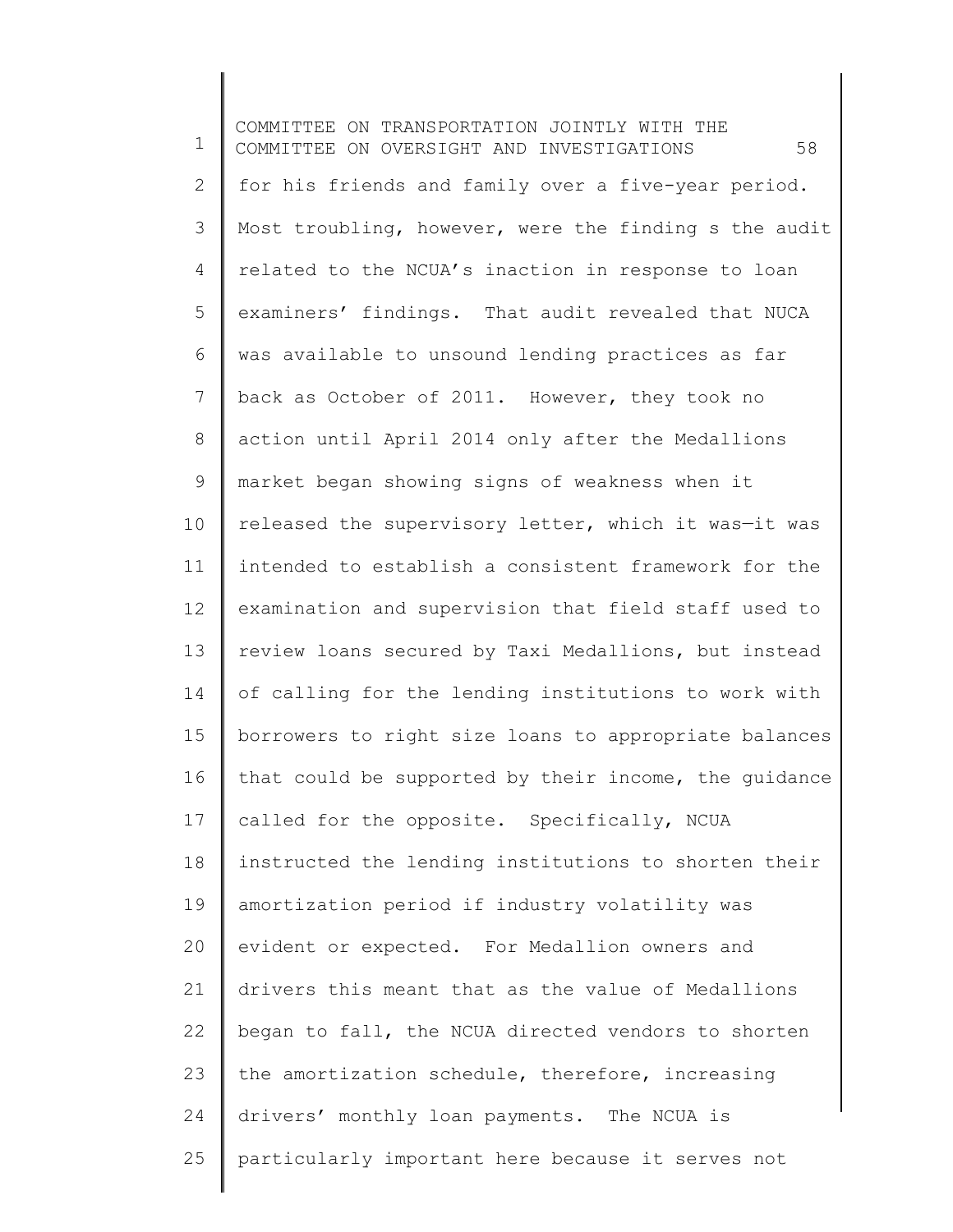for his friends and family over a five-year period. Most troubling, however, were the finding s the audit related to the NCUA's inaction in response to loan examiners' findings. That audit revealed that NUCA was available to unsound lending practices as far back as October of 2011. However, they took no action until April 2014 only after the Medallions market began showing signs of weakness when it released the supervisory letter, which it was—it was intended to establish a consistent framework for the examination and supervision that field staff used to review loans secured by Taxi Medallions, but instead of calling for the lending institutions to work with borrowers to right size loans to appropriate balances that could be supported by their income, the guidance called for the opposite. Specifically, NCUA instructed the lending institutions to shorten their amortization period if industry volatility was evident or expected. For Medallion owners and drivers this meant that as the value of Medallions began to fall, the NCUA directed vendors to shorten the amortization schedule, therefore, increasing drivers' monthly loan payments. The NCUA is particularly important here because it serves not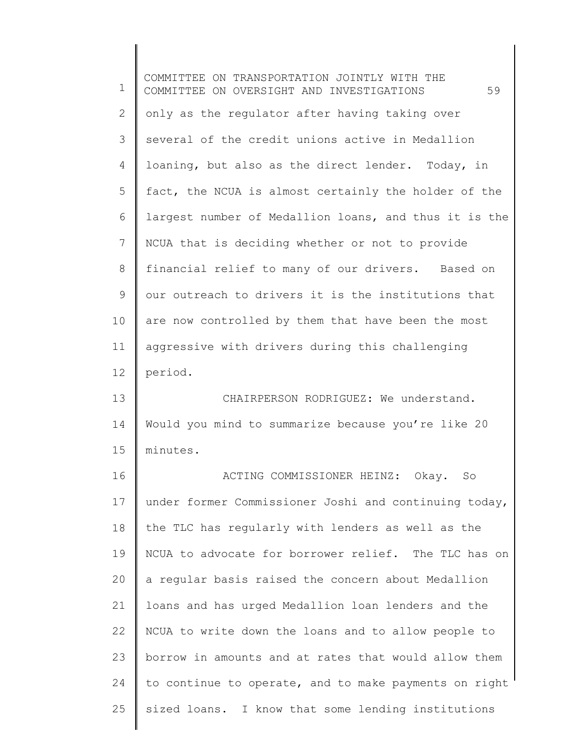only as the regulator after having taking over several of the credit unions active in Medallion loaning, but also as the direct lender. Today, in fact, the NCUA is almost certainly the holder of the largest number of Medallion loans, and thus it is the NCUA that is deciding whether or not to provide financial relief to many of our drivers. Based on our outreach to drivers it is the institutions that are now controlled by them that have been the most aggressive with drivers during this challenging period.

CHAIRPERSON RODRIGUEZ: We understand. Would you mind to summarize because you're like 20 minutes.

ACTING COMMISSIONER HEINZ: Okay. So under former Commissioner Joshi and continuing today, the TLC has regularly with lenders as well as the NCUA to advocate for borrower relief. The TLC has on a regular basis raised the concern about Medallion loans and has urged Medallion loan lenders and the NCUA to write down the loans and to allow people to borrow in amounts and at rates that would allow them to continue to operate, and to make payments on right sized loans. I know that some lending institutions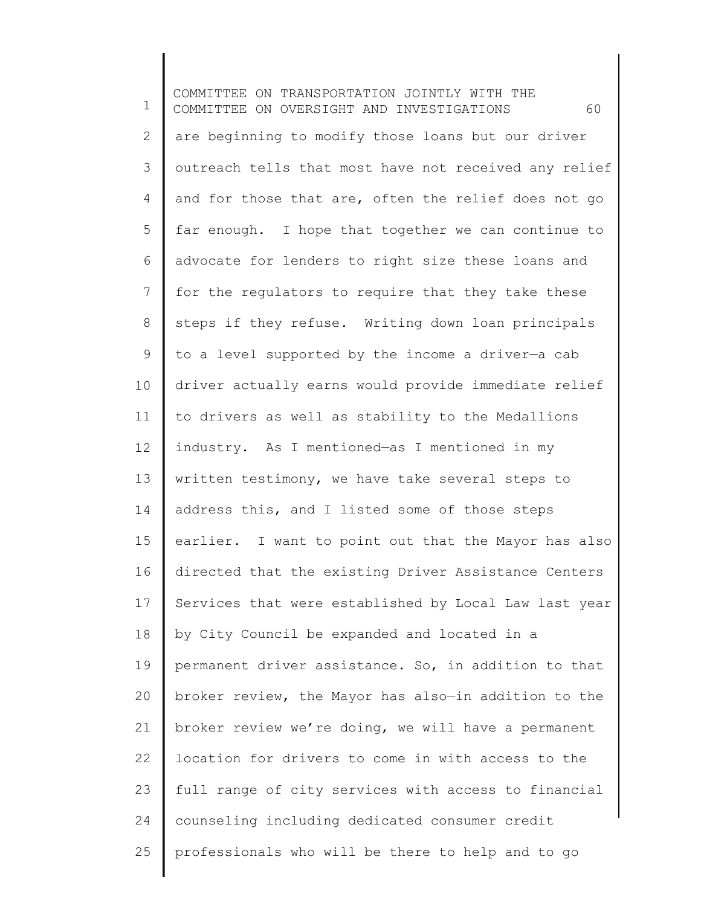are beginning to modify those loans but our driver outreach tells that most have not received any relief and for those that are, often the relief does not go far enough. I hope that together we can continue to advocate for lenders to right size these loans and for the regulators to require that they take these steps if they refuse. Writing down loan principals to a level supported by the income a driver—a cab driver actually earns would provide immediate relief to drivers as well as stability to the Medallions industry. As I mentioned—as I mentioned in my written testimony, we have take several steps to address this, and I listed some of those steps earlier. I want to point out that the Mayor has also directed that the existing Driver Assistance Centers Services that were established by Local Law last year by City Council be expanded and located in a permanent driver assistance. So, in addition to that broker review, the Mayor has also—in addition to the broker review we're doing, we will have a permanent location for drivers to come in with access to the full range of city services with access to financial counseling including dedicated consumer credit professionals who will be there to help and to go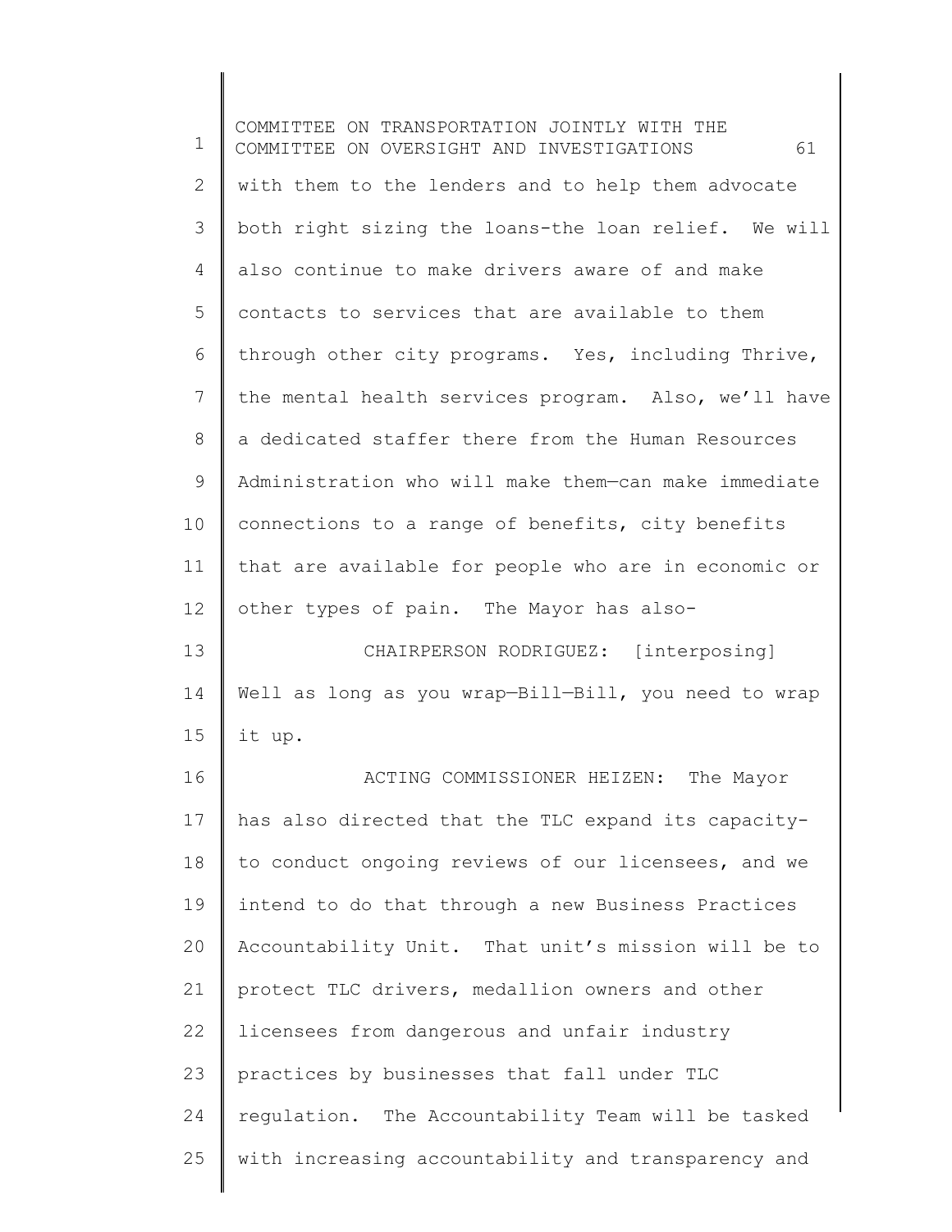with them to the lenders and to help them advocate both right sizing the loans-the loan relief. We will also continue to make drivers aware of and make contacts to services that are available to them through other city programs. Yes, including Thrive, the mental health services program. Also, we'll have a dedicated staffer there from the Human Resources Administration who will make them—can make immediate connections to a range of benefits, city benefits that are available for people who are in economic or other types of pain. The Mayor has also-

CHAIRPERSON RODRIGUEZ: [interposing] Well as long as you wrap—Bill—Bill, you need to wrap it up.

ACTING COMMISSIONER HEIZEN: The Mayor has also directed that the TLC expand its capacity-to conduct ongoing reviews of our licensees, and we intend to do that through a new Business Practices Accountability Unit. That unit's mission will be to protect TLC drivers, medallion owners and other licensees from dangerous and unfair industry practices by businesses that fall under TLC regulation. The Accountability Team will be tasked with increasing accountability and transparency and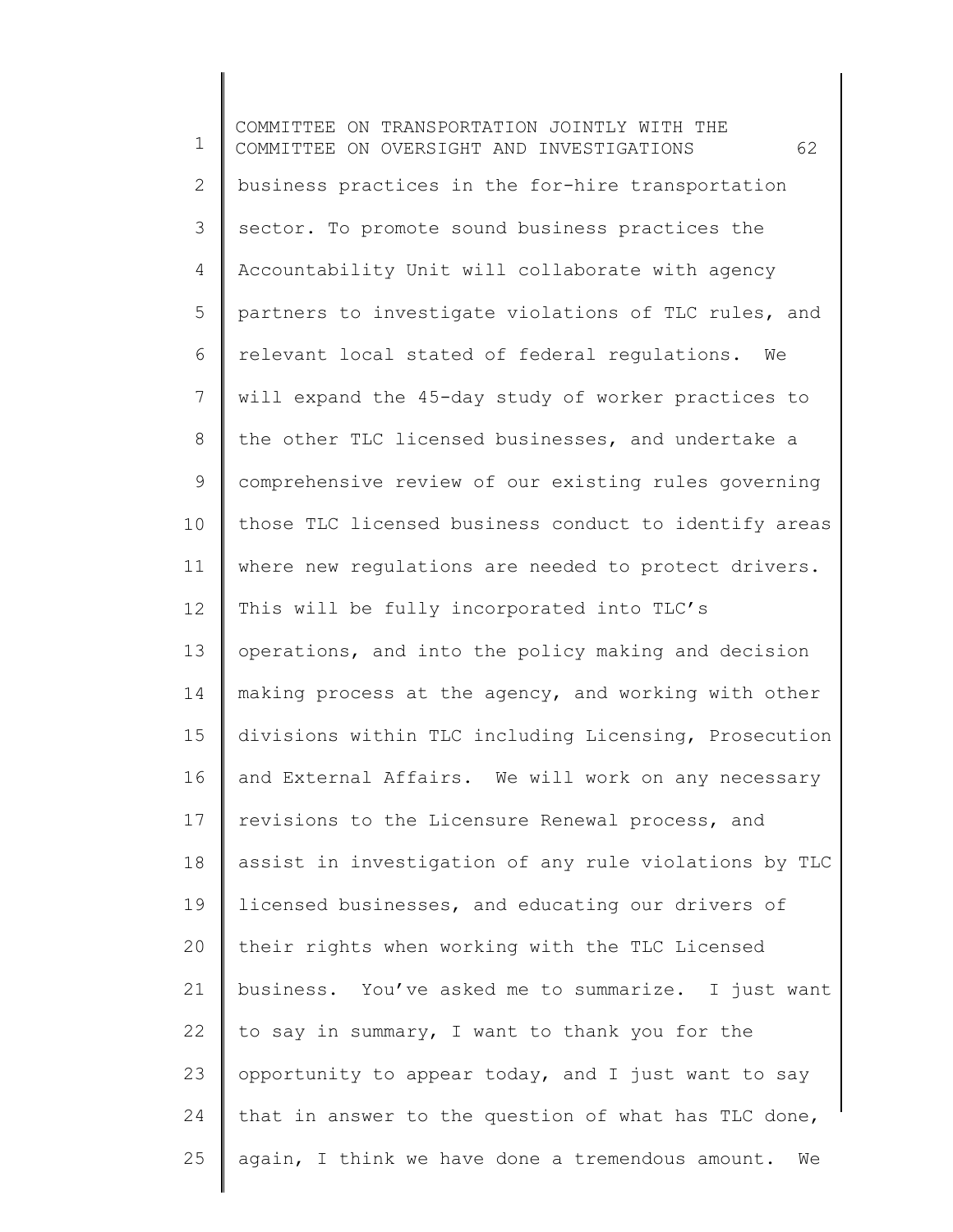business practices in the for-hire transportation sector. To promote sound business practices the Accountability Unit will collaborate with agency partners to investigate violations of TLC rules, and relevant local stated of federal regulations. We will expand the 45-day study of worker practices to the other TLC licensed businesses, and undertake a comprehensive review of our existing rules governing those TLC licensed business conduct to identify areas where new regulations are needed to protect drivers. This will be fully incorporated into TLC's operations, and into the policy making and decision making process at the agency, and working with other divisions within TLC including Licensing, Prosecution and External Affairs. We will work on any necessary revisions to the Licensure Renewal process, and assist in investigation of any rule violations by TLC licensed businesses, and educating our drivers of their rights when working with the TLC Licensed business. You've asked me to summarize. I just want to say in summary, I want to thank you for the opportunity to appear today, and I just want to say that in answer to the question of what has TLC done, again, I think we have done a tremendous amount. We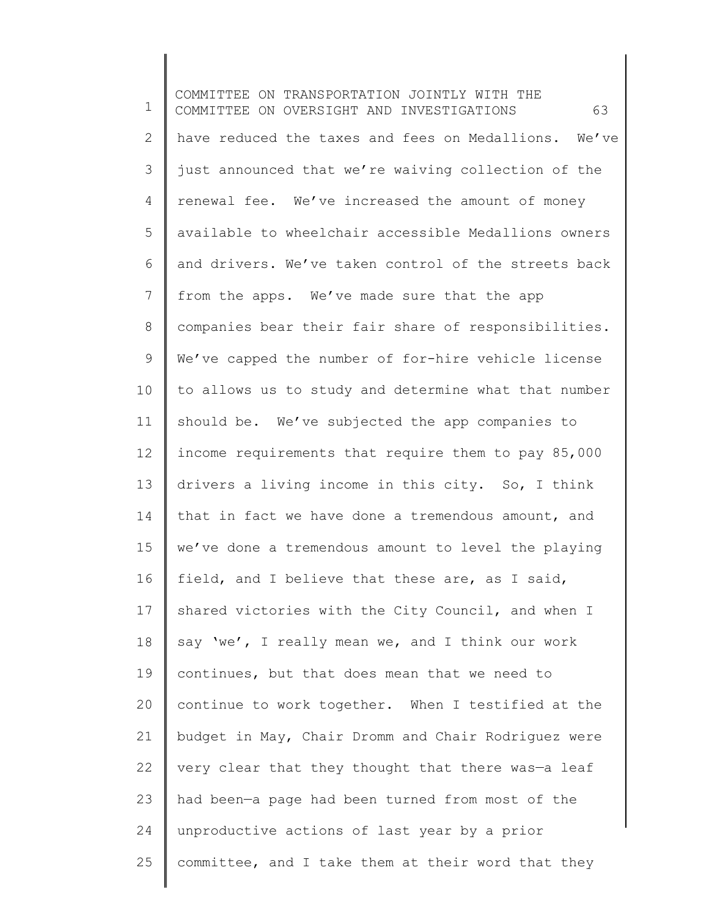have reduced the taxes and fees on Medallions. We've just announced that we're waiving collection of the renewal fee. We've increased the amount of money available to wheelchair accessible Medallions owners and drivers. We've taken control of the streets back from the apps. We've made sure that the app companies bear their fair share of responsibilities. We've capped the number of for-hire vehicle license to allows us to study and determine what that number should be. We've subjected the app companies to income requirements that require them to pay 85,000 drivers a living income in this city. So, I think that in fact we have done a tremendous amount, and we've done a tremendous amount to level the playing field, and I believe that these are, as I said, shared victories with the City Council, and when I say 'we', I really mean we, and I think our work continues, but that does mean that we need to continue to work together. When I testified at the budget in May, Chair Dromm and Chair Rodriguez were very clear that they thought that there was—a leaf had been—a page had been turned from most of the unproductive actions of last year by a prior committee, and I take them at their word that they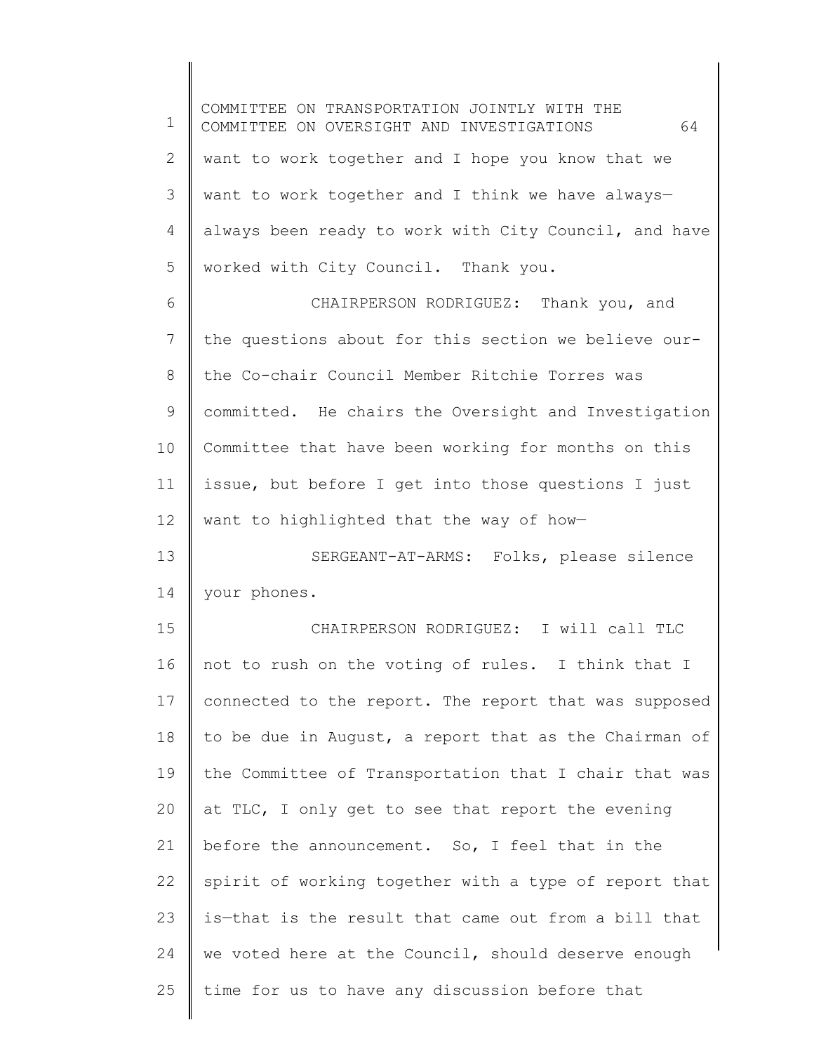want to work together and I hope you know that we want to work together and I think we have always—always been ready to work with City Council, and have worked with City Council. Thank you.

CHAIRPERSON RODRIGUEZ: Thank you, and the questions about for this section we believe our-the Co-chair Council Member Ritchie Torres was committed. He chairs the Oversight and Investigation Committee that have been working for months on this issue, but before I get into those questions I just want to highlighted that the way of how—

SERGEANT-AT-ARMS: Folks, please silence your phones.

CHAIRPERSON RODRIGUEZ: I will call TLC not to rush on the voting of rules. I think that I connected to the report. The report that was supposed to be due in August, a report that as the Chairman of the Committee of Transportation that I chair that was at TLC, I only get to see that report the evening before the announcement. So, I feel that in the spirit of working together with a type of report that is—that is the result that came out from a bill that we voted here at the Council, should deserve enough time for us to have any discussion before that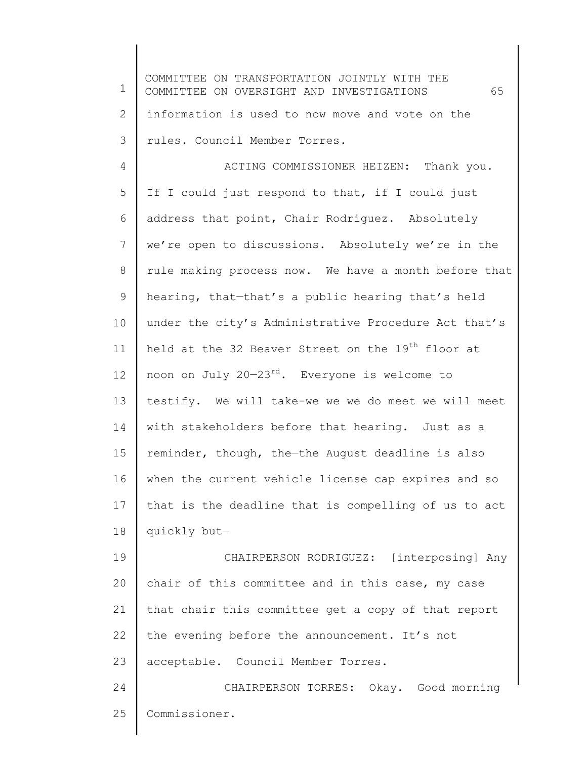information is used to now move and vote on the rules. Council Member Torres.

ACTING COMMISSIONER HEIZEN: Thank you. If I could just respond to that, if I could just address that point, Chair Rodriguez. Absolutely we're open to discussions. Absolutely we're in the rule making process now. We have a month before that hearing, that—that's a public hearing that's held under the city's Administrative Procedure Act that's held at the 32 Beaver Street on the 19th floor at noon on July 20—23rd. Everyone is welcome to testify. We will take-we—we—we do meet—we will meet with stakeholders before that hearing. Just as a reminder, though, the—the August deadline is also when the current vehicle license cap expires and so that is the deadline that is compelling of us to act quickly but—

CHAIRPERSON RODRIGUEZ: [interposing] Any chair of this committee and in this case, my case that chair this committee get a copy of that report the evening before the announcement. It's not acceptable. Council Member Torres.

CHAIRPERSON TORRES: Okay. Good morning Commissioner.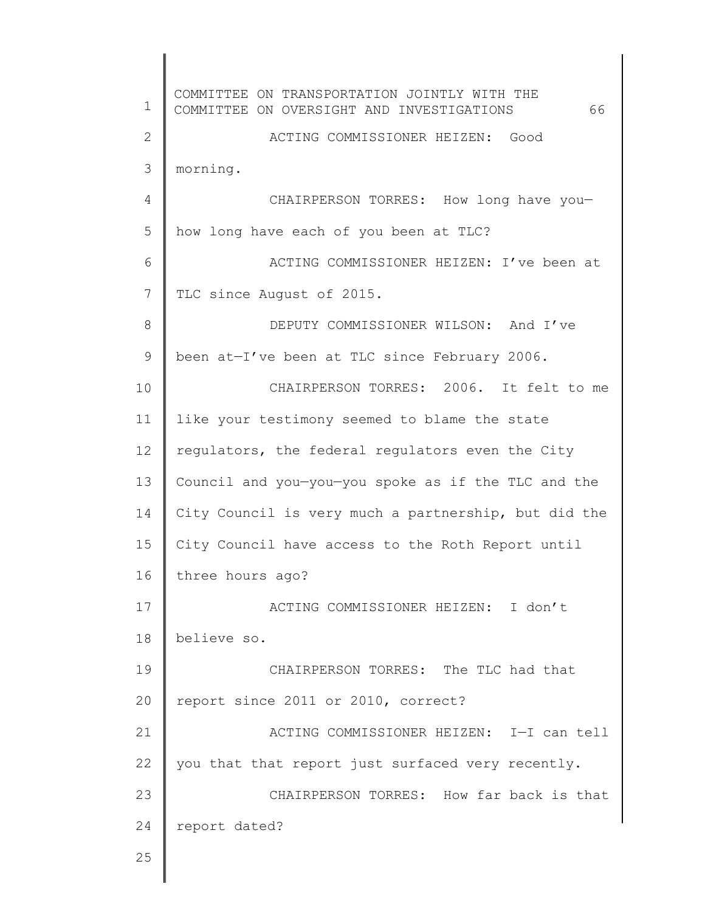ACTING COMMISSIONER HEIZEN: Good morning.

CHAIRPERSON TORRES: How long have you—how long have each of you been at TLC?

ACTING COMMISSIONER HEIZEN: I've been at TLC since August of 2015.

DEPUTY COMMISSIONER WILSON: And I've been at—I've been at TLC since February 2006.

CHAIRPERSON TORRES: 2006. It felt to me like your testimony seemed to blame the state regulators, the federal regulators even the City Council and you—you—you spoke as if the TLC and the City Council is very much a partnership, but did the City Council have access to the Roth Report until three hours ago?

ACTING COMMISSIONER HEIZEN: I don't believe so.

CHAIRPERSON TORRES: The TLC had that report since 2011 or 2010, correct?

ACTING COMMISSIONER HEIZEN: I—I can tell you that that report just surfaced very recently.

CHAIRPERSON TORRES: How far back is that report dated?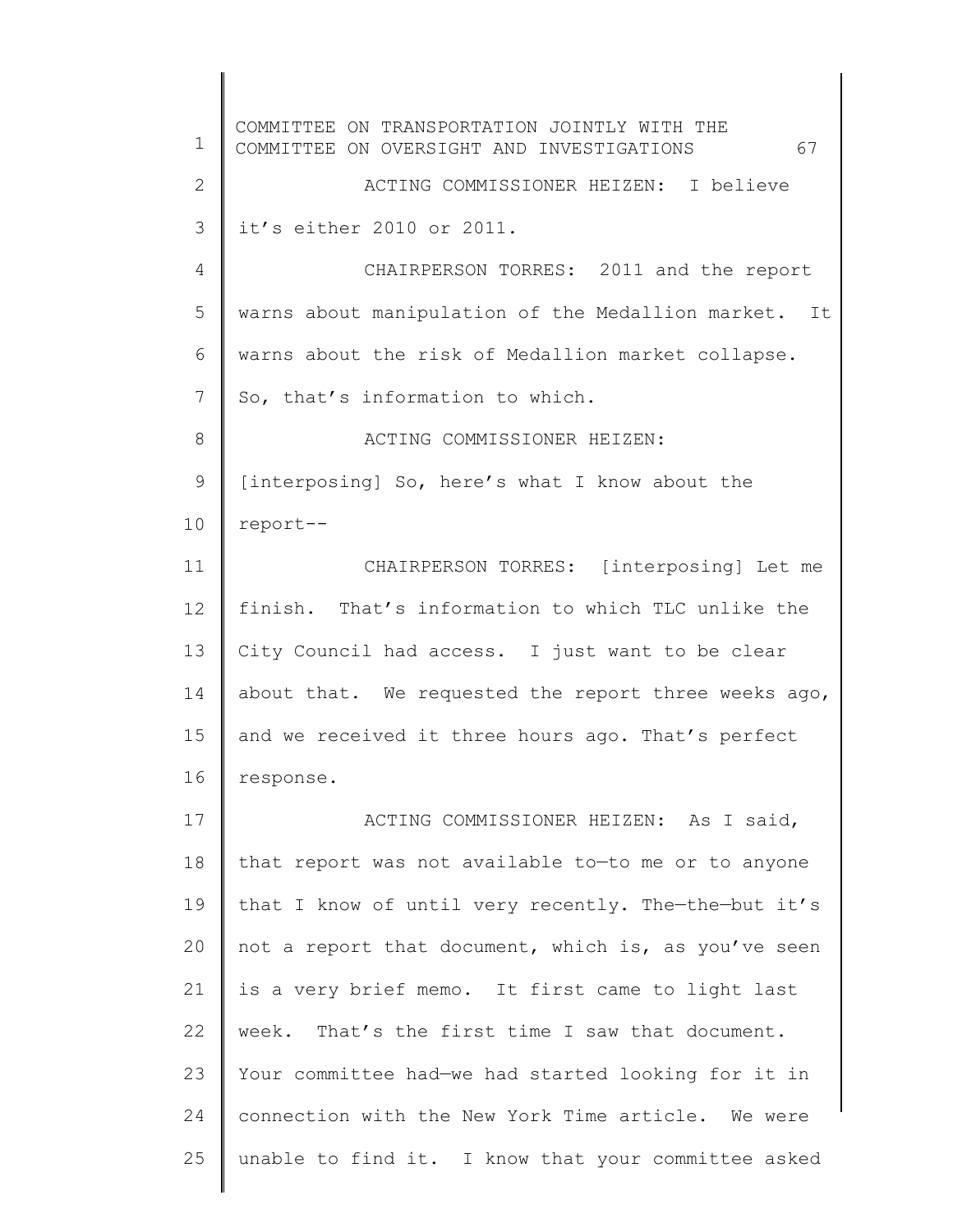ACTING COMMISSIONER HEIZEN: I believe it's either 2010 or 2011.

CHAIRPERSON TORRES: 2011 and the report warns about manipulation of the Medallion market. It warns about the risk of Medallion market collapse. So, that's information to which.

ACTING COMMISSIONER HEIZEN: [interposing] So, here's what I know about the report--

CHAIRPERSON TORRES: [interposing] Let me finish. That's information to which TLC unlike the City Council had access. I just want to be clear about that. We requested the report three weeks ago, and we received it three hours ago. That's perfect response.

ACTING COMMISSIONER HEIZEN: As I said, that report was not available to—to me or to anyone that I know of until very recently. The—the—but it's not a report that document, which is, as you've seen is a very brief memo. It first came to light last week. That's the first time I saw that document. Your committee had—we had started looking for it in connection with the New York Time article. We were unable to find it. I know that your committee asked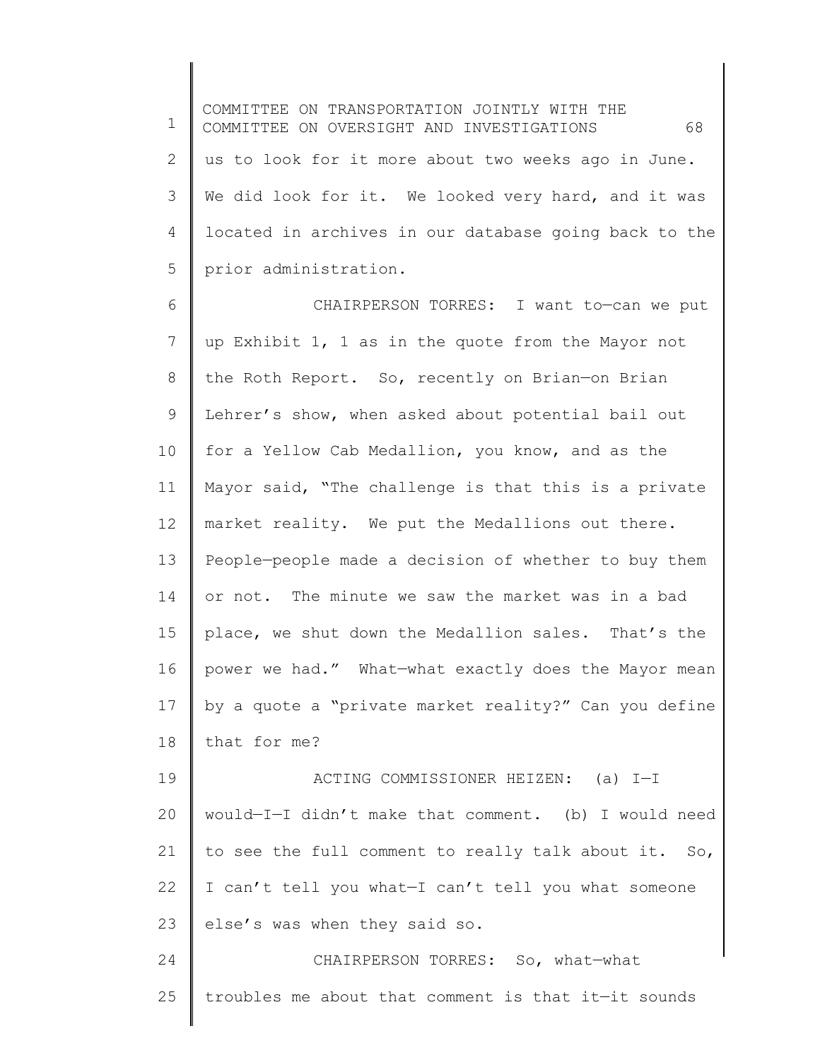us to look for it more about two weeks ago in June. We did look for it. We looked very hard, and it was located in archives in our database going back to the prior administration.

CHAIRPERSON TORRES: I want to—can we put up Exhibit 1, 1 as in the quote from the Mayor not the Roth Report. So, recently on Brian—on Brian Lehrer's show, when asked about potential bail out for a Yellow Cab Medallion, you know, and as the Mayor said, "The challenge is that this is a private market reality. We put the Medallions out there. People—people made a decision of whether to buy them or not. The minute we saw the market was in a bad place, we shut down the Medallion sales. That's the power we had." What—what exactly does the Mayor mean by a quote a "private market reality?" Can you define that for me?

ACTING COMMISSIONER HEIZEN: (a) I—I would—I—I didn't make that comment. (b) I would need to see the full comment to really talk about it. So, I can't tell you what—I can't tell you what someone else's was when they said so.

CHAIRPERSON TORRES: So, what—what troubles me about that comment is that it—it sounds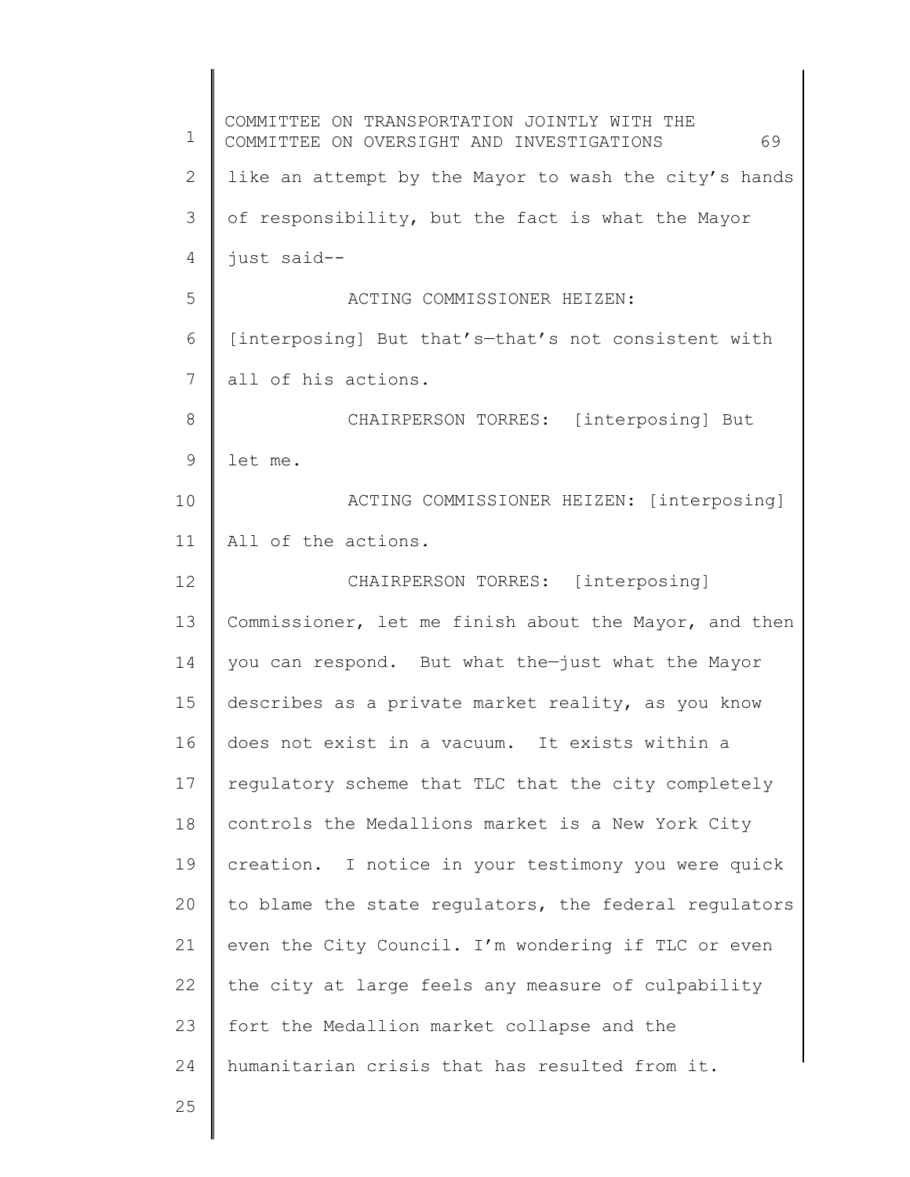like an attempt by the Mayor to wash the city's hands of responsibility, but the fact is what the Mayor just said--

ACTING COMMISSIONER HEIZEN: [interposing] But that's—that's not consistent with all of his actions.

CHAIRPERSON TORRES: [interposing] But let me.

ACTING COMMISSIONER HEIZEN: [interposing] All of the actions.

CHAIRPERSON TORRES: [interposing] Commissioner, let me finish about the Mayor, and then you can respond. But what the—just what the Mayor describes as a private market reality, as you know does not exist in a vacuum. It exists within a regulatory scheme that TLC that the city completely controls the Medallions market is a New York City creation. I notice in your testimony you were quick to blame the state regulators, the federal regulators even the City Council. I'm wondering if TLC or even the city at large feels any measure of culpability fort the Medallion market collapse and the humanitarian crisis that has resulted from it.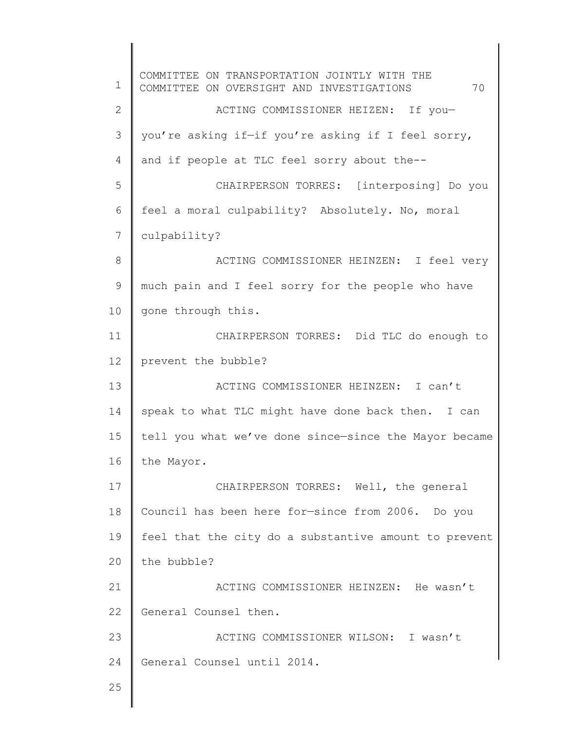ACTING COMMISSIONER HEIZEN: If you—you're asking if—if you're asking if I feel sorry, and if people at TLC feel sorry about the--

CHAIRPERSON TORRES: [interposing] Do you feel a moral culpability? Absolutely. No, moral culpability?

ACTING COMMISSIONER HEINZEN: I feel very much pain and I feel sorry for the people who have gone through this.

CHAIRPERSON TORRES: Did TLC do enough to prevent the bubble?

ACTING COMMISSIONER HEINZEN: I can't speak to what TLC might have done back then. I can tell you what we've done since—since the Mayor became the Mayor.

CHAIRPERSON TORRES: Well, the general Council has been here for—since from 2006. Do you feel that the city do a substantive amount to prevent the bubble?

ACTING COMMISSIONER HEINZEN: He wasn't General Counsel then.

ACTING COMMISSIONER WILSON: I wasn't General Counsel until 2014.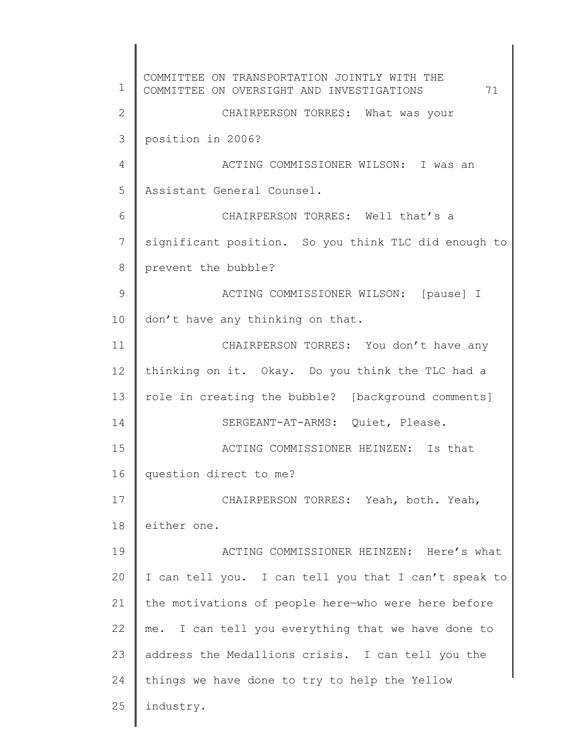CHAIRPERSON TORRES: What was your position in 2006?

ACTING COMMISSIONER WILSON: I was an Assistant General Counsel.

CHAIRPERSON TORRES: Well that's a significant position. So you think TLC did enough to prevent the bubble?

ACTING COMMISSIONER WILSON: [pause] I don't have any thinking on that.

CHAIRPERSON TORRES: You don't have any thinking on it. Okay. Do you think the TLC had a role in creating the bubble? [background comments]

SERGEANT-AT-ARMS: Quiet, Please.

ACTING COMMISSIONER HEINZEN: Is that question direct to me?

CHAIRPERSON TORRES: Yeah, both. Yeah, either one.

ACTING COMMISSIONER HEINZEN: Here's what I can tell you. I can tell you that I can't speak to the motivations of people here—who were here before me. I can tell you everything that we have done to address the Medallions crisis. I can tell you the things we have done to try to help the Yellow industry.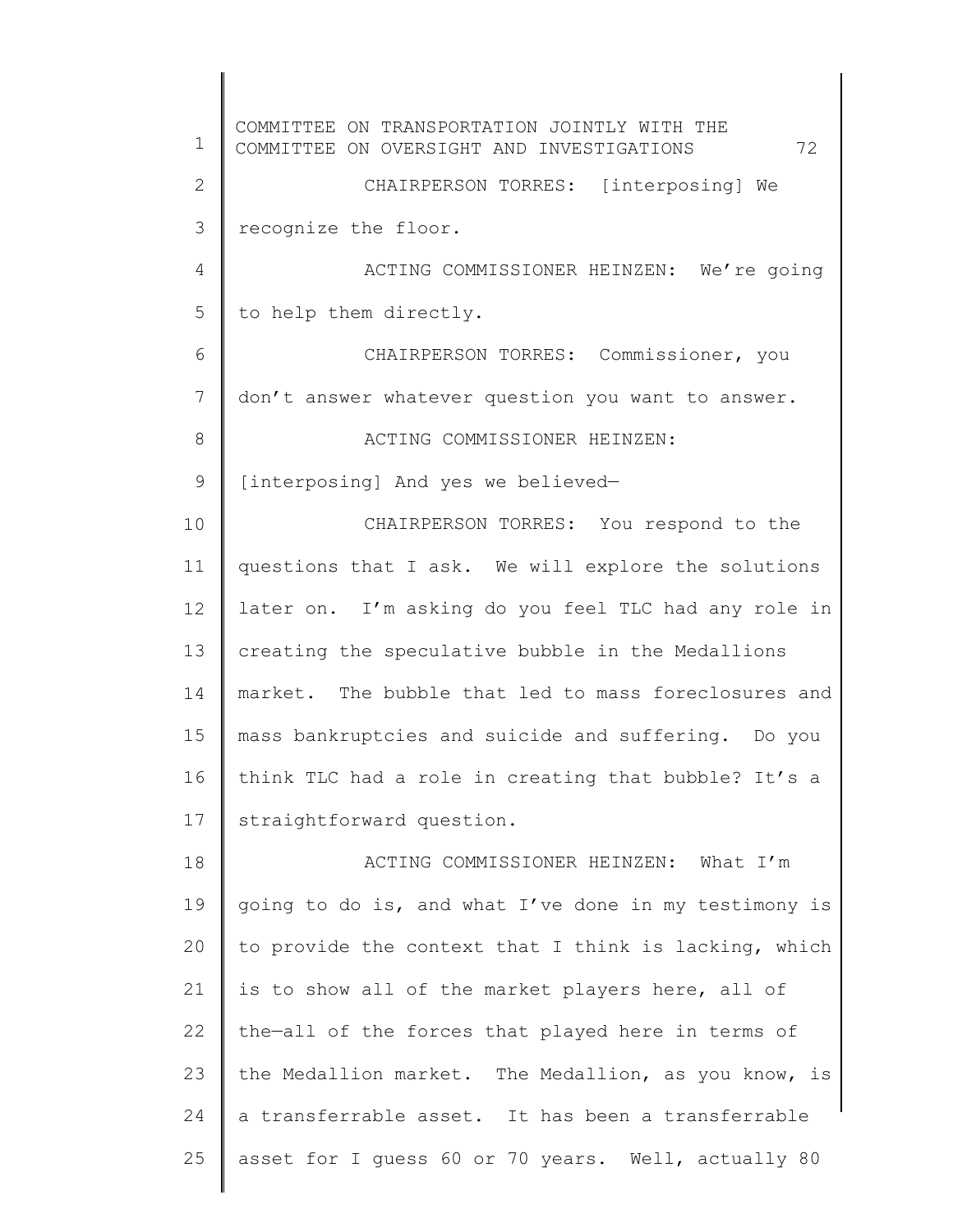CHAIRPERSON TORRES: [interposing] We recognize the floor.

ACTING COMMISSIONER HEINZEN: We're going to help them directly.

CHAIRPERSON TORRES: Commissioner, you don't answer whatever question you want to answer.

ACTING COMMISSIONER HEINZEN: [interposing] And yes we believed—

CHAIRPERSON TORRES: You respond to the questions that I ask. We will explore the solutions later on. I'm asking do you feel TLC had any role in creating the speculative bubble in the Medallions market. The bubble that led to mass foreclosures and mass bankruptcies and suicide and suffering. Do you think TLC had a role in creating that bubble? It's a straightforward question.

ACTING COMMISSIONER HEINZEN: What I'm going to do is, and what I've done in my testimony is to provide the context that I think is lacking, which is to show all of the market players here, all of the—all of the forces that played here in terms of the Medallion market. The Medallion, as you know, is a transferrable asset. It has been a transferrable asset for I guess 60 or 70 years. Well, actually 80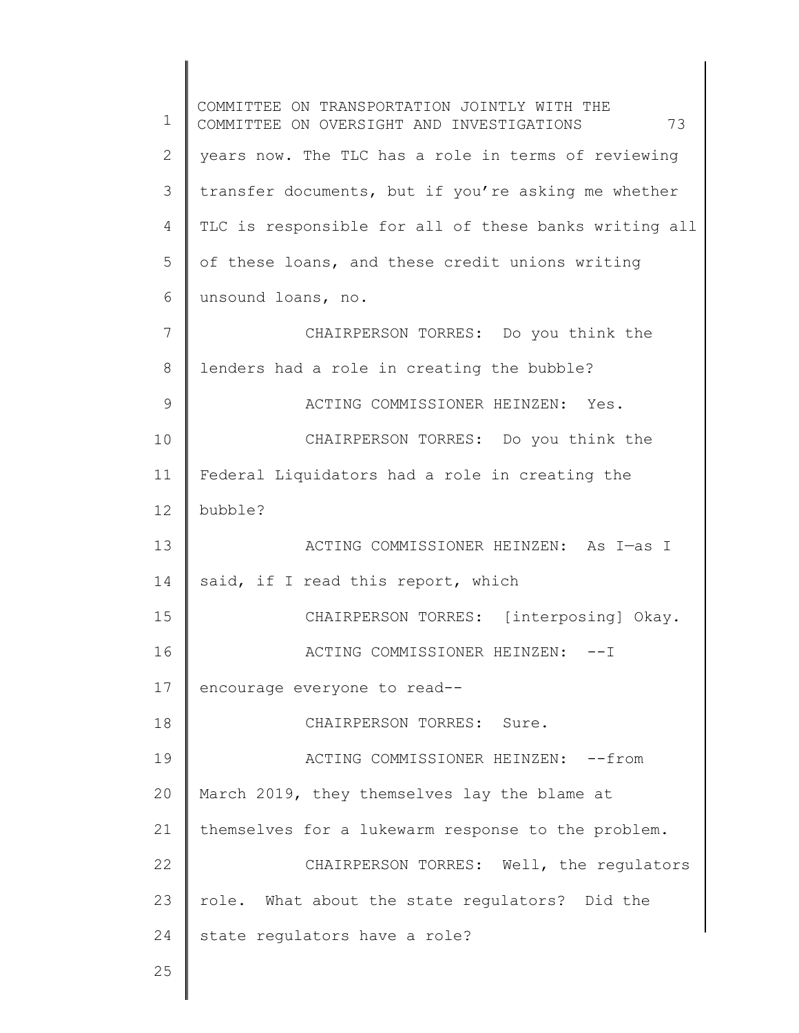years now. The TLC has a role in terms of reviewing transfer documents, but if you're asking me whether TLC is responsible for all of these banks writing all of these loans, and these credit unions writing unsound loans, no.

CHAIRPERSON TORRES: Do you think the lenders had a role in creating the bubble?

ACTING COMMISSIONER HEINZEN: Yes.

CHAIRPERSON TORRES: Do you think the Federal Liquidators had a role in creating the bubble?

ACTING COMMISSIONER HEINZEN: As I—as I said, if I read this report, which

CHAIRPERSON TORRES: [interposing] Okay.

ACTING COMMISSIONER HEINZEN: --I encourage everyone to read--

CHAIRPERSON TORRES: Sure.

ACTING COMMISSIONER HEINZEN: --from March 2019, they themselves lay the blame at themselves for a lukewarm response to the problem.

CHAIRPERSON TORRES: Well, the regulators role. What about the state regulators? Did the state regulators have a role?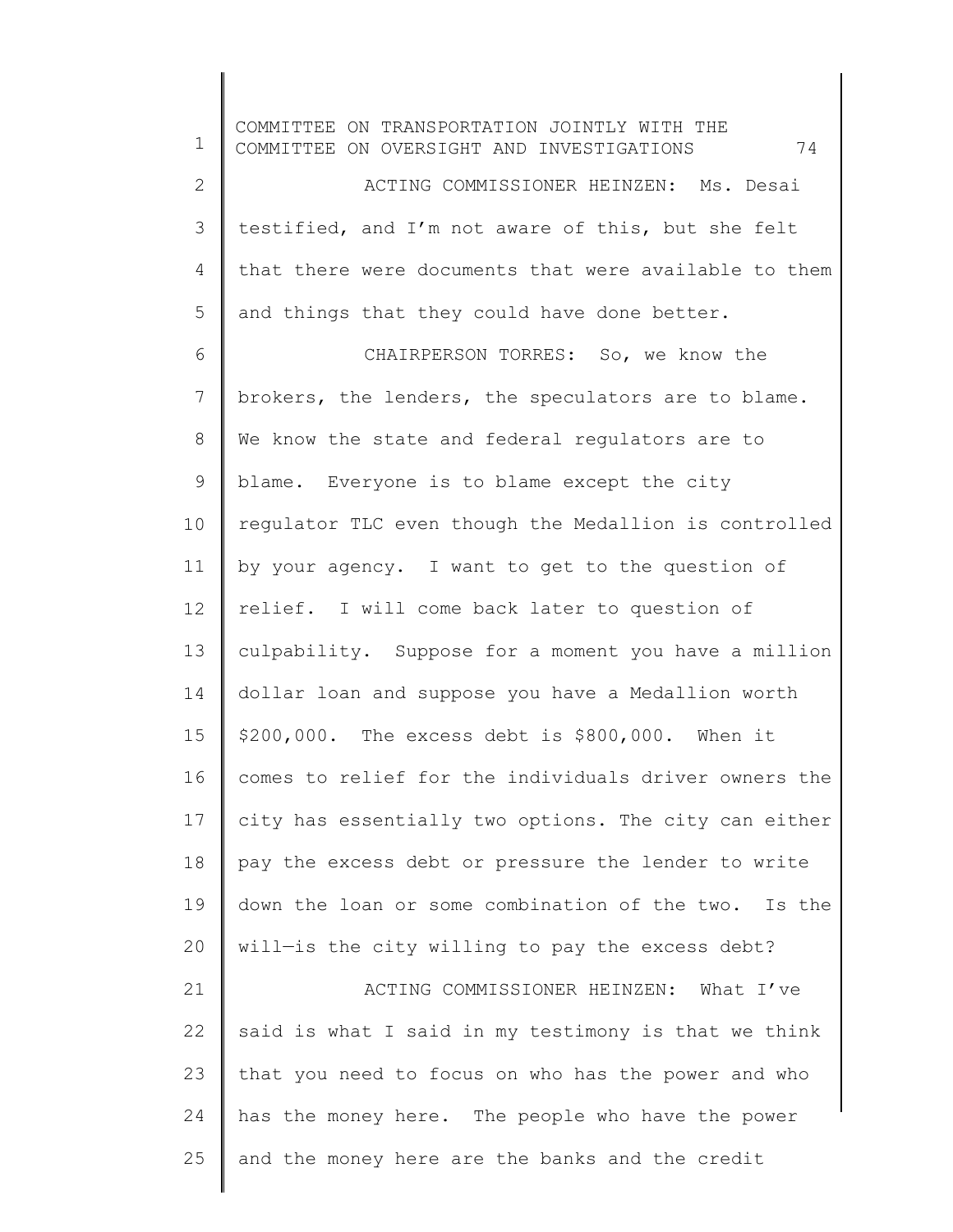ACTING COMMISSIONER HEINZEN: Ms. Desai testified, and I'm not aware of this, but she felt that there were documents that were available to them and things that they could have done better.

CHAIRPERSON TORRES: So, we know the brokers, the lenders, the speculators are to blame. We know the state and federal regulators are to blame. Everyone is to blame except the city regulator TLC even though the Medallion is controlled by your agency. I want to get to the question of relief. I will come back later to question of culpability. Suppose for a moment you have a million dollar loan and suppose you have a Medallion worth $200,000. The excess debt is $800,000. When it comes to relief for the individuals driver owners the city has essentially two options. The city can either pay the excess debt or pressure the lender to write down the loan or some combination of the two. Is the will—is the city willing to pay the excess debt?

ACTING COMMISSIONER HEINZEN: What I've said is what I said in my testimony is that we think that you need to focus on who has the power and who has the money here. The people who have the power and the money here are the banks and the credit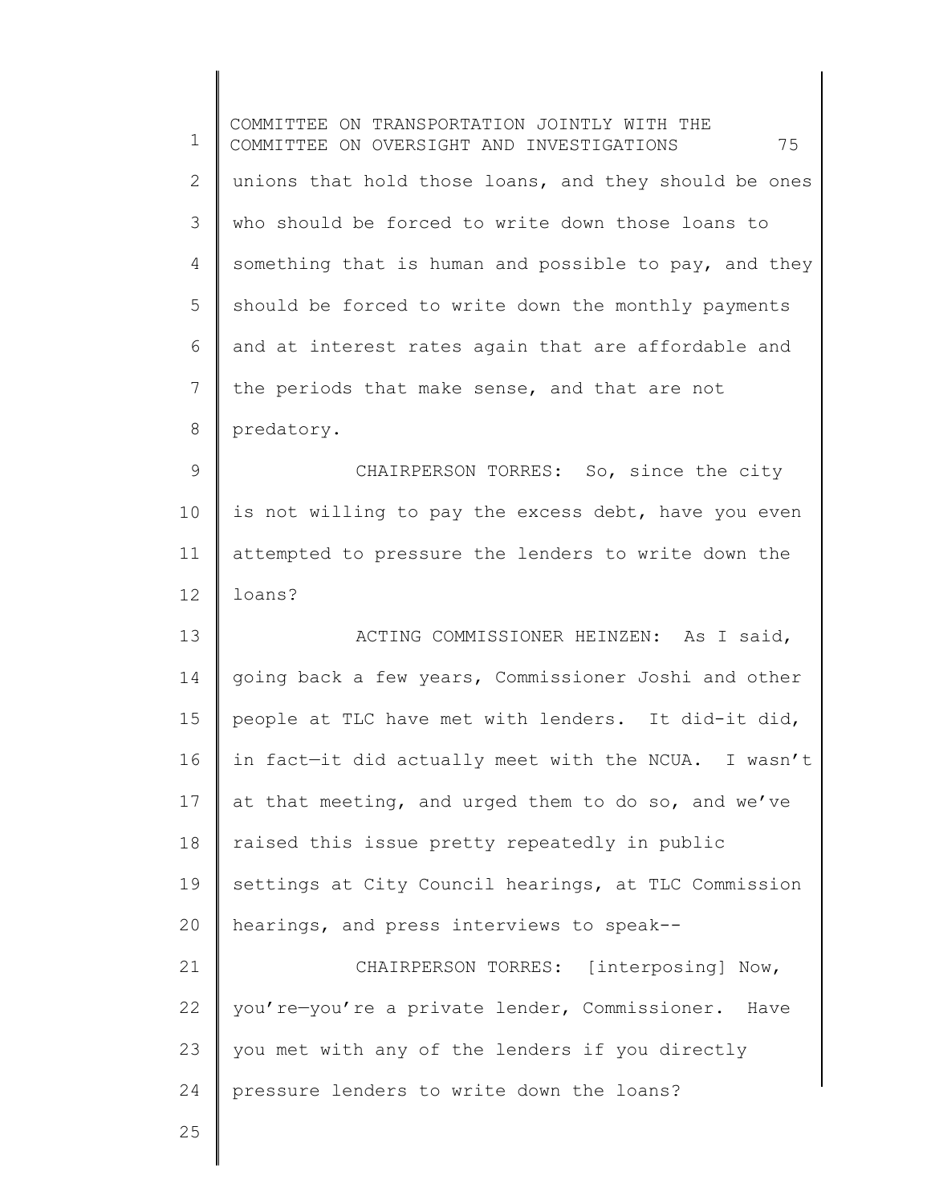unions that hold those loans, and they should be ones who should be forced to write down those loans to something that is human and possible to pay, and they should be forced to write down the monthly payments and at interest rates again that are affordable and the periods that make sense, and that are not predatory.

CHAIRPERSON TORRES: So, since the city is not willing to pay the excess debt, have you even attempted to pressure the lenders to write down the loans?

ACTING COMMISSIONER HEINZEN: As I said, going back a few years, Commissioner Joshi and other people at TLC have met with lenders. It did-it did, in fact—it did actually meet with the NCUA. I wasn't at that meeting, and urged them to do so, and we've raised this issue pretty repeatedly in public settings at City Council hearings, at TLC Commission hearings, and press interviews to speak--

CHAIRPERSON TORRES: [interposing] Now, you're—you're a private lender, Commissioner. Have you met with any of the lenders if you directly pressure lenders to write down the loans?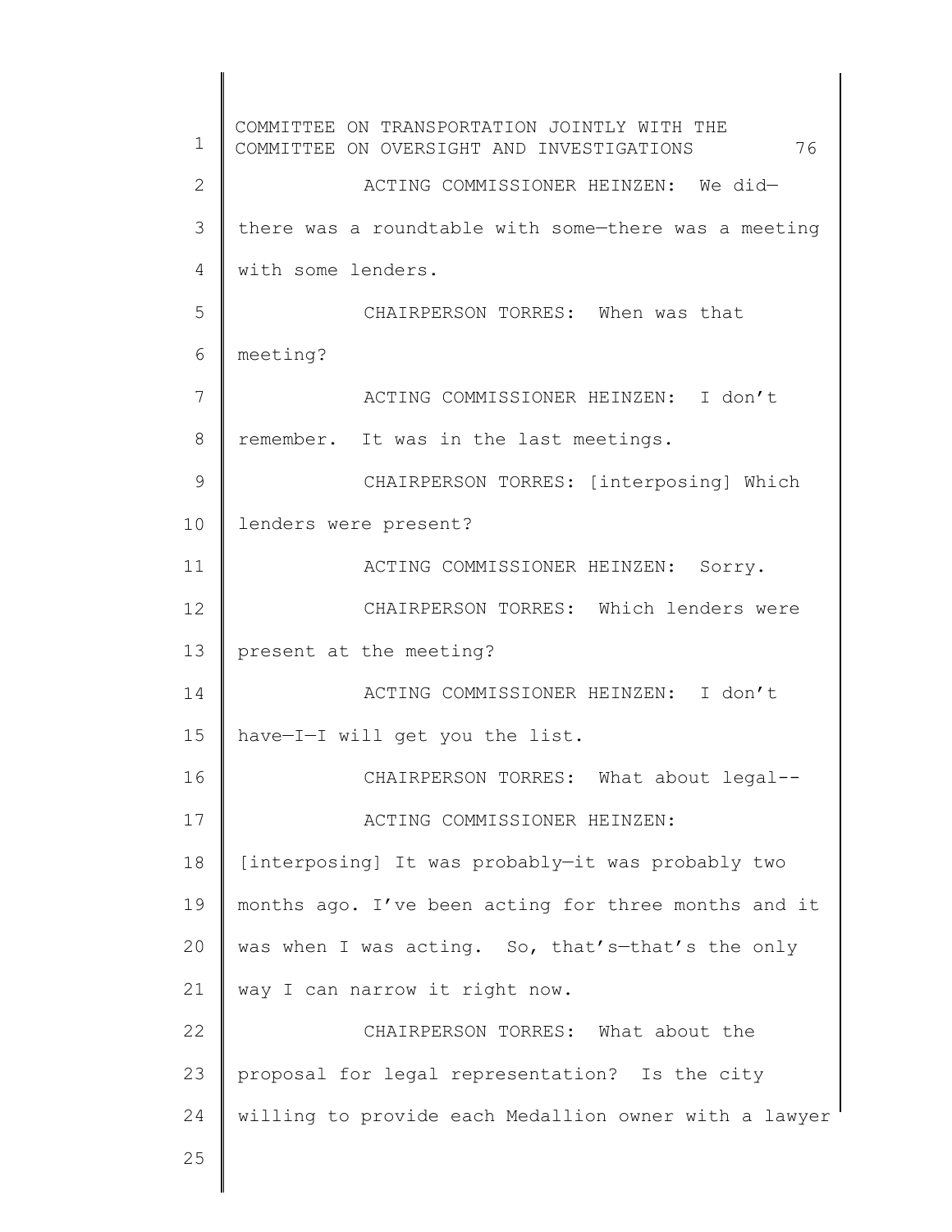ACTING COMMISSIONER HEINZEN: We did—there was a roundtable with some—there was a meeting with some lenders.

CHAIRPERSON TORRES: When was that meeting?

ACTING COMMISSIONER HEINZEN: I don't remember. It was in the last meetings.

CHAIRPERSON TORRES: [interposing] Which lenders were present?

ACTING COMMISSIONER HEINZEN: Sorry.

CHAIRPERSON TORRES: Which lenders were present at the meeting?

ACTING COMMISSIONER HEINZEN: I don't have—I—I will get you the list.

CHAIRPERSON TORRES: What about legal--

ACTING COMMISSIONER HEINZEN: [interposing] It was probably—it was probably two months ago. I've been acting for three months and it was when I was acting. So, that's—that's the only way I can narrow it right now.

CHAIRPERSON TORRES: What about the proposal for legal representation? Is the city willing to provide each Medallion owner with a lawyer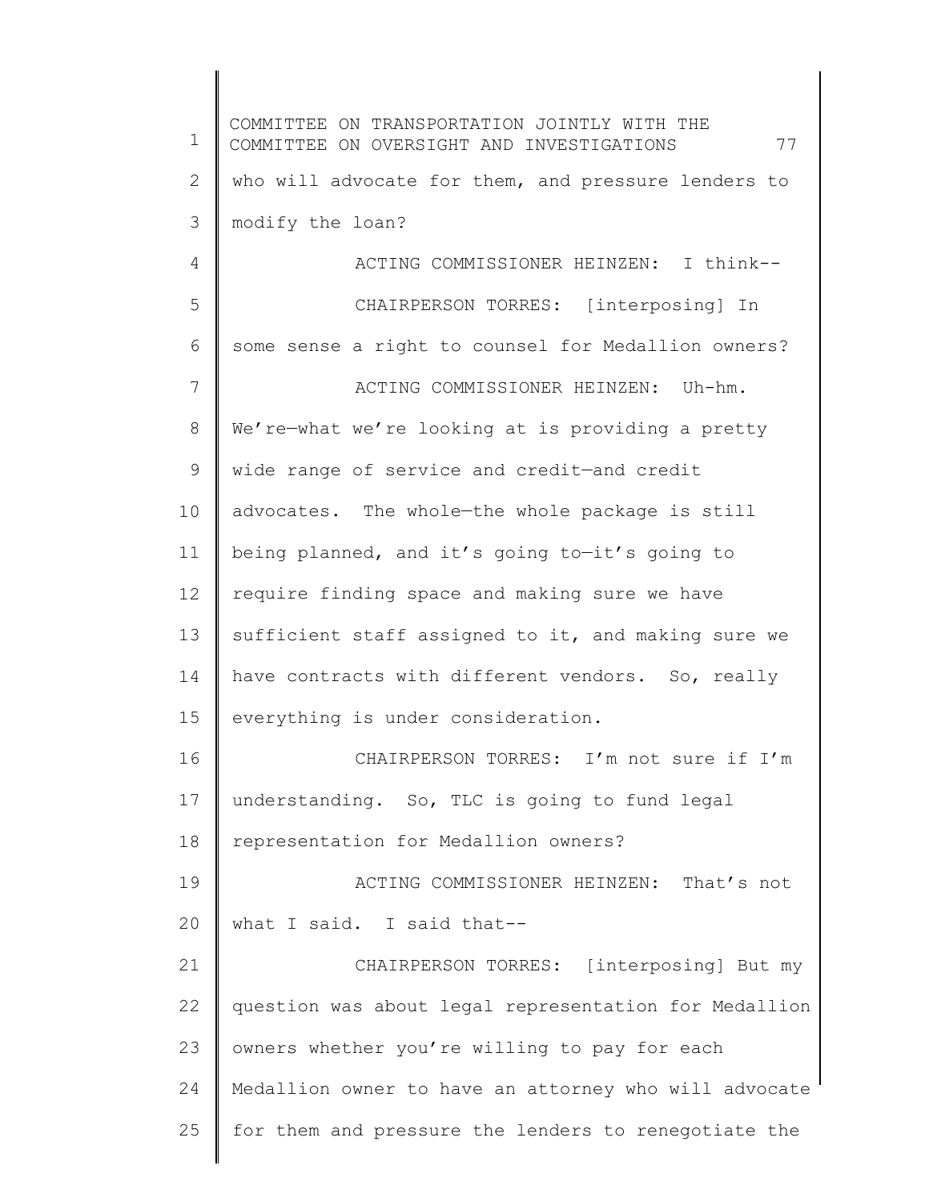who will advocate for them, and pressure lenders to modify the loan?

ACTING COMMISSIONER HEINZEN: I think--

CHAIRPERSON TORRES: [interposing] In some sense a right to counsel for Medallion owners?

ACTING COMMISSIONER HEINZEN: Uh-hm. We're—what we're looking at is providing a pretty wide range of service and credit—and credit advocates. The whole—the whole package is still being planned, and it's going to—it's going to require finding space and making sure we have sufficient staff assigned to it, and making sure we have contracts with different vendors. So, really everything is under consideration.

CHAIRPERSON TORRES: I'm not sure if I'm understanding. So, TLC is going to fund legal representation for Medallion owners?

ACTING COMMISSIONER HEINZEN: That's not what I said. I said that--

CHAIRPERSON TORRES: [interposing] But my question was about legal representation for Medallion owners whether you're willing to pay for each Medallion owner to have an attorney who will advocate for them and pressure the lenders to renegotiate the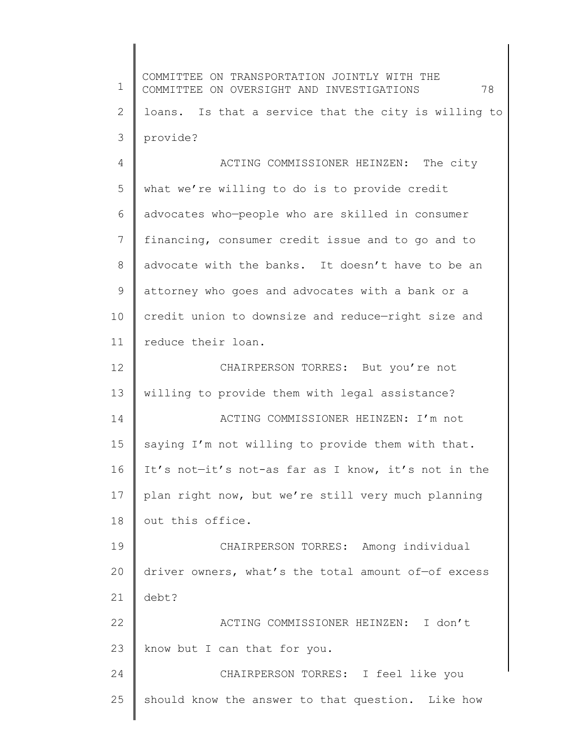loans. Is that a service that the city is willing to provide?

ACTING COMMISSIONER HEINZEN: The city what we're willing to do is to provide credit advocates who—people who are skilled in consumer financing, consumer credit issue and to go and to advocate with the banks. It doesn't have to be an attorney who goes and advocates with a bank or a credit union to downsize and reduce—right size and reduce their loan.

CHAIRPERSON TORRES: But you're not willing to provide them with legal assistance?

ACTING COMMISSIONER HEINZEN: I'm not saying I'm not willing to provide them with that. It's not—it's not-as far as I know, it's not in the plan right now, but we're still very much planning out this office.

CHAIRPERSON TORRES: Among individual driver owners, what's the total amount of—of excess debt?

ACTING COMMISSIONER HEINZEN: I don't know but I can that for you.

CHAIRPERSON TORRES: I feel like you should know the answer to that question. Like how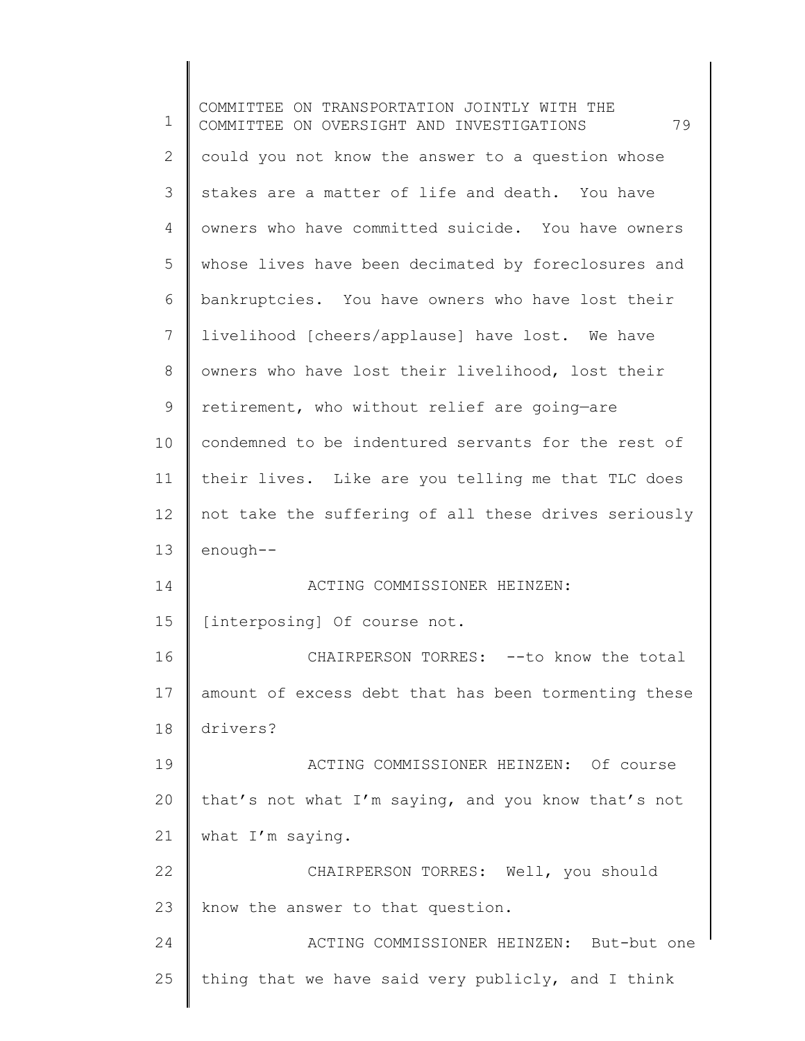could you not know the answer to a question whose stakes are a matter of life and death. You have owners who have committed suicide. You have owners whose lives have been decimated by foreclosures and bankruptcies. You have owners who have lost their livelihood [cheers/applause] have lost. We have owners who have lost their livelihood, lost their retirement, who without relief are going—are condemned to be indentured servants for the rest of their lives. Like are you telling me that TLC does not take the suffering of all these drives seriously enough--

ACTING COMMISSIONER HEINZEN: [interposing] Of course not.

CHAIRPERSON TORRES: --to know the total amount of excess debt that has been tormenting these drivers?

ACTING COMMISSIONER HEINZEN: Of course that's not what I'm saying, and you know that's not what I'm saying.

CHAIRPERSON TORRES: Well, you should know the answer to that question.

ACTING COMMISSIONER HEINZEN: But-but one thing that we have said very publicly, and I think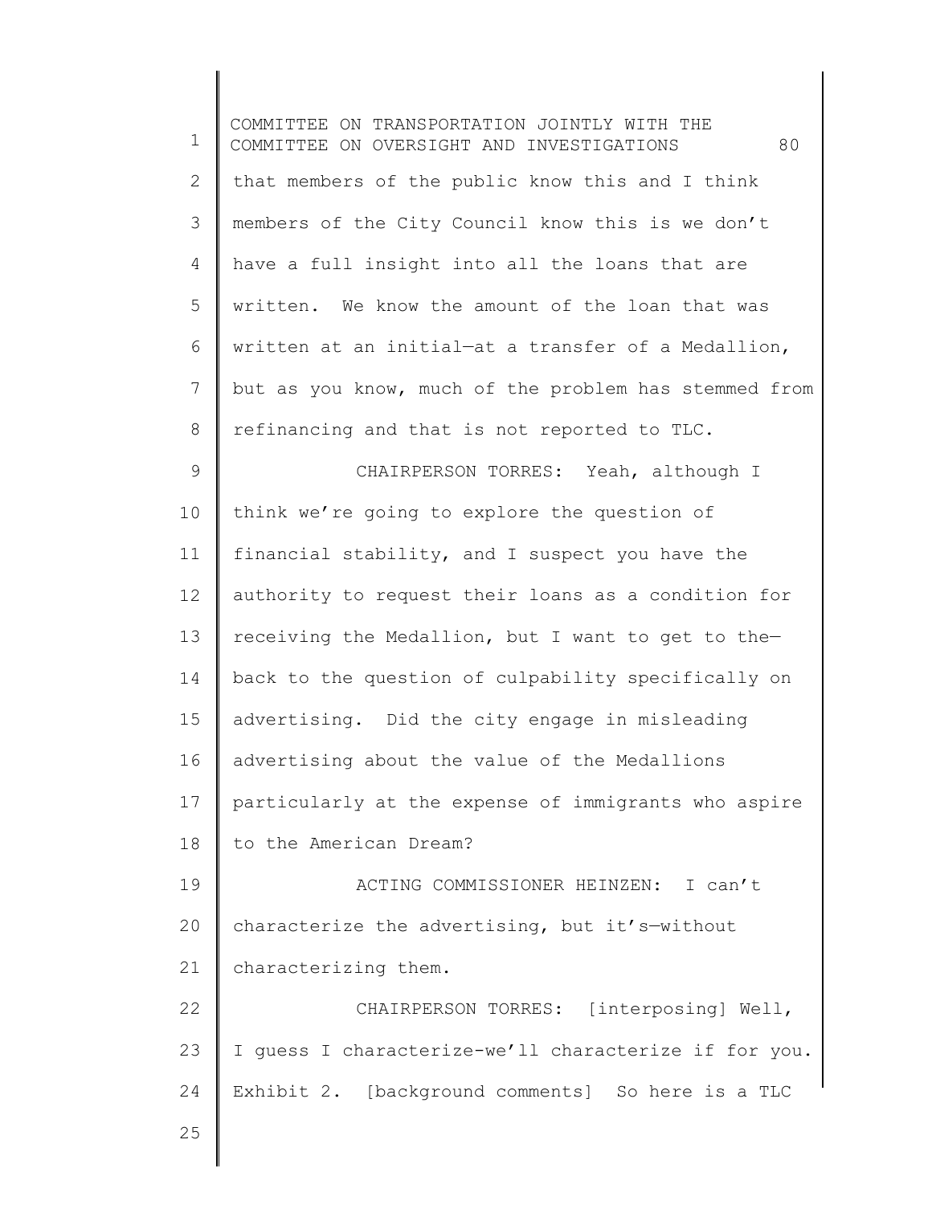that members of the public know this and I think members of the City Council know this is we don't have a full insight into all the loans that are written. We know the amount of the loan that was written at an initial—at a transfer of a Medallion, but as you know, much of the problem has stemmed from refinancing and that is not reported to TLC.

CHAIRPERSON TORRES: Yeah, although I think we're going to explore the question of financial stability, and I suspect you have the authority to request their loans as a condition for receiving the Medallion, but I want to get to the—back to the question of culpability specifically on advertising. Did the city engage in misleading advertising about the value of the Medallions particularly at the expense of immigrants who aspire to the American Dream?

ACTING COMMISSIONER HEINZEN: I can't characterize the advertising, but it's—without characterizing them.

CHAIRPERSON TORRES: [interposing] Well, I guess I characterize-we'll characterize if for you. Exhibit 2. [background comments] So here is a TLC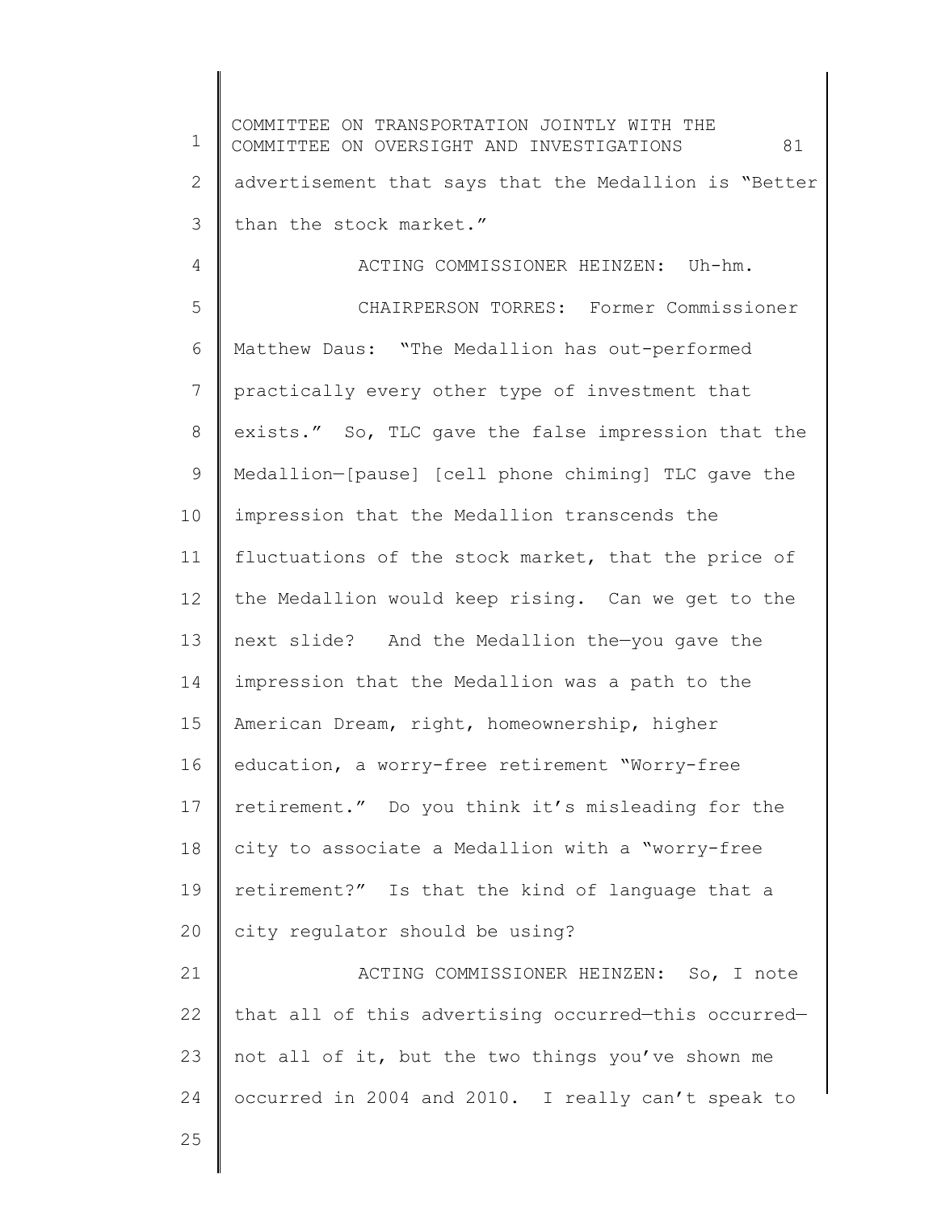advertisement that says that the Medallion is "Better than the stock market."

ACTING COMMISSIONER HEINZEN: Uh-hm.

CHAIRPERSON TORRES: Former Commissioner Matthew Daus: "The Medallion has out-performed practically every other type of investment that exists." So, TLC gave the false impression that the Medallion—[pause] [cell phone chiming] TLC gave the impression that the Medallion transcends the fluctuations of the stock market, that the price of the Medallion would keep rising. Can we get to the next slide? And the Medallion the—you gave the impression that the Medallion was a path to the American Dream, right, homeownership, higher education, a worry-free retirement "Worry-free retirement." Do you think it's misleading for the city to associate a Medallion with a "worry-free retirement?" Is that the kind of language that a city regulator should be using?

ACTING COMMISSIONER HEINZEN: So, I note that all of this advertising occurred—this occurred—not all of it, but the two things you've shown me occurred in 2004 and 2010. I really can't speak to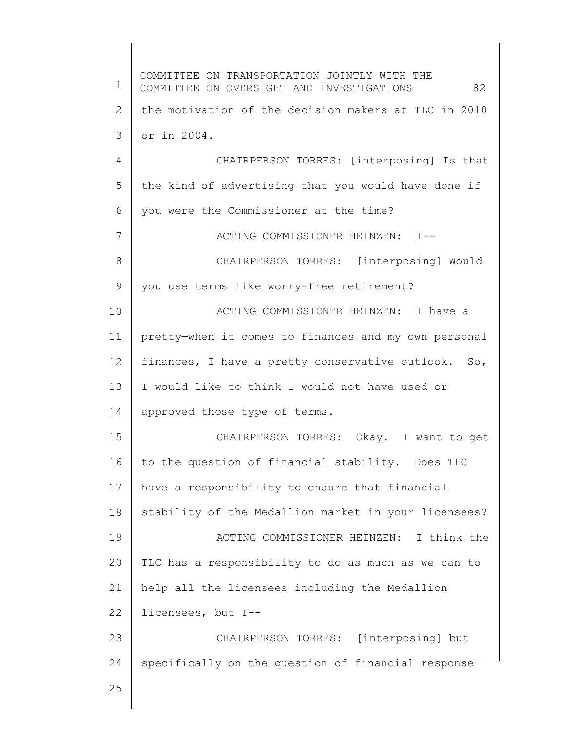the motivation of the decision makers at TLC in 2010 or in 2004.

CHAIRPERSON TORRES: [interposing] Is that the kind of advertising that you would have done if you were the Commissioner at the time?

ACTING COMMISSIONER HEINZEN: I--

CHAIRPERSON TORRES: [interposing] Would you use terms like worry-free retirement?

ACTING COMMISSIONER HEINZEN: I have a pretty—when it comes to finances and my own personal finances, I have a pretty conservative outlook. So, I would like to think I would not have used or approved those type of terms.

CHAIRPERSON TORRES: Okay. I want to get to the question of financial stability. Does TLC have a responsibility to ensure that financial stability of the Medallion market in your licensees?

ACTING COMMISSIONER HEINZEN: I think the TLC has a responsibility to do as much as we can to help all the licensees including the Medallion licensees, but I--

CHAIRPERSON TORRES: [interposing] but specifically on the question of financial response—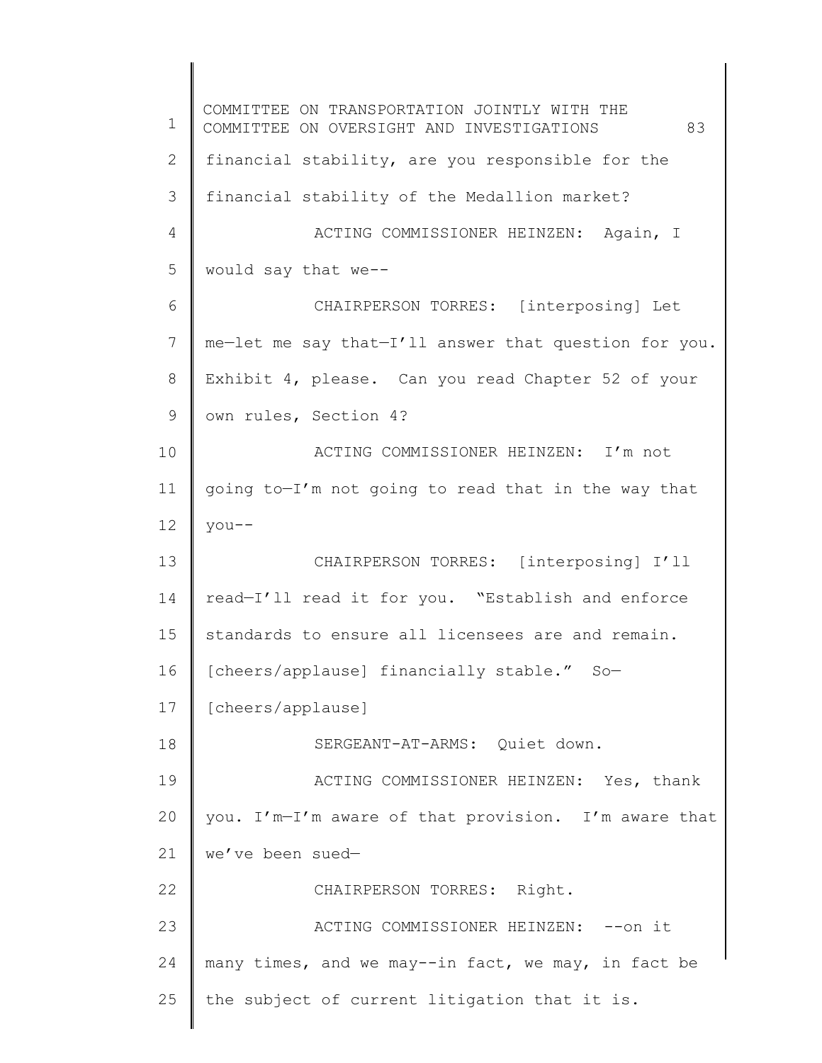financial stability, are you responsible for the financial stability of the Medallion market?

ACTING COMMISSIONER HEINZEN: Again, I would say that we--

CHAIRPERSON TORRES: [interposing] Let me—let me say that—I'll answer that question for you. Exhibit 4, please. Can you read Chapter 52 of your own rules, Section 4?

ACTING COMMISSIONER HEINZEN: I'm not going to—I'm not going to read that in the way that you--

CHAIRPERSON TORRES: [interposing] I'll read—I'll read it for you. "Establish and enforce standards to ensure all licensees are and remain. [cheers/applause] financially stable." So— [cheers/applause]

SERGEANT-AT-ARMS: Quiet down.

ACTING COMMISSIONER HEINZEN: Yes, thank you. I'm—I'm aware of that provision. I'm aware that we've been sued—

CHAIRPERSON TORRES: Right.

ACTING COMMISSIONER HEINZEN: --on it many times, and we may--in fact, we may, in fact be the subject of current litigation that it is.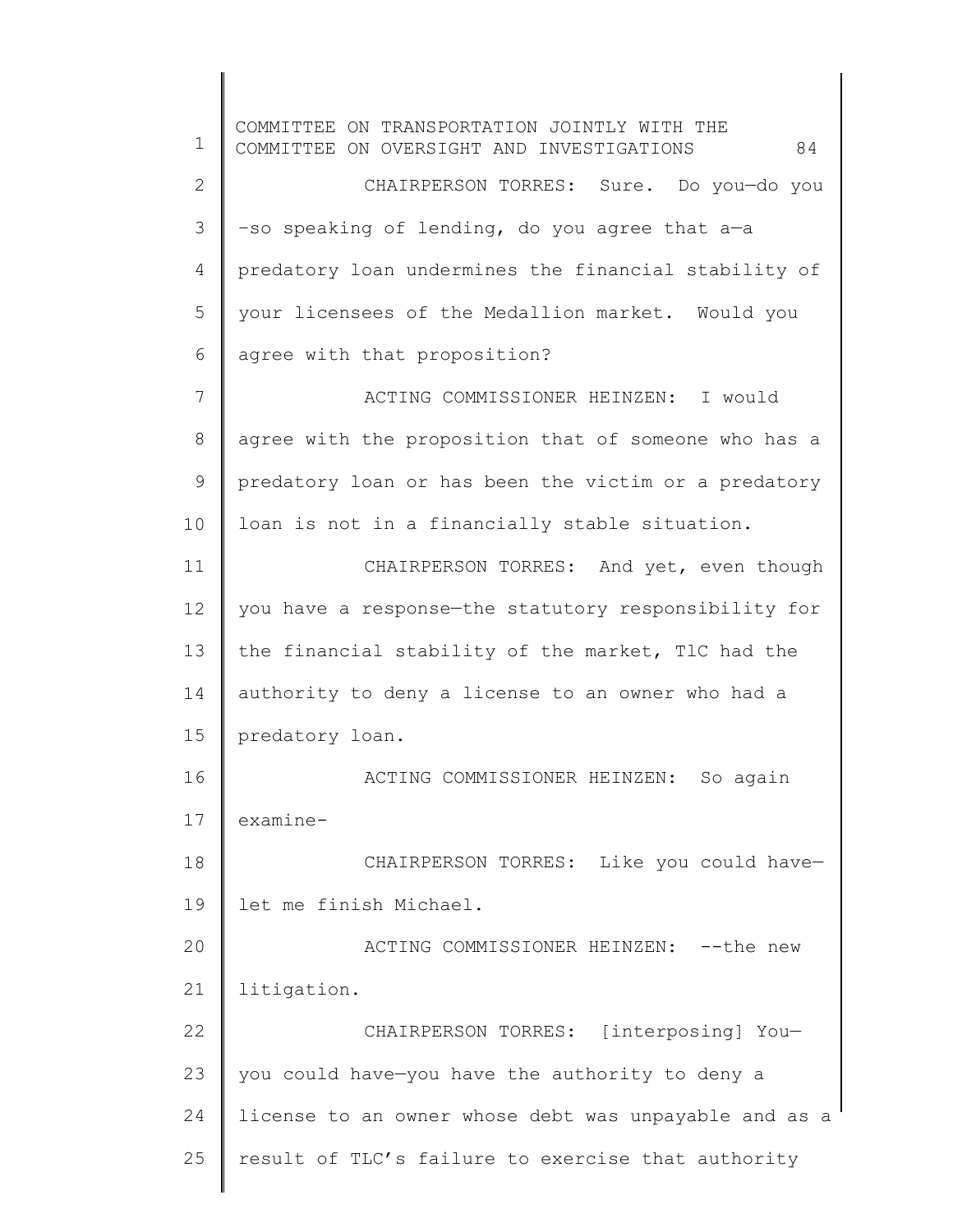CHAIRPERSON TORRES: Sure. Do you—do you –so speaking of lending, do you agree that a—a predatory loan undermines the financial stability of your licensees of the Medallion market. Would you agree with that proposition?

ACTING COMMISSIONER HEINZEN: I would agree with the proposition that of someone who has a predatory loan or has been the victim or a predatory loan is not in a financially stable situation.

CHAIRPERSON TORRES: And yet, even though you have a response—the statutory responsibility for the financial stability of the market, TlC had the authority to deny a license to an owner who had a predatory loan.

ACTING COMMISSIONER HEINZEN: So again examine-

CHAIRPERSON TORRES: Like you could have—let me finish Michael.

ACTING COMMISSIONER HEINZEN: --the new litigation.

CHAIRPERSON TORRES: [interposing] You—you could have—you have the authority to deny a license to an owner whose debt was unpayable and as a result of TLC's failure to exercise that authority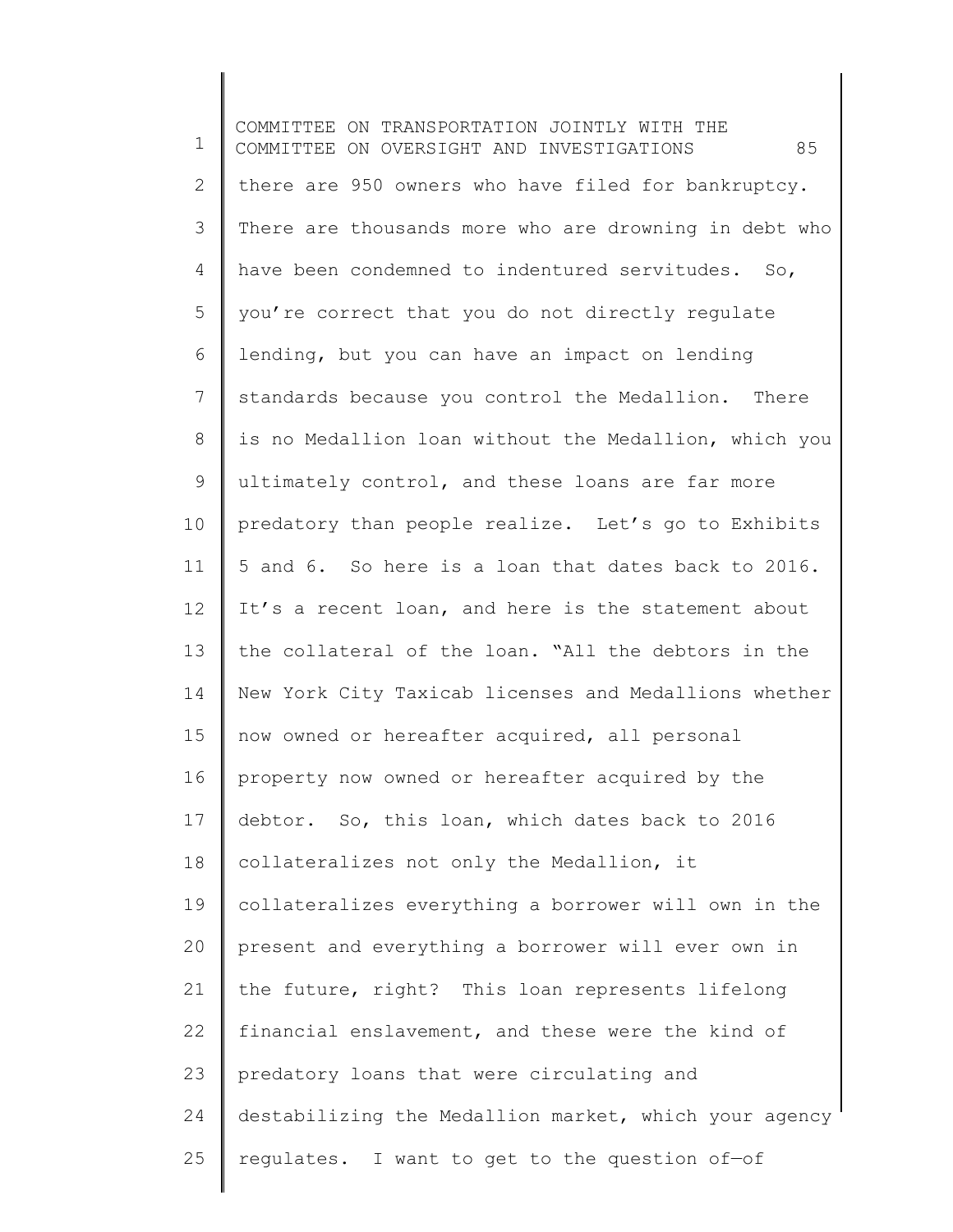there are 950 owners who have filed for bankruptcy. There are thousands more who are drowning in debt who have been condemned to indentured servitudes. So, you're correct that you do not directly regulate lending, but you can have an impact on lending standards because you control the Medallion. There is no Medallion loan without the Medallion, which you ultimately control, and these loans are far more predatory than people realize. Let's go to Exhibits 5 and 6. So here is a loan that dates back to 2016. It's a recent loan, and here is the statement about the collateral of the loan. "All the debtors in the New York City Taxicab licenses and Medallions whether now owned or hereafter acquired, all personal property now owned or hereafter acquired by the debtor. So, this loan, which dates back to 2016 collateralizes not only the Medallion, it collateralizes everything a borrower will own in the present and everything a borrower will ever own in the future, right? This loan represents lifelong financial enslavement, and these were the kind of predatory loans that were circulating and destabilizing the Medallion market, which your agency regulates. I want to get to the question of—of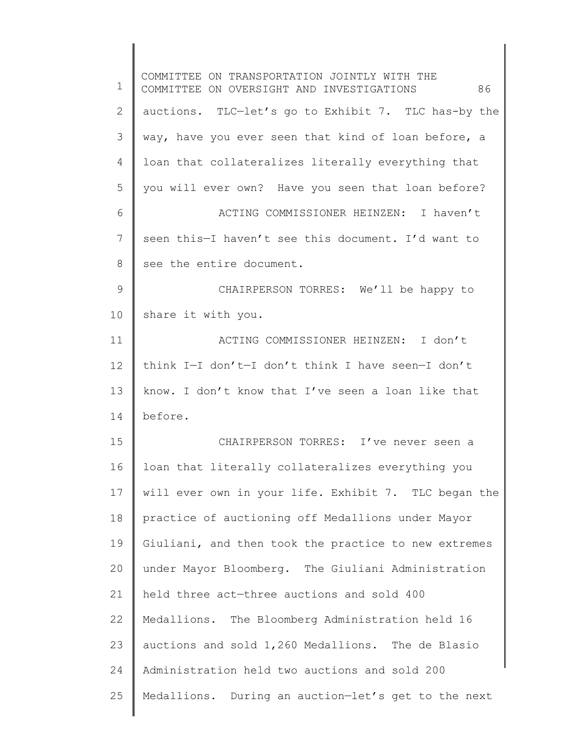auctions. TLC—let's go to Exhibit 7. TLC has-by the way, have you ever seen that kind of loan before, a loan that collateralizes literally everything that you will ever own? Have you seen that loan before?

ACTING COMMISSIONER HEINZEN: I haven't seen this—I haven't see this document. I'd want to see the entire document.

CHAIRPERSON TORRES: We'll be happy to share it with you.

ACTING COMMISSIONER HEINZEN: I don't think I—I don't—I don't think I have seen—I don't know. I don't know that I've seen a loan like that before.

CHAIRPERSON TORRES: I've never seen a loan that literally collateralizes everything you will ever own in your life. Exhibit 7. TLC began the practice of auctioning off Medallions under Mayor Giuliani, and then took the practice to new extremes under Mayor Bloomberg. The Giuliani Administration held three act—three auctions and sold 400 Medallions. The Bloomberg Administration held 16 auctions and sold 1,260 Medallions. The de Blasio Administration held two auctions and sold 200 Medallions. During an auction—let's get to the next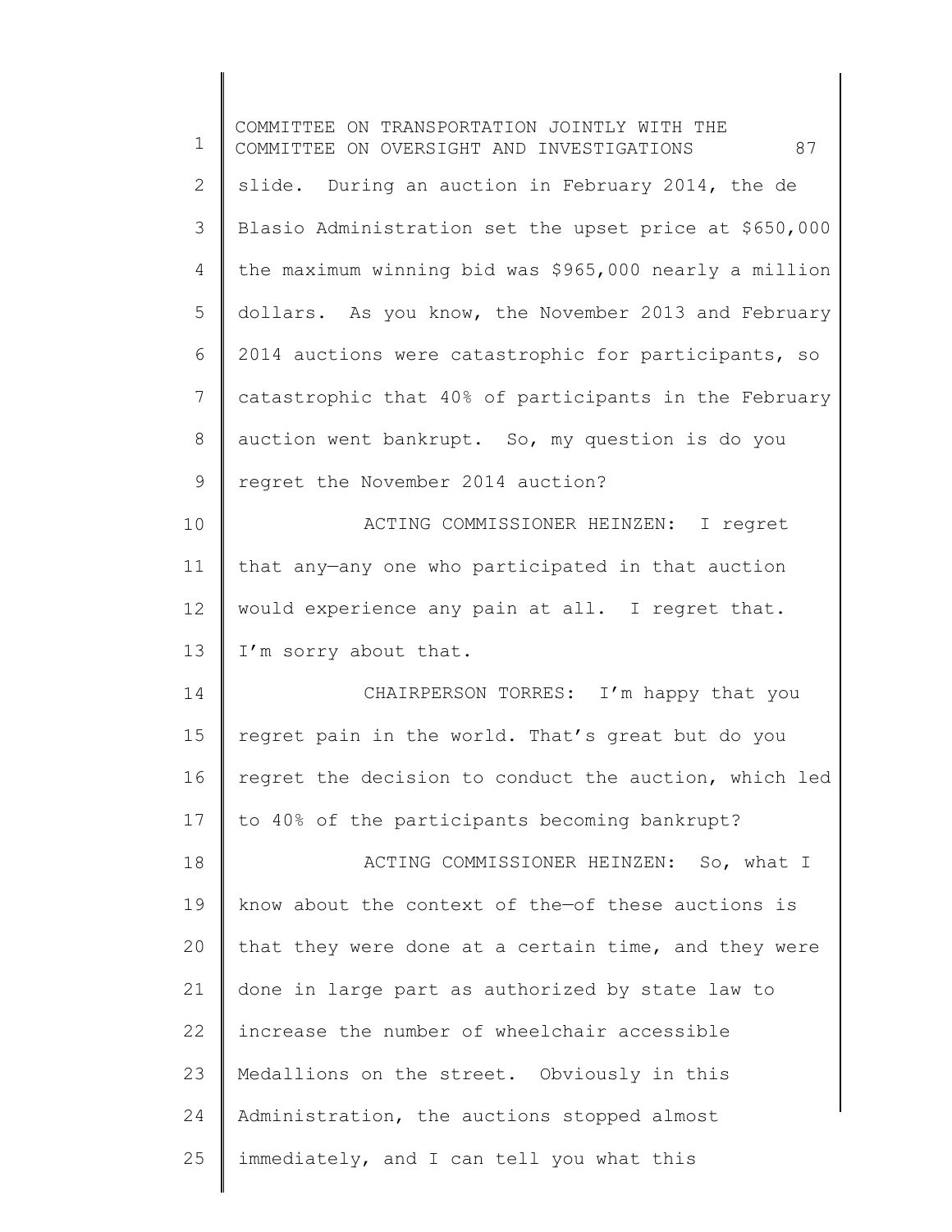slide. During an auction in February 2014, the de Blasio Administration set the upset price at $650,000 the maximum winning bid was $965,000 nearly a million dollars. As you know, the November 2013 and February 2014 auctions were catastrophic for participants, so catastrophic that 40% of participants in the February auction went bankrupt. So, my question is do you regret the November 2014 auction?

ACTING COMMISSIONER HEINZEN: I regret that any—any one who participated in that auction would experience any pain at all. I regret that. I'm sorry about that.

CHAIRPERSON TORRES: I'm happy that you regret pain in the world. That's great but do you regret the decision to conduct the auction, which led to 40% of the participants becoming bankrupt?

ACTING COMMISSIONER HEINZEN: So, what I know about the context of the—of these auctions is that they were done at a certain time, and they were done in large part as authorized by state law to increase the number of wheelchair accessible Medallions on the street. Obviously in this Administration, the auctions stopped almost immediately, and I can tell you what this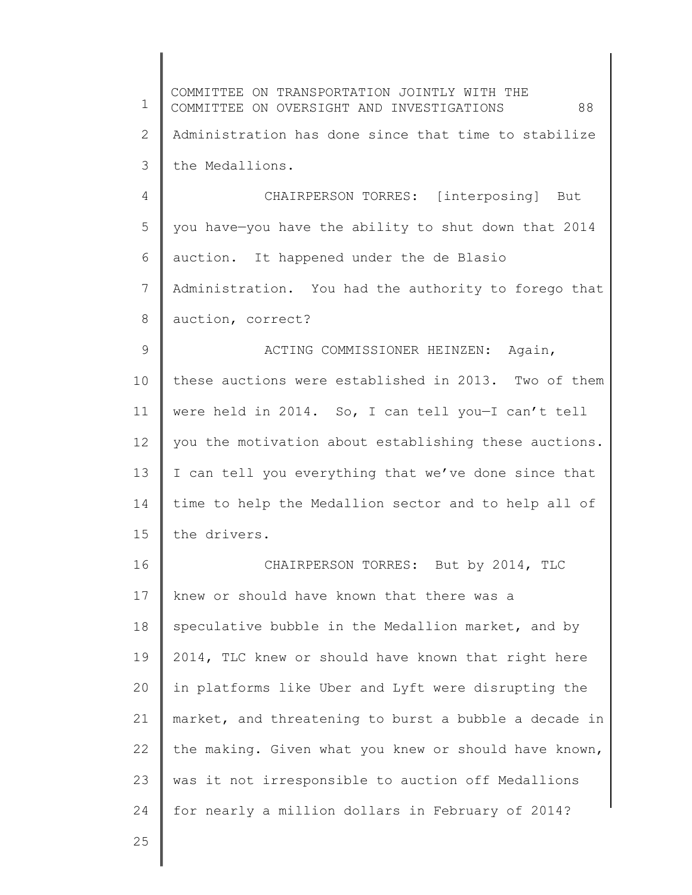Administration has done since that time to stabilize the Medallions.

CHAIRPERSON TORRES: [interposing] But you have—you have the ability to shut down that 2014 auction. It happened under the de Blasio Administration. You had the authority to forego that auction, correct?

ACTING COMMISSIONER HEINZEN: Again, these auctions were established in 2013. Two of them were held in 2014. So, I can tell you—I can't tell you the motivation about establishing these auctions. I can tell you everything that we've done since that time to help the Medallion sector and to help all of the drivers.

CHAIRPERSON TORRES: But by 2014, TLC knew or should have known that there was a speculative bubble in the Medallion market, and by 2014, TLC knew or should have known that right here in platforms like Uber and Lyft were disrupting the market, and threatening to burst a bubble a decade in the making. Given what you knew or should have known, was it not irresponsible to auction off Medallions for nearly a million dollars in February of 2014?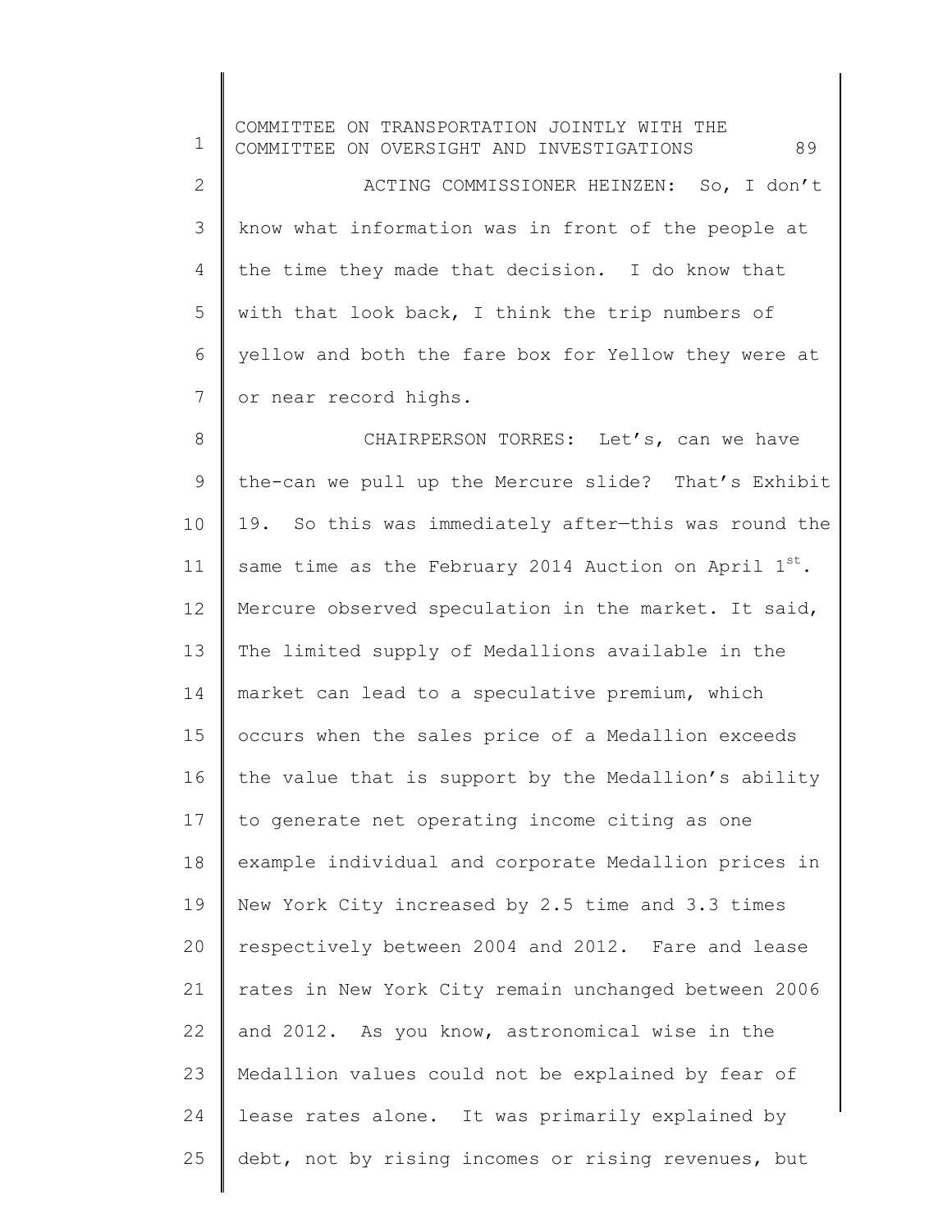ACTING COMMISSIONER HEINZEN: So, I don't know what information was in front of the people at the time they made that decision. I do know that with that look back, I think the trip numbers of yellow and both the fare box for Yellow they were at or near record highs.

CHAIRPERSON TORRES: Let's, can we have the-can we pull up the Mercure slide? That's Exhibit 19. So this was immediately after—this was round the same time as the February 2014 Auction on April 1st. Mercure observed speculation in the market. It said, The limited supply of Medallions available in the market can lead to a speculative premium, which occurs when the sales price of a Medallion exceeds the value that is support by the Medallion's ability to generate net operating income citing as one example individual and corporate Medallion prices in New York City increased by 2.5 time and 3.3 times respectively between 2004 and 2012. Fare and lease rates in New York City remain unchanged between 2006 and 2012. As you know, astronomical wise in the Medallion values could not be explained by fear of lease rates alone. It was primarily explained by debt, not by rising incomes or rising revenues, but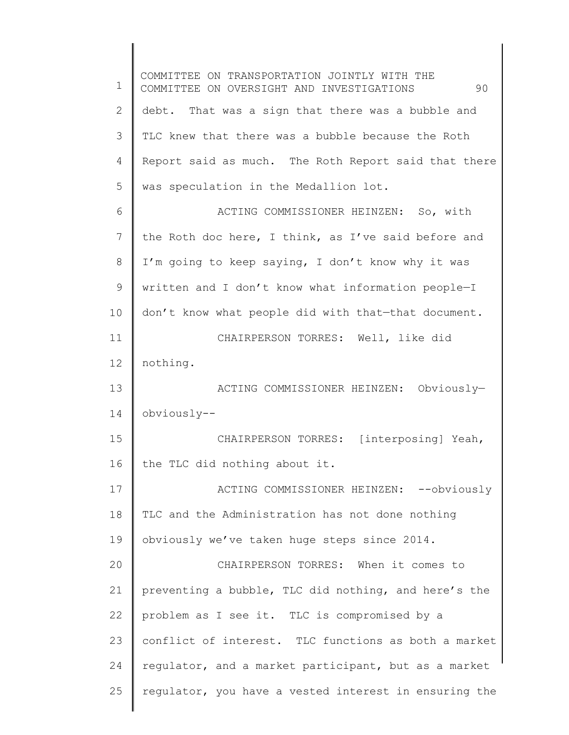debt. That was a sign that there was a bubble and TLC knew that there was a bubble because the Roth Report said as much. The Roth Report said that there was speculation in the Medallion lot.

ACTING COMMISSIONER HEINZEN: So, with the Roth doc here, I think, as I've said before and I'm going to keep saying, I don't know why it was written and I don't know what information people—I don't know what people did with that—that document.

CHAIRPERSON TORRES: Well, like did nothing.

ACTING COMMISSIONER HEINZEN: Obviously—obviously--

CHAIRPERSON TORRES: [interposing] Yeah, the TLC did nothing about it.

ACTING COMMISSIONER HEINZEN: --obviously TLC and the Administration has not done nothing obviously we've taken huge steps since 2014.

CHAIRPERSON TORRES: When it comes to preventing a bubble, TLC did nothing, and here's the problem as I see it. TLC is compromised by a conflict of interest. TLC functions as both a market regulator, and a market participant, but as a market regulator, you have a vested interest in ensuring the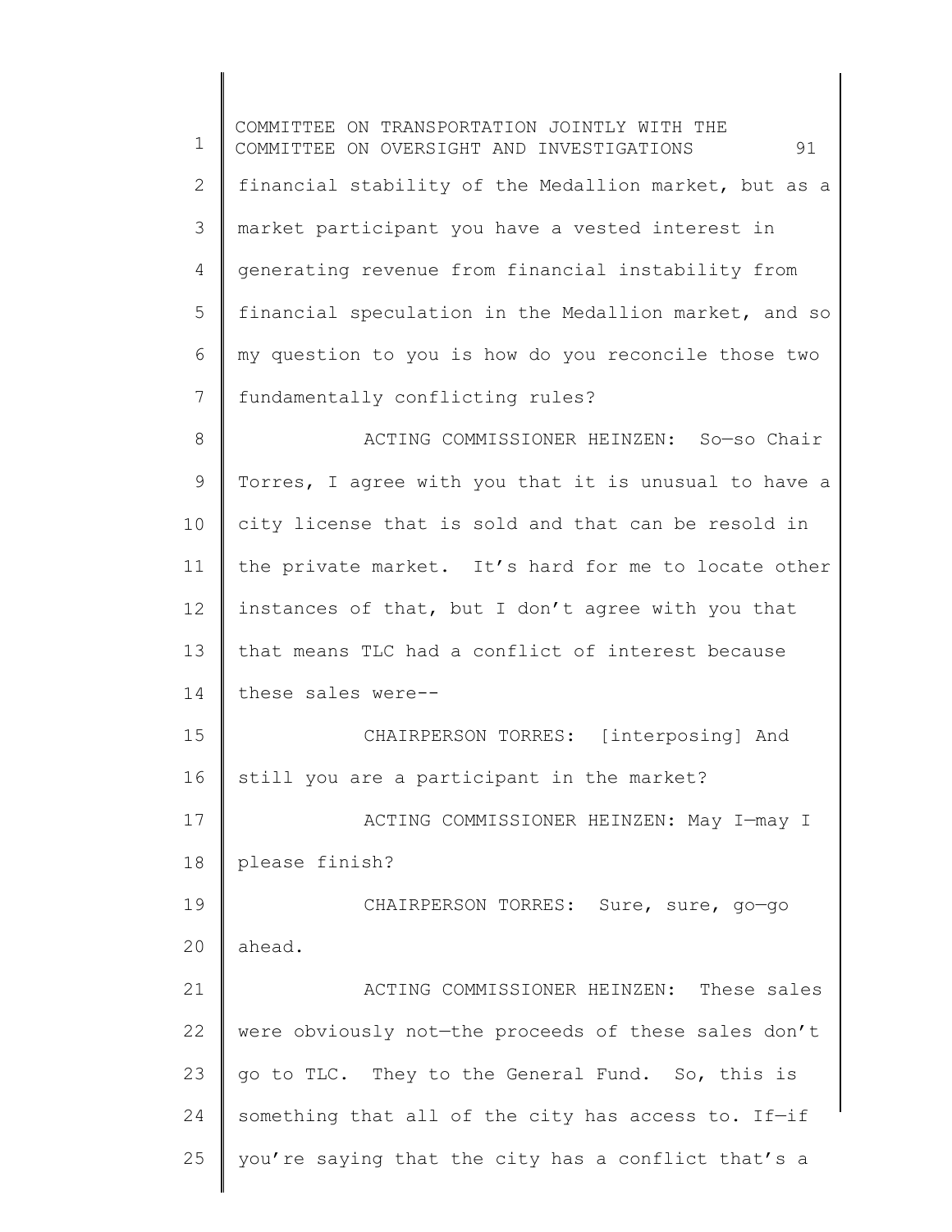financial stability of the Medallion market, but as a market participant you have a vested interest in generating revenue from financial instability from financial speculation in the Medallion market, and so my question to you is how do you reconcile those two fundamentally conflicting rules?

ACTING COMMISSIONER HEINZEN: So—so Chair Torres, I agree with you that it is unusual to have a city license that is sold and that can be resold in the private market. It's hard for me to locate other instances of that, but I don't agree with you that that means TLC had a conflict of interest because these sales were--

CHAIRPERSON TORRES: [interposing] And still you are a participant in the market?

ACTING COMMISSIONER HEINZEN: May I—may I please finish?

CHAIRPERSON TORRES: Sure, sure, go—go ahead.

ACTING COMMISSIONER HEINZEN: These sales were obviously not—the proceeds of these sales don't go to TLC. They to the General Fund. So, this is something that all of the city has access to. If—if you're saying that the city has a conflict that's a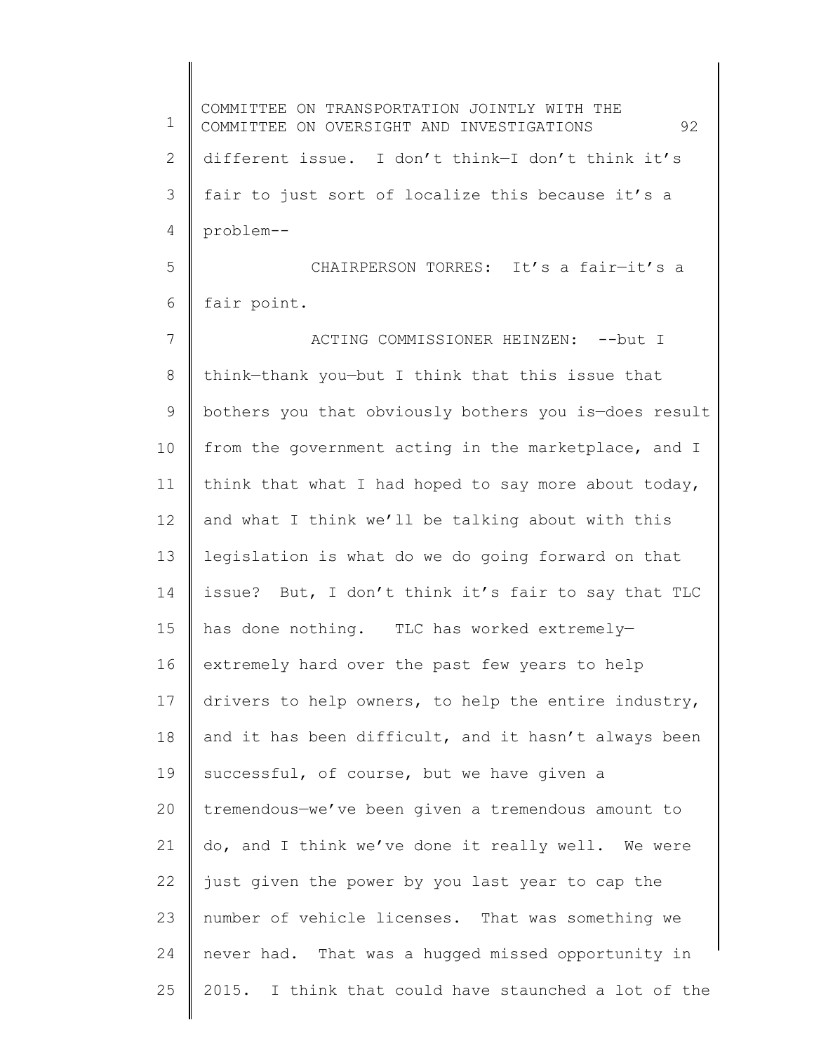different issue. I don't think—I don't think it's fair to just sort of localize this because it's a problem--

CHAIRPERSON TORRES: It's a fair—it's a fair point.

ACTING COMMISSIONER HEINZEN: --but I think—thank you—but I think that this issue that bothers you that obviously bothers you is—does result from the government acting in the marketplace, and I think that what I had hoped to say more about today, and what I think we'll be talking about with this legislation is what do we do going forward on that issue? But, I don't think it's fair to say that TLC has done nothing. TLC has worked extremely—extremely hard over the past few years to help drivers to help owners, to help the entire industry, and it has been difficult, and it hasn't always been successful, of course, but we have given a tremendous—we've been given a tremendous amount to do, and I think we've done it really well. We were just given the power by you last year to cap the number of vehicle licenses. That was something we never had. That was a hugged missed opportunity in 2015. I think that could have staunched a lot of the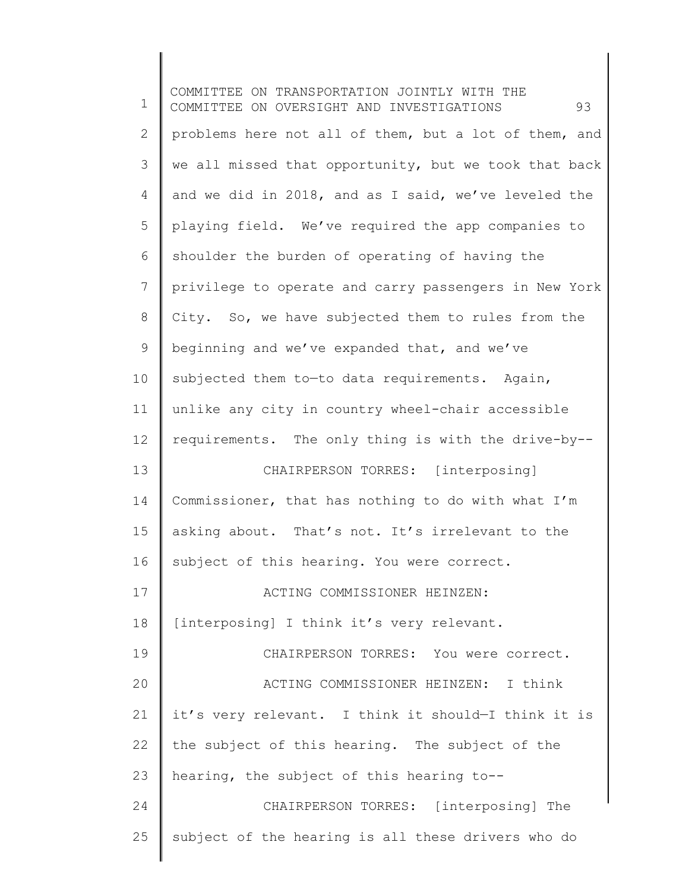problems here not all of them, but a lot of them, and we all missed that opportunity, but we took that back and we did in 2018, and as I said, we've leveled the playing field. We've required the app companies to shoulder the burden of operating of having the privilege to operate and carry passengers in New York City. So, we have subjected them to rules from the beginning and we've expanded that, and we've subjected them to—to data requirements. Again, unlike any city in country wheel-chair accessible requirements. The only thing is with the drive-by--

CHAIRPERSON TORRES: [interposing] Commissioner, that has nothing to do with what I'm asking about. That's not. It's irrelevant to the subject of this hearing. You were correct.

ACTING COMMISSIONER HEINZEN: [interposing] I think it's very relevant.

CHAIRPERSON TORRES: You were correct.

ACTING COMMISSIONER HEINZEN: I think it's very relevant. I think it should—I think it is the subject of this hearing. The subject of the hearing, the subject of this hearing to--

CHAIRPERSON TORRES: [interposing] The subject of the hearing is all these drivers who do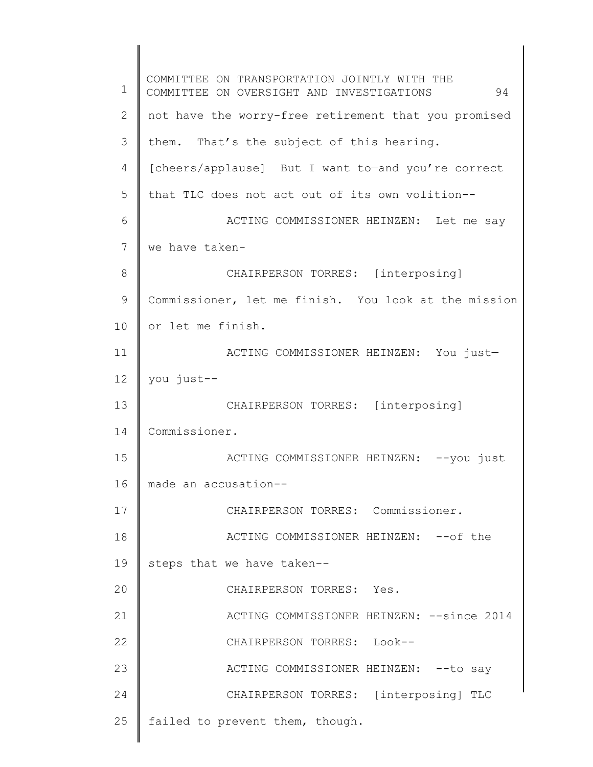not have the worry-free retirement that you promised them. That's the subject of this hearing. [cheers/applause] But I want to—and you're correct that TLC does not act out of its own volition--

ACTING COMMISSIONER HEINZEN: Let me say we have taken-

CHAIRPERSON TORRES: [interposing] Commissioner, let me finish. You look at the mission or let me finish.

ACTING COMMISSIONER HEINZEN: You just—you just--

CHAIRPERSON TORRES: [interposing] Commissioner.

ACTING COMMISSIONER HEINZEN: --you just made an accusation--

CHAIRPERSON TORRES: Commissioner.

ACTING COMMISSIONER HEINZEN: --of the steps that we have taken--

CHAIRPERSON TORRES: Yes.

ACTING COMMISSIONER HEINZEN: --since 2014

CHAIRPERSON TORRES: Look--

ACTING COMMISSIONER HEINZEN: --to say

CHAIRPERSON TORRES: [interposing] TLC failed to prevent them, though.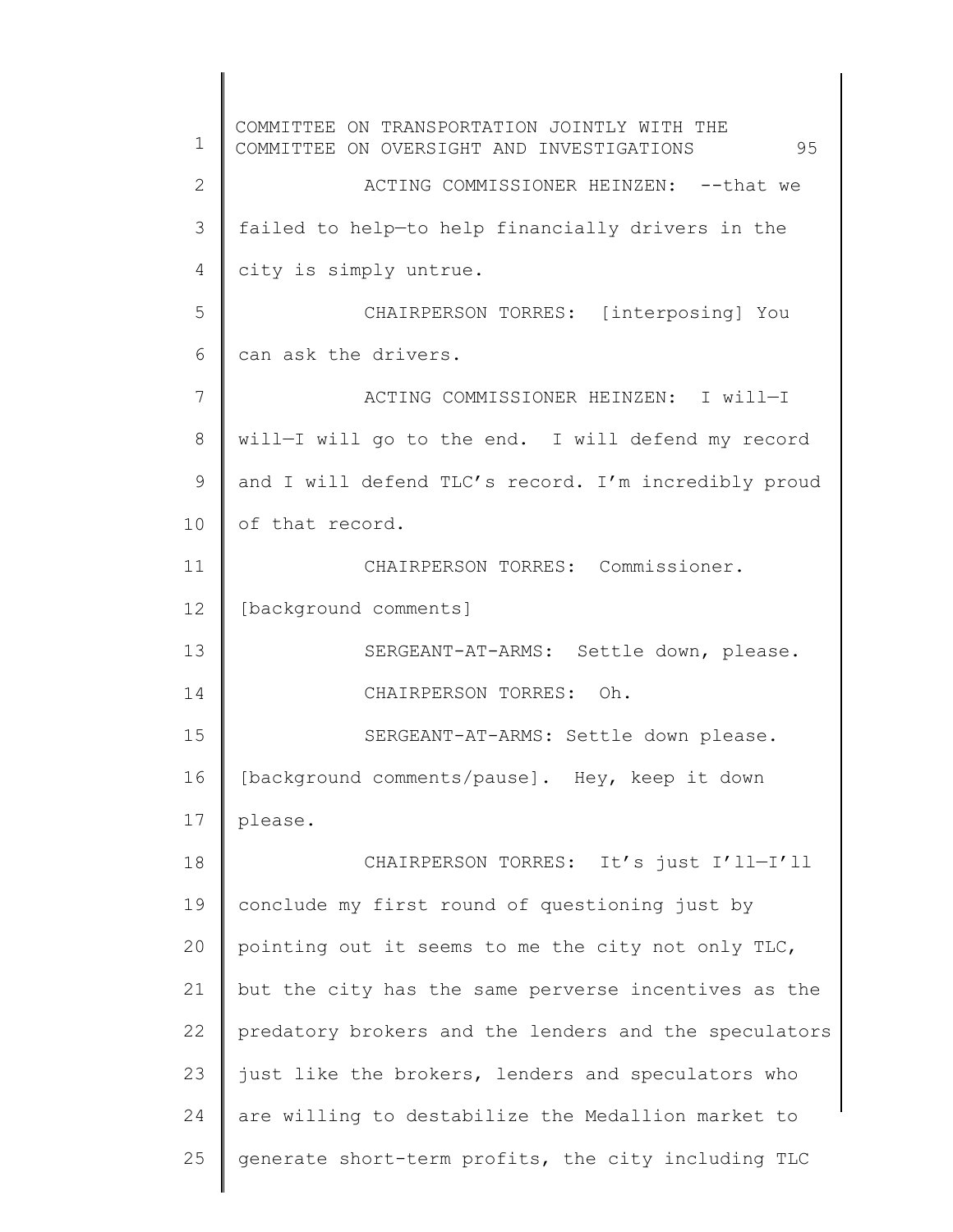ACTING COMMISSIONER HEINZEN: --that we failed to help—to help financially drivers in the city is simply untrue.

CHAIRPERSON TORRES: [interposing] You can ask the drivers.

ACTING COMMISSIONER HEINZEN: I will—I will—I will go to the end. I will defend my record and I will defend TLC's record. I'm incredibly proud of that record.

CHAIRPERSON TORRES: Commissioner. [background comments]

SERGEANT-AT-ARMS: Settle down, please.

CHAIRPERSON TORRES: Oh.

SERGEANT-AT-ARMS: Settle down please. [background comments/pause]. Hey, keep it down please.

CHAIRPERSON TORRES: It's just I'll—I'll conclude my first round of questioning just by pointing out it seems to me the city not only TLC, but the city has the same perverse incentives as the predatory brokers and the lenders and the speculators just like the brokers, lenders and speculators who are willing to destabilize the Medallion market to generate short-term profits, the city including TLC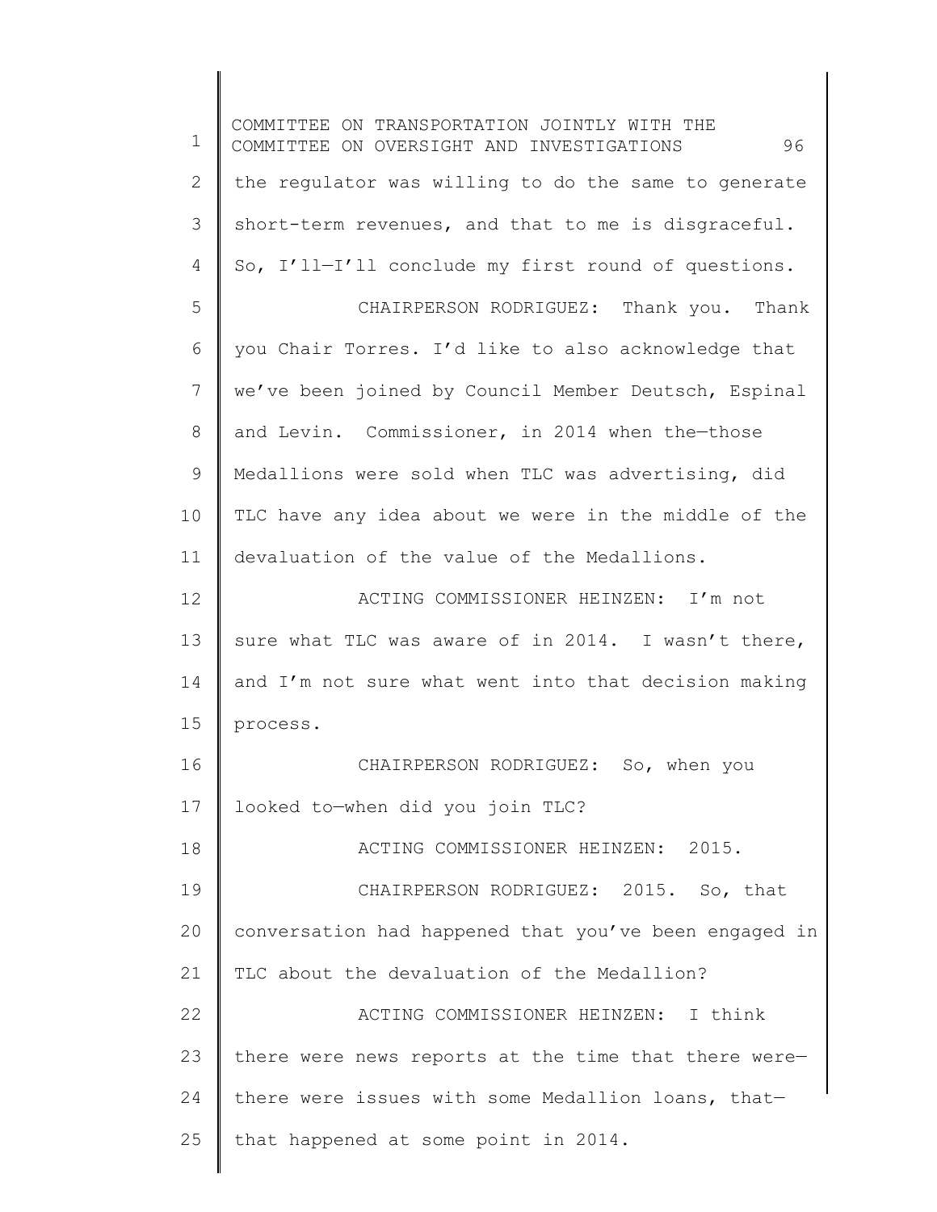the regulator was willing to do the same to generate short-term revenues, and that to me is disgraceful. So, I'll—I'll conclude my first round of questions.

CHAIRPERSON RODRIGUEZ: Thank you. Thank you Chair Torres. I'd like to also acknowledge that we've been joined by Council Member Deutsch, Espinal and Levin. Commissioner, in 2014 when the—those Medallions were sold when TLC was advertising, did TLC have any idea about we were in the middle of the devaluation of the value of the Medallions.

ACTING COMMISSIONER HEINZEN: I'm not sure what TLC was aware of in 2014. I wasn't there, and I'm not sure what went into that decision making process.

CHAIRPERSON RODRIGUEZ: So, when you looked to—when did you join TLC?

ACTING COMMISSIONER HEINZEN: 2015.

CHAIRPERSON RODRIGUEZ: 2015. So, that conversation had happened that you've been engaged in TLC about the devaluation of the Medallion?

ACTING COMMISSIONER HEINZEN: I think there were news reports at the time that there were—there were issues with some Medallion loans, that—that happened at some point in 2014.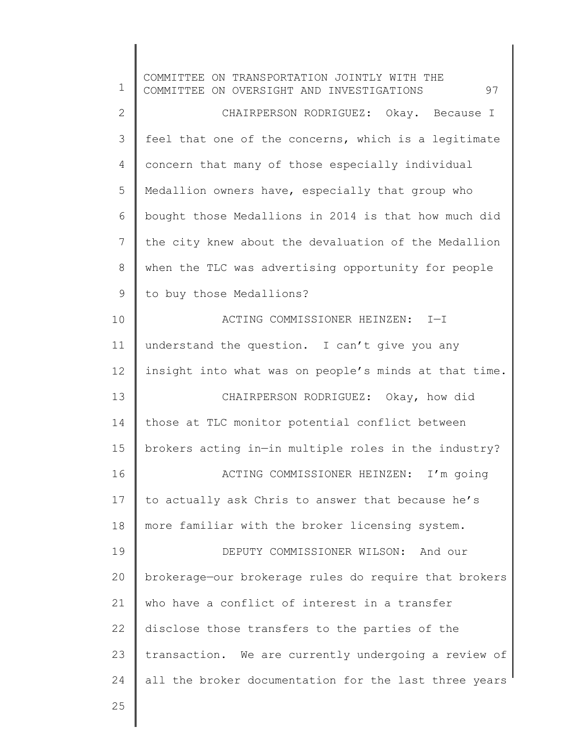CHAIRPERSON RODRIGUEZ: Okay. Because I feel that one of the concerns, which is a legitimate concern that many of those especially individual Medallion owners have, especially that group who bought those Medallions in 2014 is that how much did the city knew about the devaluation of the Medallion when the TLC was advertising opportunity for people to buy those Medallions?

ACTING COMMISSIONER HEINZEN: I—I understand the question. I can't give you any insight into what was on people's minds at that time.

CHAIRPERSON RODRIGUEZ: Okay, how did those at TLC monitor potential conflict between brokers acting in—in multiple roles in the industry?

ACTING COMMISSIONER HEINZEN: I'm going to actually ask Chris to answer that because he's more familiar with the broker licensing system.

DEPUTY COMMISSIONER WILSON: And our brokerage—our brokerage rules do require that brokers who have a conflict of interest in a transfer disclose those transfers to the parties of the transaction. We are currently undergoing a review of all the broker documentation for the last three years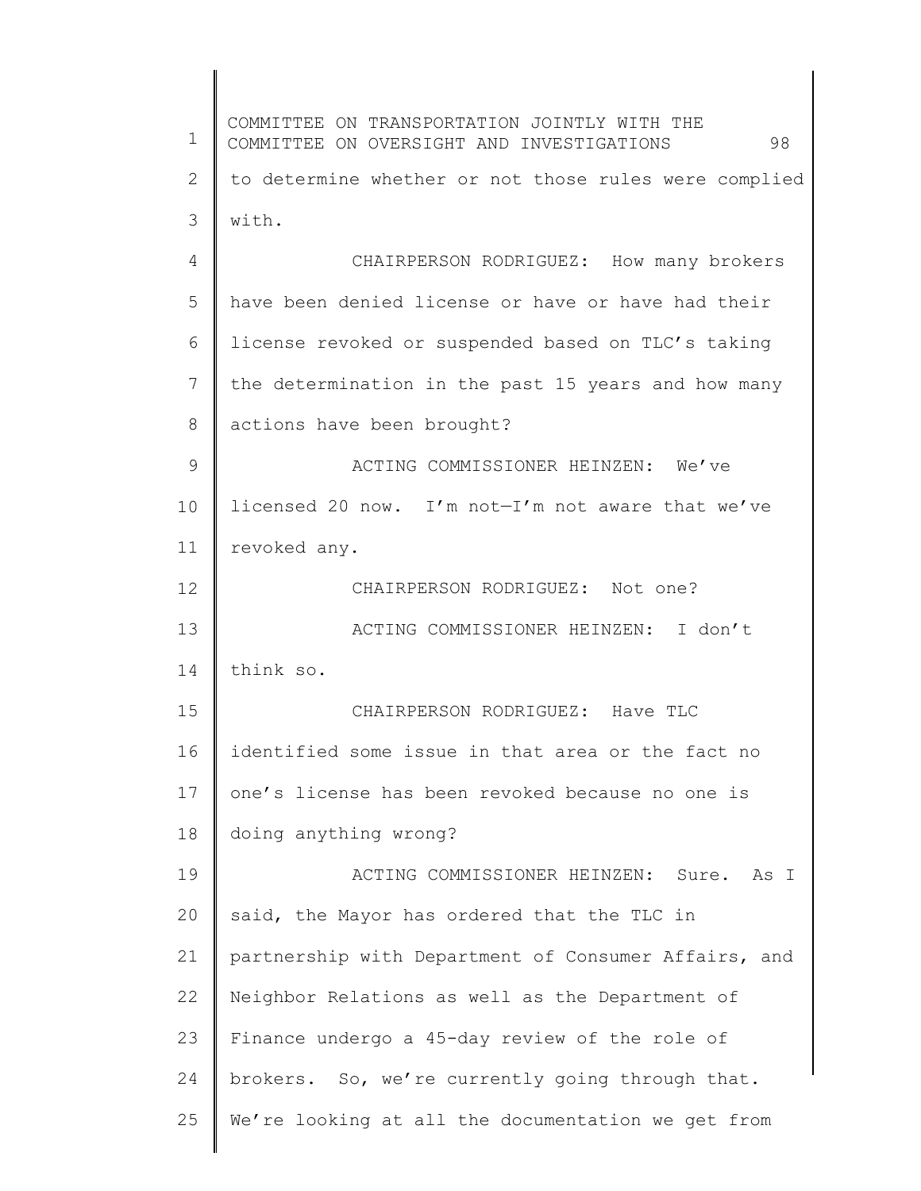to determine whether or not those rules were complied with.

CHAIRPERSON RODRIGUEZ: How many brokers have been denied license or have or have had their license revoked or suspended based on TLC's taking the determination in the past 15 years and how many actions have been brought?

ACTING COMMISSIONER HEINZEN: We've licensed 20 now. I'm not—I'm not aware that we've revoked any.

CHAIRPERSON RODRIGUEZ: Not one?

ACTING COMMISSIONER HEINZEN: I don't think so.

CHAIRPERSON RODRIGUEZ: Have TLC identified some issue in that area or the fact no one's license has been revoked because no one is doing anything wrong?

ACTING COMMISSIONER HEINZEN: Sure. As I said, the Mayor has ordered that the TLC in partnership with Department of Consumer Affairs, and Neighbor Relations as well as the Department of Finance undergo a 45-day review of the role of brokers. So, we're currently going through that. We're looking at all the documentation we get from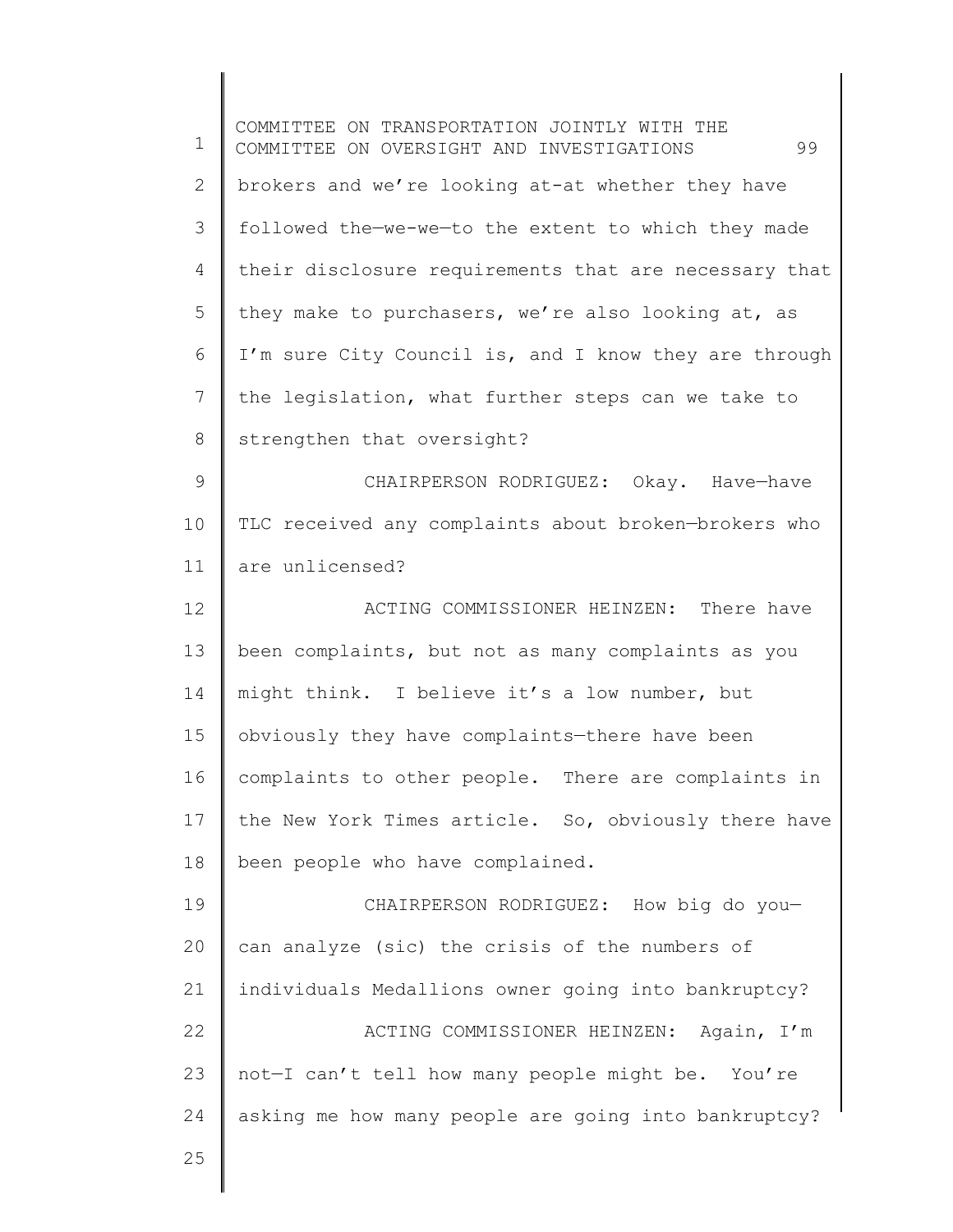brokers and we're looking at-at whether they have followed the—we-we—to the extent to which they made their disclosure requirements that are necessary that they make to purchasers, we're also looking at, as I'm sure City Council is, and I know they are through the legislation, what further steps can we take to strengthen that oversight?

CHAIRPERSON RODRIGUEZ: Okay. Have—have TLC received any complaints about broken—brokers who are unlicensed?

ACTING COMMISSIONER HEINZEN: There have been complaints, but not as many complaints as you might think. I believe it's a low number, but obviously they have complaints—there have been complaints to other people. There are complaints in the New York Times article. So, obviously there have been people who have complained.

CHAIRPERSON RODRIGUEZ: How big do you—can analyze (sic) the crisis of the numbers of individuals Medallions owner going into bankruptcy?

ACTING COMMISSIONER HEINZEN: Again, I'm not—I can't tell how many people might be. You're asking me how many people are going into bankruptcy?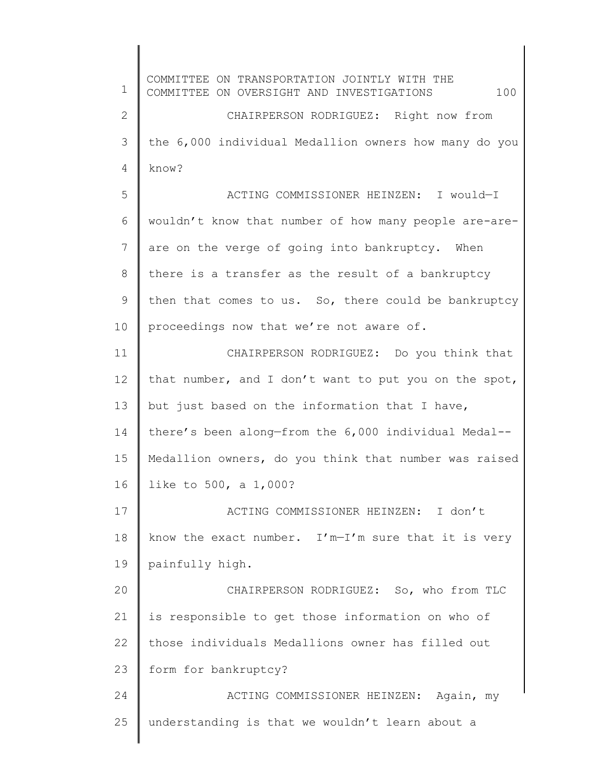CHAIRPERSON RODRIGUEZ: Right now from the 6,000 individual Medallion owners how many do you know?

ACTING COMMISSIONER HEINZEN: I would—I wouldn't know that number of how many people are-are-are on the verge of going into bankruptcy. When there is a transfer as the result of a bankruptcy then that comes to us. So, there could be bankruptcy proceedings now that we're not aware of.

CHAIRPERSON RODRIGUEZ: Do you think that that number, and I don't want to put you on the spot, but just based on the information that I have, there's been along—from the 6,000 individual Medal-- Medallion owners, do you think that number was raised like to 500, a 1,000?

ACTING COMMISSIONER HEINZEN: I don't know the exact number. I'm—I'm sure that it is very painfully high.

CHAIRPERSON RODRIGUEZ: So, who from TLC is responsible to get those information on who of those individuals Medallions owner has filled out form for bankruptcy?

ACTING COMMISSIONER HEINZEN: Again, my understanding is that we wouldn't learn about a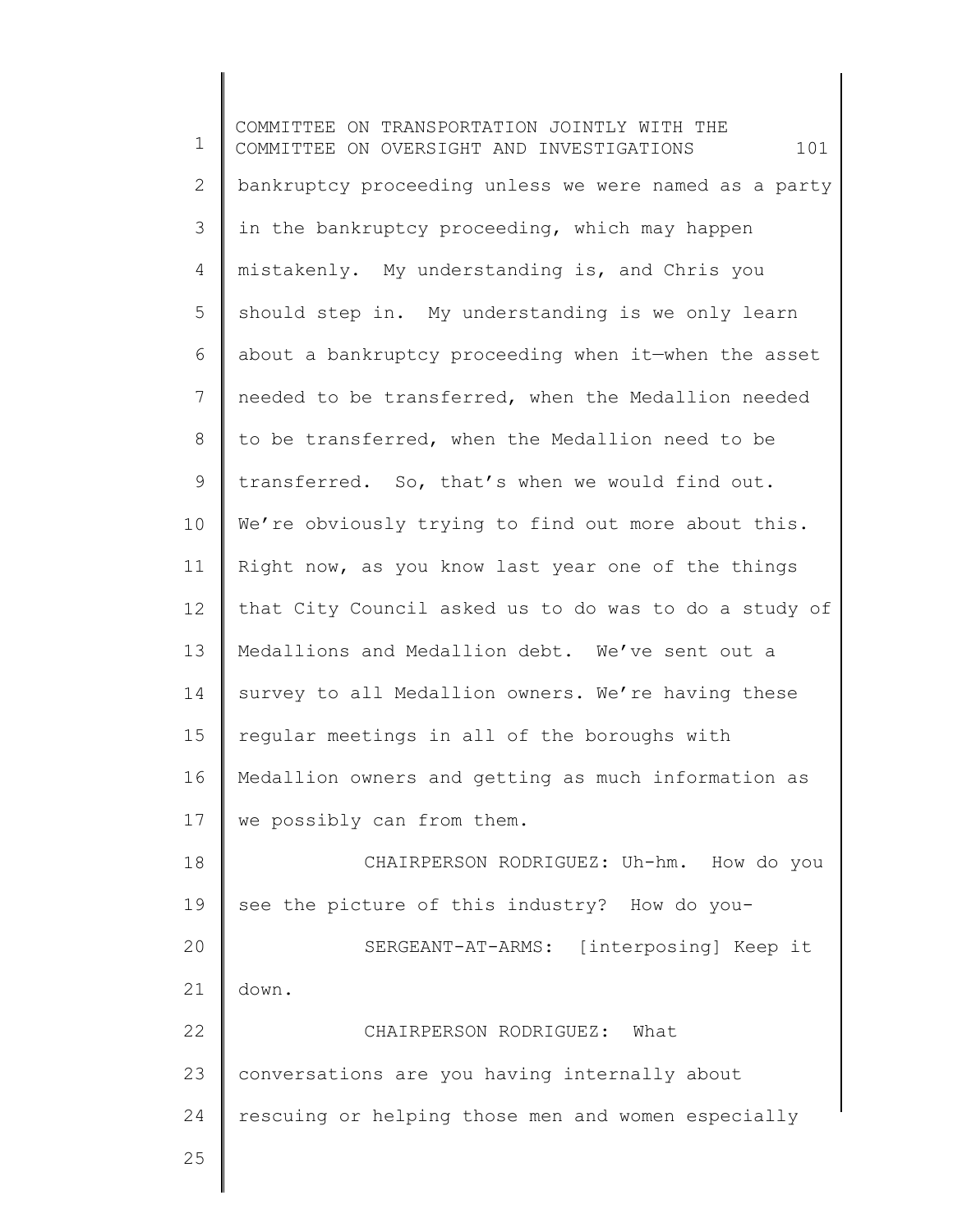bankruptcy proceeding unless we were named as a party in the bankruptcy proceeding, which may happen mistakenly. My understanding is, and Chris you should step in. My understanding is we only learn about a bankruptcy proceeding when it—when the asset needed to be transferred, when the Medallion needed to be transferred, when the Medallion need to be transferred. So, that's when we would find out. We're obviously trying to find out more about this. Right now, as you know last year one of the things that City Council asked us to do was to do a study of Medallions and Medallion debt. We've sent out a survey to all Medallion owners. We're having these regular meetings in all of the boroughs with Medallion owners and getting as much information as we possibly can from them.

CHAIRPERSON RODRIGUEZ: Uh-hm. How do you see the picture of this industry? How do you-

SERGEANT-AT-ARMS: [interposing] Keep it down.

CHAIRPERSON RODRIGUEZ: What conversations are you having internally about rescuing or helping those men and women especially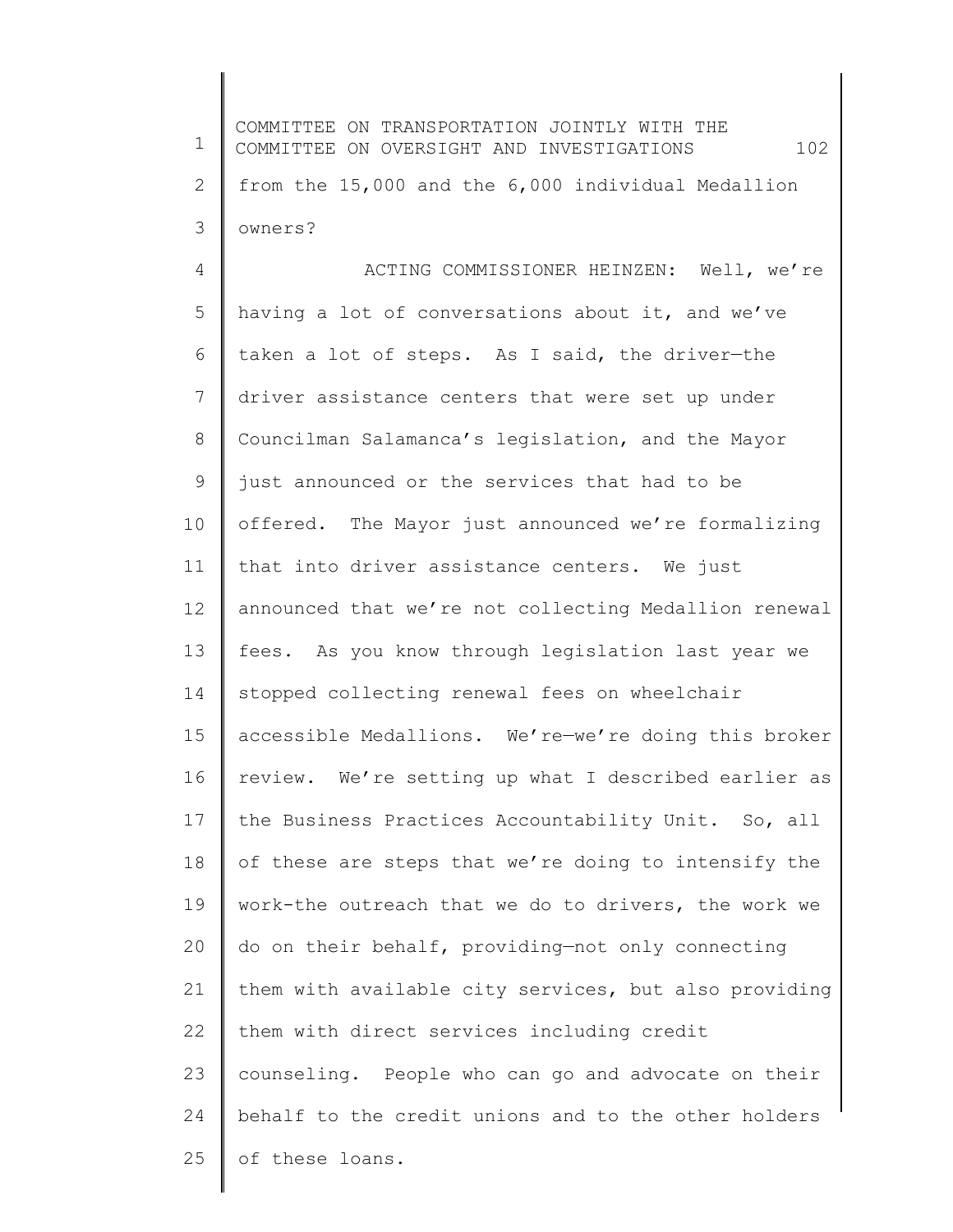from the 15,000 and the 6,000 individual Medallion owners?

ACTING COMMISSIONER HEINZEN: Well, we're having a lot of conversations about it, and we've taken a lot of steps. As I said, the driver—the driver assistance centers that were set up under Councilman Salamanca's legislation, and the Mayor just announced or the services that had to be offered. The Mayor just announced we're formalizing that into driver assistance centers. We just announced that we're not collecting Medallion renewal fees. As you know through legislation last year we stopped collecting renewal fees on wheelchair accessible Medallions. We're—we're doing this broker review. We're setting up what I described earlier as the Business Practices Accountability Unit. So, all of these are steps that we're doing to intensify the work-the outreach that we do to drivers, the work we do on their behalf, providing—not only connecting them with available city services, but also providing them with direct services including credit counseling. People who can go and advocate on their behalf to the credit unions and to the other holders of these loans.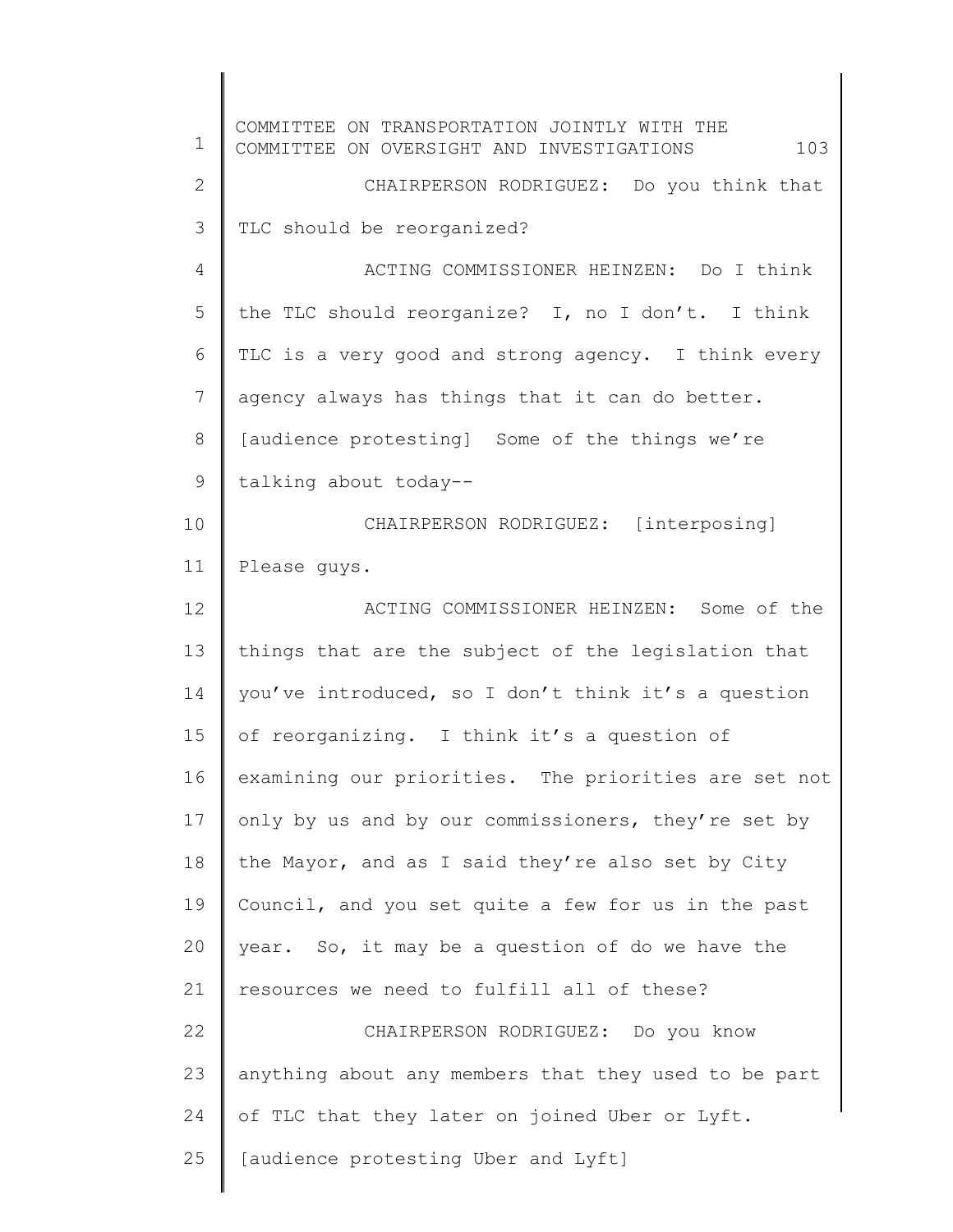CHAIRPERSON RODRIGUEZ: Do you think that TLC should be reorganized?

ACTING COMMISSIONER HEINZEN: Do I think the TLC should reorganize? I, no I don't. I think TLC is a very good and strong agency. I think every agency always has things that it can do better. [audience protesting] Some of the things we're talking about today--

CHAIRPERSON RODRIGUEZ: [interposing] Please guys.

ACTING COMMISSIONER HEINZEN: Some of the things that are the subject of the legislation that you've introduced, so I don't think it's a question of reorganizing. I think it's a question of examining our priorities. The priorities are set not only by us and by our commissioners, they're set by the Mayor, and as I said they're also set by City Council, and you set quite a few for us in the past year. So, it may be a question of do we have the resources we need to fulfill all of these?

CHAIRPERSON RODRIGUEZ: Do you know anything about any members that they used to be part of TLC that they later on joined Uber or Lyft. [audience protesting Uber and Lyft]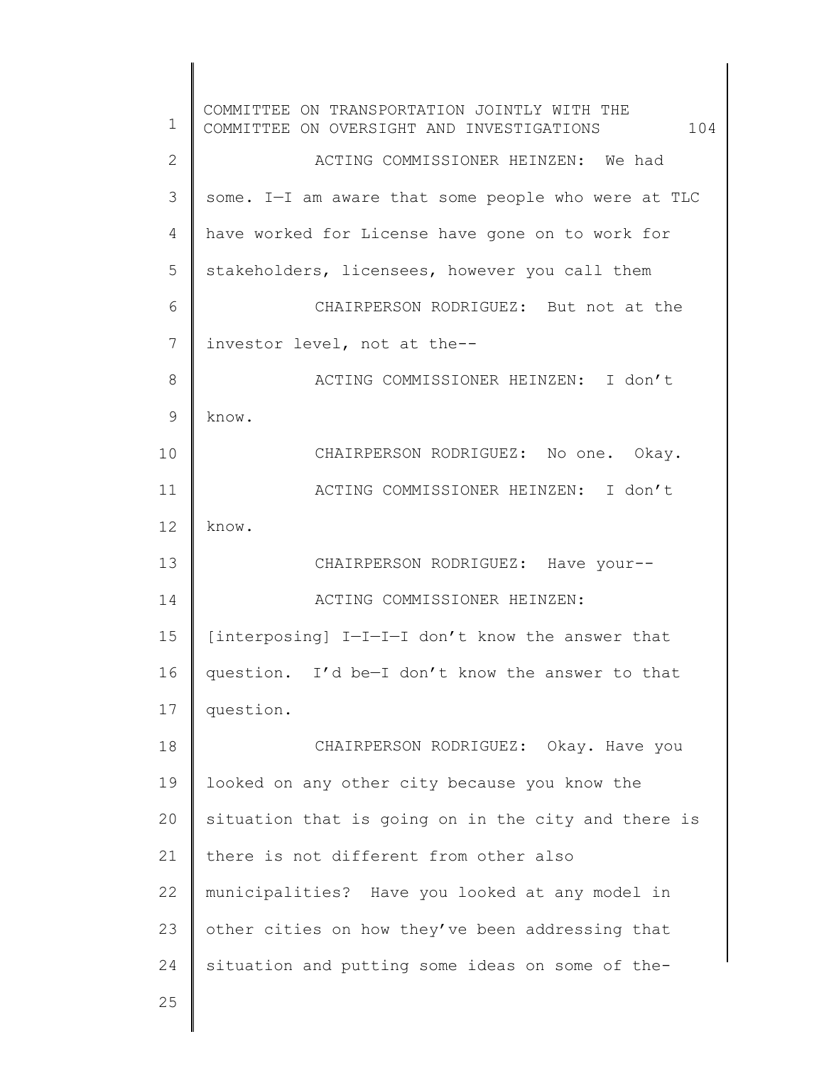ACTING COMMISSIONER HEINZEN: We had some. I—I am aware that some people who were at TLC have worked for License have gone on to work for stakeholders, licensees, however you call them

CHAIRPERSON RODRIGUEZ: But not at the investor level, not at the--

ACTING COMMISSIONER HEINZEN: I don't know.

CHAIRPERSON RODRIGUEZ: No one. Okay.

ACTING COMMISSIONER HEINZEN: I don't know.

CHAIRPERSON RODRIGUEZ: Have your--

ACTING COMMISSIONER HEINZEN: [interposing] I—I—I—I don't know the answer that question. I'd be—I don't know the answer to that question.

CHAIRPERSON RODRIGUEZ: Okay. Have you looked on any other city because you know the situation that is going on in the city and there is there is not different from other also municipalities? Have you looked at any model in other cities on how they've been addressing that situation and putting some ideas on some of the-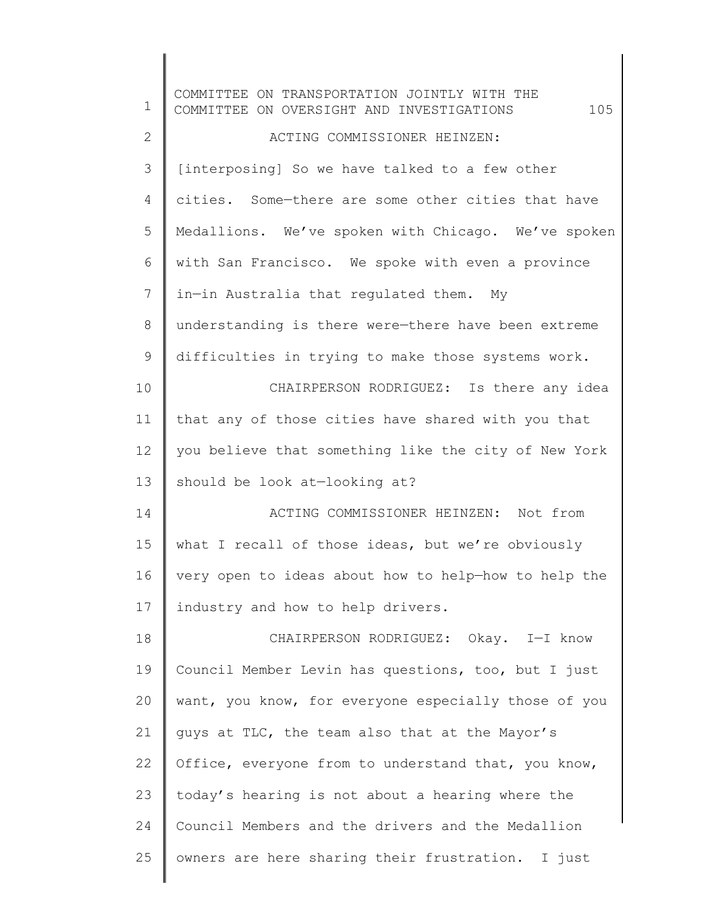ACTING COMMISSIONER HEINZEN: [interposing] So we have talked to a few other cities. Some—there are some other cities that have Medallions. We've spoken with Chicago. We've spoken with San Francisco. We spoke with even a province in—in Australia that regulated them. My understanding is there were—there have been extreme difficulties in trying to make those systems work.

CHAIRPERSON RODRIGUEZ: Is there any idea that any of those cities have shared with you that you believe that something like the city of New York should be look at—looking at?

ACTING COMMISSIONER HEINZEN: Not from what I recall of those ideas, but we're obviously very open to ideas about how to help—how to help the industry and how to help drivers.

CHAIRPERSON RODRIGUEZ: Okay. I—I know Council Member Levin has questions, too, but I just want, you know, for everyone especially those of you guys at TLC, the team also that at the Mayor's Office, everyone from to understand that, you know, today's hearing is not about a hearing where the Council Members and the drivers and the Medallion owners are here sharing their frustration. I just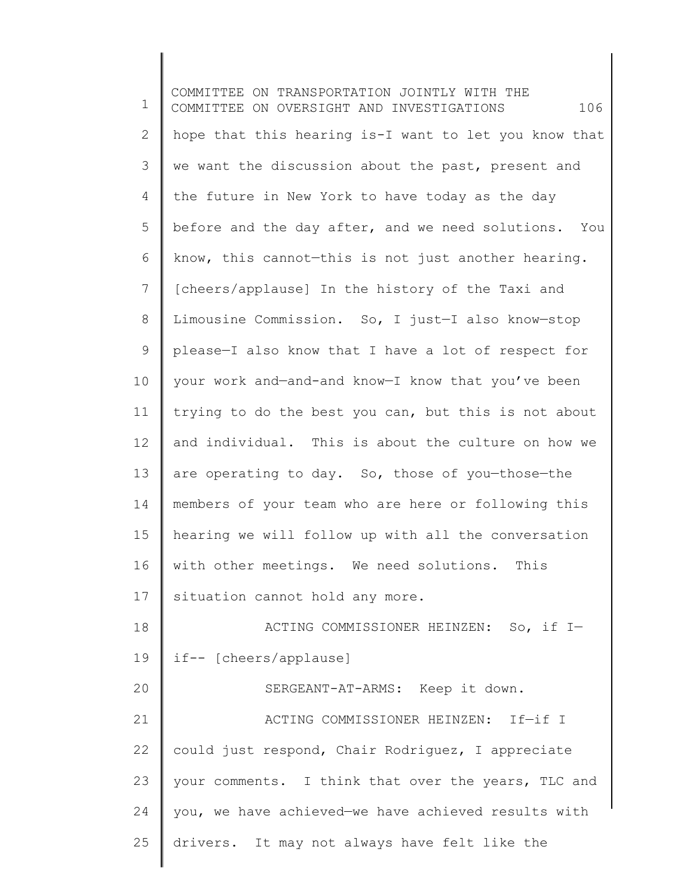hope that this hearing is-I want to let you know that we want the discussion about the past, present and the future in New York to have today as the day before and the day after, and we need solutions. You know, this cannot—this is not just another hearing. [cheers/applause] In the history of the Taxi and Limousine Commission. So, I just—I also know—stop please—I also know that I have a lot of respect for your work and—and-and know—I know that you've been trying to do the best you can, but this is not about and individual. This is about the culture on how we are operating to day. So, those of you—those—the members of your team who are here or following this hearing we will follow up with all the conversation with other meetings. We need solutions. This situation cannot hold any more.

ACTING COMMISSIONER HEINZEN: So, if I—if-- [cheers/applause]

SERGEANT-AT-ARMS: Keep it down.

ACTING COMMISSIONER HEINZEN: If—if I could just respond, Chair Rodriguez, I appreciate your comments. I think that over the years, TLC and you, we have achieved—we have achieved results with drivers. It may not always have felt like the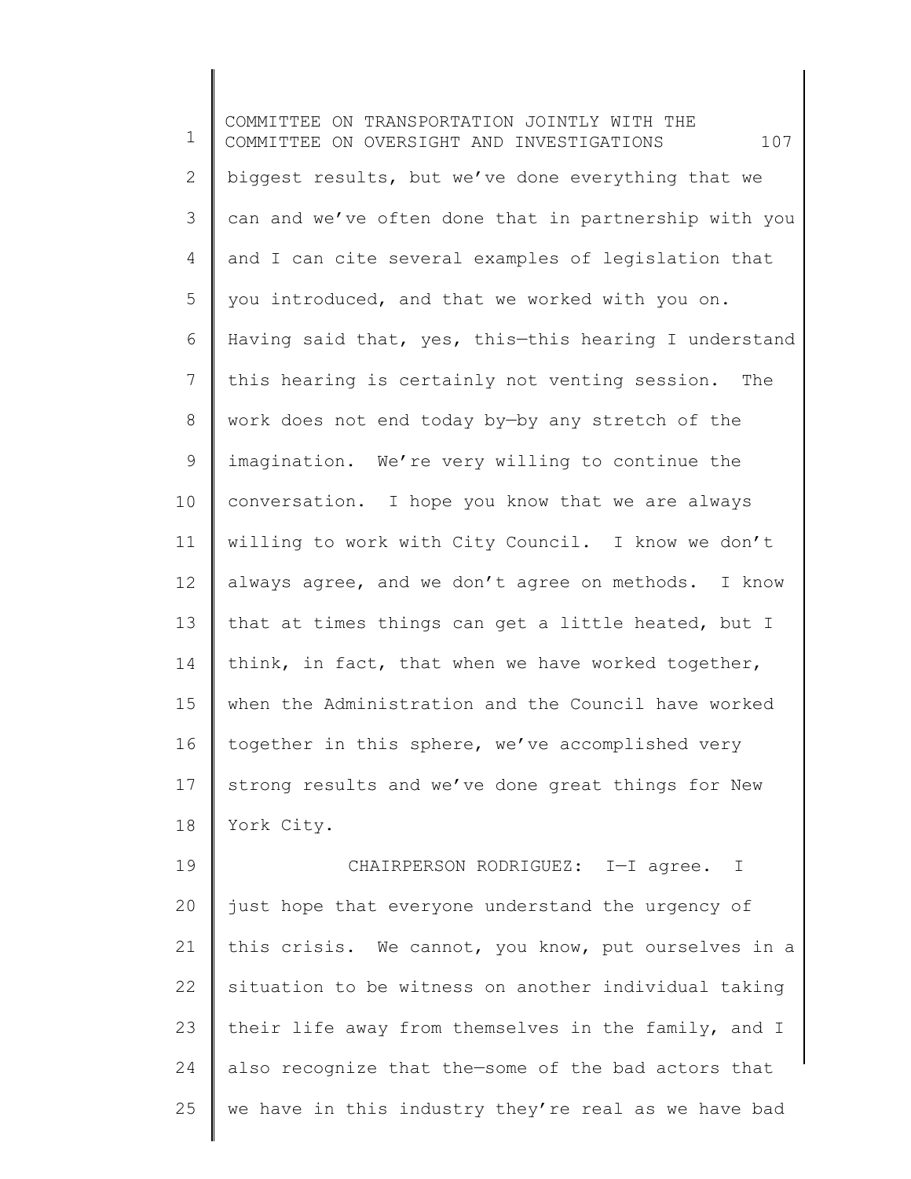biggest results, but we've done everything that we can and we've often done that in partnership with you and I can cite several examples of legislation that you introduced, and that we worked with you on. Having said that, yes, this—this hearing I understand this hearing is certainly not venting session. The work does not end today by—by any stretch of the imagination. We're very willing to continue the conversation. I hope you know that we are always willing to work with City Council. I know we don't always agree, and we don't agree on methods. I know that at times things can get a little heated, but I think, in fact, that when we have worked together, when the Administration and the Council have worked together in this sphere, we've accomplished very strong results and we've done great things for New York City.

CHAIRPERSON RODRIGUEZ: I—I agree. I just hope that everyone understand the urgency of this crisis. We cannot, you know, put ourselves in a situation to be witness on another individual taking their life away from themselves in the family, and I also recognize that the—some of the bad actors that we have in this industry they're real as we have bad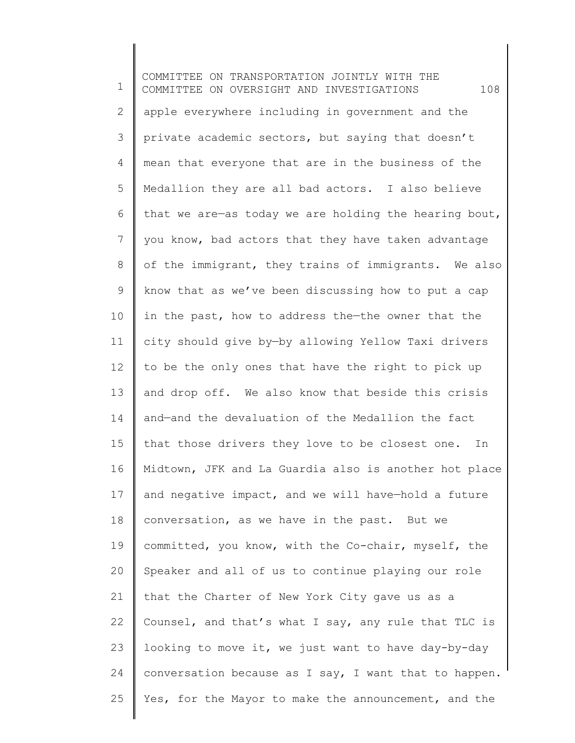apple everywhere including in government and the private academic sectors, but saying that doesn't mean that everyone that are in the business of the Medallion they are all bad actors. I also believe that we are—as today we are holding the hearing bout, you know, bad actors that they have taken advantage of the immigrant, they trains of immigrants. We also know that as we've been discussing how to put a cap in the past, how to address the—the owner that the city should give by—by allowing Yellow Taxi drivers to be the only ones that have the right to pick up and drop off. We also know that beside this crisis and—and the devaluation of the Medallion the fact that those drivers they love to be closest one. In Midtown, JFK and La Guardia also is another hot place and negative impact, and we will have—hold a future conversation, as we have in the past. But we committed, you know, with the Co-chair, myself, the Speaker and all of us to continue playing our role that the Charter of New York City gave us as a Counsel, and that's what I say, any rule that TLC is looking to move it, we just want to have day-by-day conversation because as I say, I want that to happen. Yes, for the Mayor to make the announcement, and the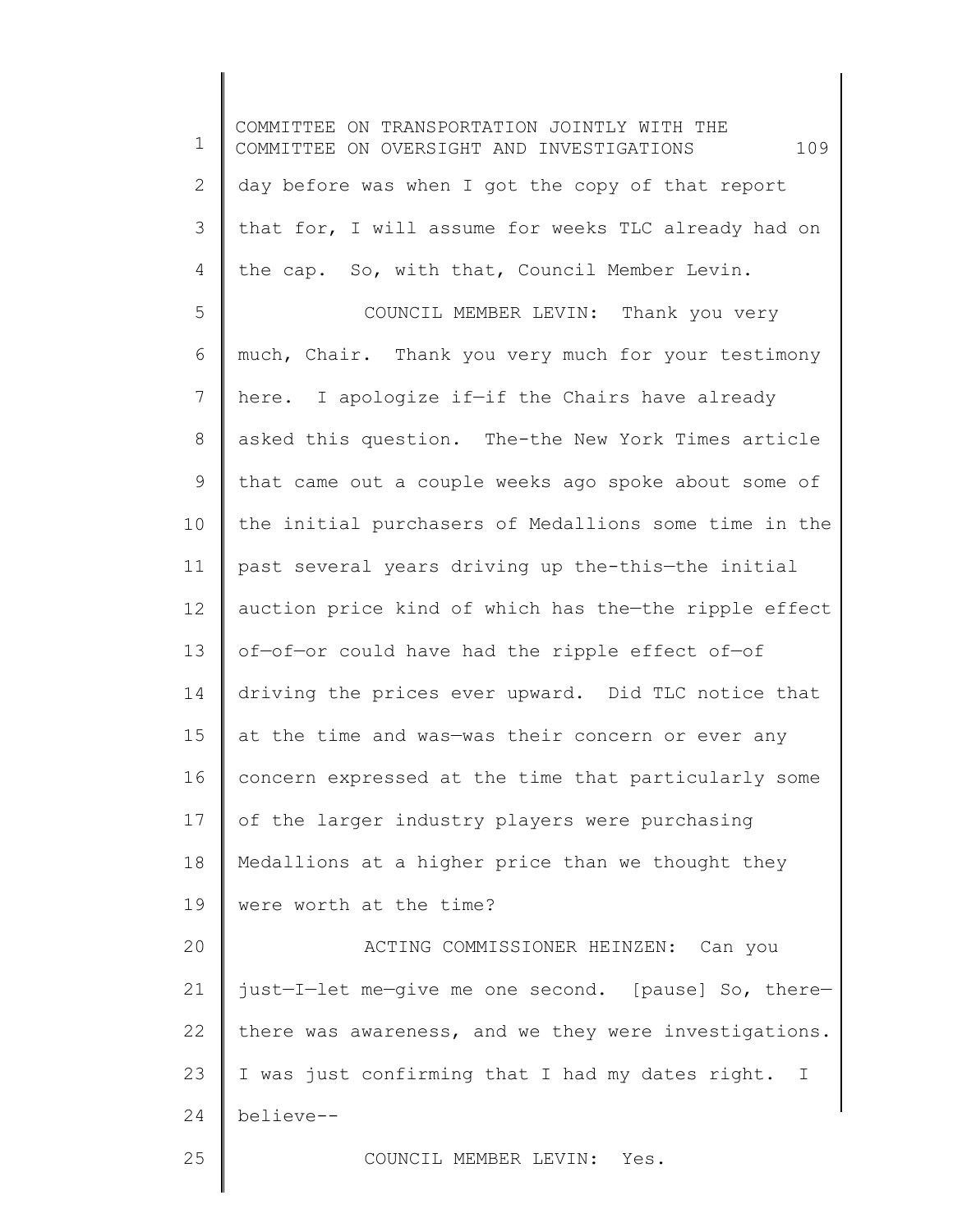day before was when I got the copy of that report that for, I will assume for weeks TLC already had on the cap. So, with that, Council Member Levin.

COUNCIL MEMBER LEVIN: Thank you very much, Chair. Thank you very much for your testimony here. I apologize if—if the Chairs have already asked this question. The-the New York Times article that came out a couple weeks ago spoke about some of the initial purchasers of Medallions some time in the past several years driving up the-this—the initial auction price kind of which has the—the ripple effect of—of—or could have had the ripple effect of—of driving the prices ever upward. Did TLC notice that at the time and was—was their concern or ever any concern expressed at the time that particularly some of the larger industry players were purchasing Medallions at a higher price than we thought they were worth at the time?

ACTING COMMISSIONER HEINZEN: Can you just—I—let me—give me one second. [pause] So, there—there was awareness, and we they were investigations. I was just confirming that I had my dates right. I believe--

COUNCIL MEMBER LEVIN: Yes.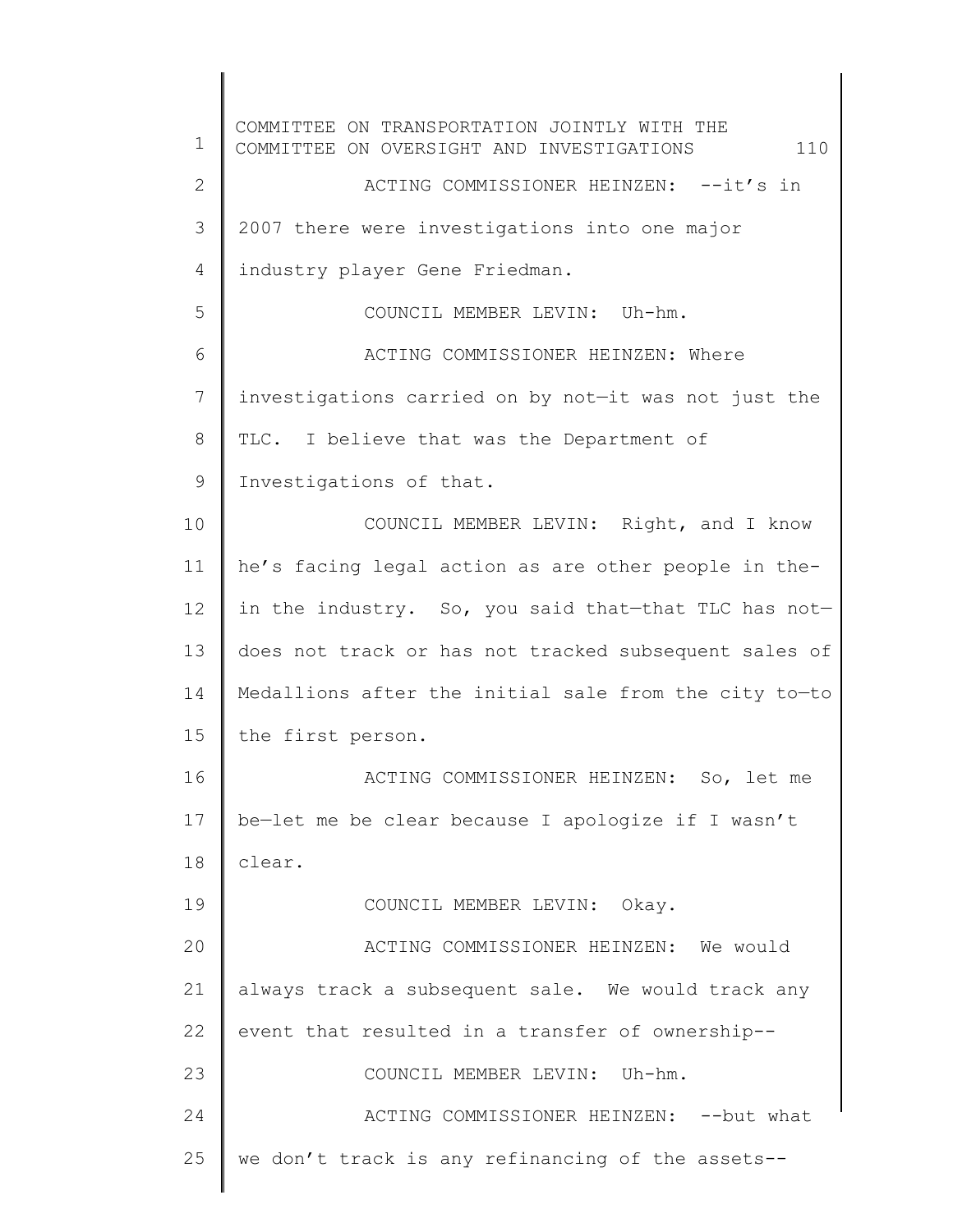ACTING COMMISSIONER HEINZEN: --it's in 2007 there were investigations into one major industry player Gene Friedman.

COUNCIL MEMBER LEVIN: Uh-hm.

ACTING COMMISSIONER HEINZEN: Where investigations carried on by not—it was not just the TLC. I believe that was the Department of Investigations of that.

COUNCIL MEMBER LEVIN: Right, and I know he's facing legal action as are other people in the-in the industry. So, you said that—that TLC has not—does not track or has not tracked subsequent sales of Medallions after the initial sale from the city to—to the first person.

ACTING COMMISSIONER HEINZEN: So, let me be—let me be clear because I apologize if I wasn't clear.

COUNCIL MEMBER LEVIN: Okay.

ACTING COMMISSIONER HEINZEN: We would always track a subsequent sale. We would track any event that resulted in a transfer of ownership--

COUNCIL MEMBER LEVIN: Uh-hm.

ACTING COMMISSIONER HEINZEN: --but what we don't track is any refinancing of the assets--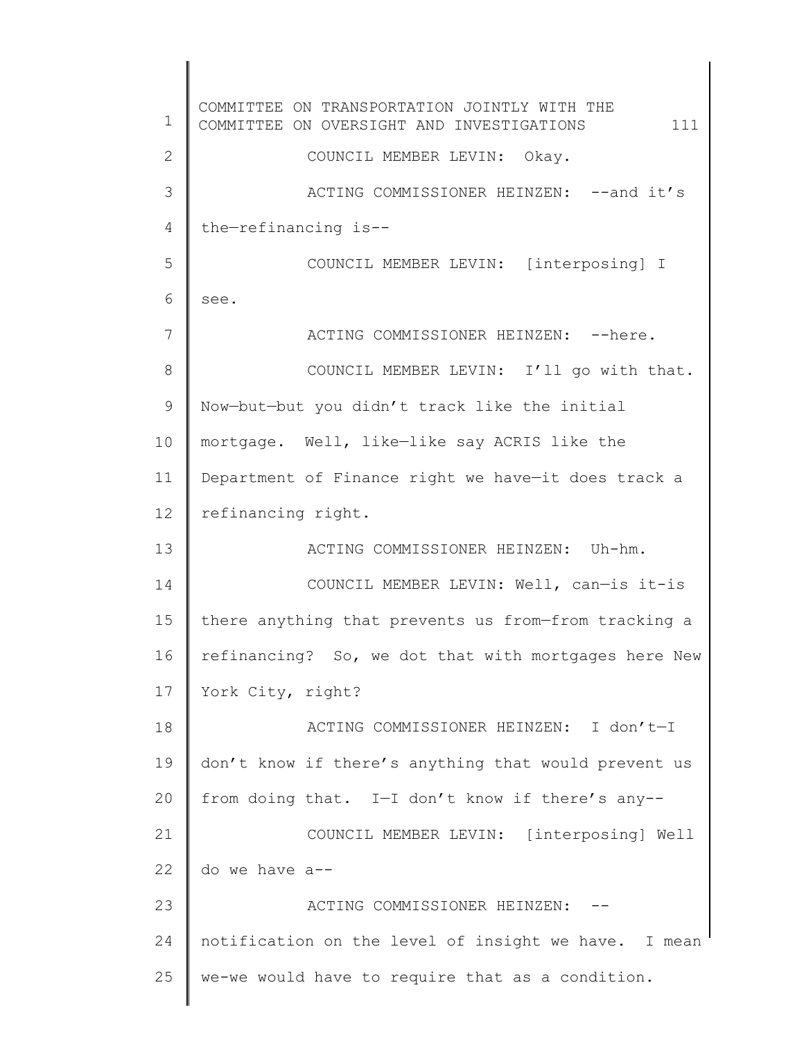COUNCIL MEMBER LEVIN: Okay.

ACTING COMMISSIONER HEINZEN: --and it's the—refinancing is--

COUNCIL MEMBER LEVIN: [interposing] I see.

ACTING COMMISSIONER HEINZEN: --here.

COUNCIL MEMBER LEVIN: I'll go with that. Now—but—but you didn't track like the initial mortgage. Well, like—like say ACRIS like the Department of Finance right we have—it does track a refinancing right.

ACTING COMMISSIONER HEINZEN: Uh-hm.

COUNCIL MEMBER LEVIN: Well, can—is it-is there anything that prevents us from—from tracking a refinancing? So, we dot that with mortgages here New York City, right?

ACTING COMMISSIONER HEINZEN: I don't—I don't know if there's anything that would prevent us from doing that. I—I don't know if there's any--

COUNCIL MEMBER LEVIN: [interposing] Well do we have a--

ACTING COMMISSIONER HEINZEN: --notification on the level of insight we have. I mean we-we would have to require that as a condition.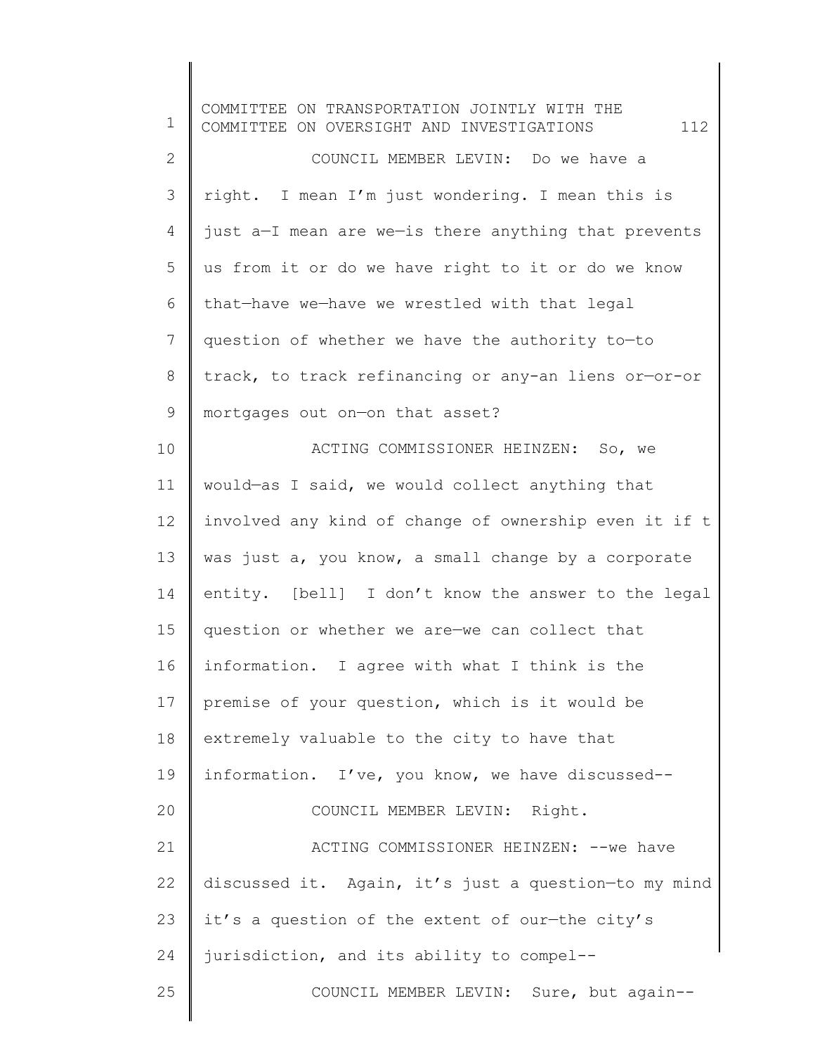COUNCIL MEMBER LEVIN: Do we have a right. I mean I'm just wondering. I mean this is just a—I mean are we—is there anything that prevents us from it or do we have right to it or do we know that—have we—have we wrestled with that legal question of whether we have the authority to—to track, to track refinancing or any-an liens or—or-or mortgages out on—on that asset?

ACTING COMMISSIONER HEINZEN: So, we would—as I said, we would collect anything that involved any kind of change of ownership even it if t was just a, you know, a small change by a corporate entity. [bell] I don't know the answer to the legal question or whether we are—we can collect that information. I agree with what I think is the premise of your question, which is it would be extremely valuable to the city to have that information. I've, you know, we have discussed--

COUNCIL MEMBER LEVIN: Right.

ACTING COMMISSIONER HEINZEN: --we have discussed it. Again, it's just a question—to my mind it's a question of the extent of our—the city's jurisdiction, and its ability to compel--

COUNCIL MEMBER LEVIN: Sure, but again--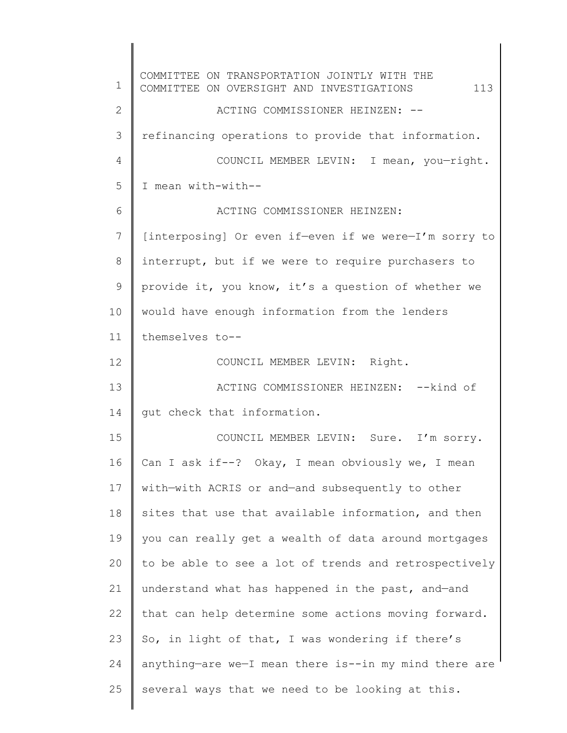ACTING COMMISSIONER HEINZEN: --refinancing operations to provide that information.

COUNCIL MEMBER LEVIN: I mean, you—right. I mean with-with--

ACTING COMMISSIONER HEINZEN: [interposing] Or even if—even if we were—I'm sorry to interrupt, but if we were to require purchasers to provide it, you know, it's a question of whether we would have enough information from the lenders themselves to--

COUNCIL MEMBER LEVIN: Right.

ACTING COMMISSIONER HEINZEN: --kind of gut check that information.

COUNCIL MEMBER LEVIN: Sure. I'm sorry. Can I ask if--? Okay, I mean obviously we, I mean with—with ACRIS or and—and subsequently to other sites that use that available information, and then you can really get a wealth of data around mortgages to be able to see a lot of trends and retrospectively understand what has happened in the past, and—and that can help determine some actions moving forward. So, in light of that, I was wondering if there's anything—are we—I mean there is--in my mind there are several ways that we need to be looking at this.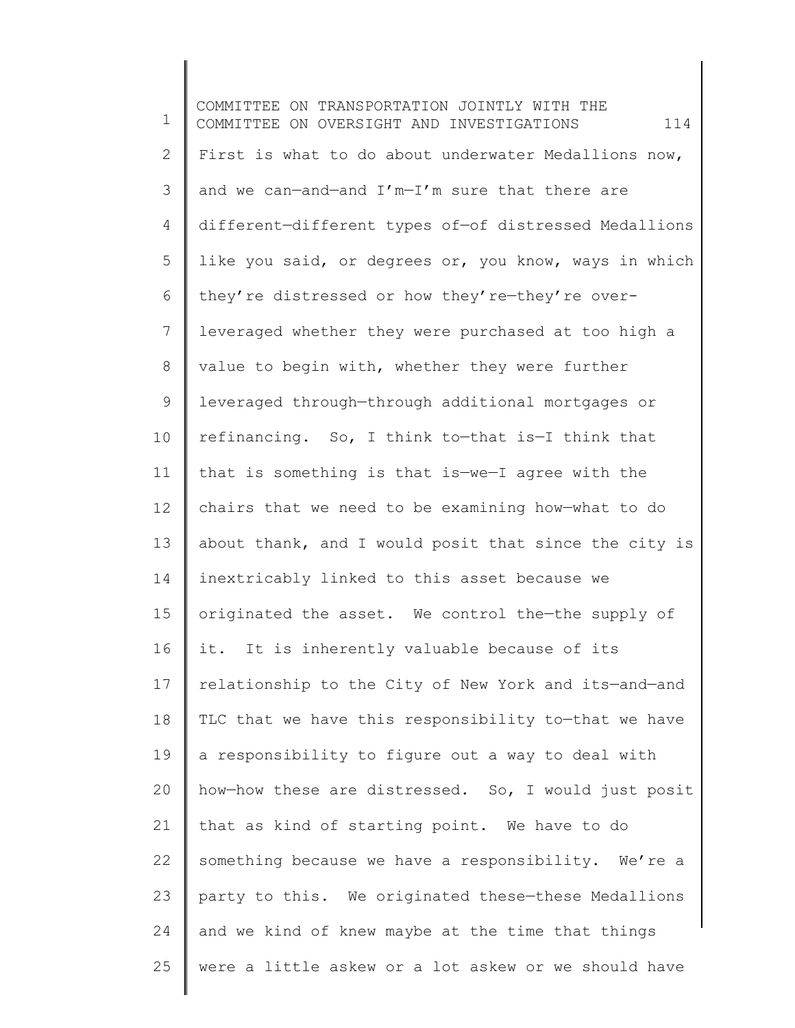First is what to do about underwater Medallions now, and we can—and—and I'm—I'm sure that there are different—different types of—of distressed Medallions like you said, or degrees or, you know, ways in which they're distressed or how they're—they're over-leveraged whether they were purchased at too high a value to begin with, whether they were further leveraged through—through additional mortgages or refinancing. So, I think to—that is—I think that that is something is that is—we—I agree with the chairs that we need to be examining how—what to do about thank, and I would posit that since the city is inextricably linked to this asset because we originated the asset. We control the—the supply of it. It is inherently valuable because of its relationship to the City of New York and its—and—and TLC that we have this responsibility to—that we have a responsibility to figure out a way to deal with how—how these are distressed. So, I would just posit that as kind of starting point. We have to do something because we have a responsibility. We're a party to this. We originated these—these Medallions and we kind of knew maybe at the time that things were a little askew or a lot askew or we should have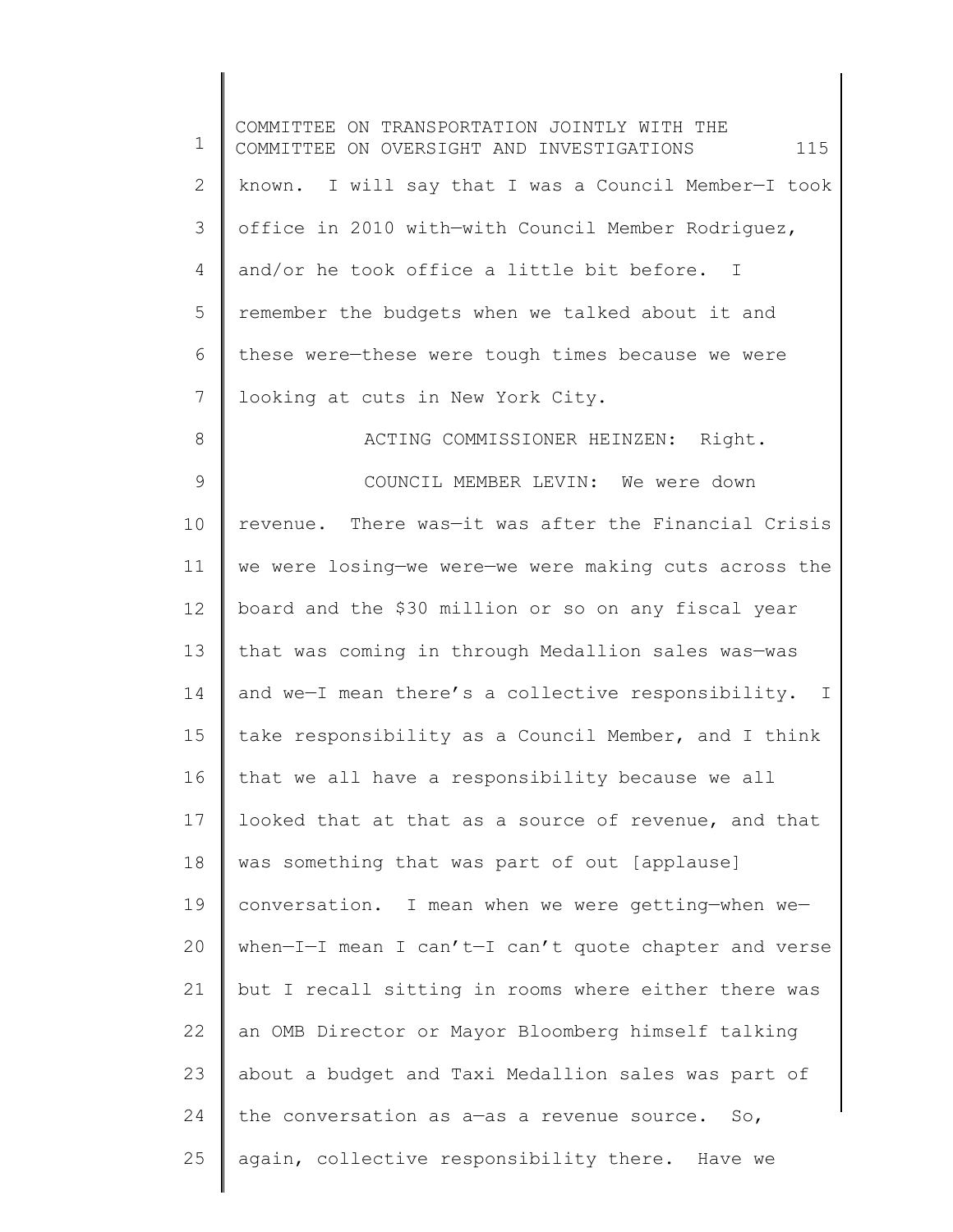known. I will say that I was a Council Member—I took office in 2010 with—with Council Member Rodriguez, and/or he took office a little bit before. I remember the budgets when we talked about it and these were—these were tough times because we were looking at cuts in New York City.

ACTING COMMISSIONER HEINZEN: Right.

COUNCIL MEMBER LEVIN: We were down revenue. There was—it was after the Financial Crisis we were losing—we were—we were making cuts across the board and the $30 million or so on any fiscal year that was coming in through Medallion sales was—was and we—I mean there's a collective responsibility. I take responsibility as a Council Member, and I think that we all have a responsibility because we all looked that at that as a source of revenue, and that was something that was part of out [applause] conversation. I mean when we were getting—when we—when—I—I mean I can't—I can't quote chapter and verse but I recall sitting in rooms where either there was an OMB Director or Mayor Bloomberg himself talking about a budget and Taxi Medallion sales was part of the conversation as a—as a revenue source. So, again, collective responsibility there. Have we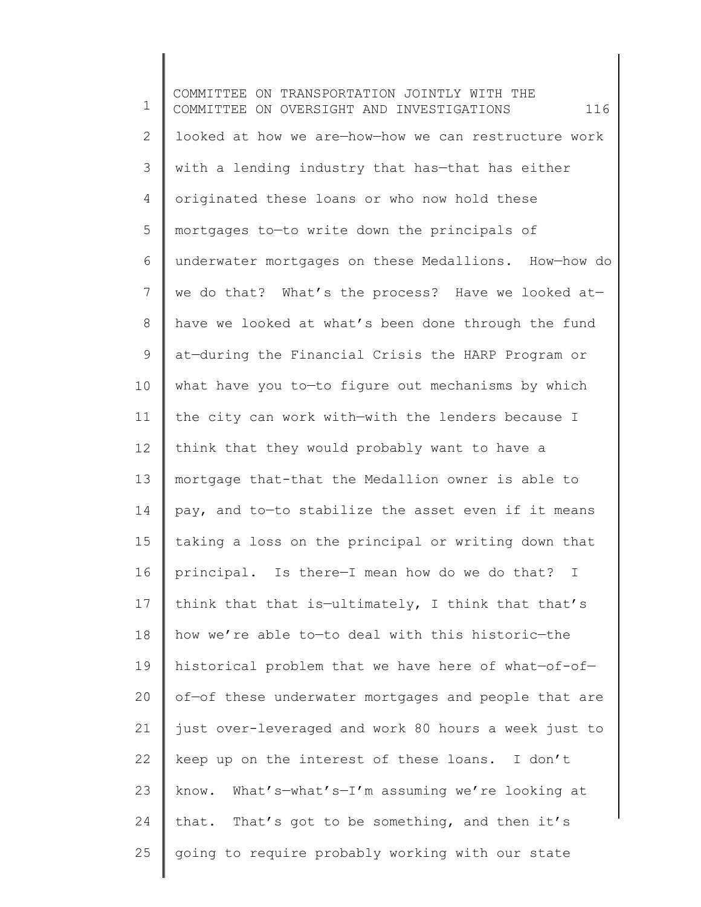looked at how we are—how—how we can restructure work with a lending industry that has—that has either originated these loans or who now hold these mortgages to—to write down the principals of underwater mortgages on these Medallions. How—how do we do that? What's the process? Have we looked at—have we looked at what's been done through the fund at—during the Financial Crisis the HARP Program or what have you to—to figure out mechanisms by which the city can work with—with the lenders because I think that they would probably want to have a mortgage that-that the Medallion owner is able to pay, and to—to stabilize the asset even if it means taking a loss on the principal or writing down that principal. Is there—I mean how do we do that? I think that that is—ultimately, I think that that's how we're able to—to deal with this historic—the historical problem that we have here of what—of-of—of—of these underwater mortgages and people that are just over-leveraged and work 80 hours a week just to keep up on the interest of these loans. I don't know. What's—what's—I'm assuming we're looking at that. That's got to be something, and then it's going to require probably working with our state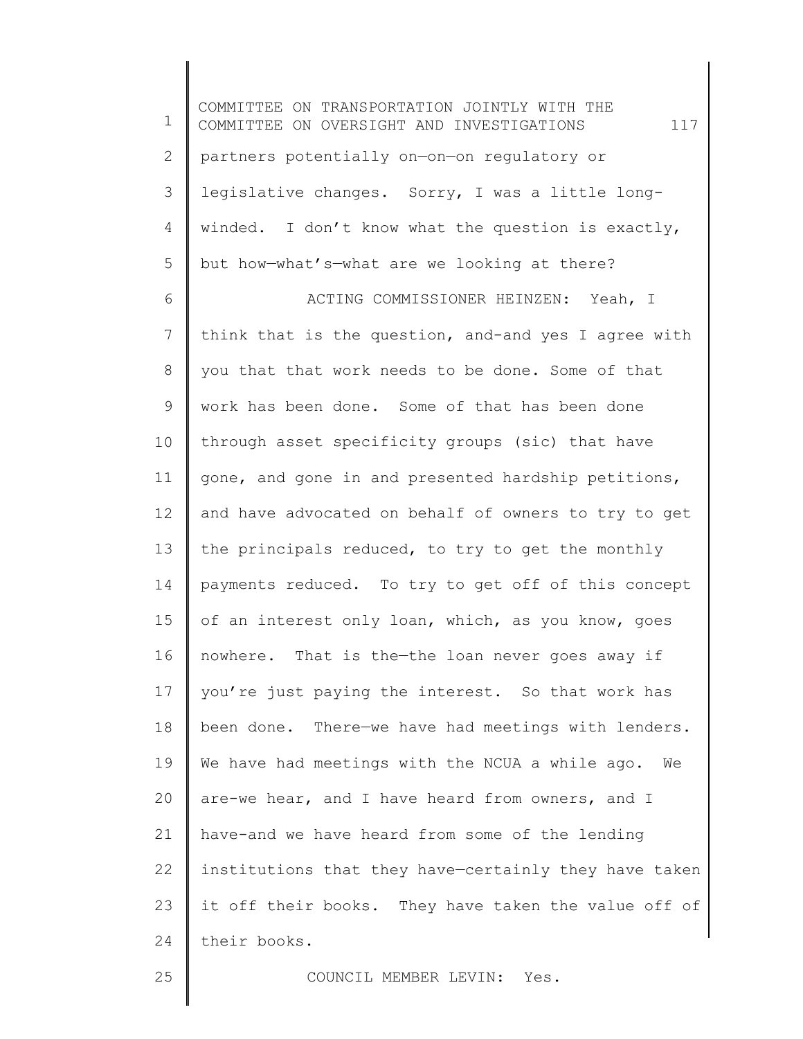partners potentially on—on—on regulatory or legislative changes. Sorry, I was a little long-winded. I don't know what the question is exactly, but how—what's—what are we looking at there?

ACTING COMMISSIONER HEINZEN: Yeah, I think that is the question, and-and yes I agree with you that that work needs to be done. Some of that work has been done. Some of that has been done through asset specificity groups (sic) that have gone, and gone in and presented hardship petitions, and have advocated on behalf of owners to try to get the principals reduced, to try to get the monthly payments reduced. To try to get off of this concept of an interest only loan, which, as you know, goes nowhere. That is the—the loan never goes away if you're just paying the interest. So that work has been done. There—we have had meetings with lenders. We have had meetings with the NCUA a while ago. We are-we hear, and I have heard from owners, and I have-and we have heard from some of the lending institutions that they have—certainly they have taken it off their books. They have taken the value off of their books.

COUNCIL MEMBER LEVIN: Yes.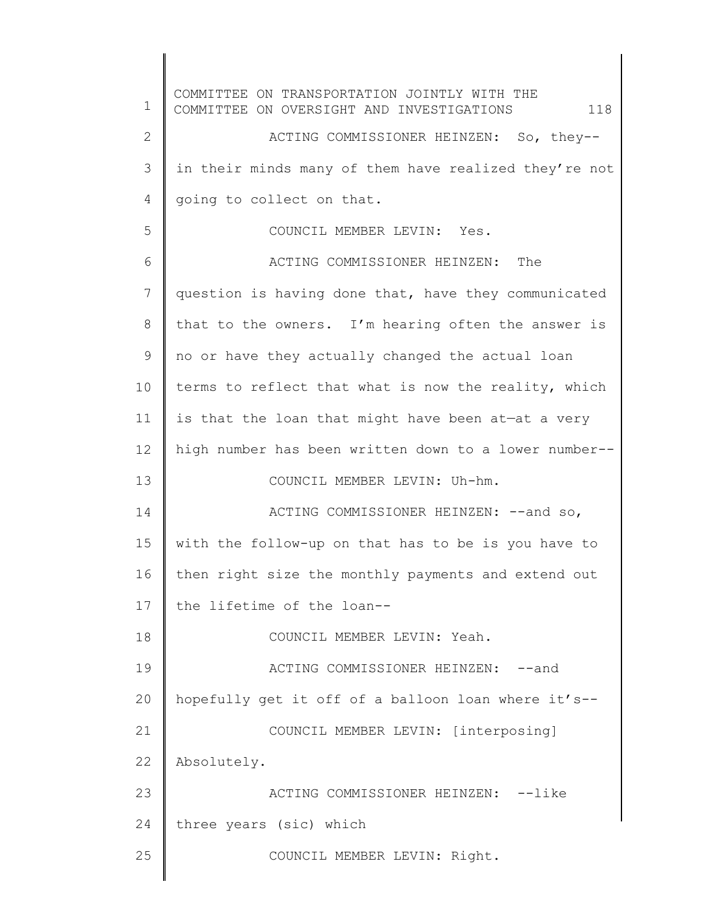ACTING COMMISSIONER HEINZEN: So, they-- in their minds many of them have realized they're not going to collect on that.

COUNCIL MEMBER LEVIN: Yes.

ACTING COMMISSIONER HEINZEN: The question is having done that, have they communicated that to the owners. I'm hearing often the answer is no or have they actually changed the actual loan terms to reflect that what is now the reality, which is that the loan that might have been at—at a very high number has been written down to a lower number--

COUNCIL MEMBER LEVIN: Uh-hm.

ACTING COMMISSIONER HEINZEN: --and so, with the follow-up on that has to be is you have to then right size the monthly payments and extend out the lifetime of the loan--

COUNCIL MEMBER LEVIN: Yeah.

ACTING COMMISSIONER HEINZEN: --and hopefully get it off of a balloon loan where it's--

COUNCIL MEMBER LEVIN: [interposing] Absolutely.

ACTING COMMISSIONER HEINZEN: --like three years (sic) which

COUNCIL MEMBER LEVIN: Right.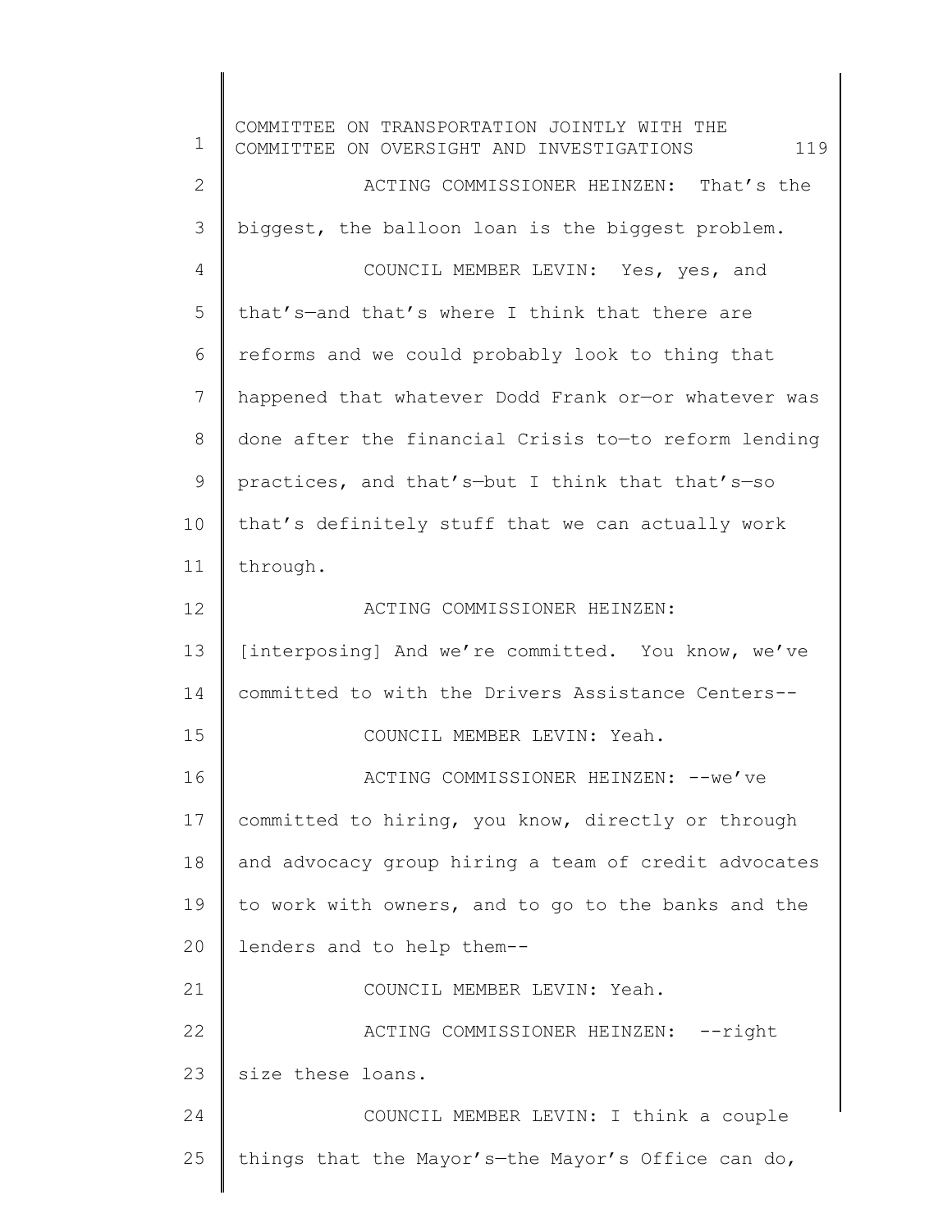ACTING COMMISSIONER HEINZEN: That's the biggest, the balloon loan is the biggest problem.

COUNCIL MEMBER LEVIN: Yes, yes, and that's—and that's where I think that there are reforms and we could probably look to thing that happened that whatever Dodd Frank or—or whatever was done after the financial Crisis to—to reform lending practices, and that's—but I think that that's—so that's definitely stuff that we can actually work through.

ACTING COMMISSIONER HEINZEN: [interposing] And we're committed. You know, we've committed to with the Drivers Assistance Centers--

COUNCIL MEMBER LEVIN: Yeah.

ACTING COMMISSIONER HEINZEN: --we've committed to hiring, you know, directly or through and advocacy group hiring a team of credit advocates to work with owners, and to go to the banks and the lenders and to help them--

COUNCIL MEMBER LEVIN: Yeah.

ACTING COMMISSIONER HEINZEN: --right size these loans.

COUNCIL MEMBER LEVIN: I think a couple things that the Mayor's—the Mayor's Office can do,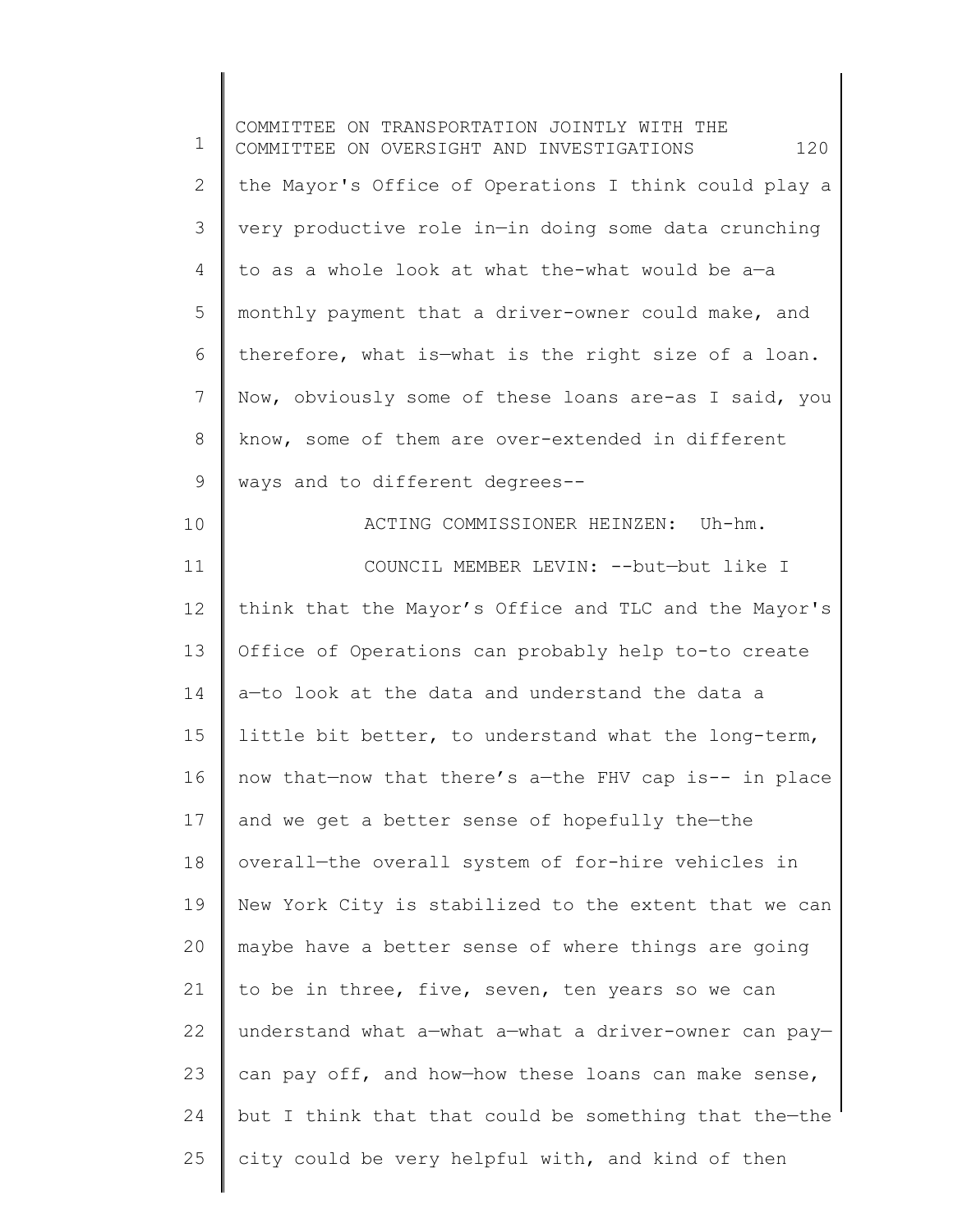the Mayor's Office of Operations I think could play a very productive role in—in doing some data crunching to as a whole look at what the-what would be a—a monthly payment that a driver-owner could make, and therefore, what is—what is the right size of a loan. Now, obviously some of these loans are-as I said, you know, some of them are over-extended in different ways and to different degrees--

ACTING COMMISSIONER HEINZEN: Uh-hm.

COUNCIL MEMBER LEVIN: --but—but like I think that the Mayor's Office and TLC and the Mayor's Office of Operations can probably help to-to create a—to look at the data and understand the data a little bit better, to understand what the long-term, now that—now that there's a—the FHV cap is-- in place and we get a better sense of hopefully the—the overall—the overall system of for-hire vehicles in New York City is stabilized to the extent that we can maybe have a better sense of where things are going to be in three, five, seven, ten years so we can understand what a—what a—what a driver-owner can pay—can pay off, and how—how these loans can make sense, but I think that that could be something that the—the city could be very helpful with, and kind of then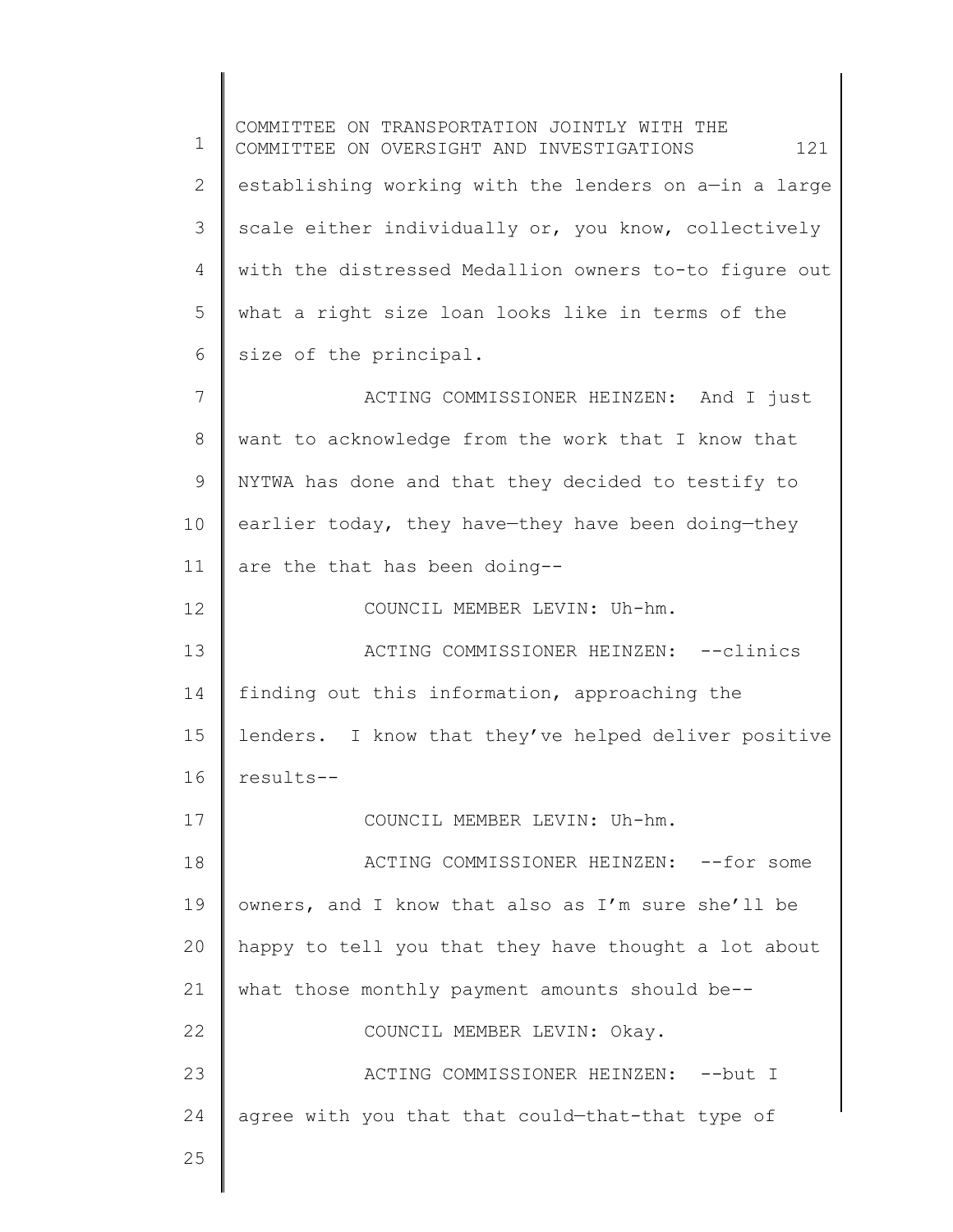establishing working with the lenders on a—in a large scale either individually or, you know, collectively with the distressed Medallion owners to-to figure out what a right size loan looks like in terms of the size of the principal.

ACTING COMMISSIONER HEINZEN: And I just want to acknowledge from the work that I know that NYTWA has done and that they decided to testify to earlier today, they have—they have been doing—they are the that has been doing--

COUNCIL MEMBER LEVIN: Uh-hm.

ACTING COMMISSIONER HEINZEN: --clinics finding out this information, approaching the lenders. I know that they've helped deliver positive results--

COUNCIL MEMBER LEVIN: Uh-hm.

ACTING COMMISSIONER HEINZEN: --for some owners, and I know that also as I'm sure she'll be happy to tell you that they have thought a lot about what those monthly payment amounts should be--

COUNCIL MEMBER LEVIN: Okay.

ACTING COMMISSIONER HEINZEN: --but I agree with you that that could—that-that type of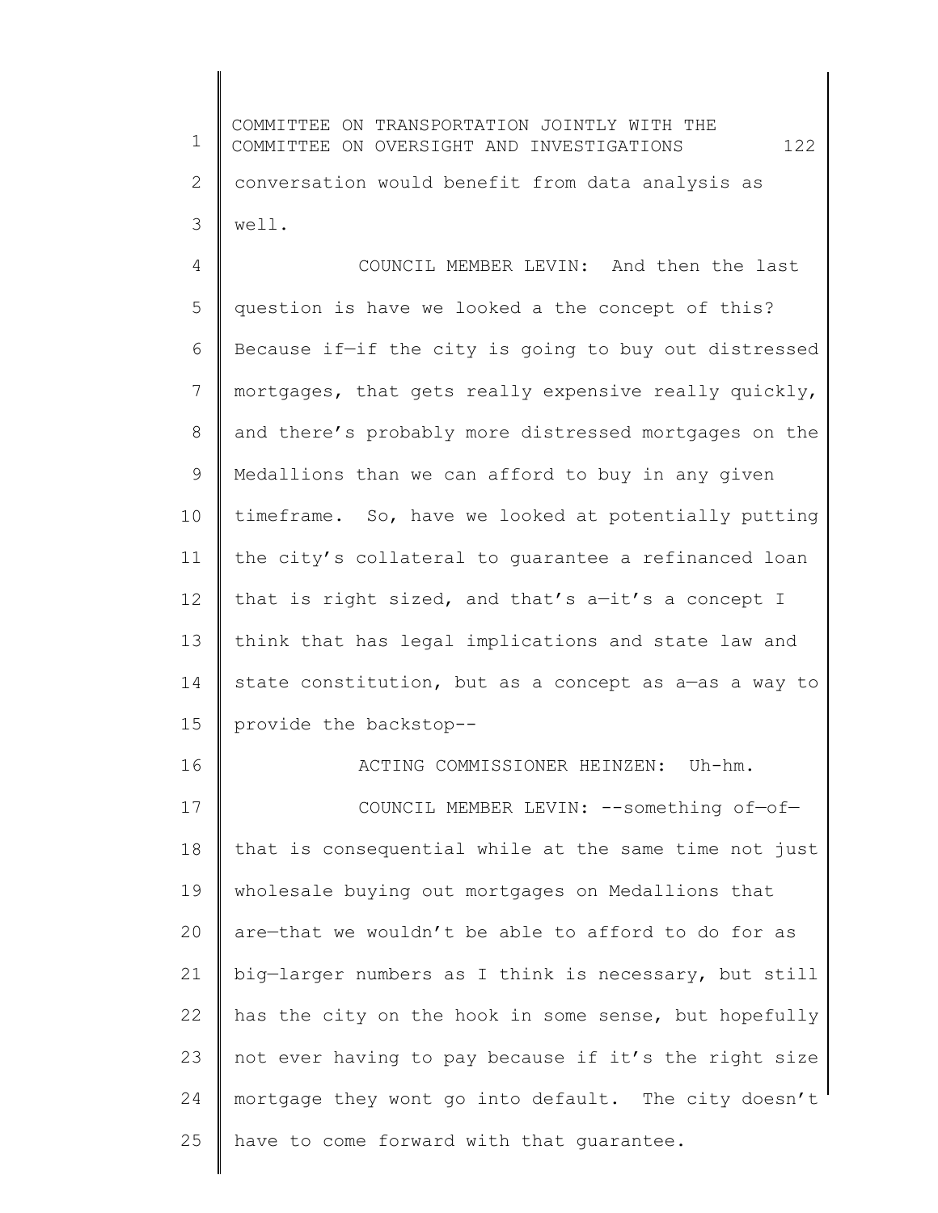conversation would benefit from data analysis as well.

COUNCIL MEMBER LEVIN: And then the last question is have we looked a the concept of this? Because if—if the city is going to buy out distressed mortgages, that gets really expensive really quickly, and there's probably more distressed mortgages on the Medallions than we can afford to buy in any given timeframe. So, have we looked at potentially putting the city's collateral to guarantee a refinanced loan that is right sized, and that's a—it's a concept I think that has legal implications and state law and state constitution, but as a concept as a—as a way to provide the backstop--

ACTING COMMISSIONER HEINZEN: Uh-hm.

COUNCIL MEMBER LEVIN: --something of—of— that is consequential while at the same time not just wholesale buying out mortgages on Medallions that are—that we wouldn't be able to afford to do for as big—larger numbers as I think is necessary, but still has the city on the hook in some sense, but hopefully not ever having to pay because if it's the right size mortgage they wont go into default. The city doesn't have to come forward with that guarantee.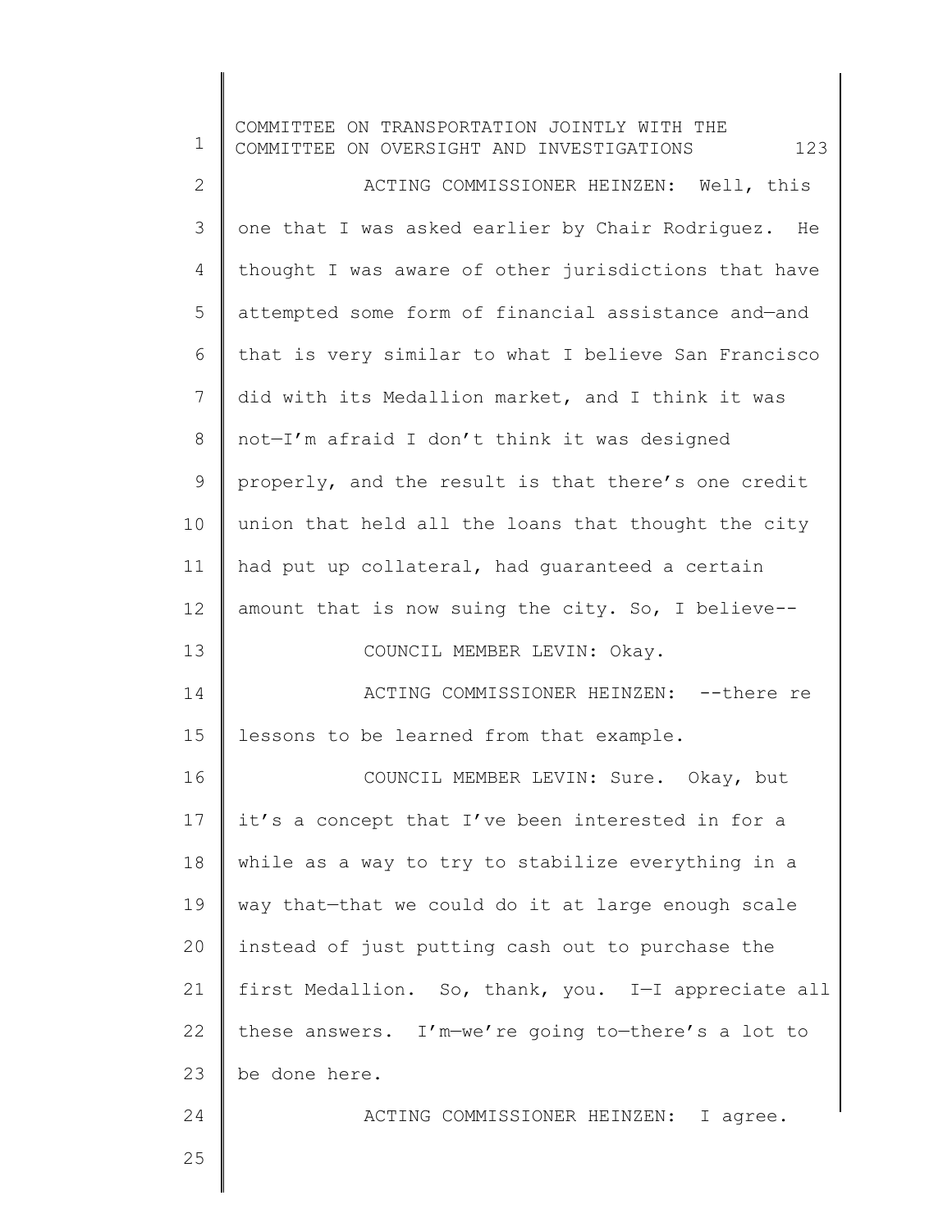ACTING COMMISSIONER HEINZEN: Well, this one that I was asked earlier by Chair Rodriguez. He thought I was aware of other jurisdictions that have attempted some form of financial assistance and—and that is very similar to what I believe San Francisco did with its Medallion market, and I think it was not—I'm afraid I don't think it was designed properly, and the result is that there's one credit union that held all the loans that thought the city had put up collateral, had guaranteed a certain amount that is now suing the city. So, I believe--

COUNCIL MEMBER LEVIN: Okay.

ACTING COMMISSIONER HEINZEN: --there re lessons to be learned from that example.

COUNCIL MEMBER LEVIN: Sure. Okay, but it's a concept that I've been interested in for a while as a way to try to stabilize everything in a way that—that we could do it at large enough scale instead of just putting cash out to purchase the first Medallion. So, thank, you. I—I appreciate all these answers. I'm—we're going to—there's a lot to be done here.

ACTING COMMISSIONER HEINZEN: I agree.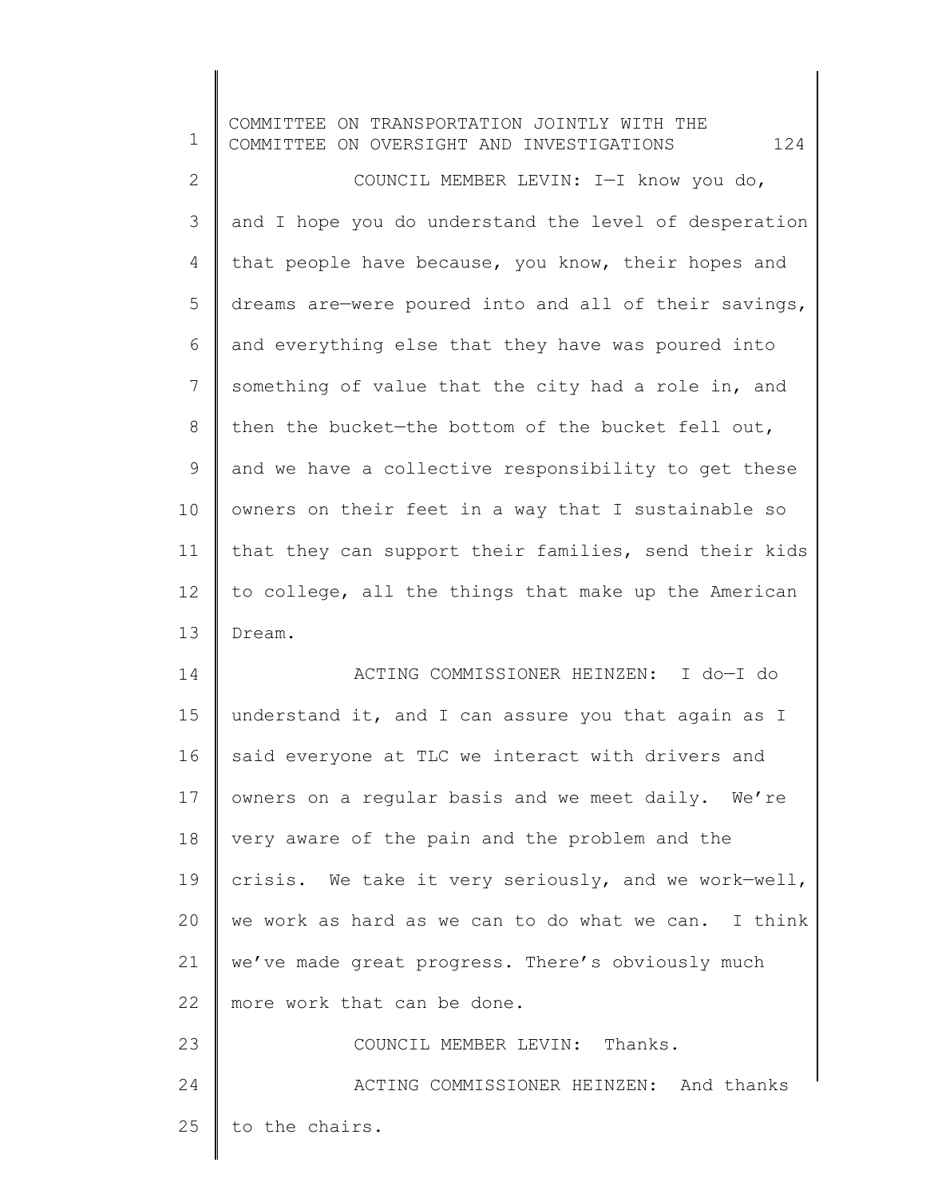COUNCIL MEMBER LEVIN: I—I know you do, and I hope you do understand the level of desperation that people have because, you know, their hopes and dreams are—were poured into and all of their savings, and everything else that they have was poured into something of value that the city had a role in, and then the bucket—the bottom of the bucket fell out, and we have a collective responsibility to get these owners on their feet in a way that I sustainable so that they can support their families, send their kids to college, all the things that make up the American Dream.

ACTING COMMISSIONER HEINZEN: I do—I do understand it, and I can assure you that again as I said everyone at TLC we interact with drivers and owners on a regular basis and we meet daily. We're very aware of the pain and the problem and the crisis. We take it very seriously, and we work—well, we work as hard as we can to do what we can. I think we've made great progress. There's obviously much more work that can be done.

COUNCIL MEMBER LEVIN: Thanks.

ACTING COMMISSIONER HEINZEN: And thanks to the chairs.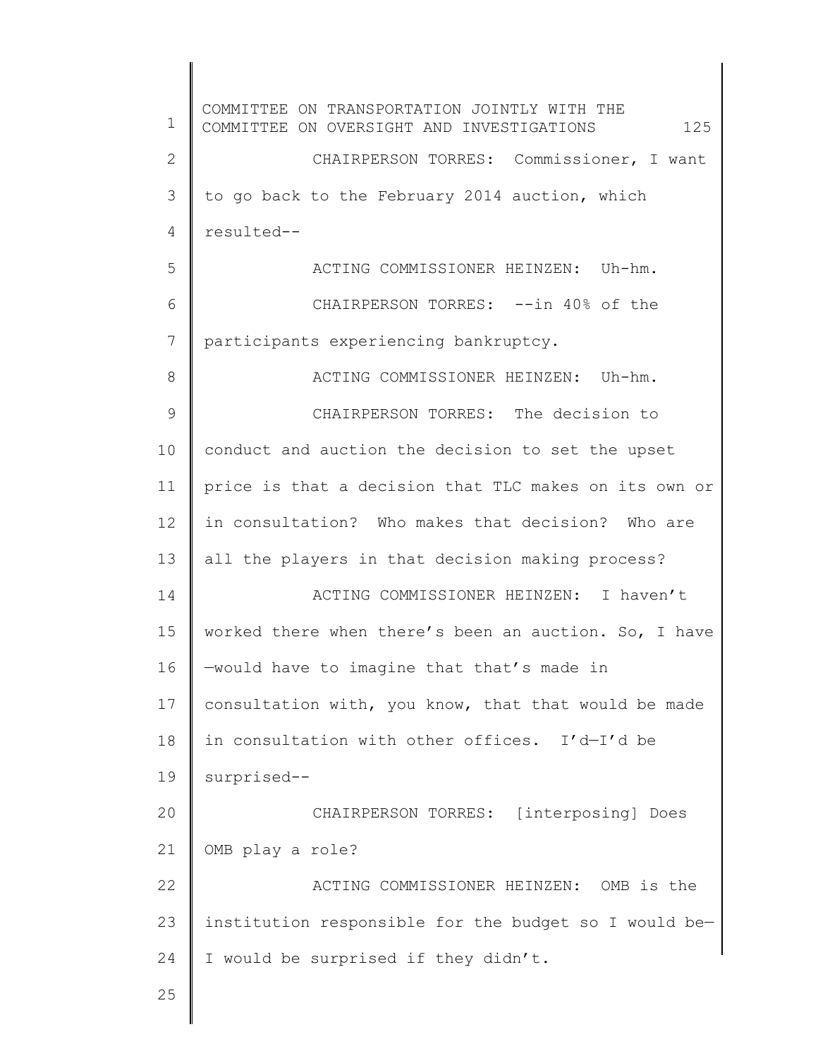CHAIRPERSON TORRES: Commissioner, I want to go back to the February 2014 auction, which resulted--

ACTING COMMISSIONER HEINZEN: Uh-hm.

CHAIRPERSON TORRES: --in 40% of the participants experiencing bankruptcy.

ACTING COMMISSIONER HEINZEN: Uh-hm.

CHAIRPERSON TORRES: The decision to conduct and auction the decision to set the upset price is that a decision that TLC makes on its own or in consultation? Who makes that decision? Who are all the players in that decision making process?

ACTING COMMISSIONER HEINZEN: I haven't worked there when there's been an auction. So, I have —would have to imagine that that's made in consultation with, you know, that that would be made in consultation with other offices. I'd—I'd be surprised--

CHAIRPERSON TORRES: [interposing] Does OMB play a role?

ACTING COMMISSIONER HEINZEN: OMB is the institution responsible for the budget so I would be— I would be surprised if they didn't.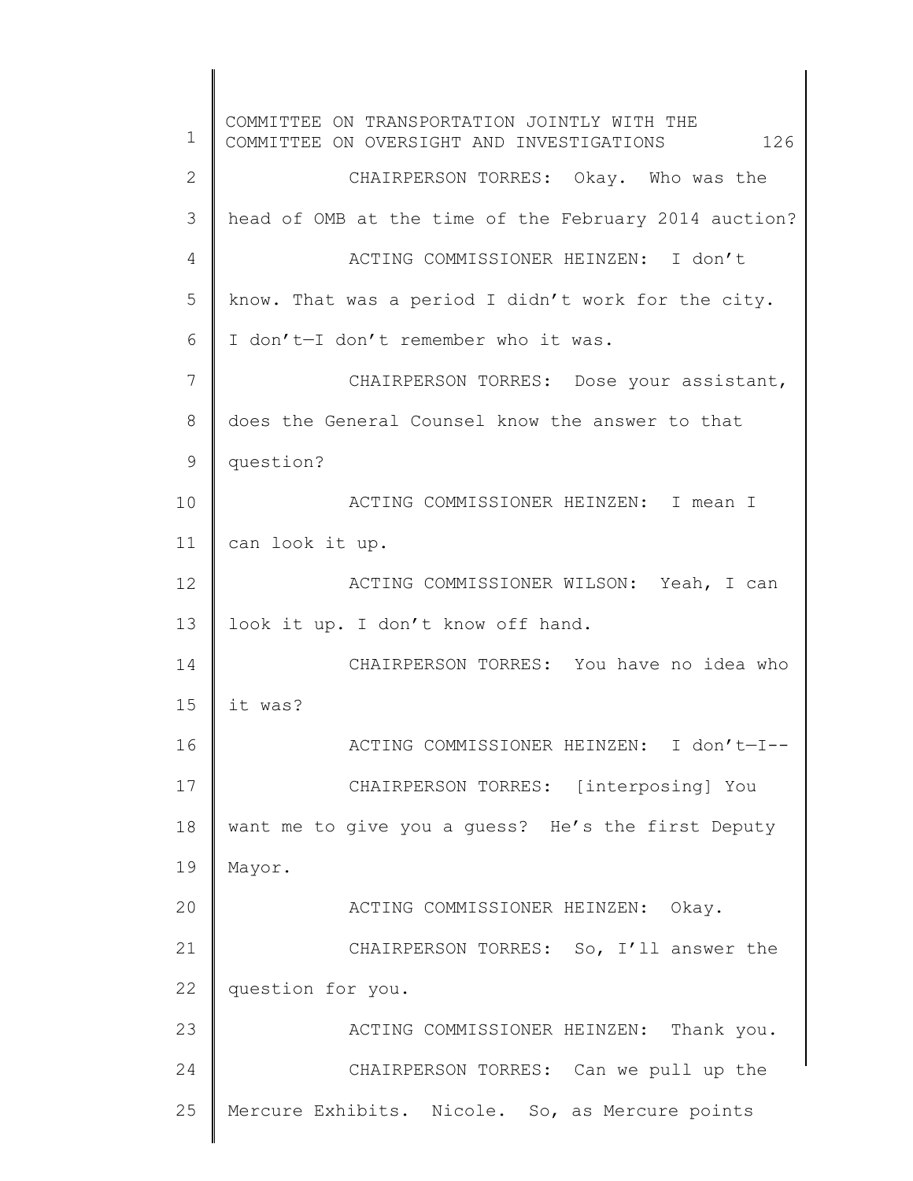CHAIRPERSON TORRES: Okay. Who was the head of OMB at the time of the February 2014 auction?

ACTING COMMISSIONER HEINZEN: I don't know. That was a period I didn't work for the city. I don't—I don't remember who it was.

CHAIRPERSON TORRES: Dose your assistant, does the General Counsel know the answer to that question?

ACTING COMMISSIONER HEINZEN: I mean I can look it up.

ACTING COMMISSIONER WILSON: Yeah, I can look it up. I don't know off hand.

CHAIRPERSON TORRES: You have no idea who it was?

ACTING COMMISSIONER HEINZEN: I don't—I--

CHAIRPERSON TORRES: [interposing] You want me to give you a guess? He's the first Deputy Mayor.

ACTING COMMISSIONER HEINZEN: Okay.

CHAIRPERSON TORRES: So, I'll answer the question for you.

ACTING COMMISSIONER HEINZEN: Thank you.

CHAIRPERSON TORRES: Can we pull up the Mercure Exhibits. Nicole. So, as Mercure points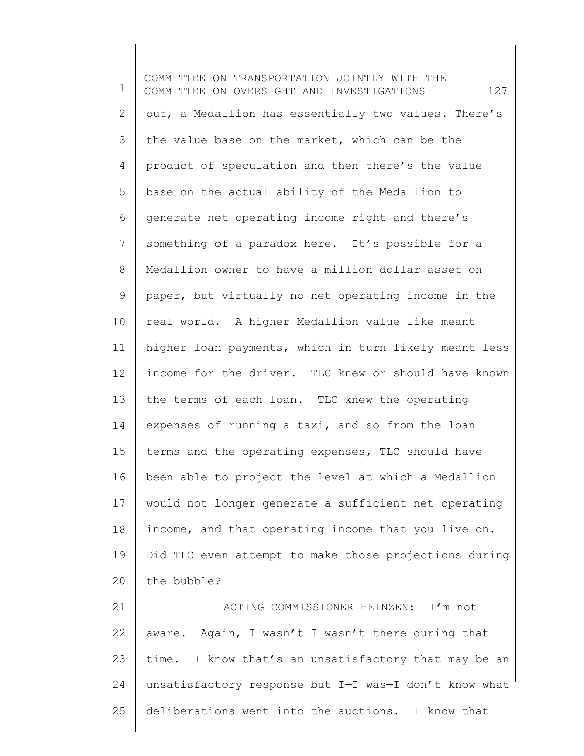out, a Medallion has essentially two values. There's the value base on the market, which can be the product of speculation and then there's the value base on the actual ability of the Medallion to generate net operating income right and there's something of a paradox here. It's possible for a Medallion owner to have a million dollar asset on paper, but virtually no net operating income in the real world. A higher Medallion value like meant higher loan payments, which in turn likely meant less income for the driver. TLC knew or should have known the terms of each loan. TLC knew the operating expenses of running a taxi, and so from the loan terms and the operating expenses, TLC should have been able to project the level at which a Medallion would not longer generate a sufficient net operating income, and that operating income that you live on. Did TLC even attempt to make those projections during the bubble?

ACTING COMMISSIONER HEINZEN: I'm not aware. Again, I wasn't—I wasn't there during that time. I know that's an unsatisfactory—that may be an unsatisfactory response but I—I was—I don't know what deliberations went into the auctions. I know that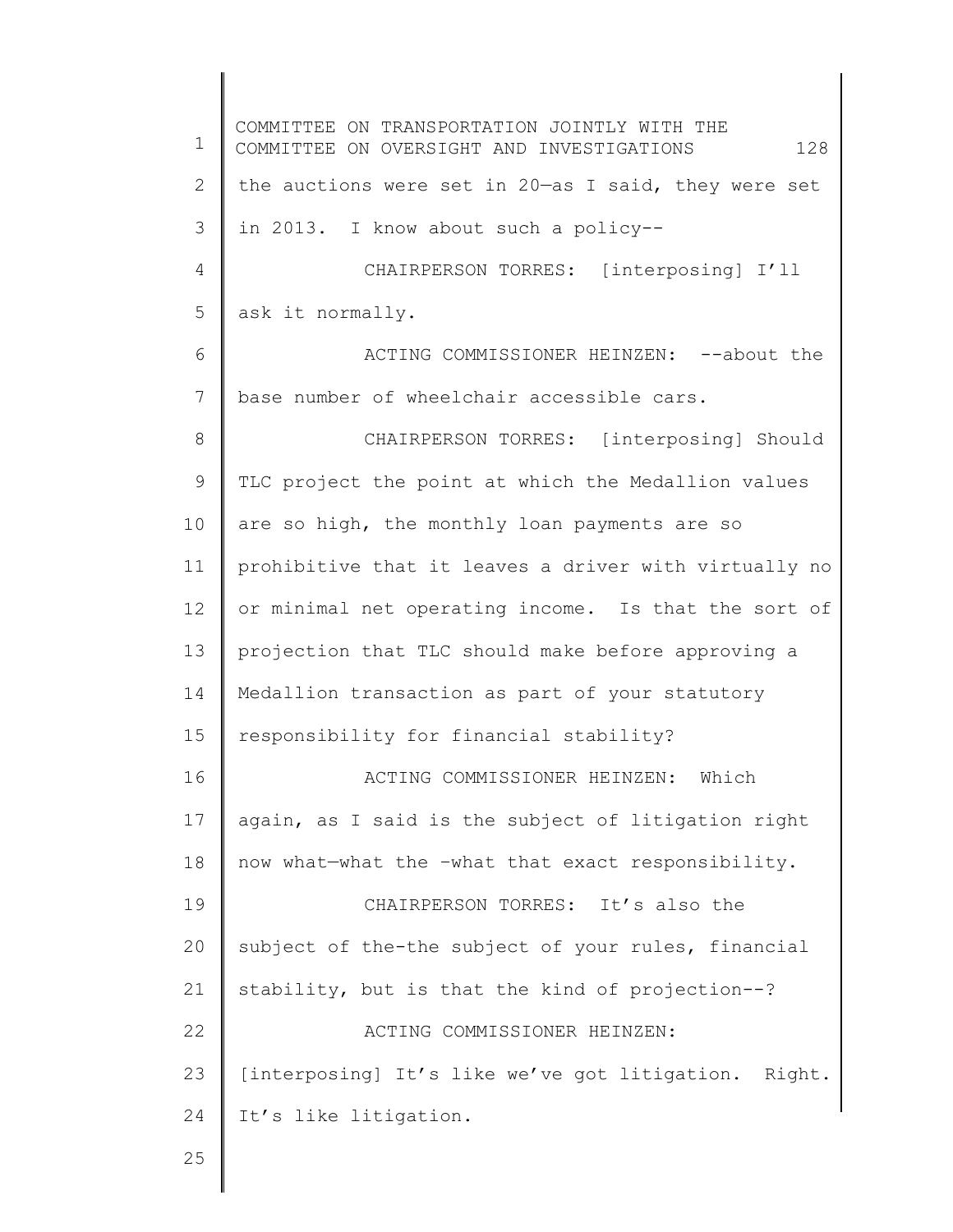the auctions were set in 20—as I said, they were set in 2013. I know about such a policy--

CHAIRPERSON TORRES: [interposing] I'll ask it normally.

ACTING COMMISSIONER HEINZEN: --about the base number of wheelchair accessible cars.

CHAIRPERSON TORRES: [interposing] Should TLC project the point at which the Medallion values are so high, the monthly loan payments are so prohibitive that it leaves a driver with virtually no or minimal net operating income. Is that the sort of projection that TLC should make before approving a Medallion transaction as part of your statutory responsibility for financial stability?

ACTING COMMISSIONER HEINZEN: Which again, as I said is the subject of litigation right now what—what the –what that exact responsibility.

CHAIRPERSON TORRES: It's also the subject of the-the subject of your rules, financial stability, but is that the kind of projection--?

ACTING COMMISSIONER HEINZEN: [interposing] It's like we've got litigation. Right. It's like litigation.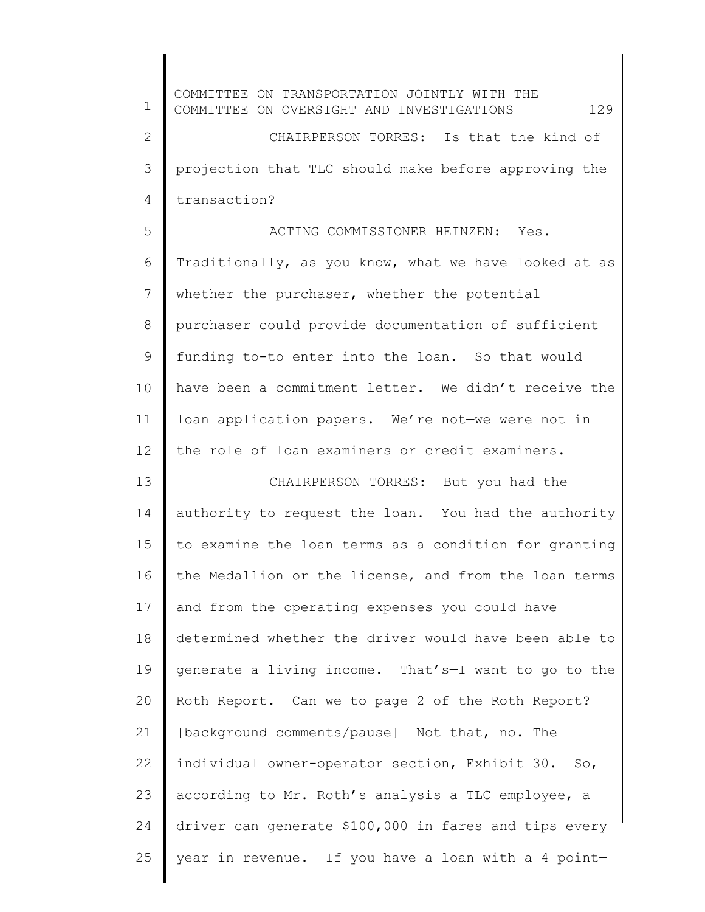CHAIRPERSON TORRES: Is that the kind of projection that TLC should make before approving the transaction?

ACTING COMMISSIONER HEINZEN: Yes. Traditionally, as you know, what we have looked at as whether the purchaser, whether the potential purchaser could provide documentation of sufficient funding to-to enter into the loan. So that would have been a commitment letter. We didn't receive the loan application papers. We're not—we were not in the role of loan examiners or credit examiners.

CHAIRPERSON TORRES: But you had the authority to request the loan. You had the authority to examine the loan terms as a condition for granting the Medallion or the license, and from the loan terms and from the operating expenses you could have determined whether the driver would have been able to generate a living income. That's—I want to go to the Roth Report. Can we to page 2 of the Roth Report? [background comments/pause] Not that, no. The individual owner-operator section, Exhibit 30. So, according to Mr. Roth's analysis a TLC employee, a driver can generate $100,000 in fares and tips every year in revenue. If you have a loan with a 4 point—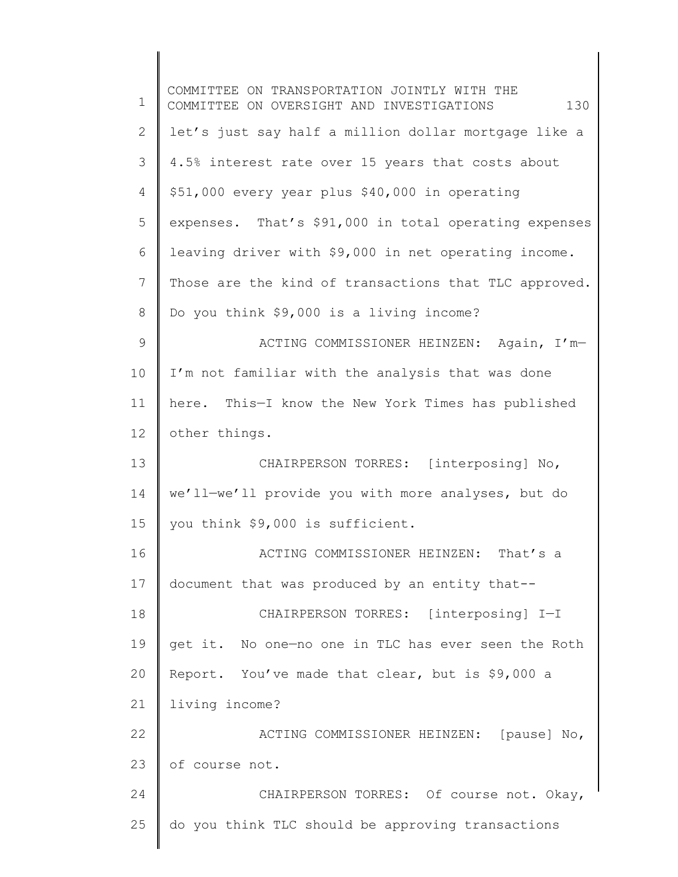let's just say half a million dollar mortgage like a 4.5% interest rate over 15 years that costs about $51,000 every year plus $40,000 in operating expenses. That's $91,000 in total operating expenses leaving driver with $9,000 in net operating income. Those are the kind of transactions that TLC approved. Do you think $9,000 is a living income?

ACTING COMMISSIONER HEINZEN: Again, I'm—I'm not familiar with the analysis that was done here. This—I know the New York Times has published other things.

CHAIRPERSON TORRES: [interposing] No, we'll—we'll provide you with more analyses, but do you think $9,000 is sufficient.

ACTING COMMISSIONER HEINZEN: That's a document that was produced by an entity that--

CHAIRPERSON TORRES: [interposing] I—I get it. No one—no one in TLC has ever seen the Roth Report. You've made that clear, but is $9,000 a living income?

ACTING COMMISSIONER HEINZEN: [pause] No, of course not.

CHAIRPERSON TORRES: Of course not. Okay, do you think TLC should be approving transactions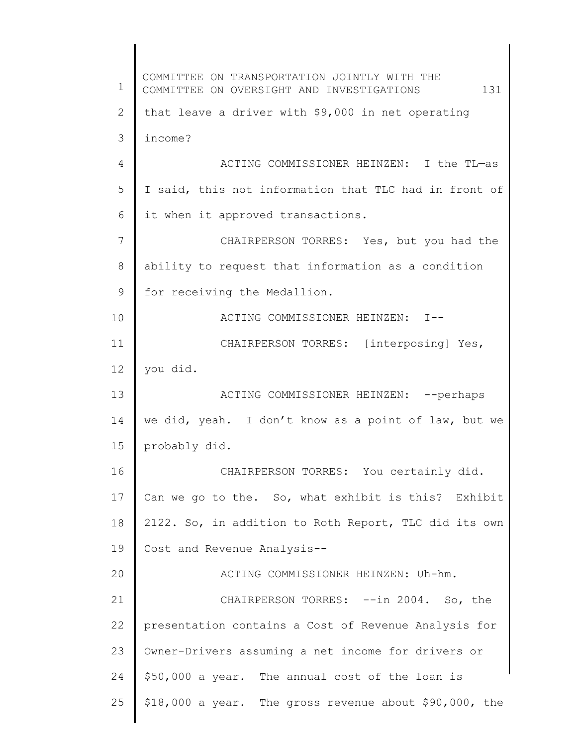that leave a driver with $9,000 in net operating income?

ACTING COMMISSIONER HEINZEN: I the TL—as I said, this not information that TLC had in front of it when it approved transactions.

CHAIRPERSON TORRES: Yes, but you had the ability to request that information as a condition for receiving the Medallion.

ACTING COMMISSIONER HEINZEN: I--

CHAIRPERSON TORRES: [interposing] Yes, you did.

ACTING COMMISSIONER HEINZEN: --perhaps we did, yeah. I don't know as a point of law, but we probably did.

CHAIRPERSON TORRES: You certainly did. Can we go to the. So, what exhibit is this? Exhibit 2122. So, in addition to Roth Report, TLC did its own Cost and Revenue Analysis--

ACTING COMMISSIONER HEINZEN: Uh-hm.

CHAIRPERSON TORRES: --in 2004. So, the presentation contains a Cost of Revenue Analysis for Owner-Drivers assuming a net income for drivers or $50,000 a year. The annual cost of the loan is $18,000 a year. The gross revenue about $90,000, the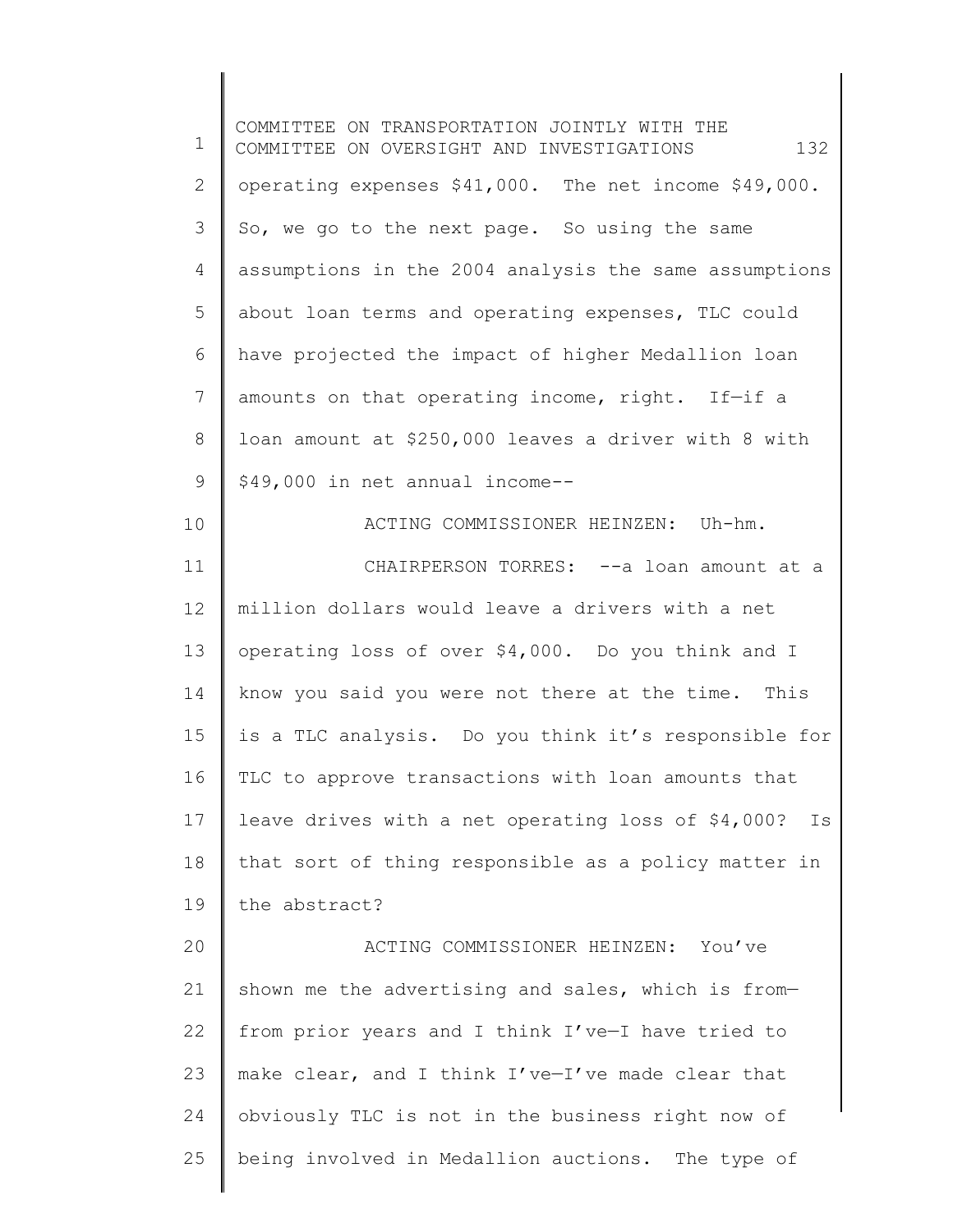operating expenses $41,000. The net income $49,000. So, we go to the next page. So using the same assumptions in the 2004 analysis the same assumptions about loan terms and operating expenses, TLC could have projected the impact of higher Medallion loan amounts on that operating income, right. If—if a loan amount at $250,000 leaves a driver with 8 with $49,000 in net annual income--

ACTING COMMISSIONER HEINZEN: Uh-hm.

CHAIRPERSON TORRES: --a loan amount at a million dollars would leave a drivers with a net operating loss of over $4,000. Do you think and I know you said you were not there at the time. This is a TLC analysis. Do you think it's responsible for TLC to approve transactions with loan amounts that leave drives with a net operating loss of $4,000? Is that sort of thing responsible as a policy matter in the abstract?

ACTING COMMISSIONER HEINZEN: You've shown me the advertising and sales, which is from—from prior years and I think I've—I have tried to make clear, and I think I've—I've made clear that obviously TLC is not in the business right now of being involved in Medallion auctions. The type of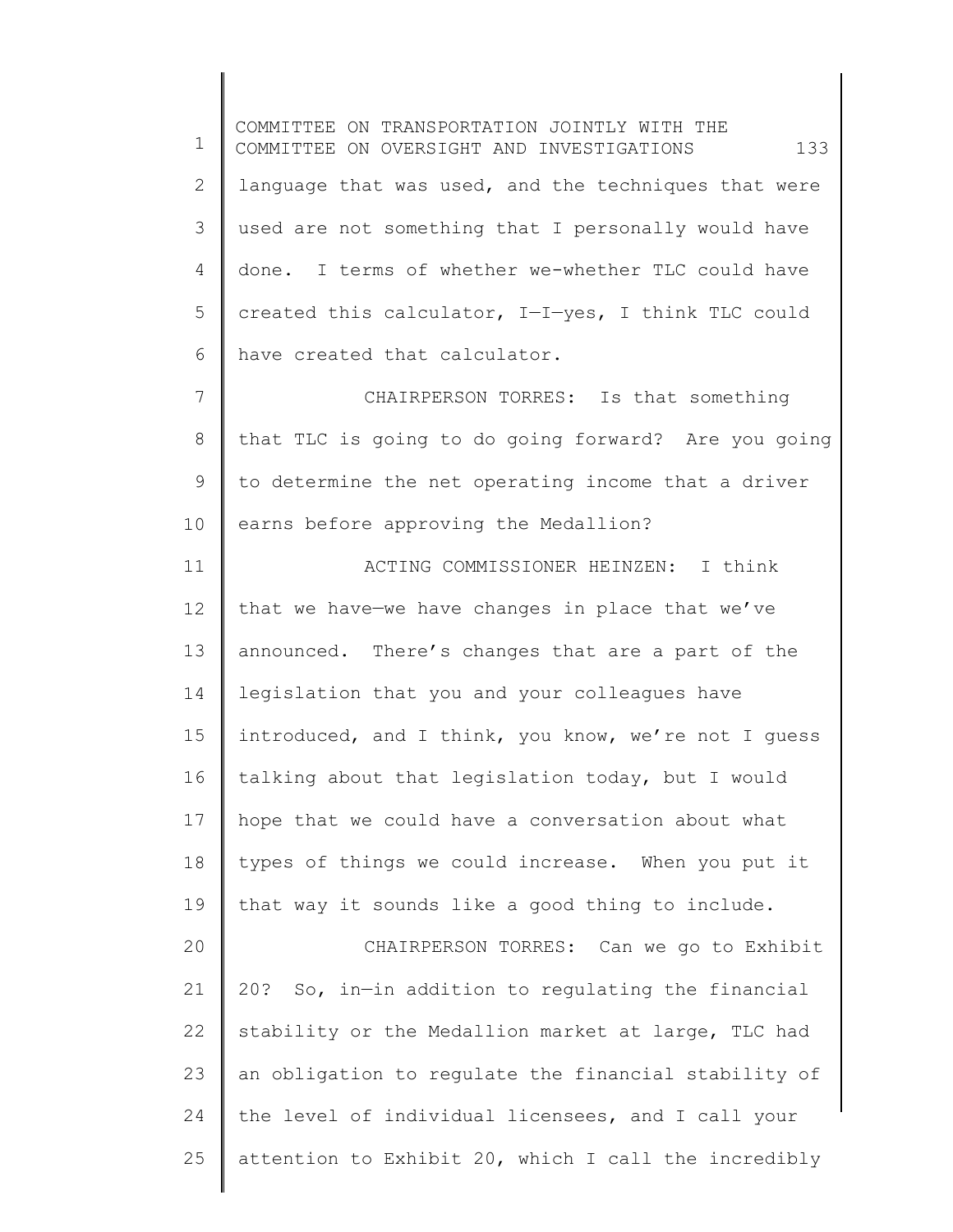language that was used, and the techniques that were used are not something that I personally would have done. I terms of whether we-whether TLC could have created this calculator, I—I—yes, I think TLC could have created that calculator.

CHAIRPERSON TORRES: Is that something that TLC is going to do going forward? Are you going to determine the net operating income that a driver earns before approving the Medallion?

ACTING COMMISSIONER HEINZEN: I think that we have—we have changes in place that we've announced. There's changes that are a part of the legislation that you and your colleagues have introduced, and I think, you know, we're not I guess talking about that legislation today, but I would hope that we could have a conversation about what types of things we could increase. When you put it that way it sounds like a good thing to include.

CHAIRPERSON TORRES: Can we go to Exhibit 20? So, in—in addition to regulating the financial stability or the Medallion market at large, TLC had an obligation to regulate the financial stability of the level of individual licensees, and I call your attention to Exhibit 20, which I call the incredibly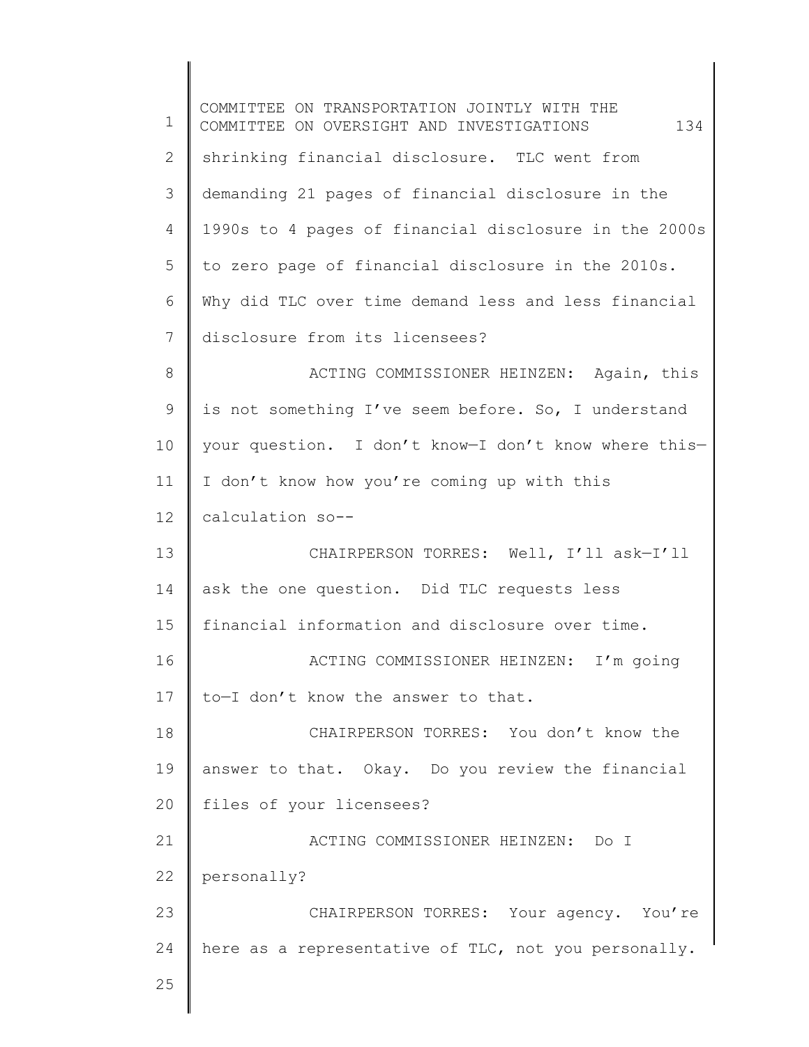shrinking financial disclosure. TLC went from demanding 21 pages of financial disclosure in the 1990s to 4 pages of financial disclosure in the 2000s to zero page of financial disclosure in the 2010s. Why did TLC over time demand less and less financial disclosure from its licensees?

ACTING COMMISSIONER HEINZEN: Again, this is not something I've seem before. So, I understand your question. I don't know—I don't know where this—I don't know how you're coming up with this calculation so--

CHAIRPERSON TORRES: Well, I'll ask—I'll ask the one question. Did TLC requests less financial information and disclosure over time.

ACTING COMMISSIONER HEINZEN: I'm going to—I don't know the answer to that.

CHAIRPERSON TORRES: You don't know the answer to that. Okay. Do you review the financial files of your licensees?

ACTING COMMISSIONER HEINZEN: Do I personally?

CHAIRPERSON TORRES: Your agency. You're here as a representative of TLC, not you personally.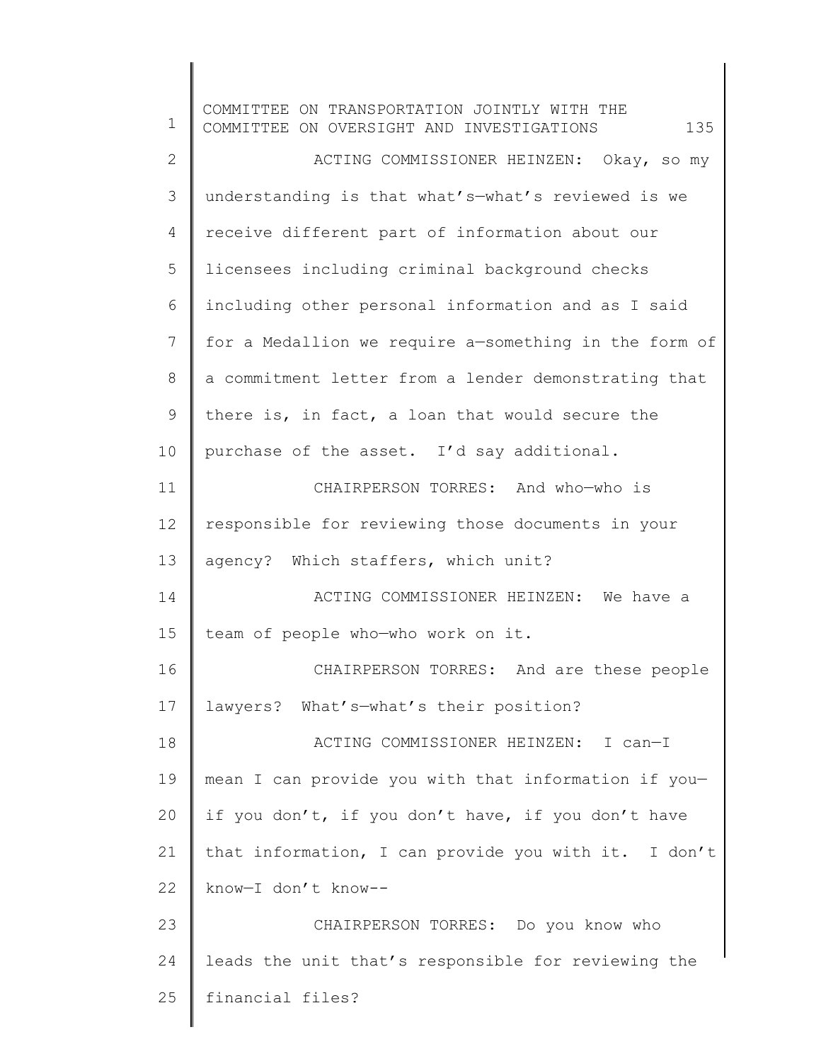ACTING COMMISSIONER HEINZEN: Okay, so my understanding is that what's—what's reviewed is we receive different part of information about our licensees including criminal background checks including other personal information and as I said for a Medallion we require a—something in the form of a commitment letter from a lender demonstrating that there is, in fact, a loan that would secure the purchase of the asset. I'd say additional.

CHAIRPERSON TORRES: And who—who is responsible for reviewing those documents in your agency? Which staffers, which unit?

ACTING COMMISSIONER HEINZEN: We have a team of people who—who work on it.

CHAIRPERSON TORRES: And are these people lawyers? What's—what's their position?

ACTING COMMISSIONER HEINZEN: I can—I mean I can provide you with that information if you—if you don't, if you don't have, if you don't have that information, I can provide you with it. I don't know—I don't know--

CHAIRPERSON TORRES: Do you know who leads the unit that's responsible for reviewing the financial files?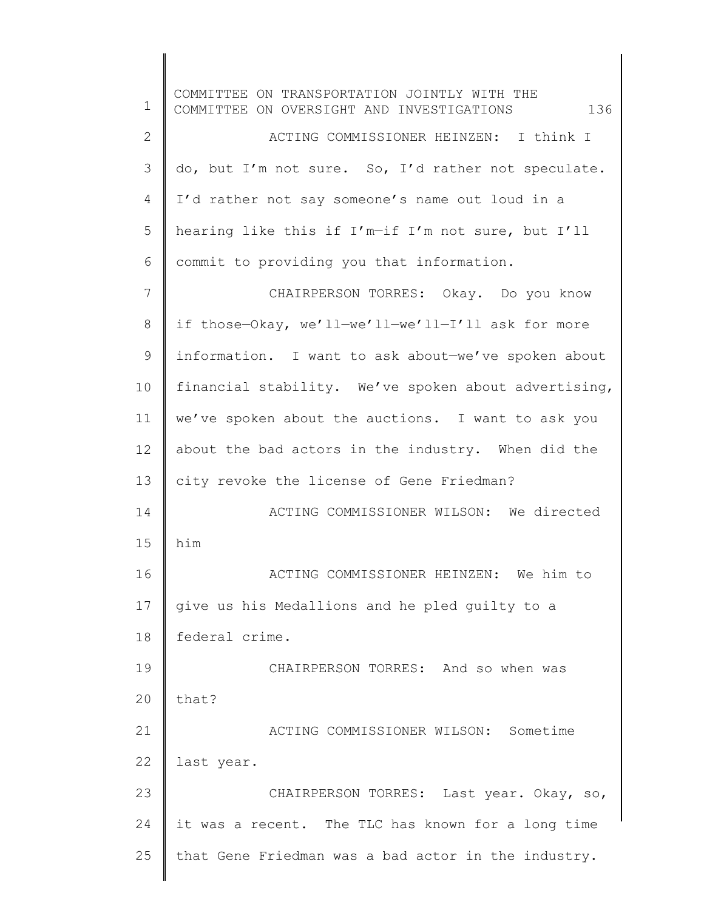ACTING COMMISSIONER HEINZEN: I think I do, but I'm not sure. So, I'd rather not speculate. I'd rather not say someone's name out loud in a hearing like this if I'm—if I'm not sure, but I'll commit to providing you that information.

CHAIRPERSON TORRES: Okay. Do you know if those—Okay, we'll—we'll—we'll—I'll ask for more information. I want to ask about—we've spoken about financial stability. We've spoken about advertising, we've spoken about the auctions. I want to ask you about the bad actors in the industry. When did the city revoke the license of Gene Friedman?

ACTING COMMISSIONER WILSON: We directed him

ACTING COMMISSIONER HEINZEN: We him to give us his Medallions and he pled guilty to a federal crime.

CHAIRPERSON TORRES: And so when was that?

ACTING COMMISSIONER WILSON: Sometime last year.

CHAIRPERSON TORRES: Last year. Okay, so, it was a recent. The TLC has known for a long time that Gene Friedman was a bad actor in the industry.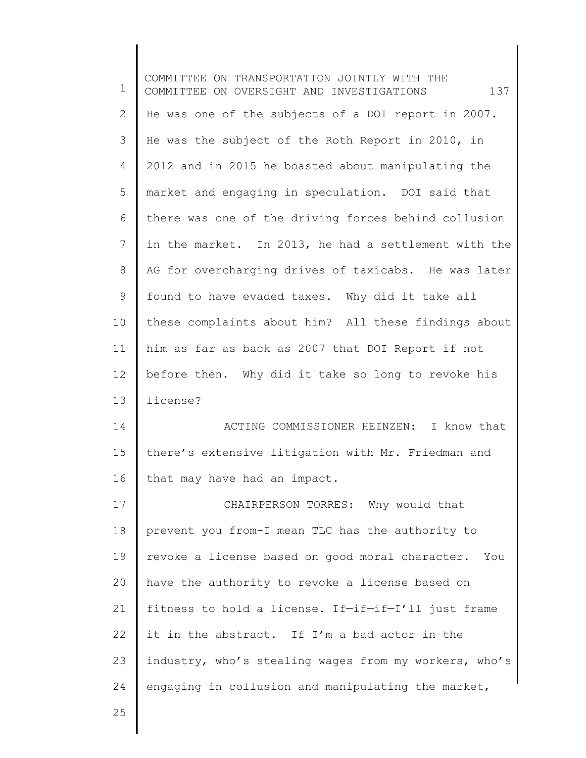He was one of the subjects of a DOI report in 2007. He was the subject of the Roth Report in 2010, in 2012 and in 2015 he boasted about manipulating the market and engaging in speculation. DOI said that there was one of the driving forces behind collusion in the market. In 2013, he had a settlement with the AG for overcharging drives of taxicabs. He was later found to have evaded taxes. Why did it take all these complaints about him? All these findings about him as far as back as 2007 that DOI Report if not before then. Why did it take so long to revoke his license?

ACTING COMMISSIONER HEINZEN: I know that there's extensive litigation with Mr. Friedman and that may have had an impact.

CHAIRPERSON TORRES: Why would that prevent you from-I mean TLC has the authority to revoke a license based on good moral character. You have the authority to revoke a license based on fitness to hold a license. If—if—if—I'll just frame it in the abstract. If I'm a bad actor in the industry, who's stealing wages from my workers, who's engaging in collusion and manipulating the market,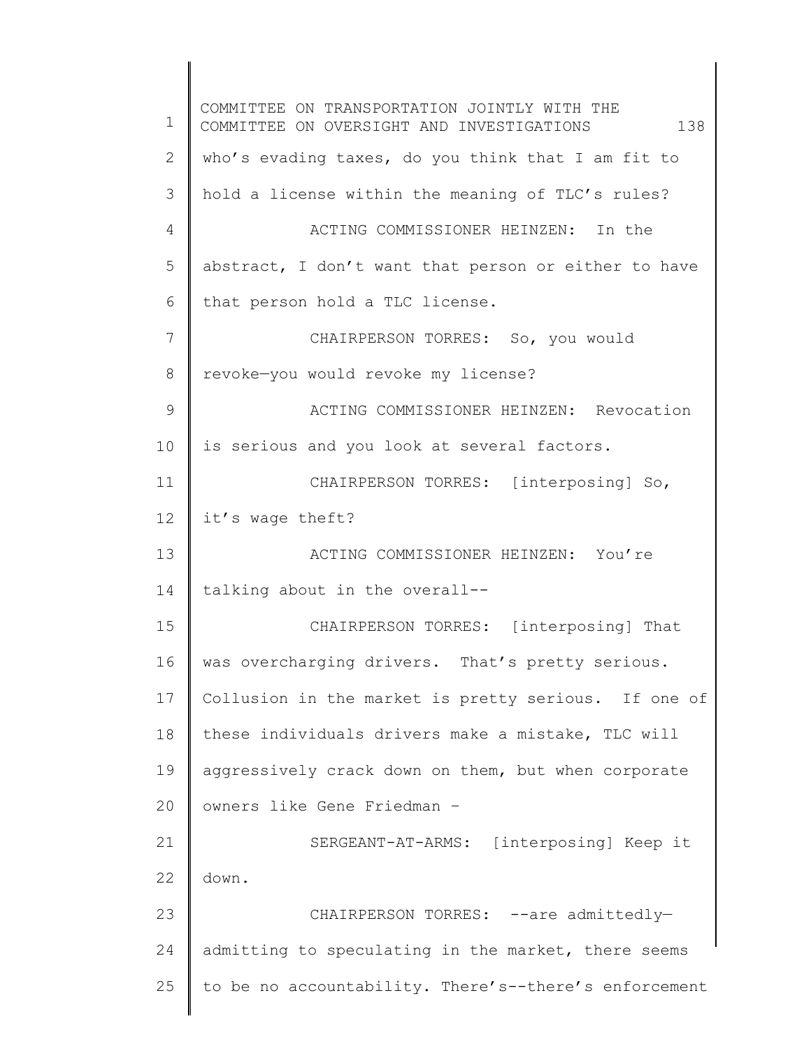who's evading taxes, do you think that I am fit to hold a license within the meaning of TLC's rules?

ACTING COMMISSIONER HEINZEN: In the abstract, I don't want that person or either to have that person hold a TLC license.

CHAIRPERSON TORRES: So, you would revoke—you would revoke my license?

ACTING COMMISSIONER HEINZEN: Revocation is serious and you look at several factors.

CHAIRPERSON TORRES: [interposing] So, it's wage theft?

ACTING COMMISSIONER HEINZEN: You're talking about in the overall--

CHAIRPERSON TORRES: [interposing] That was overcharging drivers. That's pretty serious. Collusion in the market is pretty serious. If one of these individuals drivers make a mistake, TLC will aggressively crack down on them, but when corporate owners like Gene Friedman –

SERGEANT-AT-ARMS: [interposing] Keep it down.

CHAIRPERSON TORRES: --are admittedly—admitting to speculating in the market, there seems to be no accountability. There's--there's enforcement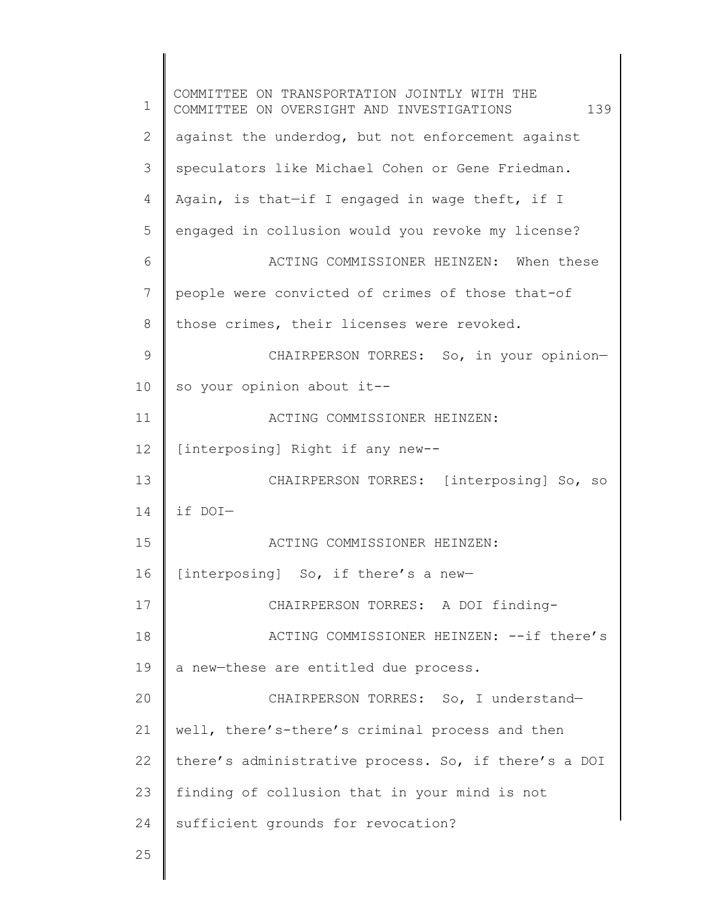against the underdog, but not enforcement against speculators like Michael Cohen or Gene Friedman. Again, is that—if I engaged in wage theft, if I engaged in collusion would you revoke my license?

ACTING COMMISSIONER HEINZEN: When these people were convicted of crimes of those that-of those crimes, their licenses were revoked.

CHAIRPERSON TORRES: So, in your opinion—so your opinion about it--

ACTING COMMISSIONER HEINZEN: [interposing] Right if any new--

CHAIRPERSON TORRES: [interposing] So, so if DOI—

ACTING COMMISSIONER HEINZEN: [interposing] So, if there's a new—

CHAIRPERSON TORRES: A DOI finding-

ACTING COMMISSIONER HEINZEN: --if there's a new—these are entitled due process.

CHAIRPERSON TORRES: So, I understand—well, there's-there's criminal process and then there's administrative process. So, if there's a DOI finding of collusion that in your mind is not sufficient grounds for revocation?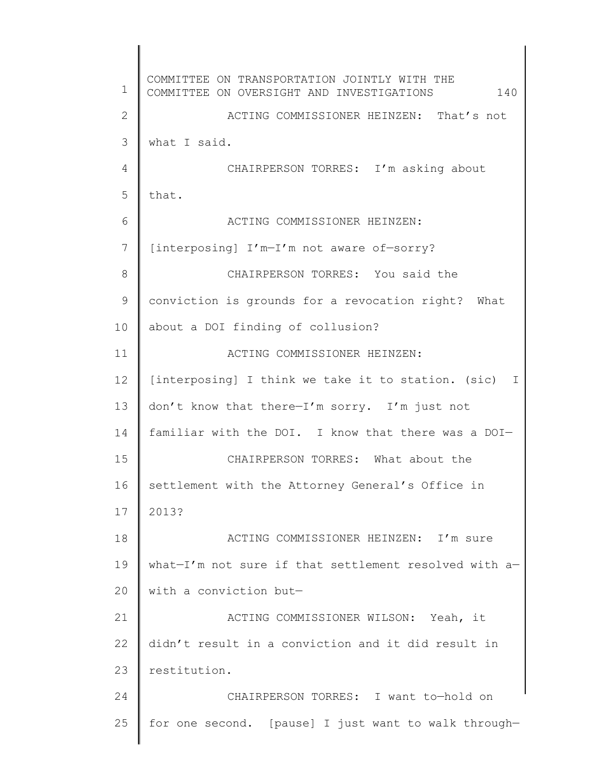ACTING COMMISSIONER HEINZEN: That's not what I said.

CHAIRPERSON TORRES: I'm asking about that.

ACTING COMMISSIONER HEINZEN: [interposing] I'm—I'm not aware of—sorry?

CHAIRPERSON TORRES: You said the conviction is grounds for a revocation right? What about a DOI finding of collusion?

ACTING COMMISSIONER HEINZEN: [interposing] I think we take it to station. (sic) I don't know that there—I'm sorry. I'm just not familiar with the DOI. I know that there was a DOI—

CHAIRPERSON TORRES: What about the settlement with the Attorney General's Office in 2013?

ACTING COMMISSIONER HEINZEN: I'm sure what—I'm not sure if that settlement resolved with a—with a conviction but—

ACTING COMMISSIONER WILSON: Yeah, it didn't result in a conviction and it did result in restitution.

CHAIRPERSON TORRES: I want to—hold on for one second. [pause] I just want to walk through—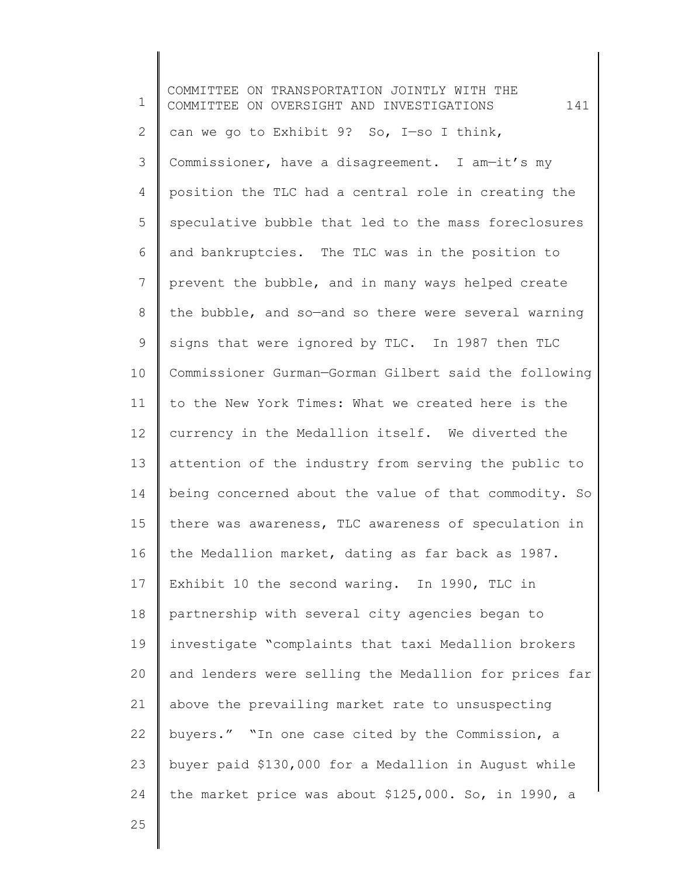can we go to Exhibit 9? So, I—so I think, Commissioner, have a disagreement. I am—it's my position the TLC had a central role in creating the speculative bubble that led to the mass foreclosures and bankruptcies. The TLC was in the position to prevent the bubble, and in many ways helped create the bubble, and so—and so there were several warning signs that were ignored by TLC. In 1987 then TLC Commissioner Gurman—Gorman Gilbert said the following to the New York Times: What we created here is the currency in the Medallion itself. We diverted the attention of the industry from serving the public to being concerned about the value of that commodity. So there was awareness, TLC awareness of speculation in the Medallion market, dating as far back as 1987. Exhibit 10 the second waring. In 1990, TLC in partnership with several city agencies began to investigate "complaints that taxi Medallion brokers and lenders were selling the Medallion for prices far above the prevailing market rate to unsuspecting buyers." "In one case cited by the Commission, a buyer paid $130,000 for a Medallion in August while the market price was about $125,000. So, in 1990, a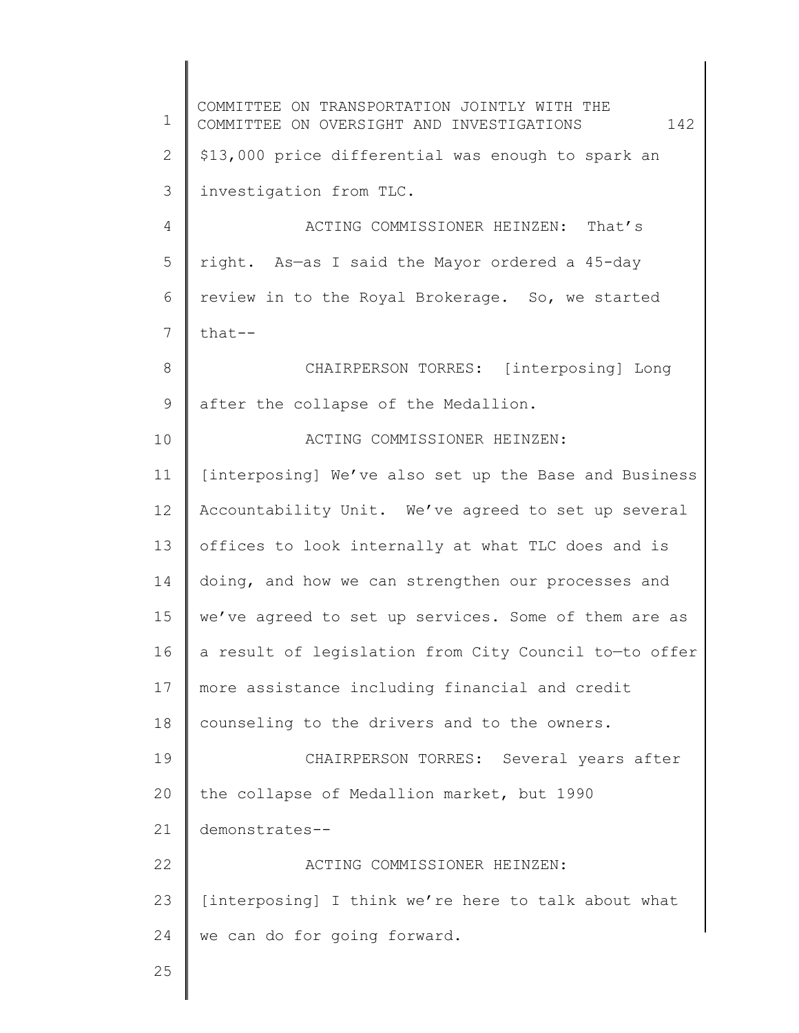$13,000 price differential was enough to spark an investigation from TLC.

ACTING COMMISSIONER HEINZEN: That's right. As—as I said the Mayor ordered a 45-day review in to the Royal Brokerage. So, we started that--

CHAIRPERSON TORRES: [interposing] Long after the collapse of the Medallion.

ACTING COMMISSIONER HEINZEN: [interposing] We've also set up the Base and Business Accountability Unit. We've agreed to set up several offices to look internally at what TLC does and is doing, and how we can strengthen our processes and we've agreed to set up services. Some of them are as a result of legislation from City Council to—to offer more assistance including financial and credit counseling to the drivers and to the owners.

CHAIRPERSON TORRES: Several years after the collapse of Medallion market, but 1990 demonstrates--

ACTING COMMISSIONER HEINZEN: [interposing] I think we're here to talk about what we can do for going forward.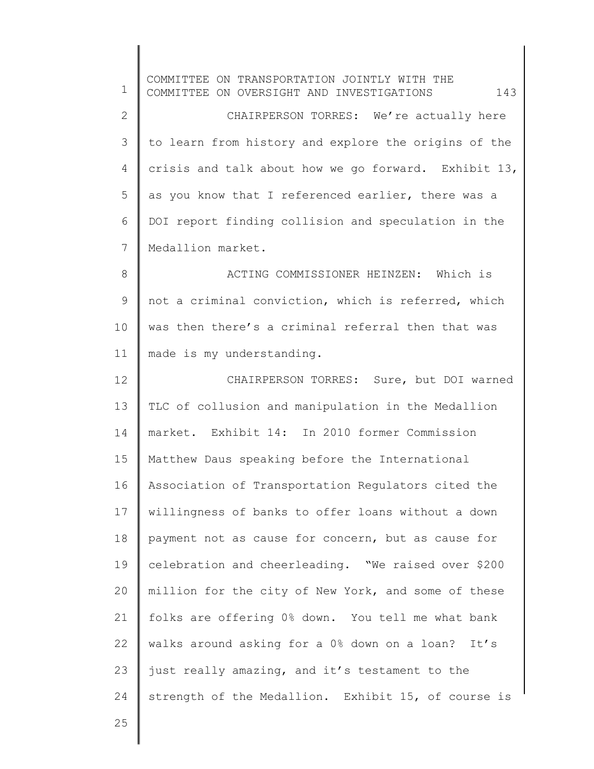CHAIRPERSON TORRES: We're actually here to learn from history and explore the origins of the crisis and talk about how we go forward. Exhibit 13, as you know that I referenced earlier, there was a DOI report finding collision and speculation in the Medallion market.

ACTING COMMISSIONER HEINZEN: Which is not a criminal conviction, which is referred, which was then there's a criminal referral then that was made is my understanding.

CHAIRPERSON TORRES: Sure, but DOI warned TLC of collusion and manipulation in the Medallion market. Exhibit 14: In 2010 former Commission Matthew Daus speaking before the International Association of Transportation Regulators cited the willingness of banks to offer loans without a down payment not as cause for concern, but as cause for celebration and cheerleading. "We raised over $200 million for the city of New York, and some of these folks are offering 0% down. You tell me what bank walks around asking for a 0% down on a loan? It's just really amazing, and it's testament to the strength of the Medallion. Exhibit 15, of course is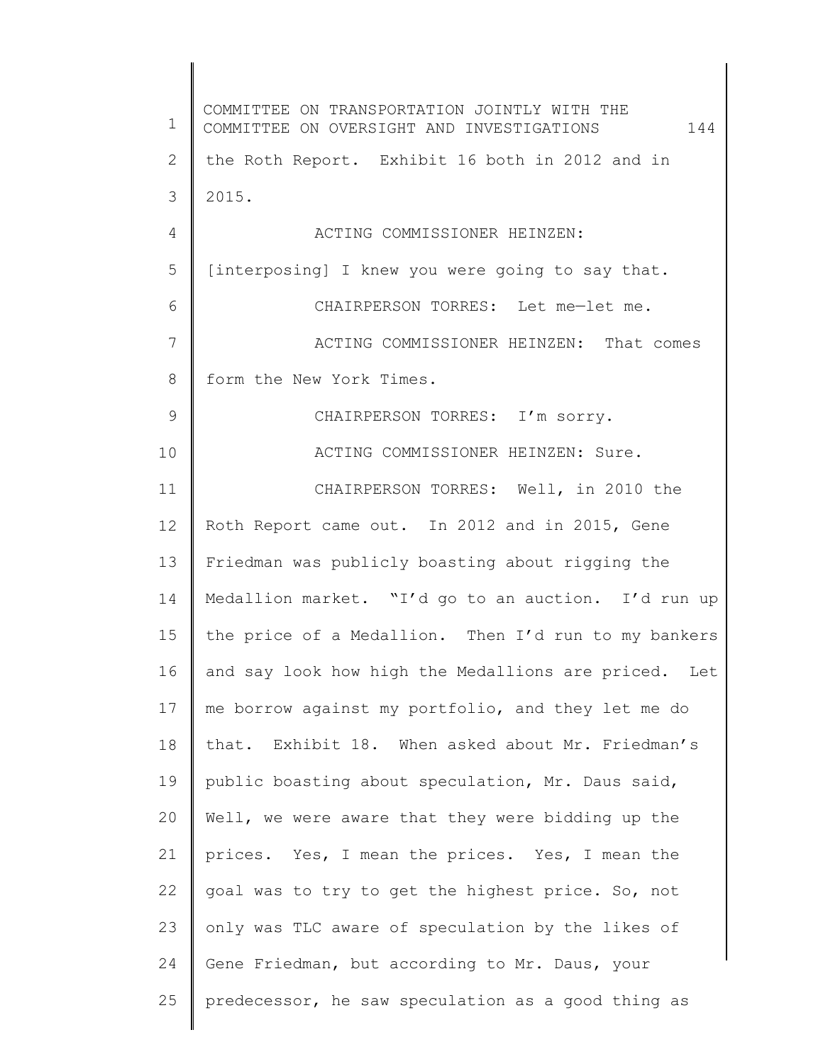the Roth Report. Exhibit 16 both in 2012 and in 2015.

ACTING COMMISSIONER HEINZEN: [interposing] I knew you were going to say that.

CHAIRPERSON TORRES: Let me—let me.

ACTING COMMISSIONER HEINZEN: That comes form the New York Times.

CHAIRPERSON TORRES: I'm sorry.

ACTING COMMISSIONER HEINZEN: Sure.

CHAIRPERSON TORRES: Well, in 2010 the Roth Report came out. In 2012 and in 2015, Gene Friedman was publicly boasting about rigging the Medallion market. "I'd go to an auction. I'd run up the price of a Medallion. Then I'd run to my bankers and say look how high the Medallions are priced. Let me borrow against my portfolio, and they let me do that. Exhibit 18. When asked about Mr. Friedman's public boasting about speculation, Mr. Daus said, Well, we were aware that they were bidding up the prices. Yes, I mean the prices. Yes, I mean the goal was to try to get the highest price. So, not only was TLC aware of speculation by the likes of Gene Friedman, but according to Mr. Daus, your predecessor, he saw speculation as a good thing as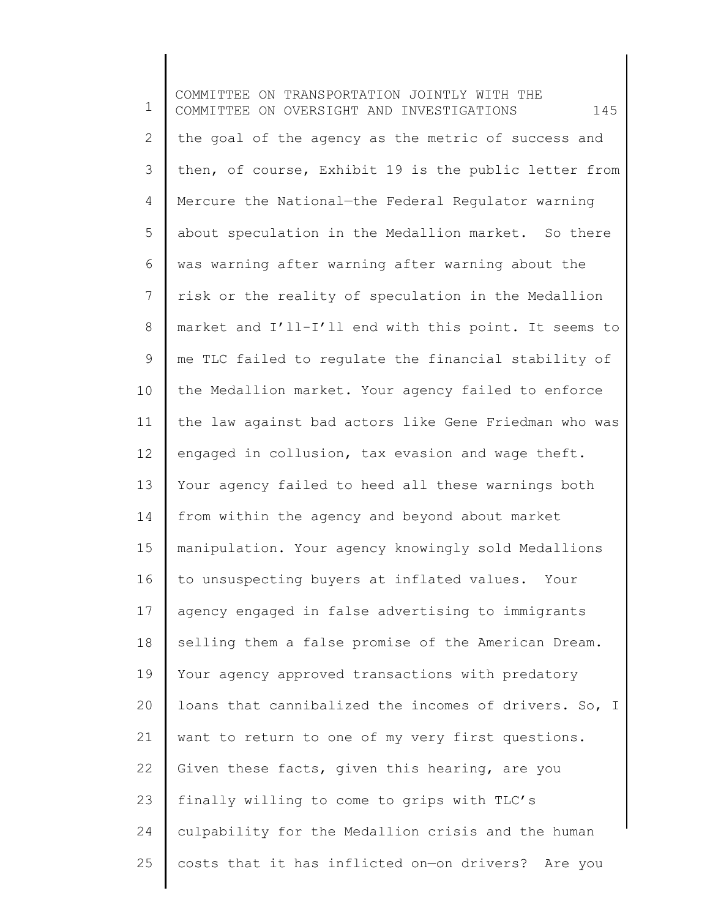the goal of the agency as the metric of success and then, of course, Exhibit 19 is the public letter from Mercure the National—the Federal Regulator warning about speculation in the Medallion market. So there was warning after warning after warning about the risk or the reality of speculation in the Medallion market and I'll-I'll end with this point. It seems to me TLC failed to regulate the financial stability of the Medallion market. Your agency failed to enforce the law against bad actors like Gene Friedman who was engaged in collusion, tax evasion and wage theft. Your agency failed to heed all these warnings both from within the agency and beyond about market manipulation. Your agency knowingly sold Medallions to unsuspecting buyers at inflated values. Your agency engaged in false advertising to immigrants selling them a false promise of the American Dream. Your agency approved transactions with predatory loans that cannibalized the incomes of drivers. So, I want to return to one of my very first questions. Given these facts, given this hearing, are you finally willing to come to grips with TLC's culpability for the Medallion crisis and the human costs that it has inflicted on—on drivers? Are you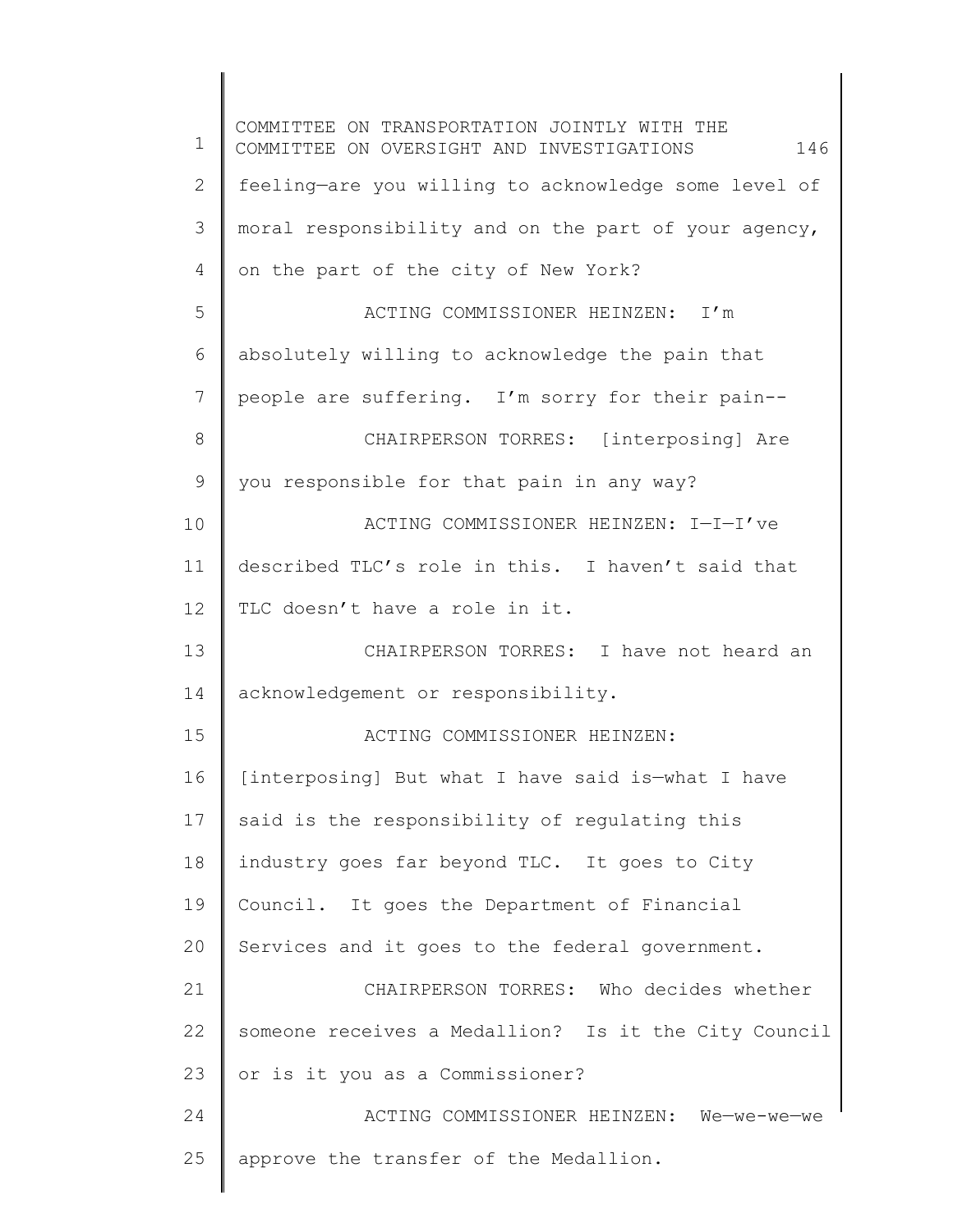feeling—are you willing to acknowledge some level of moral responsibility and on the part of your agency, on the part of the city of New York?

ACTING COMMISSIONER HEINZEN: I'm absolutely willing to acknowledge the pain that people are suffering. I'm sorry for their pain--

CHAIRPERSON TORRES: [interposing] Are you responsible for that pain in any way?

ACTING COMMISSIONER HEINZEN: I—I—I've described TLC's role in this. I haven't said that TLC doesn't have a role in it.

CHAIRPERSON TORRES: I have not heard an acknowledgement or responsibility.

ACTING COMMISSIONER HEINZEN: [interposing] But what I have said is—what I have said is the responsibility of regulating this industry goes far beyond TLC. It goes to City Council. It goes the Department of Financial Services and it goes to the federal government.

CHAIRPERSON TORRES: Who decides whether someone receives a Medallion? Is it the City Council or is it you as a Commissioner?

ACTING COMMISSIONER HEINZEN: We—we-we—we approve the transfer of the Medallion.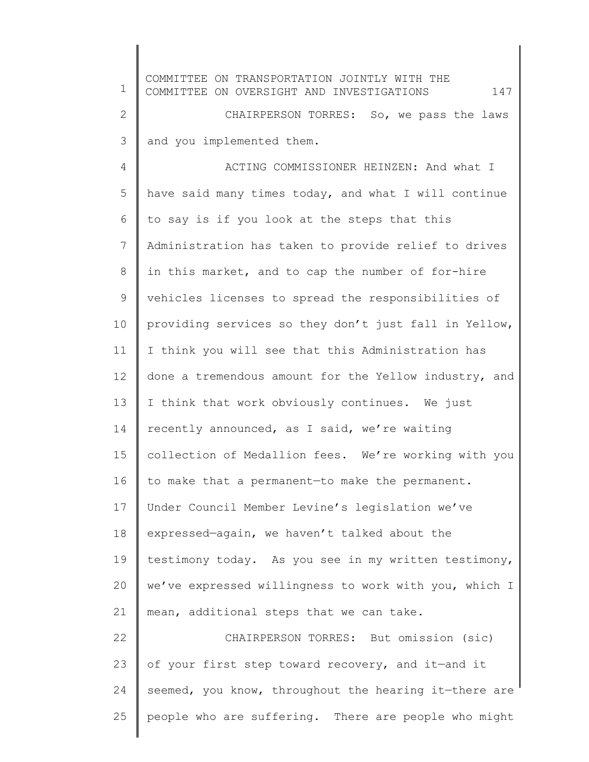CHAIRPERSON TORRES: So, we pass the laws and you implemented them.

ACTING COMMISSIONER HEINZEN: And what I have said many times today, and what I will continue to say is if you look at the steps that this Administration has taken to provide relief to drives in this market, and to cap the number of for-hire vehicles licenses to spread the responsibilities of providing services so they don't just fall in Yellow, I think you will see that this Administration has done a tremendous amount for the Yellow industry, and I think that work obviously continues. We just recently announced, as I said, we're waiting collection of Medallion fees. We're working with you to make that a permanent—to make the permanent. Under Council Member Levine's legislation we've expressed—again, we haven't talked about the testimony today. As you see in my written testimony, we've expressed willingness to work with you, which I mean, additional steps that we can take.

CHAIRPERSON TORRES: But omission (sic) of your first step toward recovery, and it—and it seemed, you know, throughout the hearing it—there are people who are suffering. There are people who might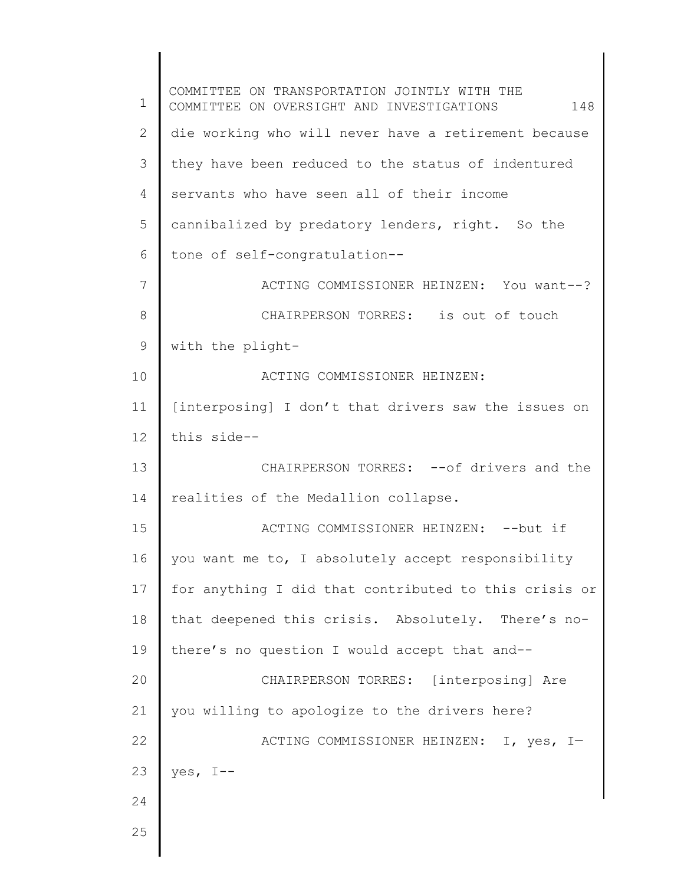die working who will never have a retirement because they have been reduced to the status of indentured servants who have seen all of their income cannibalized by predatory lenders, right. So the tone of self-congratulation--

ACTING COMMISSIONER HEINZEN: You want--?

CHAIRPERSON TORRES: is out of touch with the plight-

ACTING COMMISSIONER HEINZEN: [interposing] I don't that drivers saw the issues on this side--

CHAIRPERSON TORRES: --of drivers and the realities of the Medallion collapse.

ACTING COMMISSIONER HEINZEN: --but if you want me to, I absolutely accept responsibility for anything I did that contributed to this crisis or that deepened this crisis. Absolutely. There's no-there's no question I would accept that and--

CHAIRPERSON TORRES: [interposing] Are you willing to apologize to the drivers here?

ACTING COMMISSIONER HEINZEN: I, yes, I—yes, I--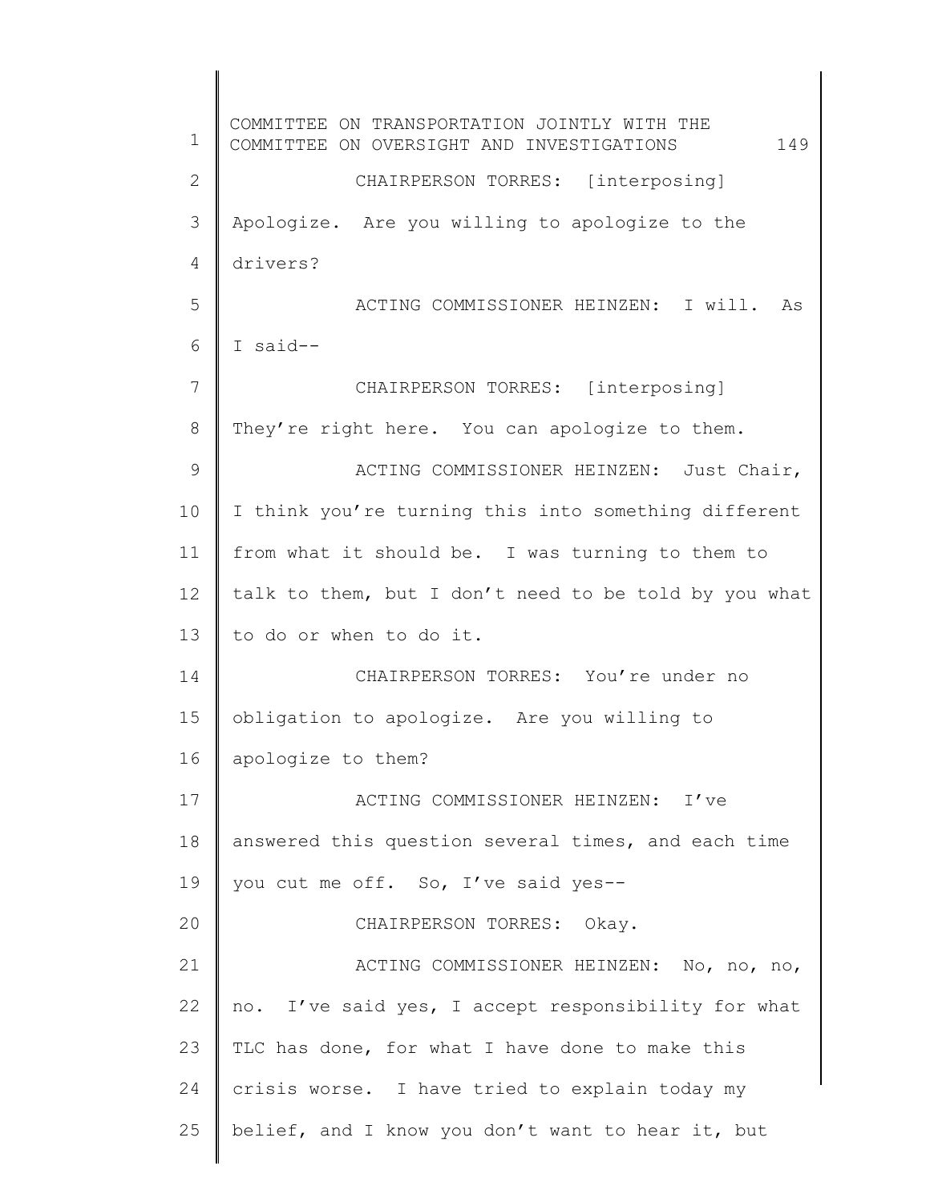CHAIRPERSON TORRES: [interposing] Apologize. Are you willing to apologize to the drivers?

ACTING COMMISSIONER HEINZEN: I will. As I said--

CHAIRPERSON TORRES: [interposing] They're right here. You can apologize to them.

ACTING COMMISSIONER HEINZEN: Just Chair, I think you're turning this into something different from what it should be. I was turning to them to talk to them, but I don't need to be told by you what to do or when to do it.

CHAIRPERSON TORRES: You're under no obligation to apologize. Are you willing to apologize to them?

ACTING COMMISSIONER HEINZEN: I've answered this question several times, and each time you cut me off. So, I've said yes--

CHAIRPERSON TORRES: Okay.

ACTING COMMISSIONER HEINZEN: No, no, no, no. I've said yes, I accept responsibility for what TLC has done, for what I have done to make this crisis worse. I have tried to explain today my belief, and I know you don't want to hear it, but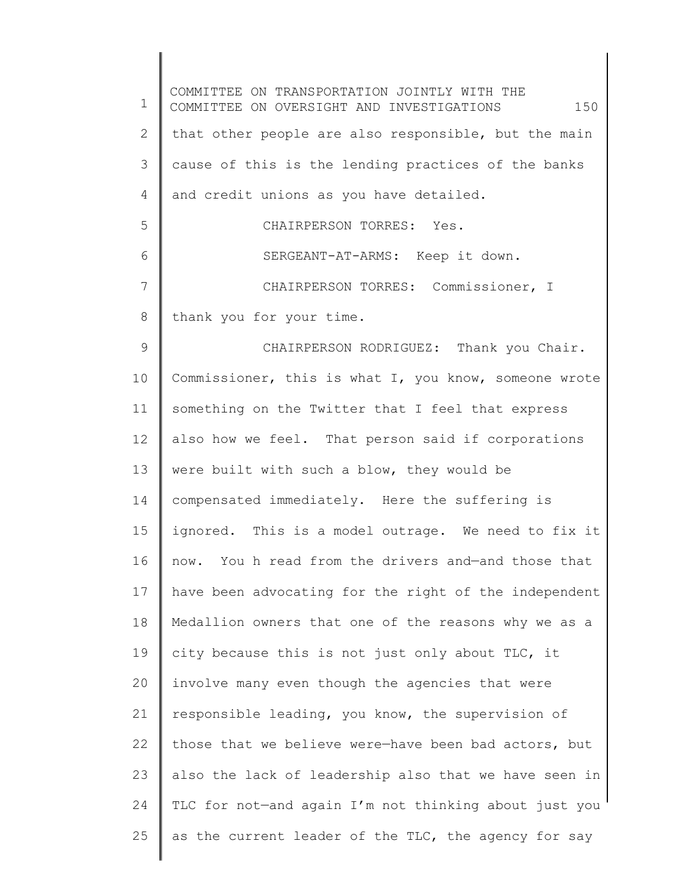that other people are also responsible, but the main cause of this is the lending practices of the banks and credit unions as you have detailed.

CHAIRPERSON TORRES: Yes.

SERGEANT-AT-ARMS: Keep it down.

CHAIRPERSON TORRES: Commissioner, I thank you for your time.

CHAIRPERSON RODRIGUEZ: Thank you Chair. Commissioner, this is what I, you know, someone wrote something on the Twitter that I feel that express also how we feel. That person said if corporations were built with such a blow, they would be compensated immediately. Here the suffering is ignored. This is a model outrage. We need to fix it now. You h read from the drivers and—and those that have been advocating for the right of the independent Medallion owners that one of the reasons why we as a city because this is not just only about TLC, it involve many even though the agencies that were responsible leading, you know, the supervision of those that we believe were—have been bad actors, but also the lack of leadership also that we have seen in TLC for not—and again I'm not thinking about just you as the current leader of the TLC, the agency for say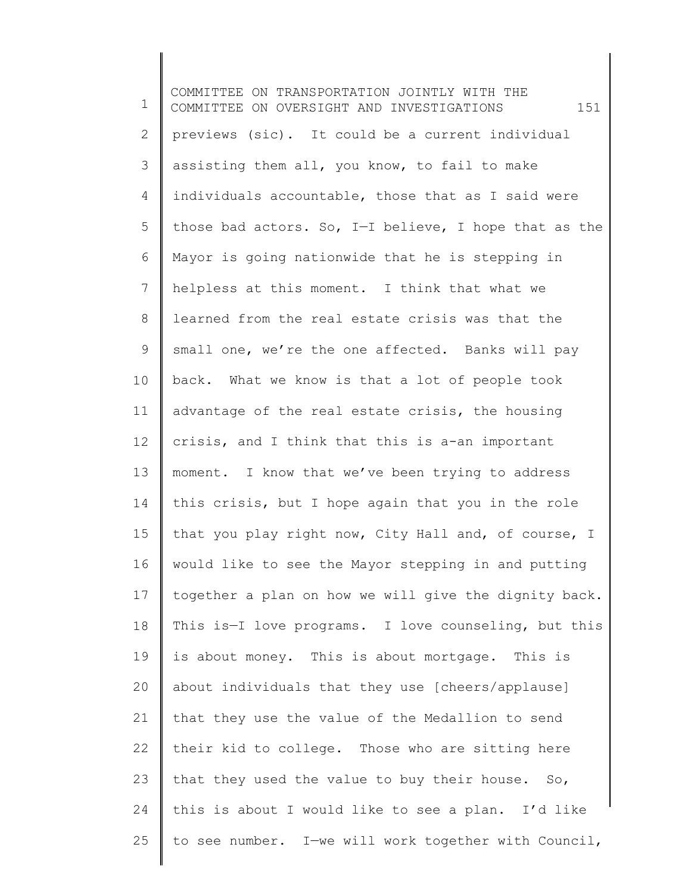previews (sic). It could be a current individual assisting them all, you know, to fail to make individuals accountable, those that as I said were those bad actors. So, I—I believe, I hope that as the Mayor is going nationwide that he is stepping in helpless at this moment. I think that what we learned from the real estate crisis was that the small one, we're the one affected. Banks will pay back. What we know is that a lot of people took advantage of the real estate crisis, the housing crisis, and I think that this is a-an important moment. I know that we've been trying to address this crisis, but I hope again that you in the role that you play right now, City Hall and, of course, I would like to see the Mayor stepping in and putting together a plan on how we will give the dignity back. This is—I love programs. I love counseling, but this is about money. This is about mortgage. This is about individuals that they use [cheers/applause] that they use the value of the Medallion to send their kid to college. Those who are sitting here that they used the value to buy their house. So, this is about I would like to see a plan. I'd like to see number. I—we will work together with Council,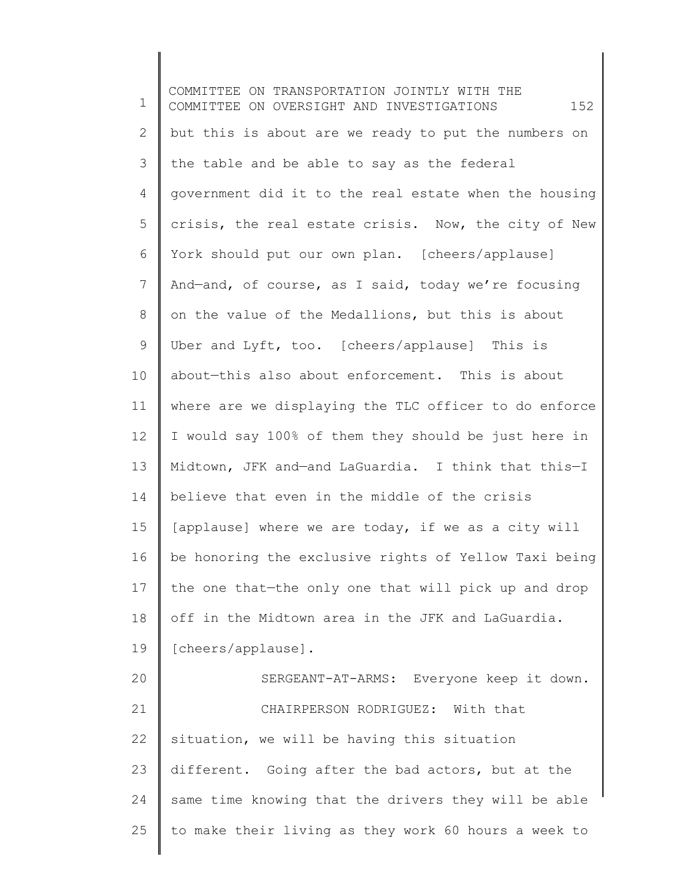but this is about are we ready to put the numbers on the table and be able to say as the federal government did it to the real estate when the housing crisis, the real estate crisis. Now, the city of New York should put our own plan. [cheers/applause] And—and, of course, as I said, today we're focusing on the value of the Medallions, but this is about Uber and Lyft, too. [cheers/applause] This is about—this also about enforcement. This is about where are we displaying the TLC officer to do enforce I would say 100% of them they should be just here in Midtown, JFK and—and LaGuardia. I think that this—I believe that even in the middle of the crisis [applause] where we are today, if we as a city will be honoring the exclusive rights of Yellow Taxi being the one that—the only one that will pick up and drop off in the Midtown area in the JFK and LaGuardia. [cheers/applause].

SERGEANT-AT-ARMS: Everyone keep it down.

CHAIRPERSON RODRIGUEZ: With that situation, we will be having this situation different. Going after the bad actors, but at the same time knowing that the drivers they will be able to make their living as they work 60 hours a week to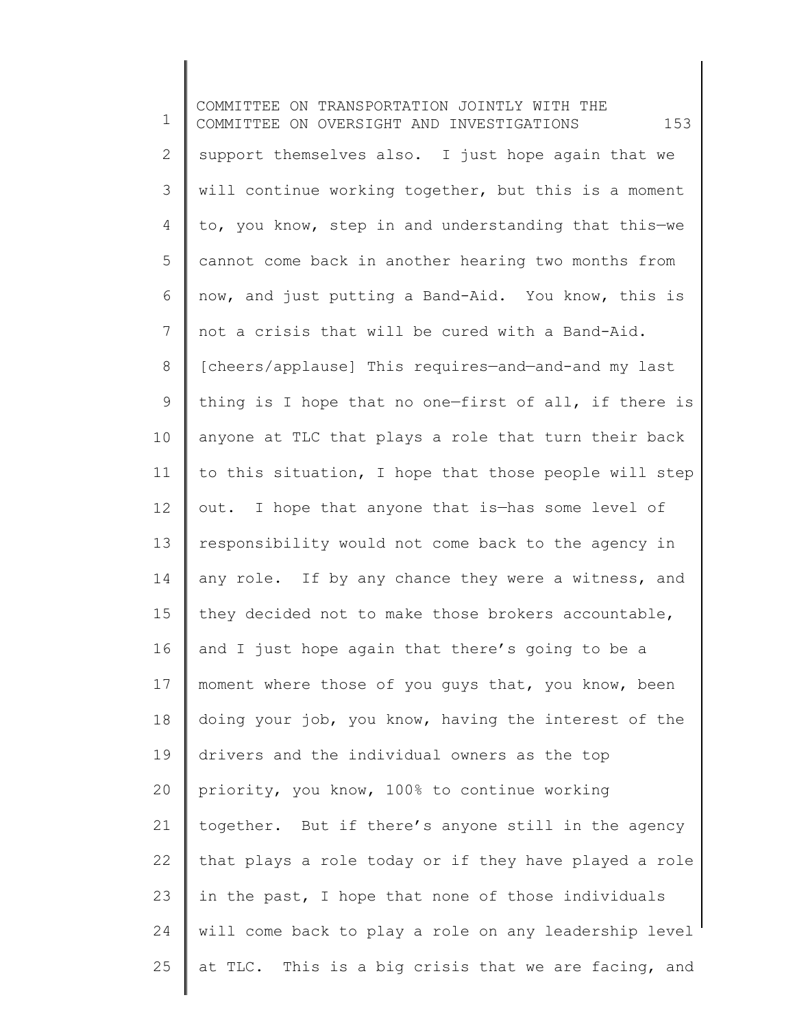support themselves also. I just hope again that we will continue working together, but this is a moment to, you know, step in and understanding that this—we cannot come back in another hearing two months from now, and just putting a Band-Aid. You know, this is not a crisis that will be cured with a Band-Aid. [cheers/applause] This requires—and—and-and my last thing is I hope that no one—first of all, if there is anyone at TLC that plays a role that turn their back to this situation, I hope that those people will step out. I hope that anyone that is—has some level of responsibility would not come back to the agency in any role. If by any chance they were a witness, and they decided not to make those brokers accountable, and I just hope again that there's going to be a moment where those of you guys that, you know, been doing your job, you know, having the interest of the drivers and the individual owners as the top priority, you know, 100% to continue working together. But if there's anyone still in the agency that plays a role today or if they have played a role in the past, I hope that none of those individuals will come back to play a role on any leadership level at TLC. This is a big crisis that we are facing, and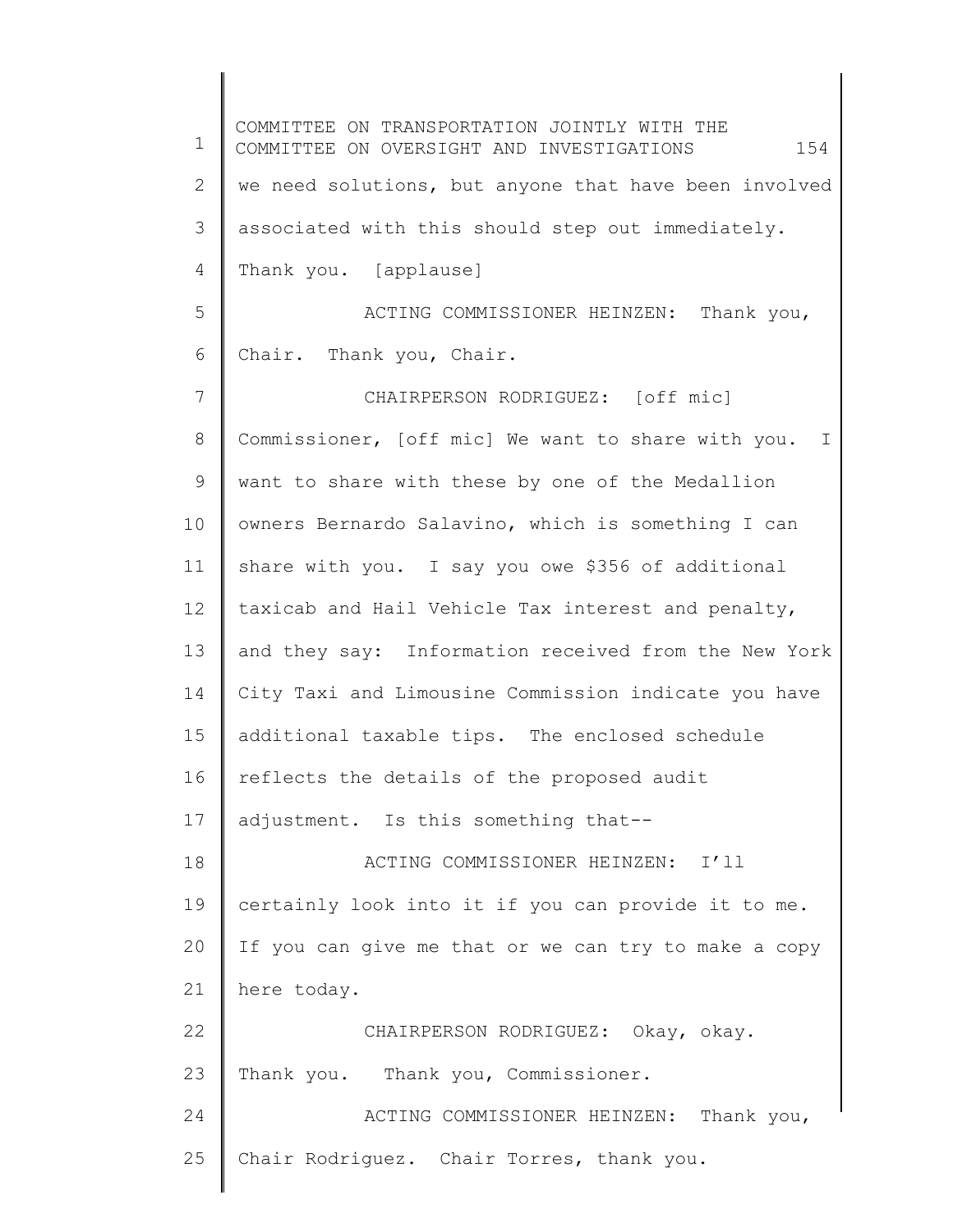we need solutions, but anyone that have been involved associated with this should step out immediately. Thank you. [applause]

ACTING COMMISSIONER HEINZEN: Thank you, Chair. Thank you, Chair.

CHAIRPERSON RODRIGUEZ: [off mic] Commissioner, [off mic] We want to share with you. I want to share with these by one of the Medallion owners Bernardo Salavino, which is something I can share with you. I say you owe $356 of additional taxicab and Hail Vehicle Tax interest and penalty, and they say: Information received from the New York City Taxi and Limousine Commission indicate you have additional taxable tips. The enclosed schedule reflects the details of the proposed audit adjustment. Is this something that--

ACTING COMMISSIONER HEINZEN: I'll certainly look into it if you can provide it to me. If you can give me that or we can try to make a copy here today.

CHAIRPERSON RODRIGUEZ: Okay, okay. Thank you. Thank you, Commissioner.

ACTING COMMISSIONER HEINZEN: Thank you, Chair Rodriguez. Chair Torres, thank you.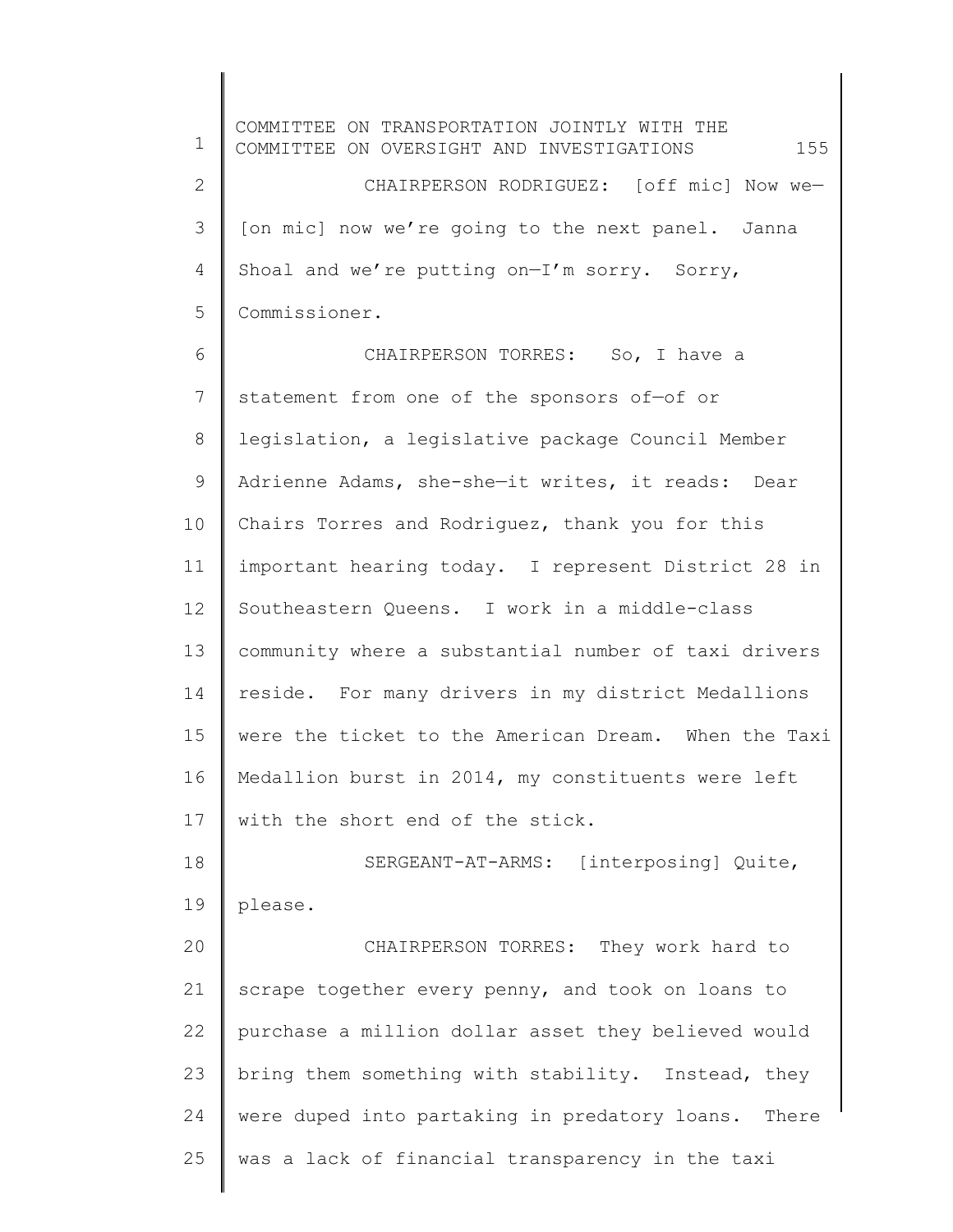CHAIRPERSON RODRIGUEZ: [off mic] Now we— [on mic] now we're going to the next panel. Janna Shoal and we're putting on—I'm sorry. Sorry, Commissioner.

CHAIRPERSON TORRES: So, I have a statement from one of the sponsors of—of or legislation, a legislative package Council Member Adrienne Adams, she-she—it writes, it reads: Dear Chairs Torres and Rodriguez, thank you for this important hearing today. I represent District 28 in Southeastern Queens. I work in a middle-class community where a substantial number of taxi drivers reside. For many drivers in my district Medallions were the ticket to the American Dream. When the Taxi Medallion burst in 2014, my constituents were left with the short end of the stick.

SERGEANT-AT-ARMS: [interposing] Quite, please.

CHAIRPERSON TORRES: They work hard to scrape together every penny, and took on loans to purchase a million dollar asset they believed would bring them something with stability. Instead, they were duped into partaking in predatory loans. There was a lack of financial transparency in the taxi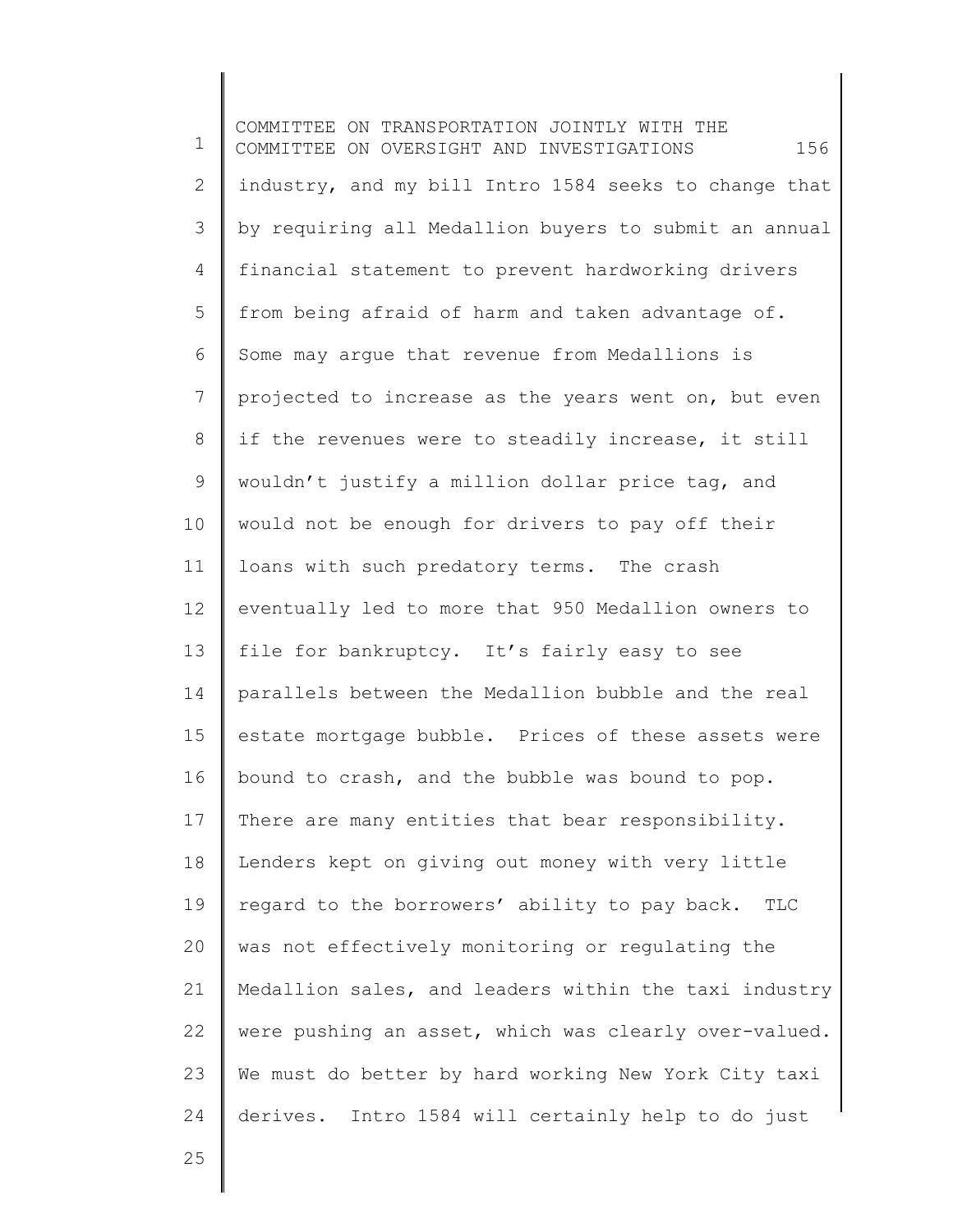industry, and my bill Intro 1584 seeks to change that by requiring all Medallion buyers to submit an annual financial statement to prevent hardworking drivers from being afraid of harm and taken advantage of. Some may argue that revenue from Medallions is projected to increase as the years went on, but even if the revenues were to steadily increase, it still wouldn't justify a million dollar price tag, and would not be enough for drivers to pay off their loans with such predatory terms. The crash eventually led to more that 950 Medallion owners to file for bankruptcy. It's fairly easy to see parallels between the Medallion bubble and the real estate mortgage bubble. Prices of these assets were bound to crash, and the bubble was bound to pop. There are many entities that bear responsibility. Lenders kept on giving out money with very little regard to the borrowers' ability to pay back. TLC was not effectively monitoring or regulating the Medallion sales, and leaders within the taxi industry were pushing an asset, which was clearly over-valued. We must do better by hard working New York City taxi derives. Intro 1584 will certainly help to do just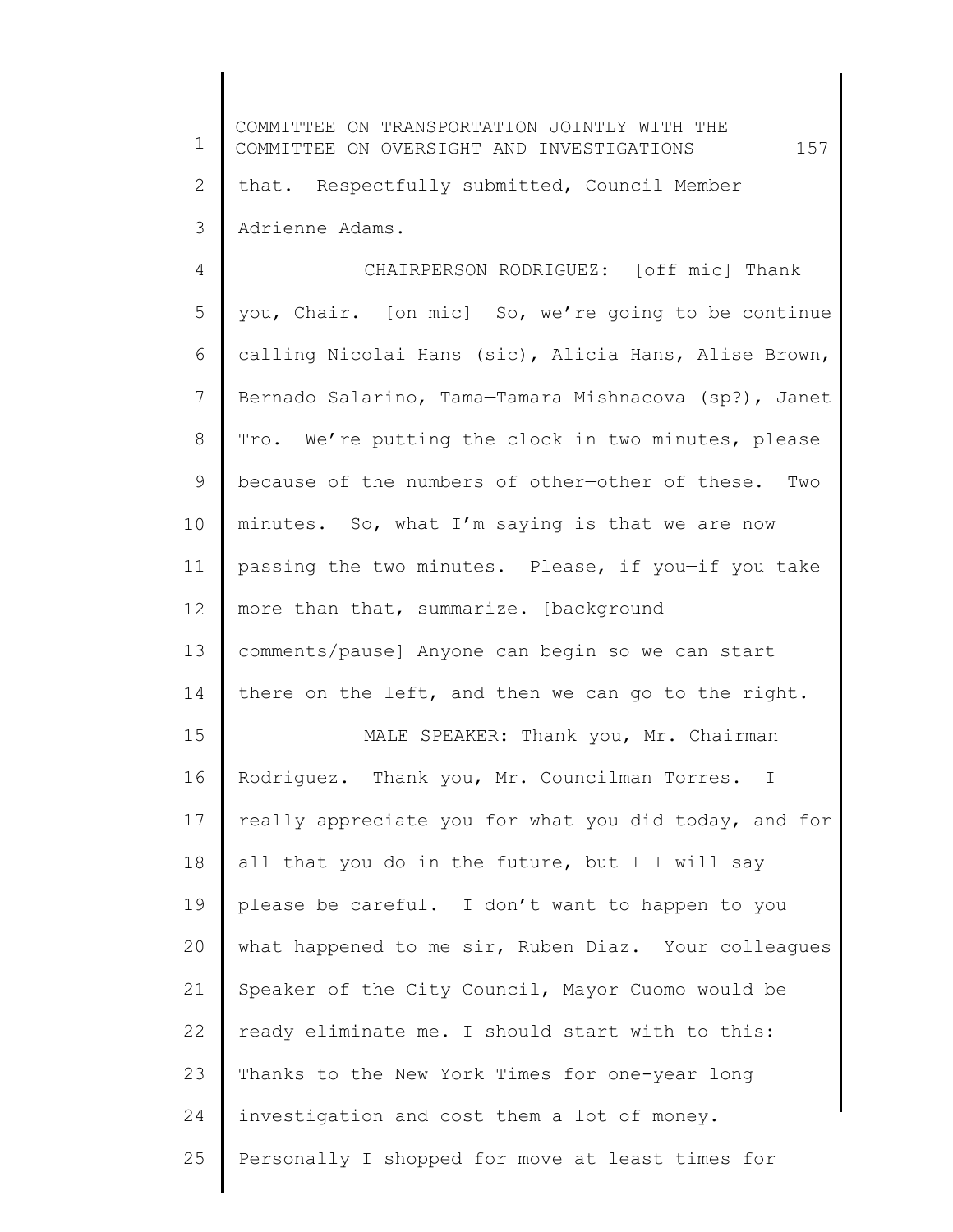that. Respectfully submitted, Council Member Adrienne Adams.

CHAIRPERSON RODRIGUEZ: [off mic] Thank you, Chair. [on mic] So, we're going to be continue calling Nicolai Hans (sic), Alicia Hans, Alise Brown, Bernado Salarino, Tama—Tamara Mishnacova (sp?), Janet Tro. We're putting the clock in two minutes, please because of the numbers of other—other of these. Two minutes. So, what I'm saying is that we are now passing the two minutes. Please, if you—if you take more than that, summarize. [background comments/pause] Anyone can begin so we can start there on the left, and then we can go to the right.

MALE SPEAKER: Thank you, Mr. Chairman Rodriguez. Thank you, Mr. Councilman Torres. I really appreciate you for what you did today, and for all that you do in the future, but I—I will say please be careful. I don't want to happen to you what happened to me sir, Ruben Diaz. Your colleagues Speaker of the City Council, Mayor Cuomo would be ready eliminate me. I should start with to this: Thanks to the New York Times for one-year long investigation and cost them a lot of money. Personally I shopped for move at least times for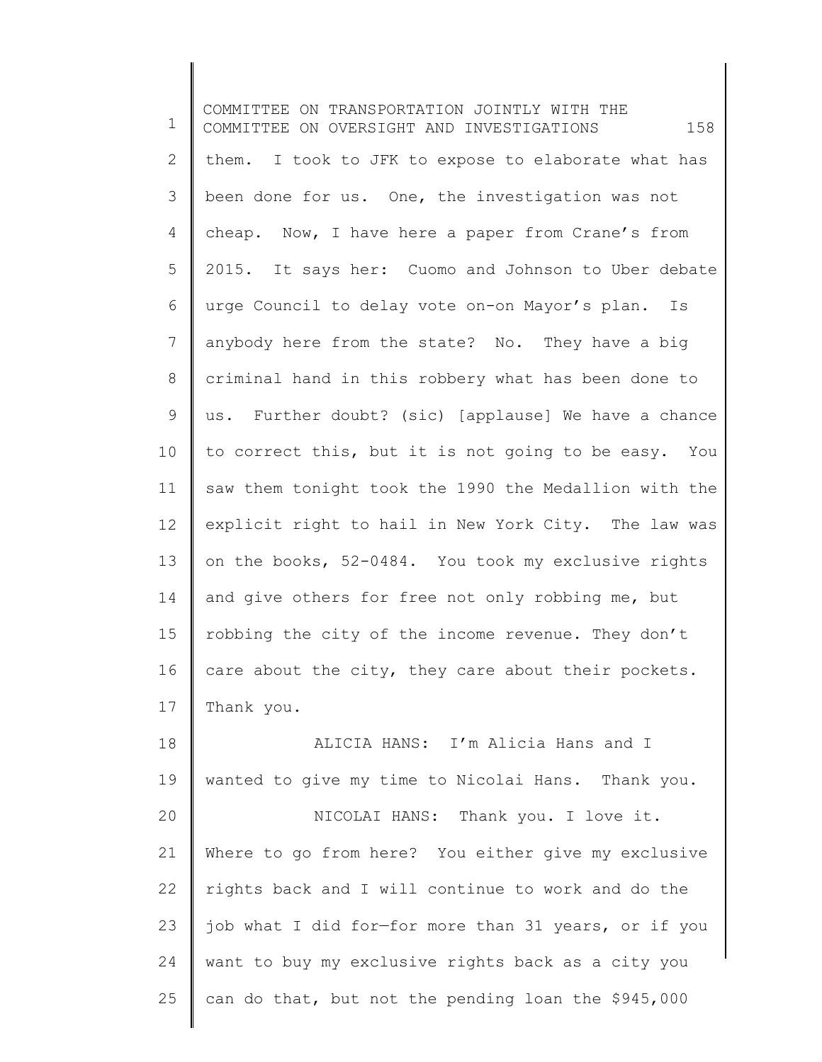them. I took to JFK to expose to elaborate what has been done for us. One, the investigation was not cheap. Now, I have here a paper from Crane's from 2015. It says her: Cuomo and Johnson to Uber debate urge Council to delay vote on-on Mayor's plan. Is anybody here from the state? No. They have a big criminal hand in this robbery what has been done to us. Further doubt? (sic) [applause] We have a chance to correct this, but it is not going to be easy. You saw them tonight took the 1990 the Medallion with the explicit right to hail in New York City. The law was on the books, 52-0484. You took my exclusive rights and give others for free not only robbing me, but robbing the city of the income revenue. They don't care about the city, they care about their pockets. Thank you.

ALICIA HANS: I'm Alicia Hans and I wanted to give my time to Nicolai Hans. Thank you.

NICOLAI HANS: Thank you. I love it. Where to go from here? You either give my exclusive rights back and I will continue to work and do the job what I did for—for more than 31 years, or if you want to buy my exclusive rights back as a city you can do that, but not the pending loan the $945,000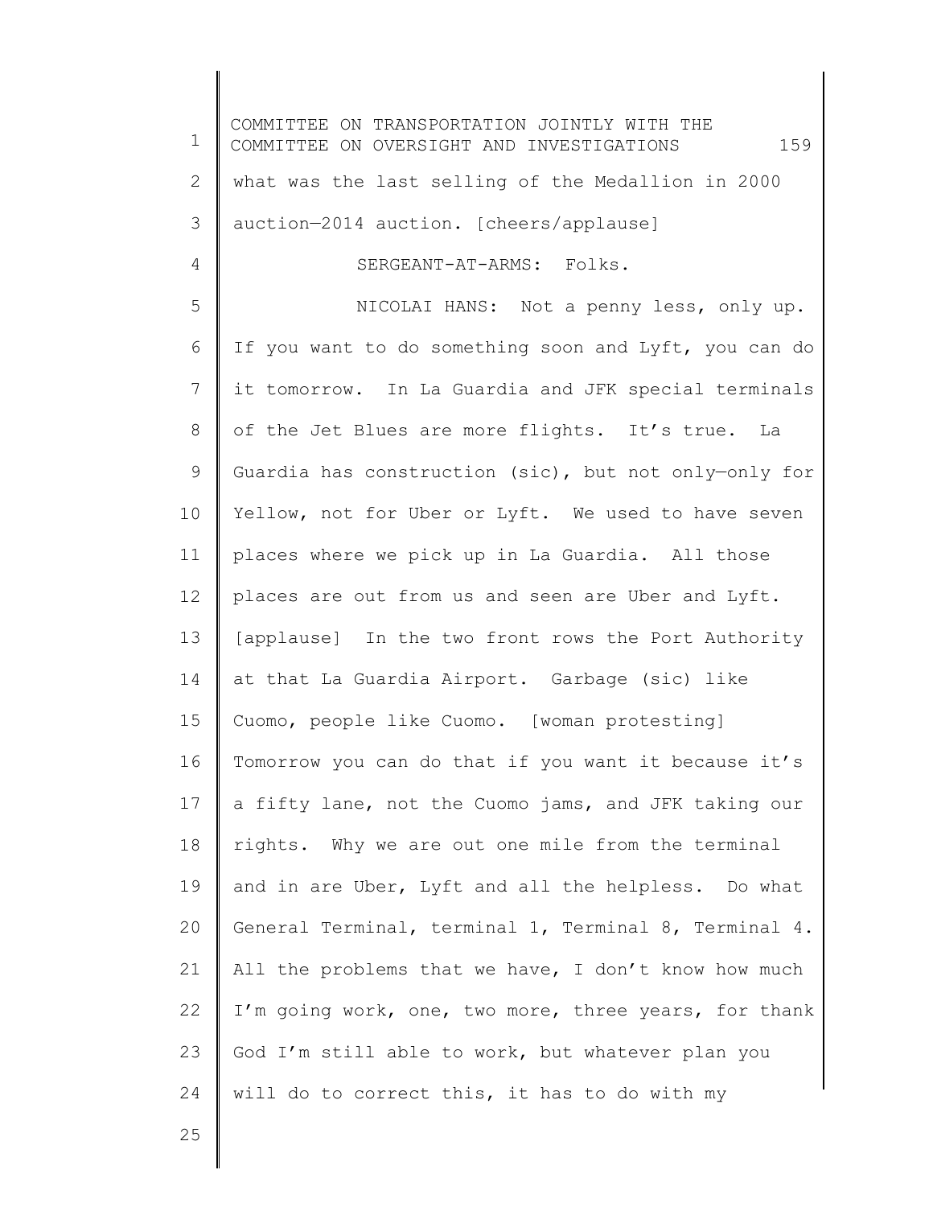what was the last selling of the Medallion in 2000 auction—2014 auction. [cheers/applause]

SERGEANT-AT-ARMS: Folks.

NICOLAI HANS: Not a penny less, only up. If you want to do something soon and Lyft, you can do it tomorrow. In La Guardia and JFK special terminals of the Jet Blues are more flights. It's true. La Guardia has construction (sic), but not only—only for Yellow, not for Uber or Lyft. We used to have seven places where we pick up in La Guardia. All those places are out from us and seen are Uber and Lyft. [applause] In the two front rows the Port Authority at that La Guardia Airport. Garbage (sic) like Cuomo, people like Cuomo. [woman protesting] Tomorrow you can do that if you want it because it's a fifty lane, not the Cuomo jams, and JFK taking our rights. Why we are out one mile from the terminal and in are Uber, Lyft and all the helpless. Do what General Terminal, terminal 1, Terminal 8, Terminal 4. All the problems that we have, I don't know how much I'm going work, one, two more, three years, for thank God I'm still able to work, but whatever plan you will do to correct this, it has to do with my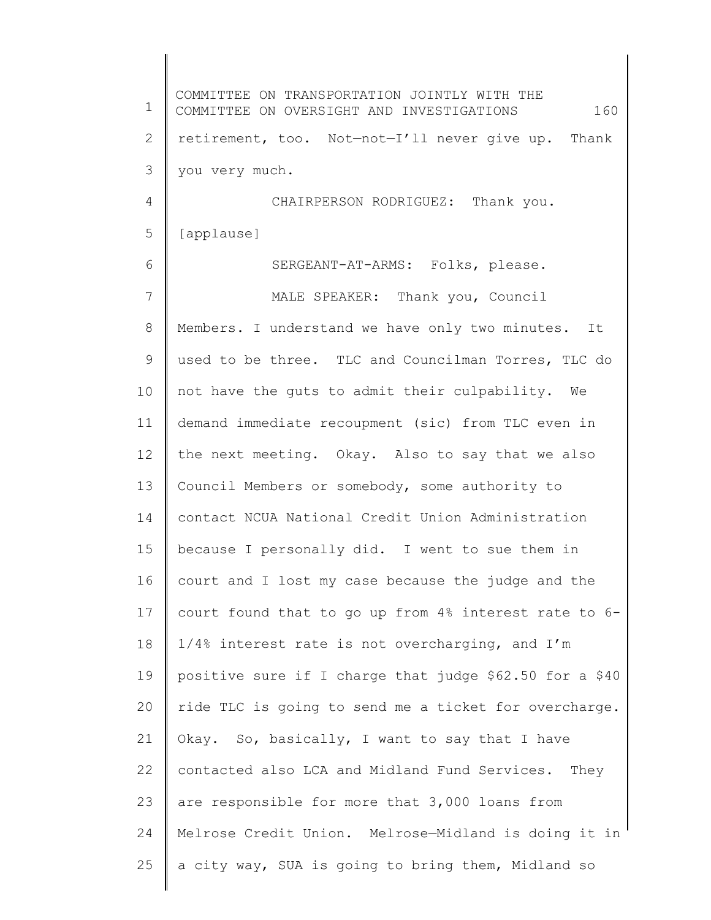retirement, too. Not—not—I'll never give up. Thank you very much.

CHAIRPERSON RODRIGUEZ: Thank you.

[applause]

SERGEANT-AT-ARMS: Folks, please.

MALE SPEAKER: Thank you, Council Members. I understand we have only two minutes. It used to be three. TLC and Councilman Torres, TLC do not have the guts to admit their culpability. We demand immediate recoupment (sic) from TLC even in the next meeting. Okay. Also to say that we also Council Members or somebody, some authority to contact NCUA National Credit Union Administration because I personally did. I went to sue them in court and I lost my case because the judge and the court found that to go up from 4% interest rate to 6-1/4% interest rate is not overcharging, and I'm positive sure if I charge that judge $62.50 for a $40 ride TLC is going to send me a ticket for overcharge. Okay. So, basically, I want to say that I have contacted also LCA and Midland Fund Services. They are responsible for more that 3,000 loans from Melrose Credit Union. Melrose—Midland is doing it in a city way, SUA is going to bring them, Midland so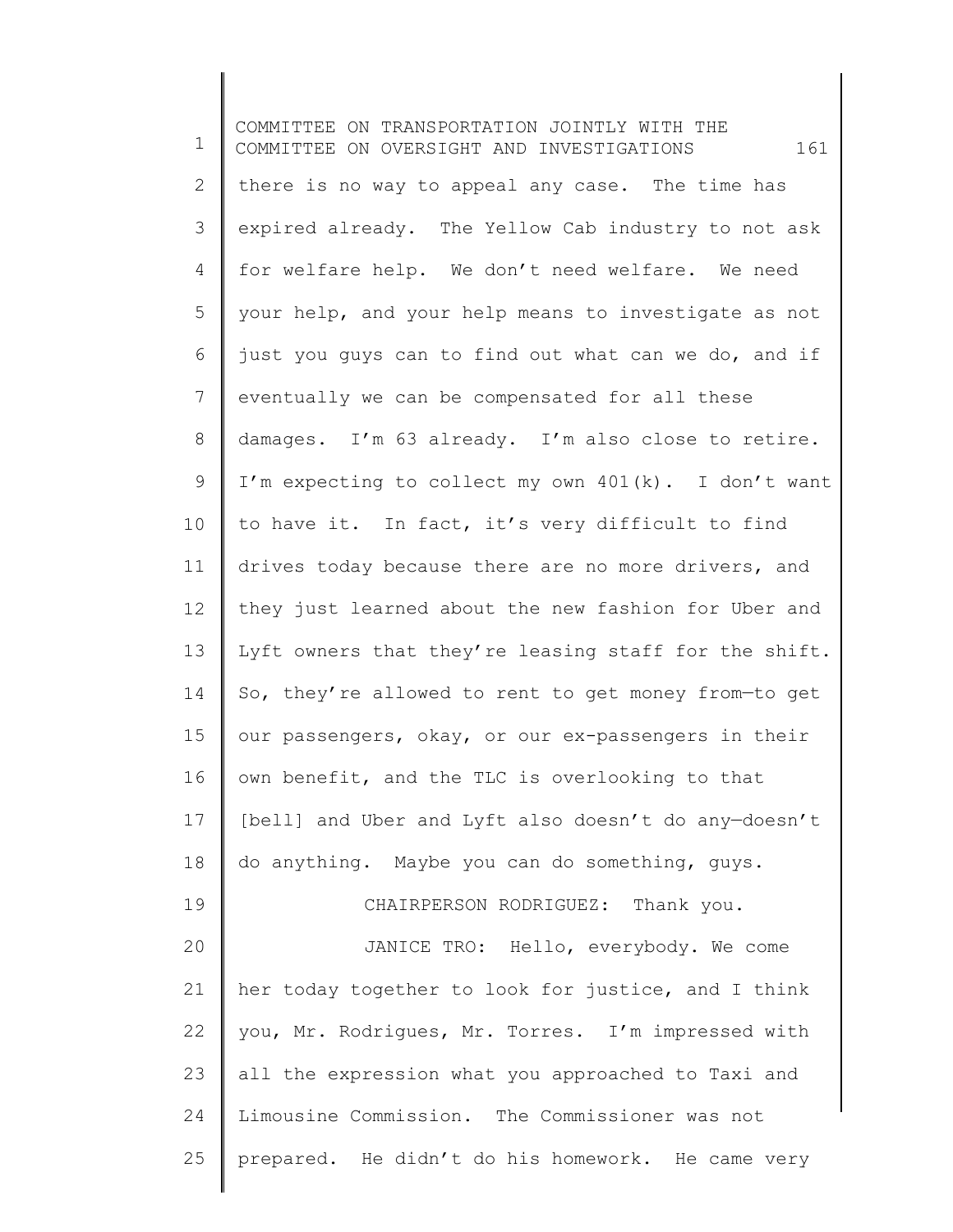there is no way to appeal any case. The time has expired already. The Yellow Cab industry to not ask for welfare help. We don't need welfare. We need your help, and your help means to investigate as not just you guys can to find out what can we do, and if eventually we can be compensated for all these damages. I'm 63 already. I'm also close to retire. I'm expecting to collect my own 401(k). I don't want to have it. In fact, it's very difficult to find drives today because there are no more drivers, and they just learned about the new fashion for Uber and Lyft owners that they're leasing staff for the shift. So, they're allowed to rent to get money from—to get our passengers, okay, or our ex-passengers in their own benefit, and the TLC is overlooking to that [bell] and Uber and Lyft also doesn't do any—doesn't do anything. Maybe you can do something, guys.

CHAIRPERSON RODRIGUEZ: Thank you.

JANICE TRO: Hello, everybody. We come her today together to look for justice, and I think you, Mr. Rodrigues, Mr. Torres. I'm impressed with all the expression what you approached to Taxi and Limousine Commission. The Commissioner was not prepared. He didn't do his homework. He came very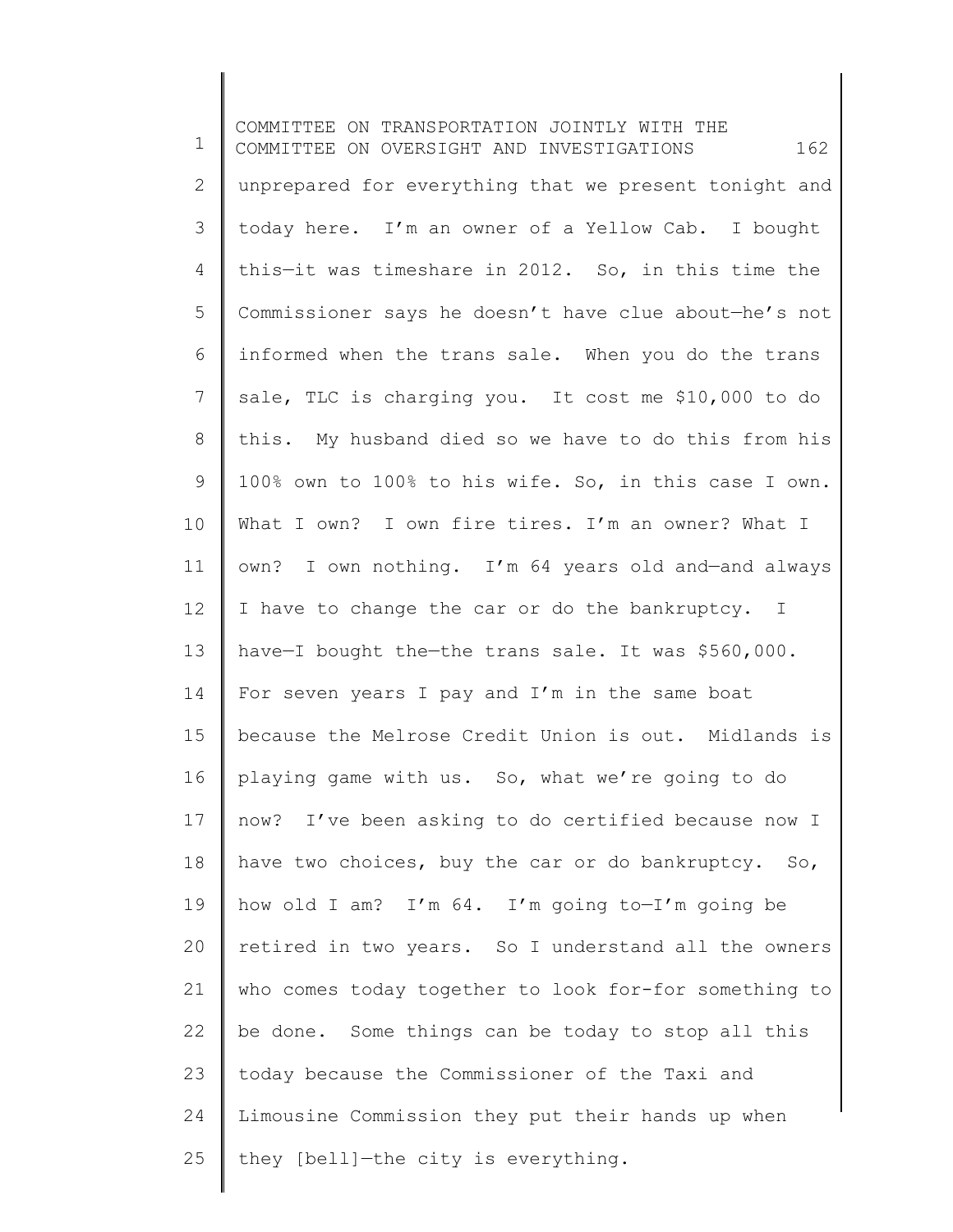unprepared for everything that we present tonight and today here. I'm an owner of a Yellow Cab. I bought this—it was timeshare in 2012. So, in this time the Commissioner says he doesn't have clue about—he's not informed when the trans sale. When you do the trans sale, TLC is charging you. It cost me $10,000 to do this. My husband died so we have to do this from his 100% own to 100% to his wife. So, in this case I own. What I own? I own fire tires. I'm an owner? What I own? I own nothing. I'm 64 years old and—and always I have to change the car or do the bankruptcy. I have—I bought the—the trans sale. It was $560,000. For seven years I pay and I'm in the same boat because the Melrose Credit Union is out. Midlands is playing game with us. So, what we're going to do now? I've been asking to do certified because now I have two choices, buy the car or do bankruptcy. So, how old I am? I'm 64. I'm going to—I'm going be retired in two years. So I understand all the owners who comes today together to look for-for something to be done. Some things can be today to stop all this today because the Commissioner of the Taxi and Limousine Commission they put their hands up when they [bell]—the city is everything.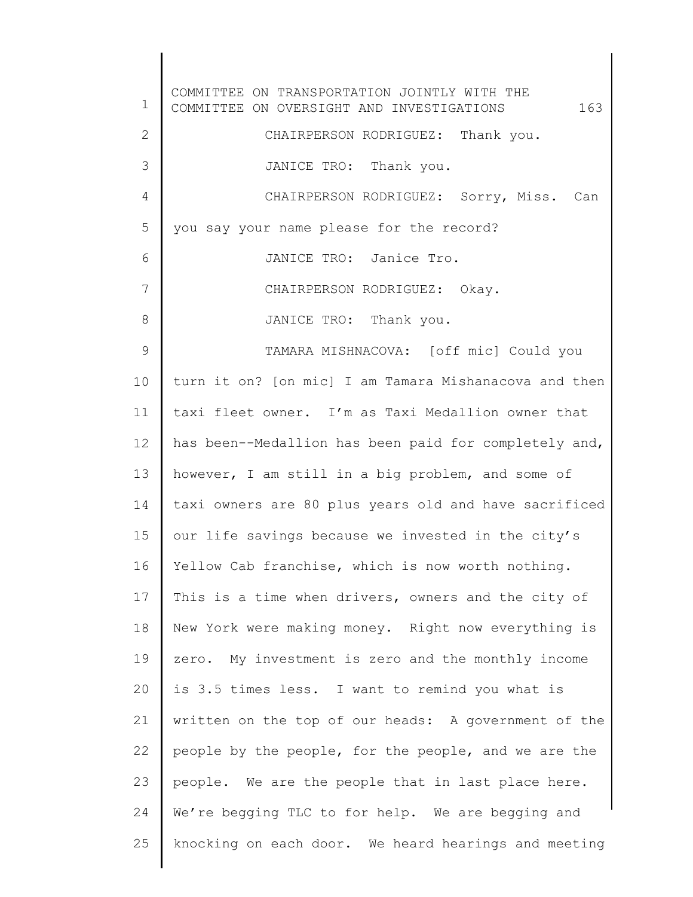CHAIRPERSON RODRIGUEZ: Thank you.

JANICE TRO: Thank you.

CHAIRPERSON RODRIGUEZ: Sorry, Miss. Can you say your name please for the record?

JANICE TRO: Janice Tro.

CHAIRPERSON RODRIGUEZ: Okay.

JANICE TRO: Thank you.

TAMARA MISHNACOVA: [off mic] Could you turn it on? [on mic] I am Tamara Mishanacova and then taxi fleet owner. I'm as Taxi Medallion owner that has been--Medallion has been paid for completely and, however, I am still in a big problem, and some of taxi owners are 80 plus years old and have sacrificed our life savings because we invested in the city's Yellow Cab franchise, which is now worth nothing. This is a time when drivers, owners and the city of New York were making money. Right now everything is zero. My investment is zero and the monthly income is 3.5 times less. I want to remind you what is written on the top of our heads: A government of the people by the people, for the people, and we are the people. We are the people that in last place here. We're begging TLC to for help. We are begging and knocking on each door. We heard hearings and meeting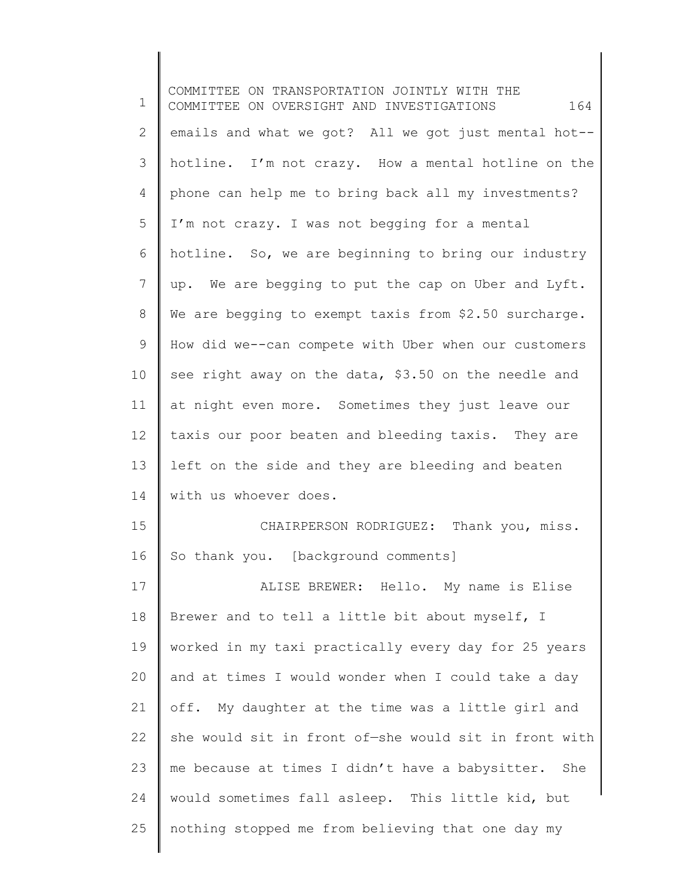emails and what we got? All we got just mental hot--hotline. I'm not crazy. How a mental hotline on the phone can help me to bring back all my investments? I'm not crazy. I was not begging for a mental hotline. So, we are beginning to bring our industry up. We are begging to put the cap on Uber and Lyft. We are begging to exempt taxis from $2.50 surcharge. How did we--can compete with Uber when our customers see right away on the data, $3.50 on the needle and at night even more. Sometimes they just leave our taxis our poor beaten and bleeding taxis. They are left on the side and they are bleeding and beaten with us whoever does.

CHAIRPERSON RODRIGUEZ: Thank you, miss. So thank you. [background comments]

ALISE BREWER: Hello. My name is Elise Brewer and to tell a little bit about myself, I worked in my taxi practically every day for 25 years and at times I would wonder when I could take a day off. My daughter at the time was a little girl and she would sit in front of—she would sit in front with me because at times I didn't have a babysitter. She would sometimes fall asleep. This little kid, but nothing stopped me from believing that one day my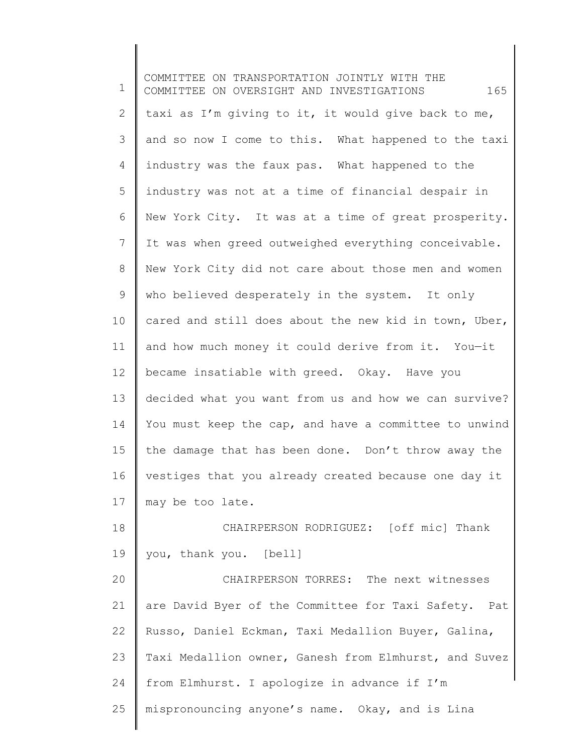taxi as I'm giving to it, it would give back to me, and so now I come to this. What happened to the taxi industry was the faux pas. What happened to the industry was not at a time of financial despair in New York City. It was at a time of great prosperity. It was when greed outweighed everything conceivable. New York City did not care about those men and women who believed desperately in the system. It only cared and still does about the new kid in town, Uber, and how much money it could derive from it. You—it became insatiable with greed. Okay. Have you decided what you want from us and how we can survive? You must keep the cap, and have a committee to unwind the damage that has been done. Don't throw away the vestiges that you already created because one day it may be too late.

CHAIRPERSON RODRIGUEZ: [off mic] Thank you, thank you. [bell]

CHAIRPERSON TORRES: The next witnesses are David Byer of the Committee for Taxi Safety. Pat Russo, Daniel Eckman, Taxi Medallion Buyer, Galina, Taxi Medallion owner, Ganesh from Elmhurst, and Suvez from Elmhurst. I apologize in advance if I'm mispronouncing anyone's name. Okay, and is Lina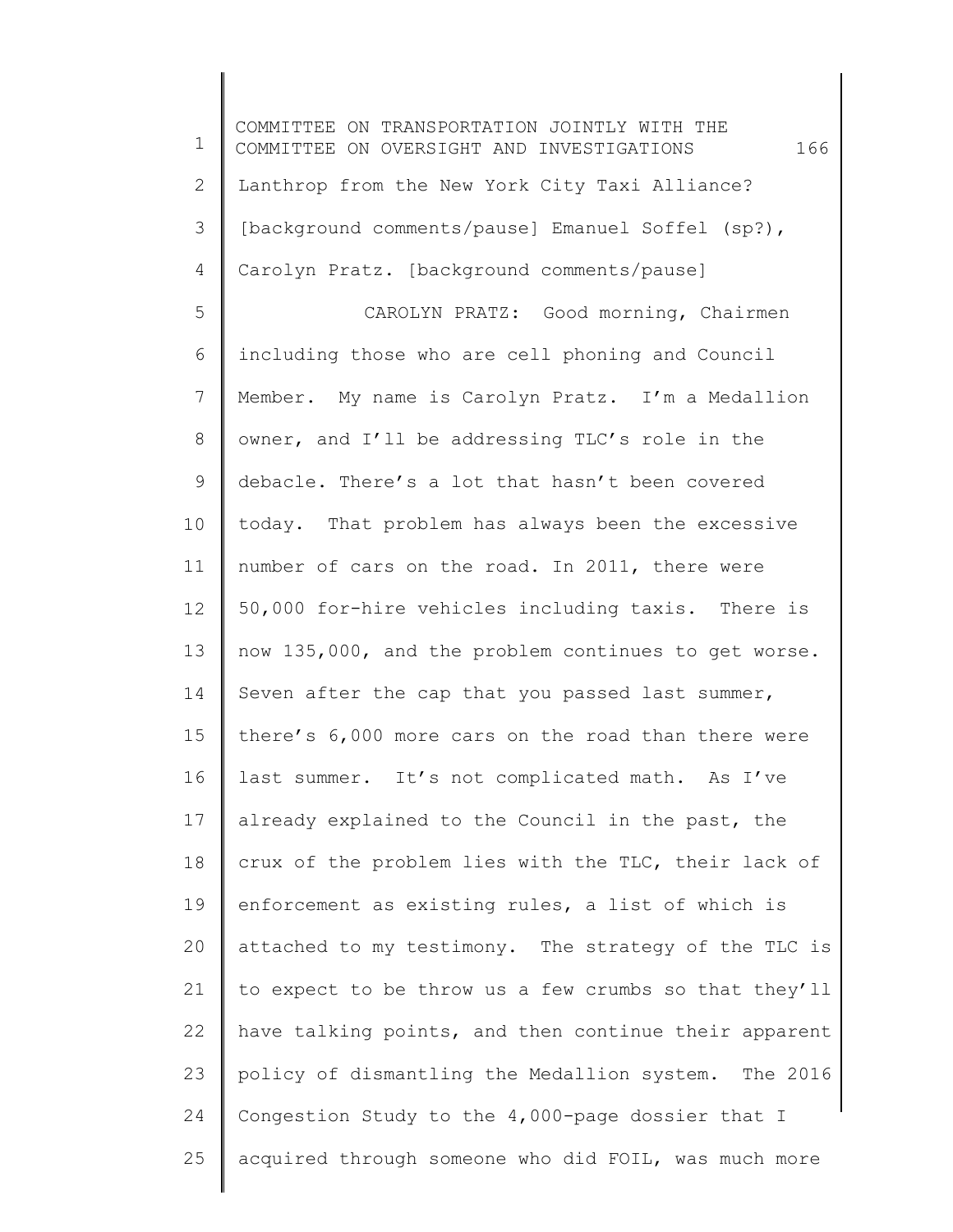Lanthrop from the New York City Taxi Alliance? [background comments/pause] Emanuel Soffel (sp?), Carolyn Pratz. [background comments/pause]

CAROLYN PRATZ: Good morning, Chairmen including those who are cell phoning and Council Member. My name is Carolyn Pratz. I'm a Medallion owner, and I'll be addressing TLC's role in the debacle. There's a lot that hasn't been covered today. That problem has always been the excessive number of cars on the road. In 2011, there were 50,000 for-hire vehicles including taxis. There is now 135,000, and the problem continues to get worse. Seven after the cap that you passed last summer, there's 6,000 more cars on the road than there were last summer. It's not complicated math. As I've already explained to the Council in the past, the crux of the problem lies with the TLC, their lack of enforcement as existing rules, a list of which is attached to my testimony. The strategy of the TLC is to expect to be throw us a few crumbs so that they'll have talking points, and then continue their apparent policy of dismantling the Medallion system. The 2016 Congestion Study to the 4,000-page dossier that I acquired through someone who did FOIL, was much more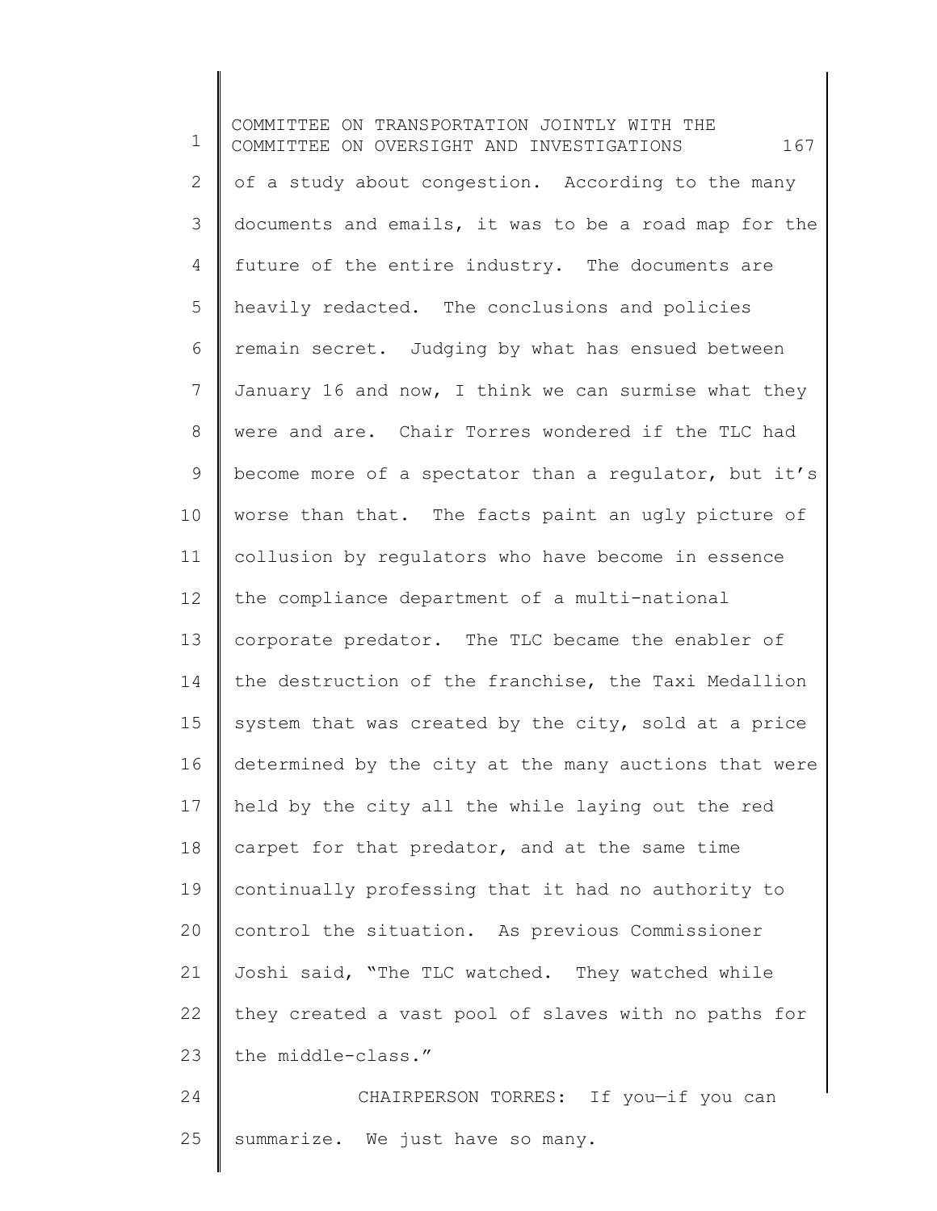of a study about congestion. According to the many documents and emails, it was to be a road map for the future of the entire industry. The documents are heavily redacted. The conclusions and policies remain secret. Judging by what has ensued between January 16 and now, I think we can surmise what they were and are. Chair Torres wondered if the TLC had become more of a spectator than a regulator, but it's worse than that. The facts paint an ugly picture of collusion by regulators who have become in essence the compliance department of a multi-national corporate predator. The TLC became the enabler of the destruction of the franchise, the Taxi Medallion system that was created by the city, sold at a price determined by the city at the many auctions that were held by the city all the while laying out the red carpet for that predator, and at the same time continually professing that it had no authority to control the situation. As previous Commissioner Joshi said, "The TLC watched. They watched while they created a vast pool of slaves with no paths for the middle-class."

CHAIRPERSON TORRES: If you—if you can summarize. We just have so many.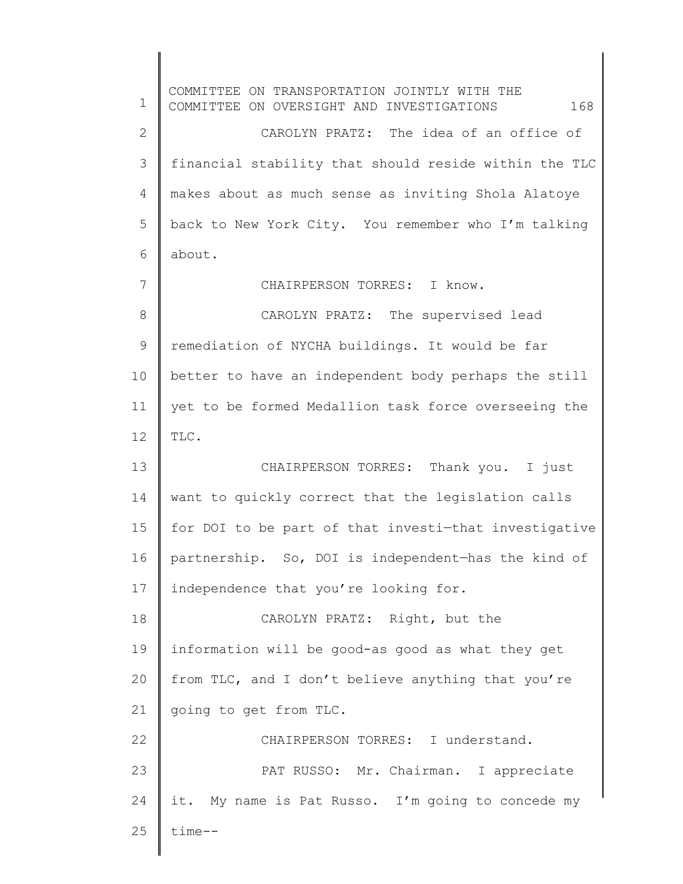CAROLYN PRATZ: The idea of an office of financial stability that should reside within the TLC makes about as much sense as inviting Shola Alatoye back to New York City. You remember who I'm talking about.

CHAIRPERSON TORRES: I know.

CAROLYN PRATZ: The supervised lead remediation of NYCHA buildings. It would be far better to have an independent body perhaps the still yet to be formed Medallion task force overseeing the TLC.

CHAIRPERSON TORRES: Thank you. I just want to quickly correct that the legislation calls for DOI to be part of that investi—that investigative partnership. So, DOI is independent—has the kind of independence that you're looking for.

CAROLYN PRATZ: Right, but the information will be good-as good as what they get from TLC, and I don't believe anything that you're going to get from TLC.

CHAIRPERSON TORRES: I understand.

PAT RUSSO: Mr. Chairman. I appreciate it. My name is Pat Russo. I'm going to concede my time--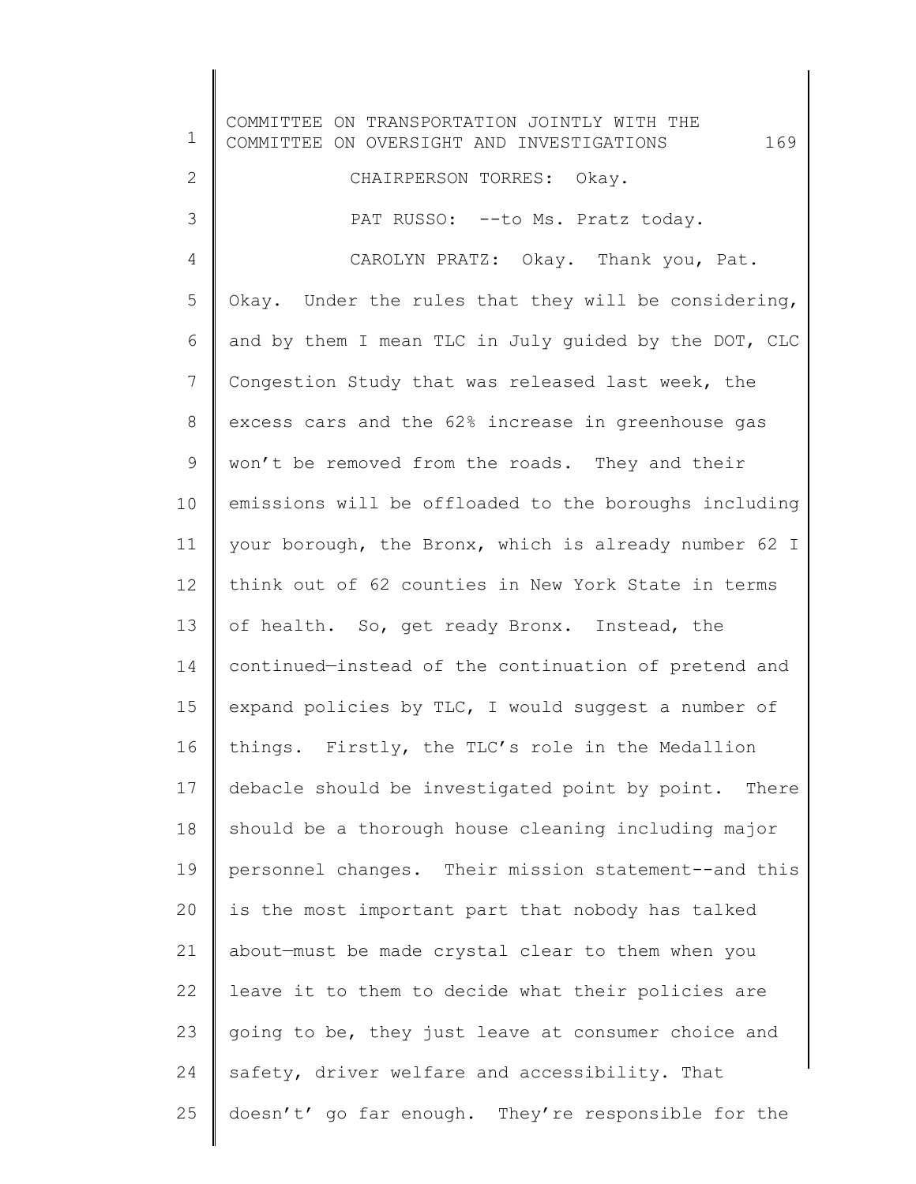CHAIRPERSON TORRES: Okay.

PAT RUSSO: --to Ms. Pratz today.

CAROLYN PRATZ: Okay. Thank you, Pat. Okay. Under the rules that they will be considering, and by them I mean TLC in July guided by the DOT, CLC Congestion Study that was released last week, the excess cars and the 62% increase in greenhouse gas won't be removed from the roads. They and their emissions will be offloaded to the boroughs including your borough, the Bronx, which is already number 62 I think out of 62 counties in New York State in terms of health. So, get ready Bronx. Instead, the continued—instead of the continuation of pretend and expand policies by TLC, I would suggest a number of things. Firstly, the TLC's role in the Medallion debacle should be investigated point by point. There should be a thorough house cleaning including major personnel changes. Their mission statement--and this is the most important part that nobody has talked about—must be made crystal clear to them when you leave it to them to decide what their policies are going to be, they just leave at consumer choice and safety, driver welfare and accessibility. That doesn't' go far enough. They're responsible for the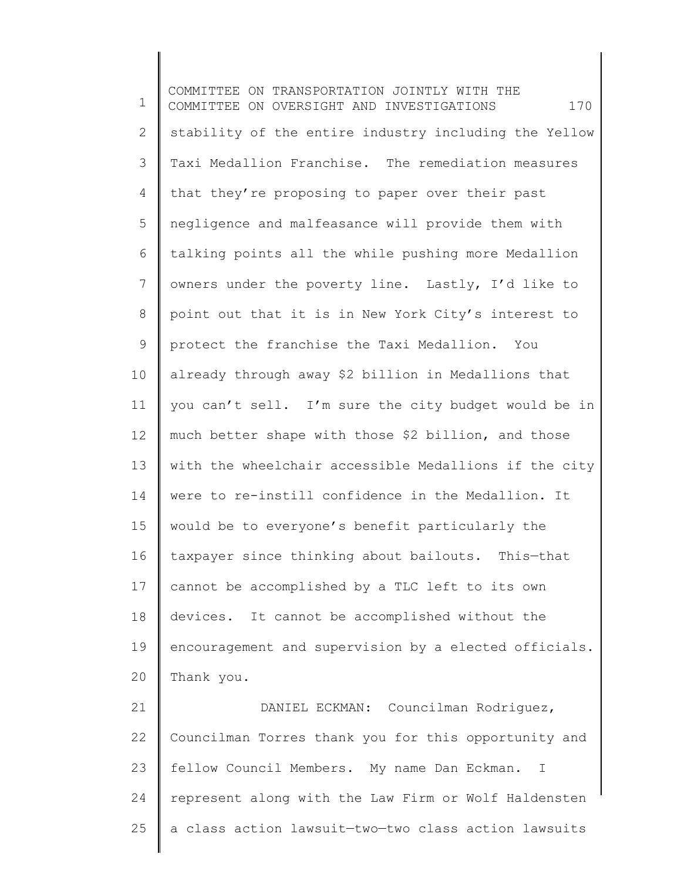stability of the entire industry including the Yellow Taxi Medallion Franchise. The remediation measures that they're proposing to paper over their past negligence and malfeasance will provide them with talking points all the while pushing more Medallion owners under the poverty line. Lastly, I'd like to point out that it is in New York City's interest to protect the franchise the Taxi Medallion. You already through away $2 billion in Medallions that you can't sell. I'm sure the city budget would be in much better shape with those $2 billion, and those with the wheelchair accessible Medallions if the city were to re-instill confidence in the Medallion. It would be to everyone's benefit particularly the taxpayer since thinking about bailouts. This—that cannot be accomplished by a TLC left to its own devices. It cannot be accomplished without the encouragement and supervision by a elected officials. Thank you.

DANIEL ECKMAN: Councilman Rodriguez, Councilman Torres thank you for this opportunity and fellow Council Members. My name Dan Eckman. I represent along with the Law Firm or Wolf Haldensten a class action lawsuit—two—two class action lawsuits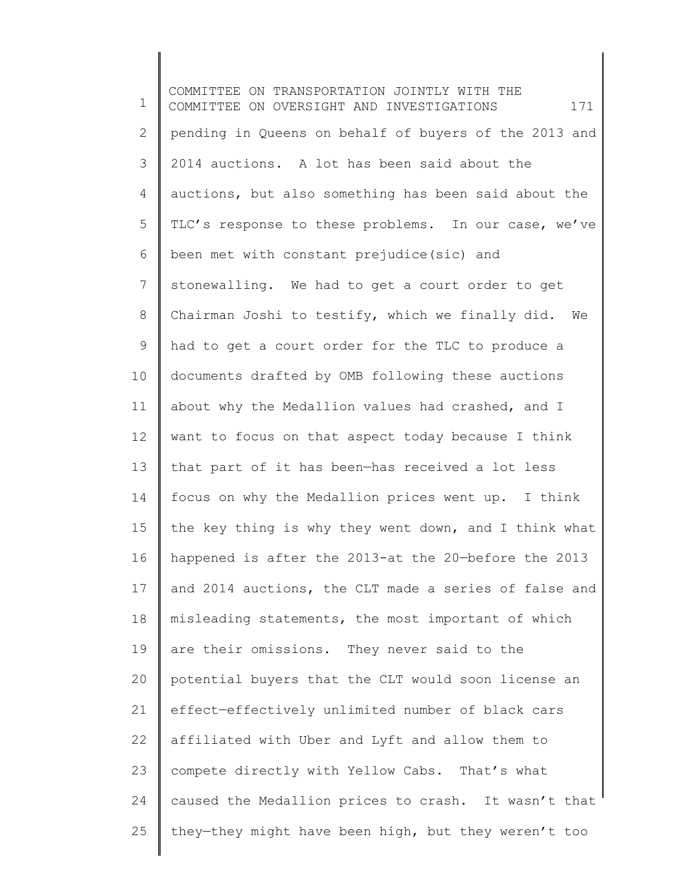pending in Queens on behalf of buyers of the 2013 and 2014 auctions. A lot has been said about the auctions, but also something has been said about the TLC's response to these problems. In our case, we've been met with constant prejudice(sic) and stonewalling. We had to get a court order to get Chairman Joshi to testify, which we finally did. We had to get a court order for the TLC to produce a documents drafted by OMB following these auctions about why the Medallion values had crashed, and I want to focus on that aspect today because I think that part of it has been—has received a lot less focus on why the Medallion prices went up. I think the key thing is why they went down, and I think what happened is after the 2013-at the 20—before the 2013 and 2014 auctions, the CLT made a series of false and misleading statements, the most important of which are their omissions. They never said to the potential buyers that the CLT would soon license an effect—effectively unlimited number of black cars affiliated with Uber and Lyft and allow them to compete directly with Yellow Cabs. That's what caused the Medallion prices to crash. It wasn't that they—they might have been high, but they weren't too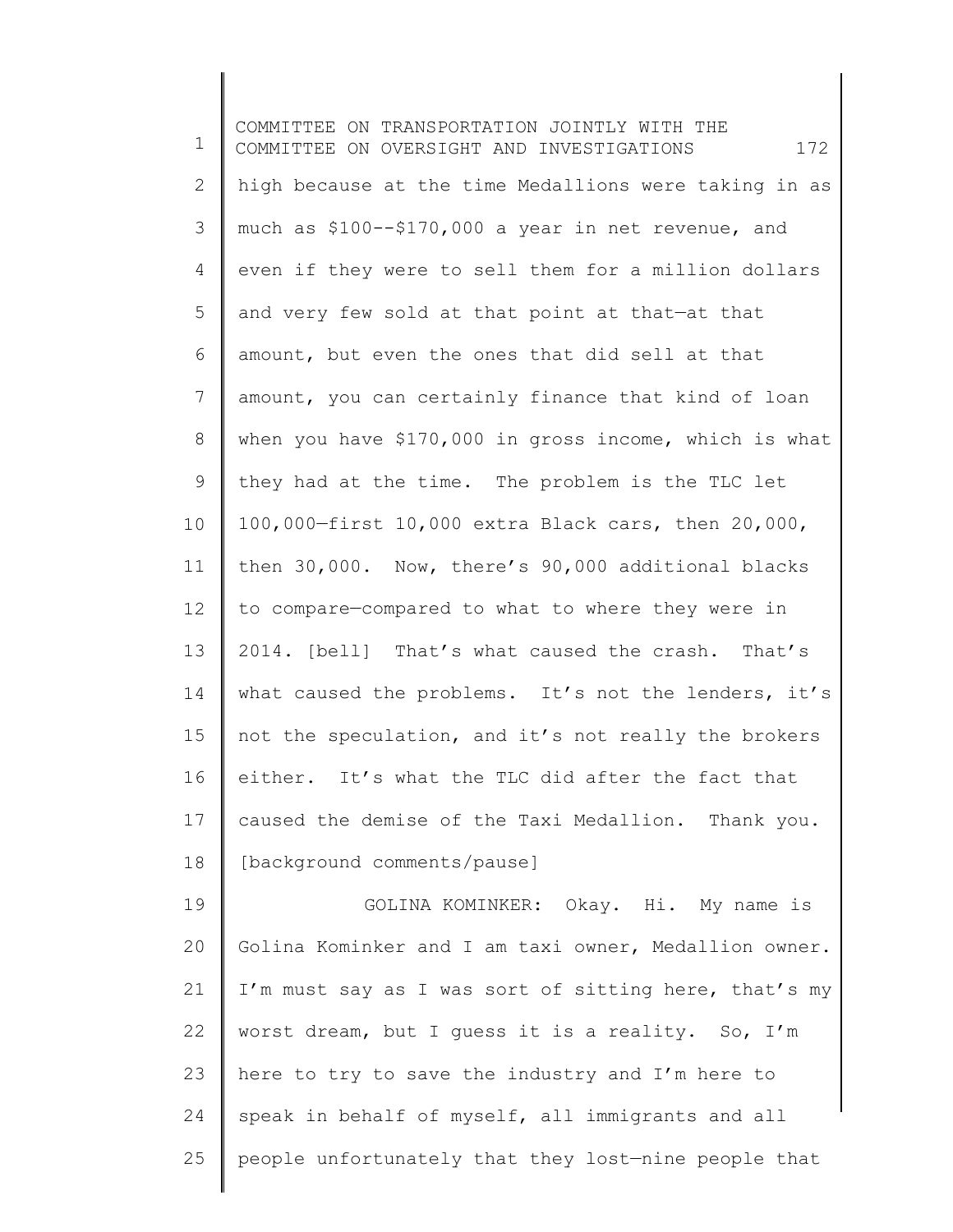high because at the time Medallions were taking in as much as $100--$170,000 a year in net revenue, and even if they were to sell them for a million dollars and very few sold at that point at that—at that amount, but even the ones that did sell at that amount, you can certainly finance that kind of loan when you have $170,000 in gross income, which is what they had at the time. The problem is the TLC let 100,000—first 10,000 extra Black cars, then 20,000, then 30,000. Now, there's 90,000 additional blacks to compare—compared to what to where they were in 2014. [bell] That's what caused the crash. That's what caused the problems. It's not the lenders, it's not the speculation, and it's not really the brokers either. It's what the TLC did after the fact that caused the demise of the Taxi Medallion. Thank you. [background comments/pause]

GOLINA KOMINKER: Okay. Hi. My name is Golina Kominker and I am taxi owner, Medallion owner. I'm must say as I was sort of sitting here, that's my worst dream, but I guess it is a reality. So, I'm here to try to save the industry and I'm here to speak in behalf of myself, all immigrants and all people unfortunately that they lost—nine people that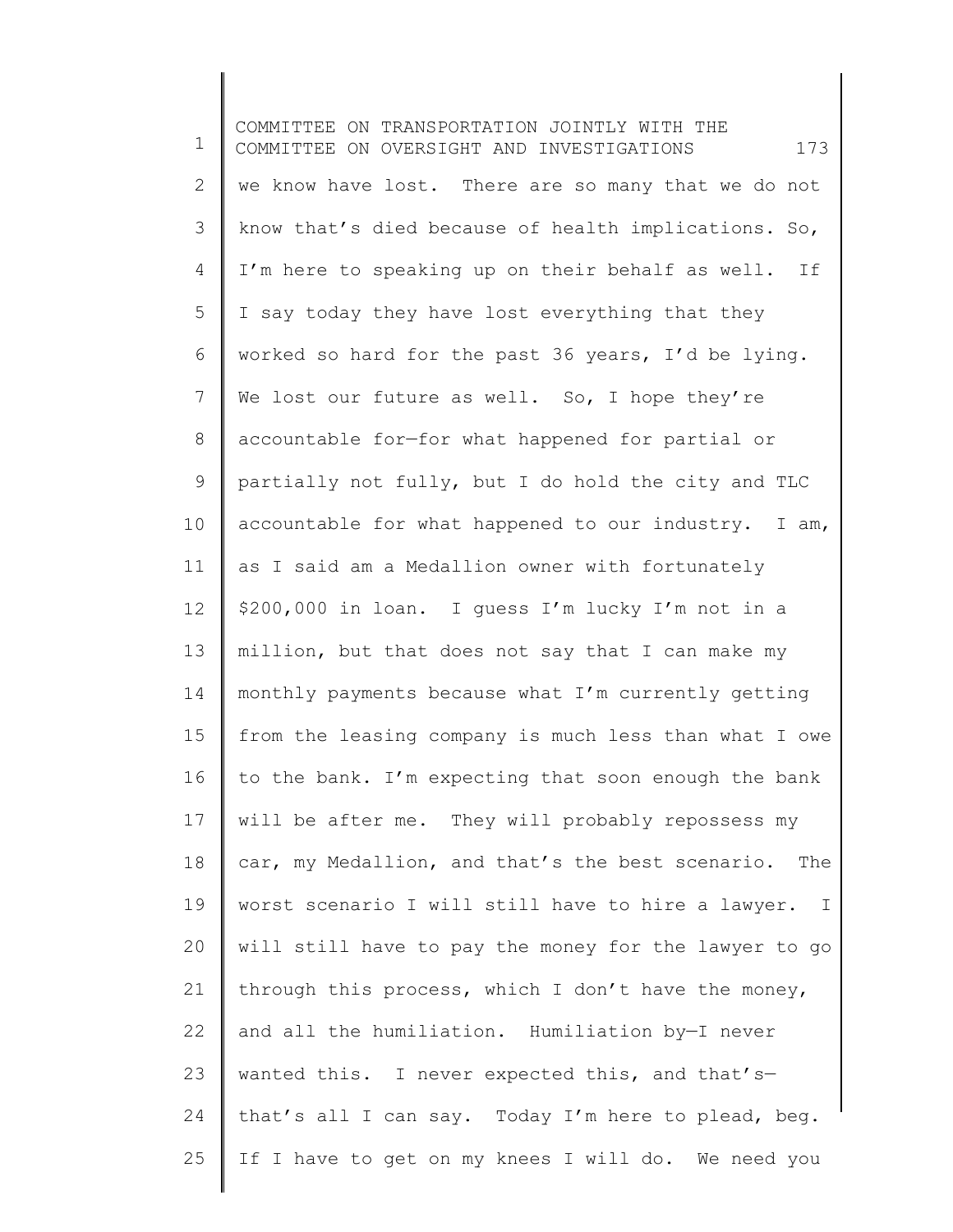we know have lost. There are so many that we do not know that's died because of health implications. So, I'm here to speaking up on their behalf as well. If I say today they have lost everything that they worked so hard for the past 36 years, I'd be lying. We lost our future as well. So, I hope they're accountable for—for what happened for partial or partially not fully, but I do hold the city and TLC accountable for what happened to our industry. I am, as I said am a Medallion owner with fortunately $200,000 in loan. I guess I'm lucky I'm not in a million, but that does not say that I can make my monthly payments because what I'm currently getting from the leasing company is much less than what I owe to the bank. I'm expecting that soon enough the bank will be after me. They will probably repossess my car, my Medallion, and that's the best scenario. The worst scenario I will still have to hire a lawyer. I will still have to pay the money for the lawyer to go through this process, which I don't have the money, and all the humiliation. Humiliation by—I never wanted this. I never expected this, and that's—that's all I can say. Today I'm here to plead, beg. If I have to get on my knees I will do. We need you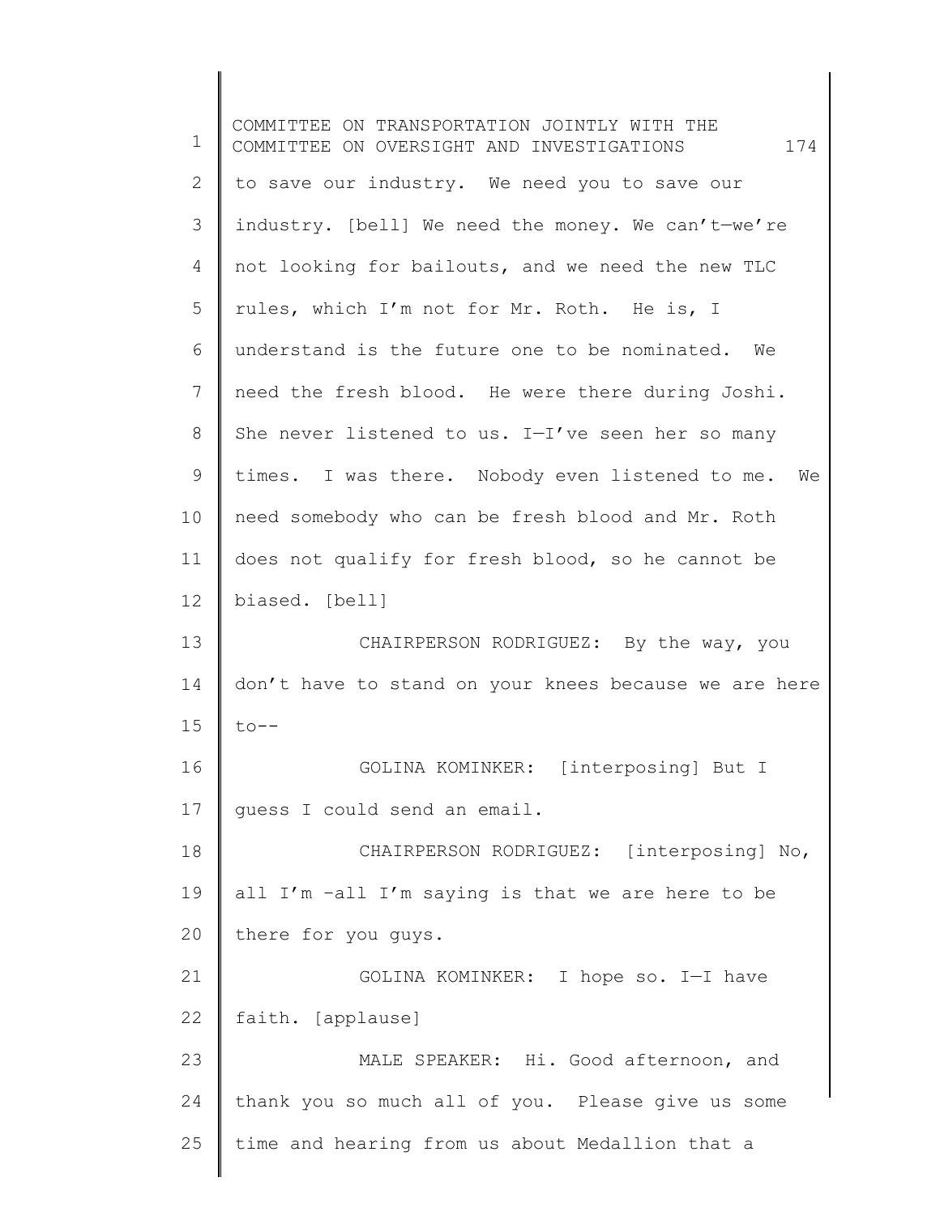to save our industry. We need you to save our industry. [bell] We need the money. We can't—we're not looking for bailouts, and we need the new TLC rules, which I'm not for Mr. Roth. He is, I understand is the future one to be nominated. We need the fresh blood. He were there during Joshi. She never listened to us. I—I've seen her so many times. I was there. Nobody even listened to me. We need somebody who can be fresh blood and Mr. Roth does not qualify for fresh blood, so he cannot be biased. [bell]

CHAIRPERSON RODRIGUEZ: By the way, you don't have to stand on your knees because we are here to--

GOLINA KOMINKER: [interposing] But I guess I could send an email.

CHAIRPERSON RODRIGUEZ: [interposing] No, all I'm –all I'm saying is that we are here to be there for you guys.

GOLINA KOMINKER: I hope so. I—I have faith. [applause]

MALE SPEAKER: Hi. Good afternoon, and thank you so much all of you. Please give us some time and hearing from us about Medallion that a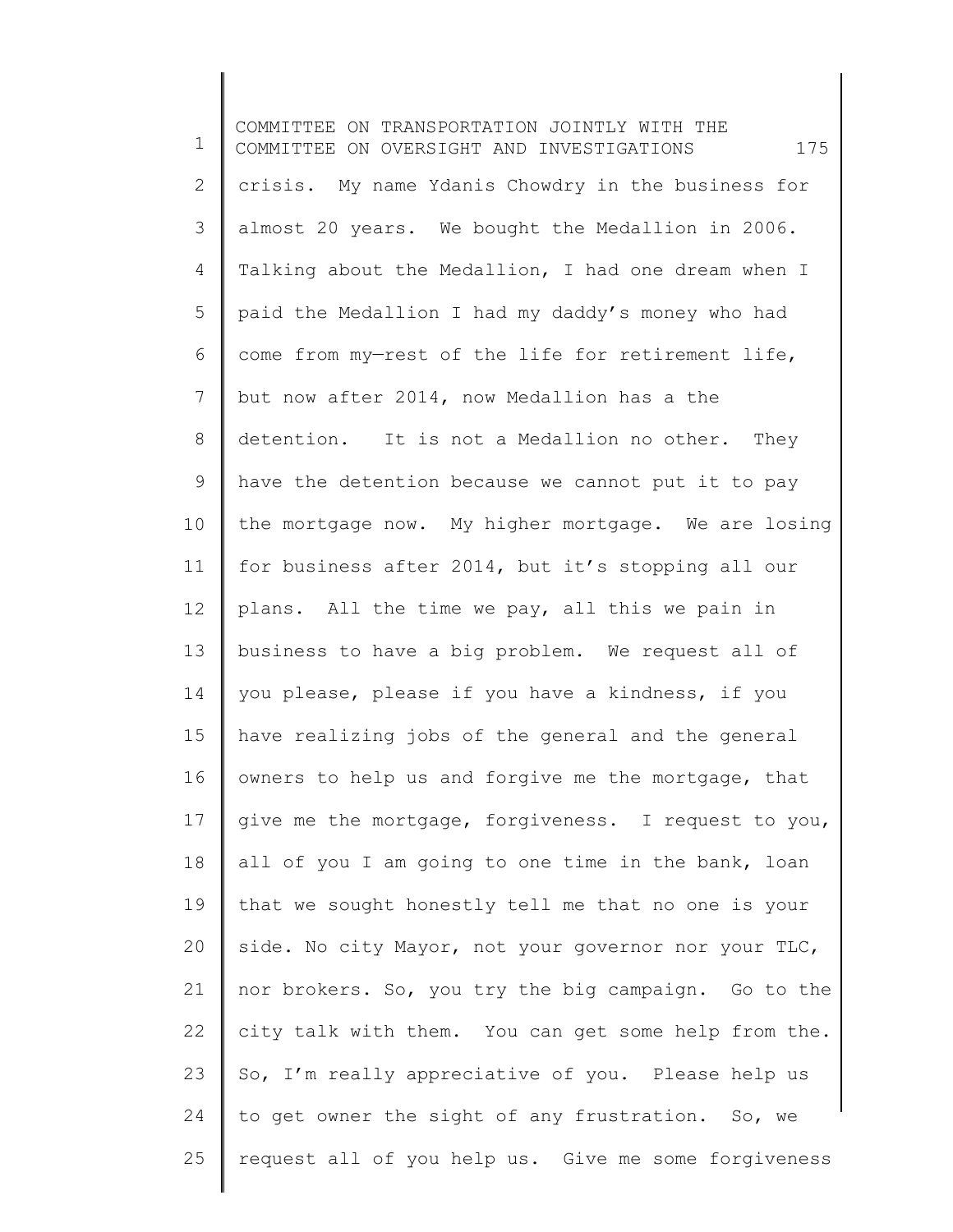crisis. My name Ydanis Chowdry in the business for almost 20 years. We bought the Medallion in 2006. Talking about the Medallion, I had one dream when I paid the Medallion I had my daddy's money who had come from my—rest of the life for retirement life, but now after 2014, now Medallion has a the detention. It is not a Medallion no other. They have the detention because we cannot put it to pay the mortgage now. My higher mortgage. We are losing for business after 2014, but it's stopping all our plans. All the time we pay, all this we pain in business to have a big problem. We request all of you please, please if you have a kindness, if you have realizing jobs of the general and the general owners to help us and forgive me the mortgage, that give me the mortgage, forgiveness. I request to you, all of you I am going to one time in the bank, loan that we sought honestly tell me that no one is your side. No city Mayor, not your governor nor your TLC, nor brokers. So, you try the big campaign. Go to the city talk with them. You can get some help from the. So, I'm really appreciative of you. Please help us to get owner the sight of any frustration. So, we request all of you help us. Give me some forgiveness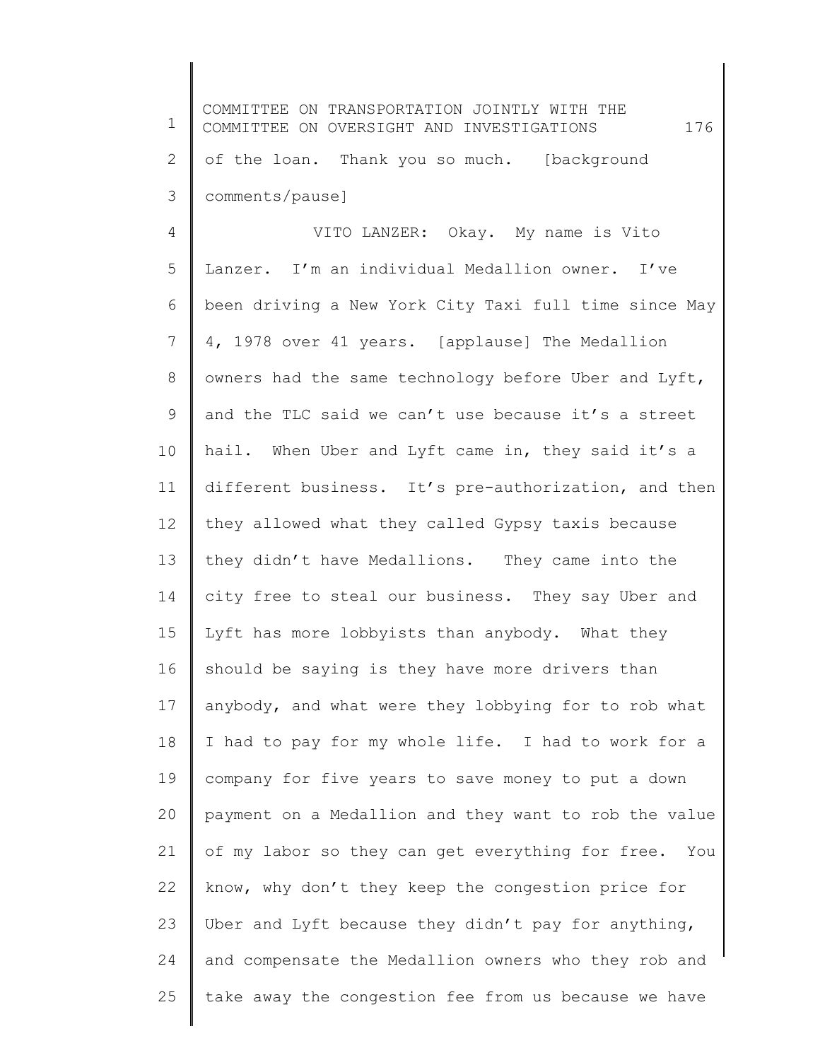of the loan. Thank you so much. [background comments/pause]

VITO LANZER: Okay. My name is Vito Lanzer. I'm an individual Medallion owner. I've been driving a New York City Taxi full time since May 4, 1978 over 41 years. [applause] The Medallion owners had the same technology before Uber and Lyft, and the TLC said we can't use because it's a street hail. When Uber and Lyft came in, they said it's a different business. It's pre-authorization, and then they allowed what they called Gypsy taxis because they didn't have Medallions. They came into the city free to steal our business. They say Uber and Lyft has more lobbyists than anybody. What they should be saying is they have more drivers than anybody, and what were they lobbying for to rob what I had to pay for my whole life. I had to work for a company for five years to save money to put a down payment on a Medallion and they want to rob the value of my labor so they can get everything for free. You know, why don't they keep the congestion price for Uber and Lyft because they didn't pay for anything, and compensate the Medallion owners who they rob and take away the congestion fee from us because we have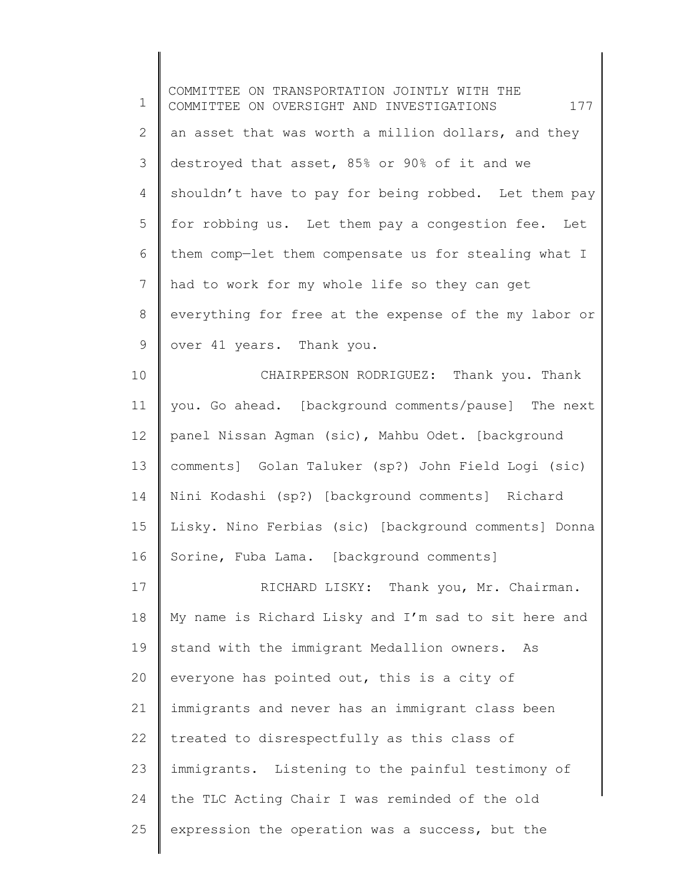an asset that was worth a million dollars, and they destroyed that asset, 85% or 90% of it and we shouldn't have to pay for being robbed. Let them pay for robbing us. Let them pay a congestion fee. Let them comp—let them compensate us for stealing what I had to work for my whole life so they can get everything for free at the expense of the my labor or over 41 years. Thank you.

CHAIRPERSON RODRIGUEZ: Thank you. Thank you. Go ahead. [background comments/pause] The next panel Nissan Agman (sic), Mahbu Odet. [background comments] Golan Taluker (sp?) John Field Logi (sic) Nini Kodashi (sp?) [background comments] Richard Lisky. Nino Ferbias (sic) [background comments] Donna Sorine, Fuba Lama. [background comments]

RICHARD LISKY: Thank you, Mr. Chairman. My name is Richard Lisky and I'm sad to sit here and stand with the immigrant Medallion owners. As everyone has pointed out, this is a city of immigrants and never has an immigrant class been treated to disrespectfully as this class of immigrants. Listening to the painful testimony of the TLC Acting Chair I was reminded of the old expression the operation was a success, but the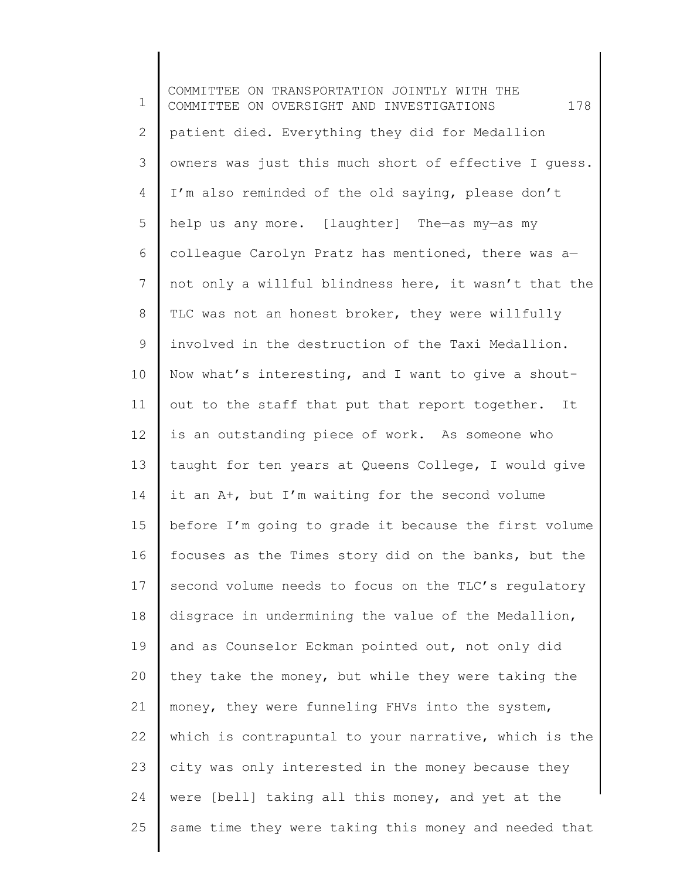patient died. Everything they did for Medallion owners was just this much short of effective I guess. I'm also reminded of the old saying, please don't help us any more. [laughter] The—as my—as my colleague Carolyn Pratz has mentioned, there was a—not only a willful blindness here, it wasn't that the TLC was not an honest broker, they were willfully involved in the destruction of the Taxi Medallion. Now what's interesting, and I want to give a shout-out to the staff that put that report together. It is an outstanding piece of work. As someone who taught for ten years at Queens College, I would give it an A+, but I'm waiting for the second volume before I'm going to grade it because the first volume focuses as the Times story did on the banks, but the second volume needs to focus on the TLC's regulatory disgrace in undermining the value of the Medallion, and as Counselor Eckman pointed out, not only did they take the money, but while they were taking the money, they were funneling FHVs into the system, which is contrapuntal to your narrative, which is the city was only interested in the money because they were [bell] taking all this money, and yet at the same time they were taking this money and needed that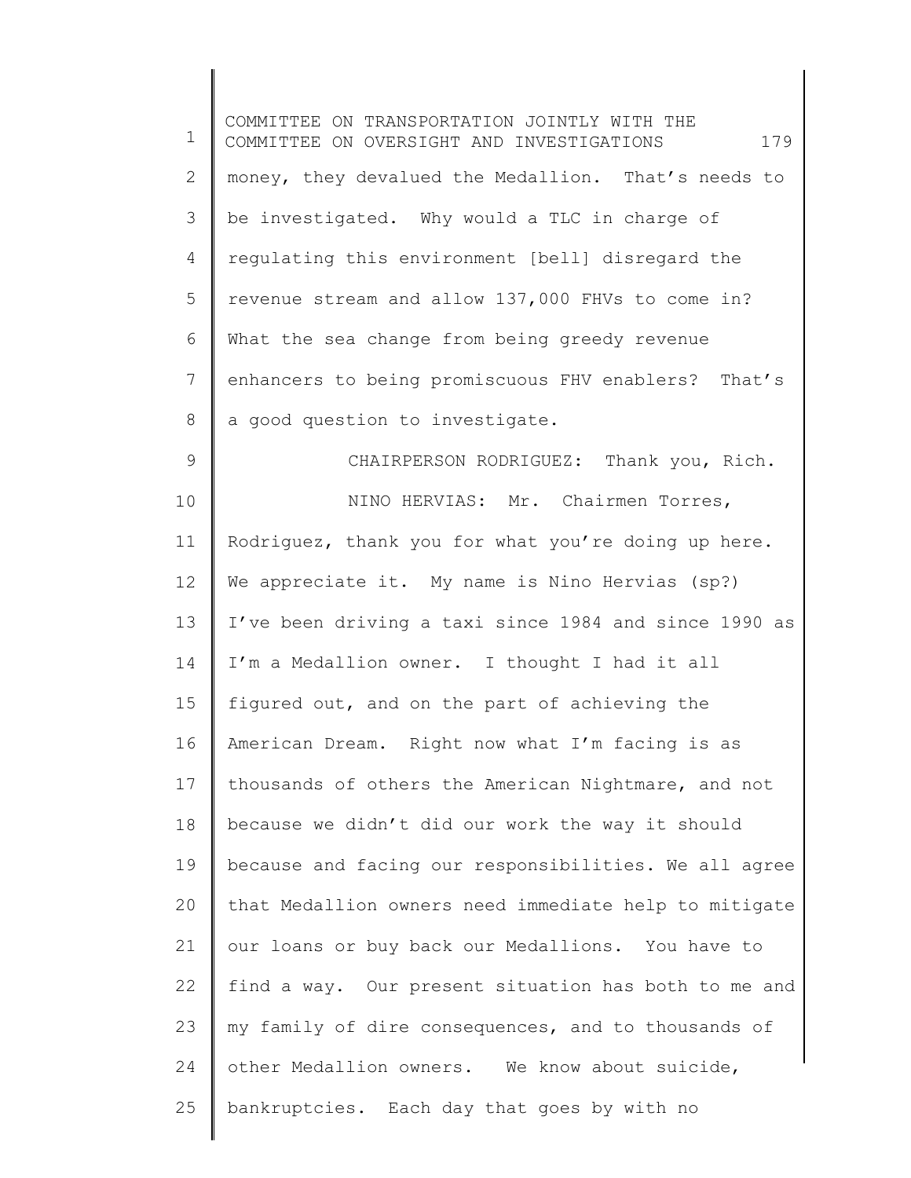money, they devalued the Medallion. That's needs to be investigated. Why would a TLC in charge of regulating this environment [bell] disregard the revenue stream and allow 137,000 FHVs to come in? What the sea change from being greedy revenue enhancers to being promiscuous FHV enablers? That's a good question to investigate.

CHAIRPERSON RODRIGUEZ: Thank you, Rich.

NINO HERVIAS: Mr. Chairmen Torres, Rodriguez, thank you for what you're doing up here. We appreciate it. My name is Nino Hervias (sp?) I've been driving a taxi since 1984 and since 1990 as I'm a Medallion owner. I thought I had it all figured out, and on the part of achieving the American Dream. Right now what I'm facing is as thousands of others the American Nightmare, and not because we didn't did our work the way it should because and facing our responsibilities. We all agree that Medallion owners need immediate help to mitigate our loans or buy back our Medallions. You have to find a way. Our present situation has both to me and my family of dire consequences, and to thousands of other Medallion owners. We know about suicide, bankruptcies. Each day that goes by with no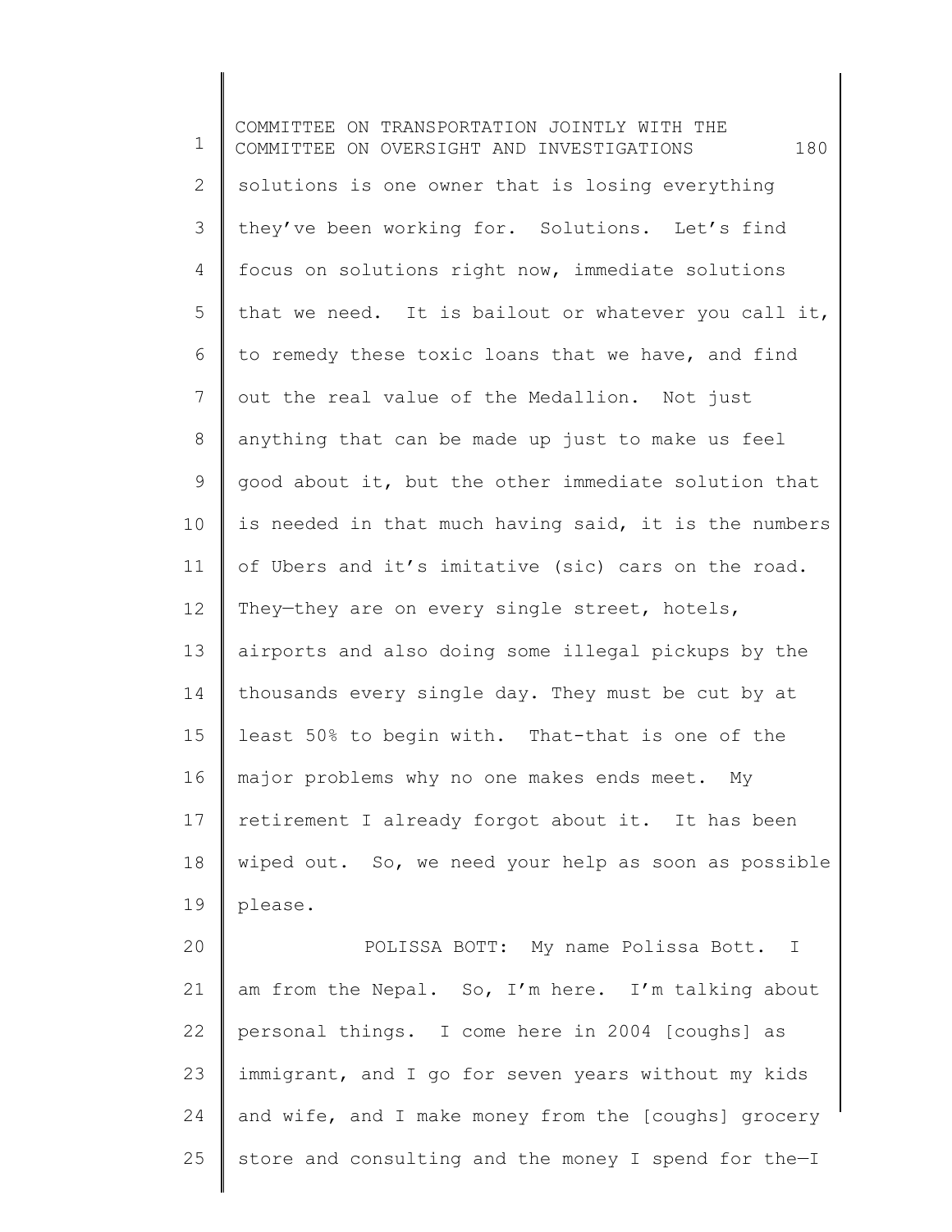solutions is one owner that is losing everything they've been working for. Solutions. Let's find focus on solutions right now, immediate solutions that we need. It is bailout or whatever you call it, to remedy these toxic loans that we have, and find out the real value of the Medallion. Not just anything that can be made up just to make us feel good about it, but the other immediate solution that is needed in that much having said, it is the numbers of Ubers and it's imitative (sic) cars on the road. They—they are on every single street, hotels, airports and also doing some illegal pickups by the thousands every single day. They must be cut by at least 50% to begin with. That-that is one of the major problems why no one makes ends meet. My retirement I already forgot about it. It has been wiped out. So, we need your help as soon as possible please.

POLISSA BOTT: My name Polissa Bott. I am from the Nepal. So, I'm here. I'm talking about personal things. I come here in 2004 [coughs] as immigrant, and I go for seven years without my kids and wife, and I make money from the [coughs] grocery store and consulting and the money I spend for the—I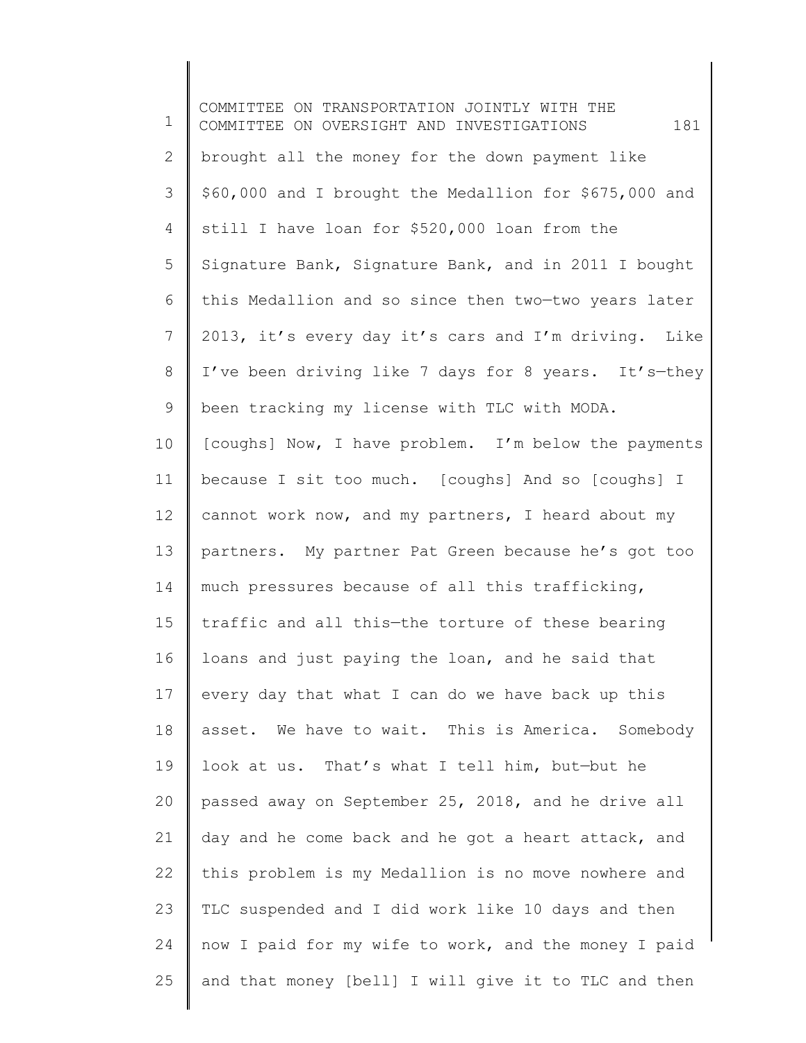brought all the money for the down payment like $60,000 and I brought the Medallion for $675,000 and still I have loan for $520,000 loan from the Signature Bank, Signature Bank, and in 2011 I bought this Medallion and so since then two—two years later 2013, it's every day it's cars and I'm driving. Like I've been driving like 7 days for 8 years. It's—they been tracking my license with TLC with MODA. [coughs] Now, I have problem. I'm below the payments because I sit too much. [coughs] And so [coughs] I cannot work now, and my partners, I heard about my partners. My partner Pat Green because he's got too much pressures because of all this trafficking, traffic and all this—the torture of these bearing loans and just paying the loan, and he said that every day that what I can do we have back up this asset. We have to wait. This is America. Somebody look at us. That's what I tell him, but—but he passed away on September 25, 2018, and he drive all day and he come back and he got a heart attack, and this problem is my Medallion is no move nowhere and TLC suspended and I did work like 10 days and then now I paid for my wife to work, and the money I paid and that money [bell] I will give it to TLC and then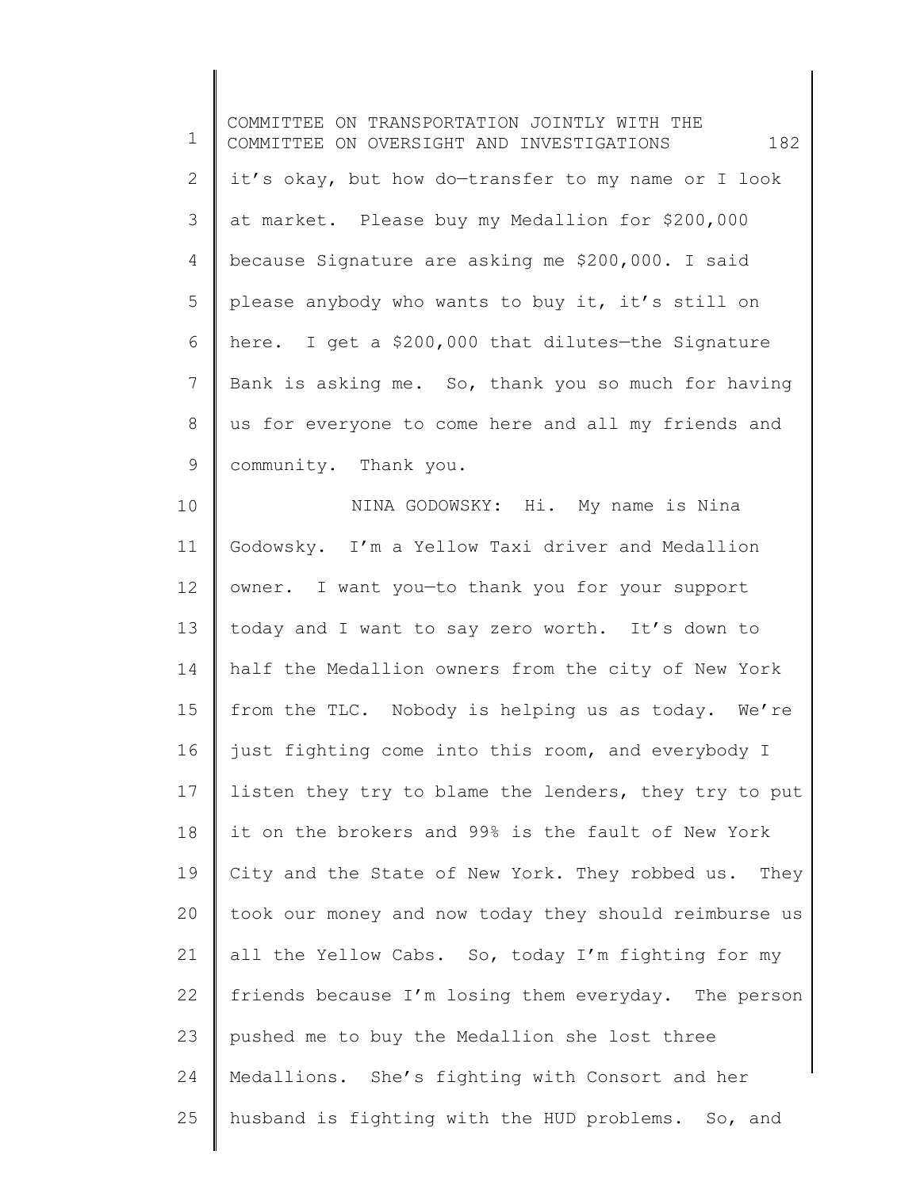it's okay, but how do—transfer to my name or I look at market. Please buy my Medallion for $200,000 because Signature are asking me $200,000. I said please anybody who wants to buy it, it's still on here. I get a $200,000 that dilutes—the Signature Bank is asking me. So, thank you so much for having us for everyone to come here and all my friends and community. Thank you.

NINA GODOWSKY: Hi. My name is Nina Godowsky. I'm a Yellow Taxi driver and Medallion owner. I want you—to thank you for your support today and I want to say zero worth. It's down to half the Medallion owners from the city of New York from the TLC. Nobody is helping us as today. We're just fighting come into this room, and everybody I listen they try to blame the lenders, they try to put it on the brokers and 99% is the fault of New York City and the State of New York. They robbed us. They took our money and now today they should reimburse us all the Yellow Cabs. So, today I'm fighting for my friends because I'm losing them everyday. The person pushed me to buy the Medallion she lost three Medallions. She's fighting with Consort and her husband is fighting with the HUD problems. So, and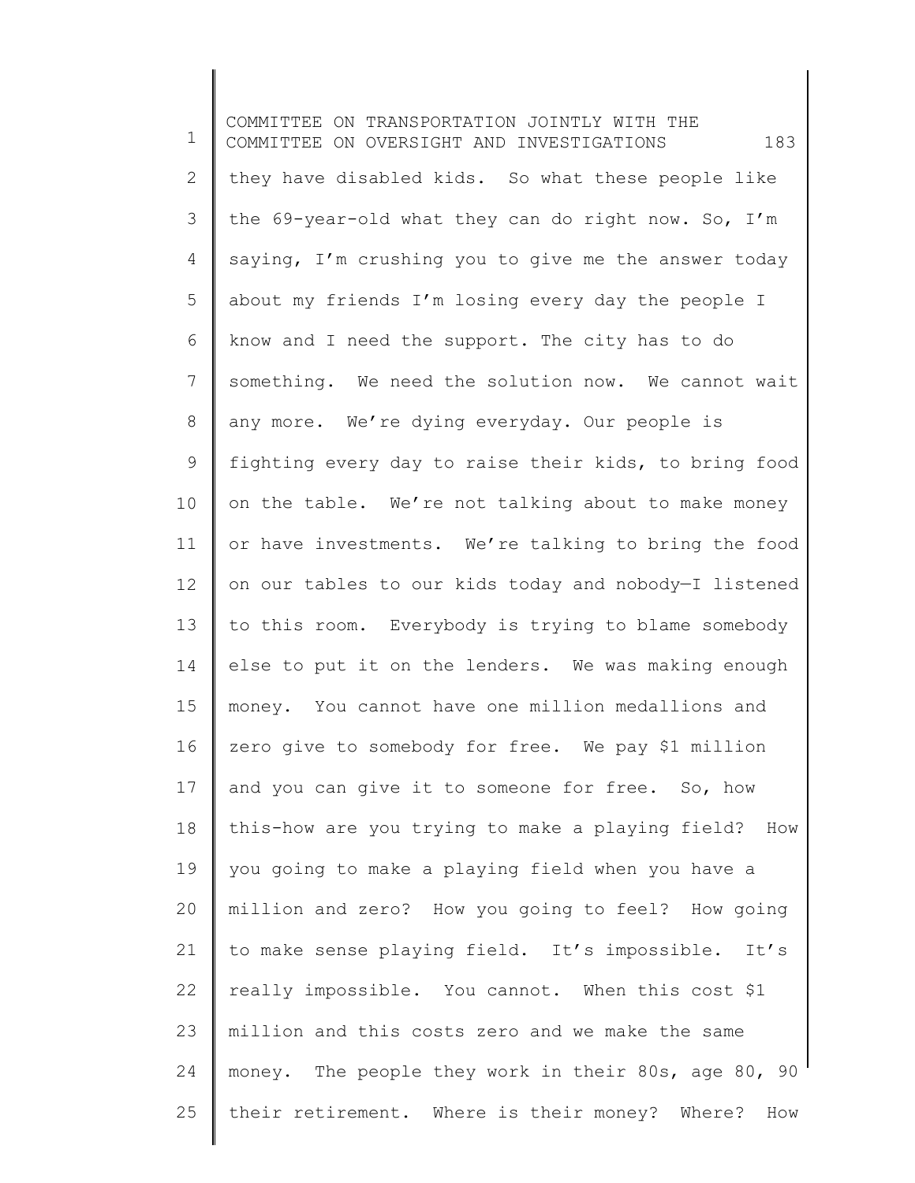they have disabled kids. So what these people like the 69-year-old what they can do right now. So, I'm saying, I'm crushing you to give me the answer today about my friends I'm losing every day the people I know and I need the support. The city has to do something. We need the solution now. We cannot wait any more. We're dying everyday. Our people is fighting every day to raise their kids, to bring food on the table. We're not talking about to make money or have investments. We're talking to bring the food on our tables to our kids today and nobody—I listened to this room. Everybody is trying to blame somebody else to put it on the lenders. We was making enough money. You cannot have one million medallions and zero give to somebody for free. We pay $1 million and you can give it to someone for free. So, how this-how are you trying to make a playing field? How you going to make a playing field when you have a million and zero? How you going to feel? How going to make sense playing field. It's impossible. It's really impossible. You cannot. When this cost $1 million and this costs zero and we make the same money. The people they work in their 80s, age 80, 90 their retirement. Where is their money? Where? How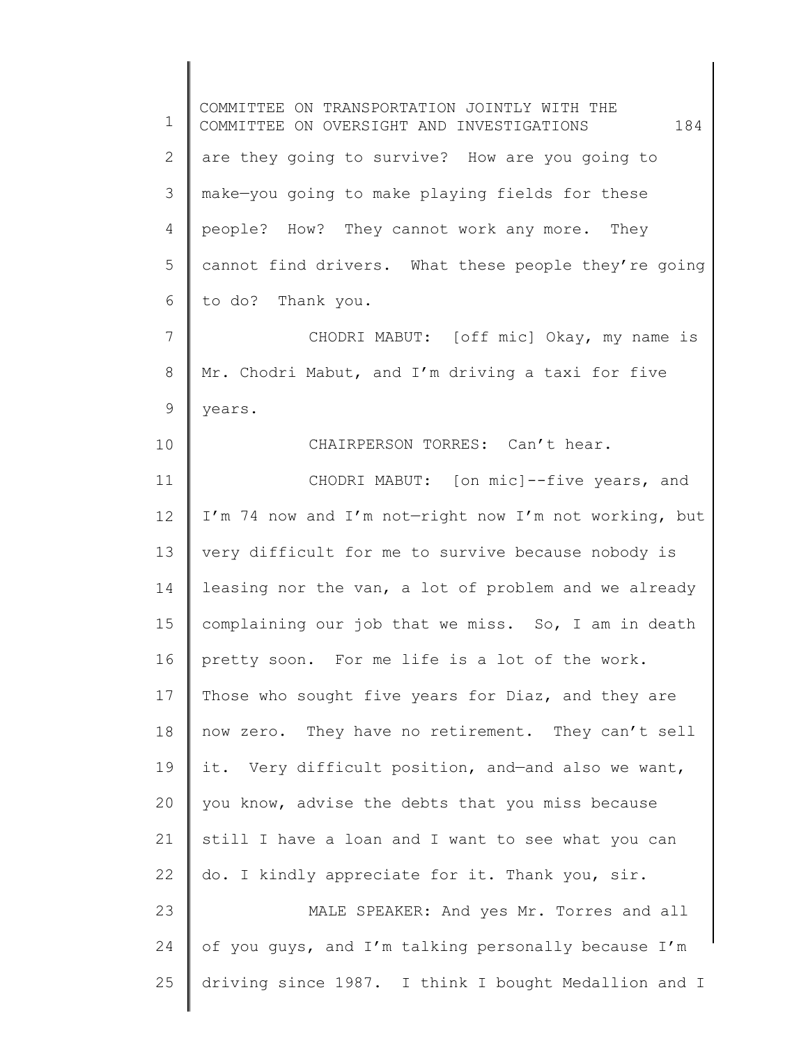are they going to survive? How are you going to make—you going to make playing fields for these people? How? They cannot work any more. They cannot find drivers. What these people they're going to do? Thank you.

CHODRI MABUT: [off mic] Okay, my name is Mr. Chodri Mabut, and I'm driving a taxi for five years.

CHAIRPERSON TORRES: Can't hear.

CHODRI MABUT: [on mic]--five years, and I'm 74 now and I'm not—right now I'm not working, but very difficult for me to survive because nobody is leasing nor the van, a lot of problem and we already complaining our job that we miss. So, I am in death pretty soon. For me life is a lot of the work. Those who sought five years for Diaz, and they are now zero. They have no retirement. They can't sell it. Very difficult position, and—and also we want, you know, advise the debts that you miss because still I have a loan and I want to see what you can do. I kindly appreciate for it. Thank you, sir.

MALE SPEAKER: And yes Mr. Torres and all of you guys, and I'm talking personally because I'm driving since 1987. I think I bought Medallion and I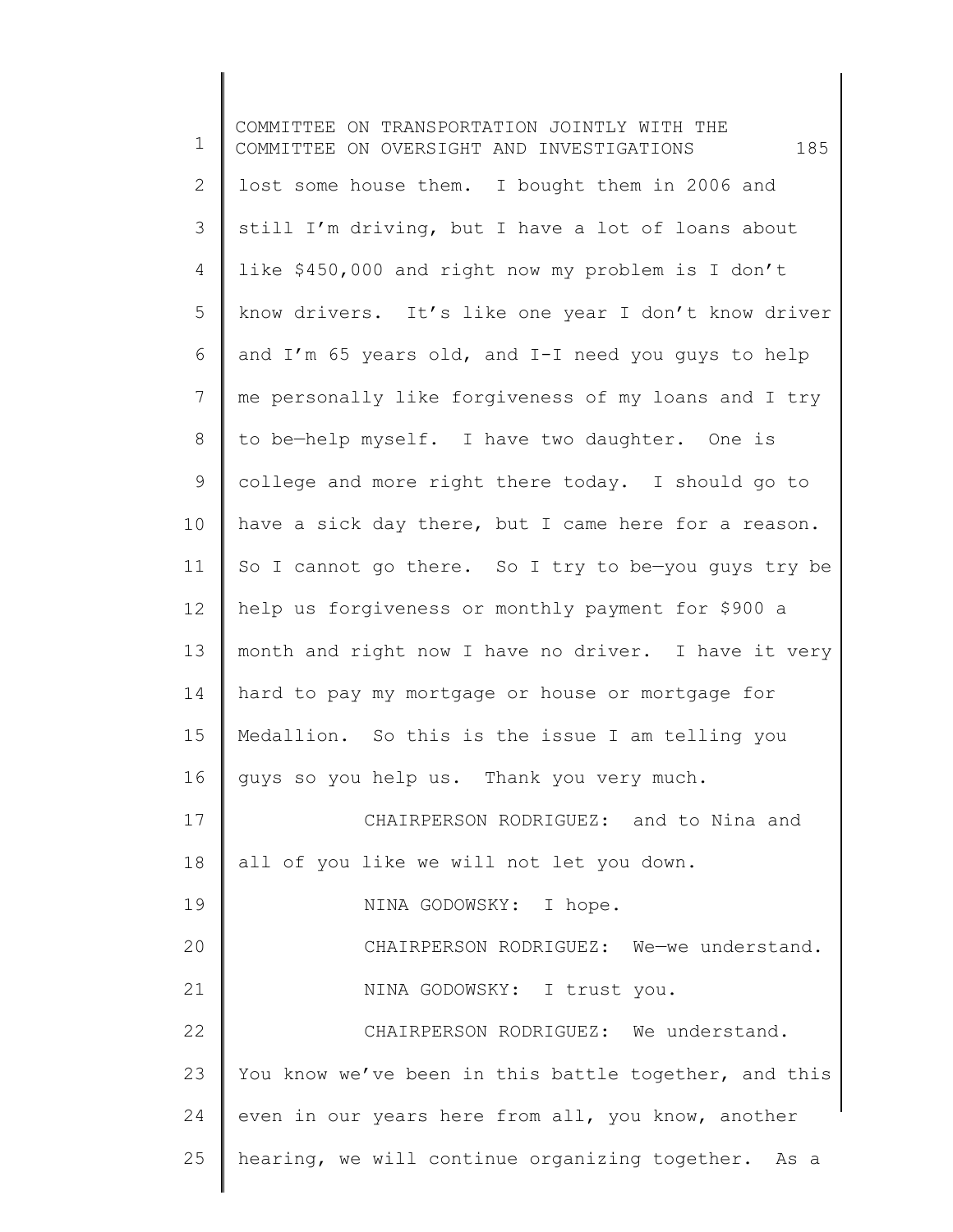lost some house them. I bought them in 2006 and still I'm driving, but I have a lot of loans about like $450,000 and right now my problem is I don't know drivers. It's like one year I don't know driver and I'm 65 years old, and I-I need you guys to help me personally like forgiveness of my loans and I try to be—help myself. I have two daughter. One is college and more right there today. I should go to have a sick day there, but I came here for a reason. So I cannot go there. So I try to be—you guys try be help us forgiveness or monthly payment for $900 a month and right now I have no driver. I have it very hard to pay my mortgage or house or mortgage for Medallion. So this is the issue I am telling you guys so you help us. Thank you very much.

CHAIRPERSON RODRIGUEZ: and to Nina and all of you like we will not let you down.

NINA GODOWSKY: I hope.

CHAIRPERSON RODRIGUEZ: We—we understand.

NINA GODOWSKY: I trust you.

CHAIRPERSON RODRIGUEZ: We understand. You know we've been in this battle together, and this even in our years here from all, you know, another hearing, we will continue organizing together. As a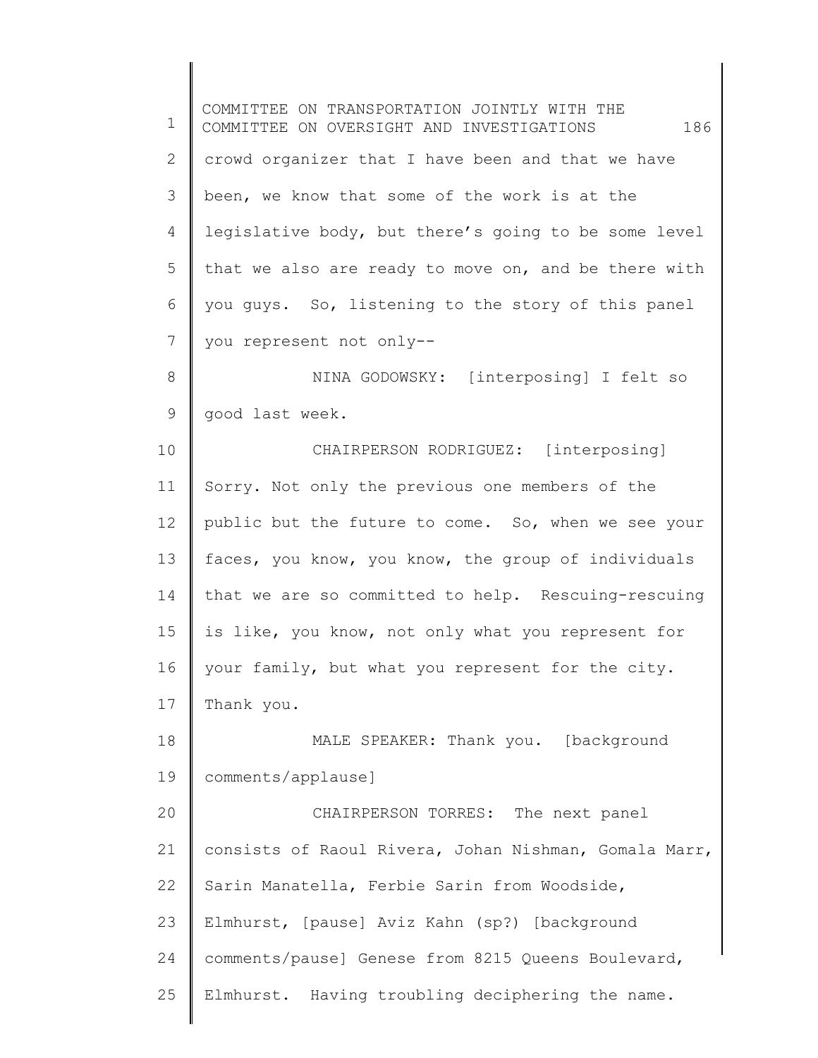crowd organizer that I have been and that we have been, we know that some of the work is at the legislative body, but there's going to be some level that we also are ready to move on, and be there with you guys. So, listening to the story of this panel you represent not only--

NINA GODOWSKY: [interposing] I felt so good last week.

CHAIRPERSON RODRIGUEZ: [interposing] Sorry. Not only the previous one members of the public but the future to come. So, when we see your faces, you know, you know, the group of individuals that we are so committed to help. Rescuing-rescuing is like, you know, not only what you represent for your family, but what you represent for the city. Thank you.

MALE SPEAKER: Thank you. [background comments/applause]

CHAIRPERSON TORRES: The next panel consists of Raoul Rivera, Johan Nishman, Gomala Marr, Sarin Manatella, Ferbie Sarin from Woodside, Elmhurst, [pause] Aviz Kahn (sp?) [background comments/pause] Genese from 8215 Queens Boulevard, Elmhurst. Having troubling deciphering the name.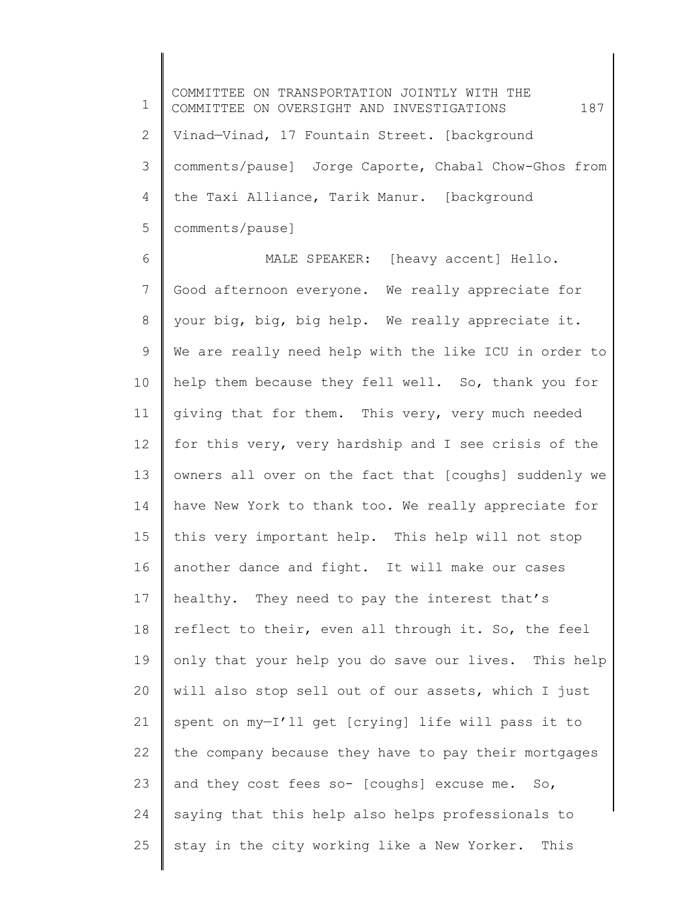Vinad—Vinad, 17 Fountain Street. [background comments/pause] Jorge Caporte, Chabal Chow-Ghos from the Taxi Alliance, Tarik Manur. [background comments/pause]

MALE SPEAKER: [heavy accent] Hello. Good afternoon everyone. We really appreciate for your big, big, big help. We really appreciate it. We are really need help with the like ICU in order to help them because they fell well. So, thank you for giving that for them. This very, very much needed for this very, very hardship and I see crisis of the owners all over on the fact that [coughs] suddenly we have New York to thank too. We really appreciate for this very important help. This help will not stop another dance and fight. It will make our cases healthy. They need to pay the interest that's reflect to their, even all through it. So, the feel only that your help you do save our lives. This help will also stop sell out of our assets, which I just spent on my—I'll get [crying] life will pass it to the company because they have to pay their mortgages and they cost fees so- [coughs] excuse me. So, saying that this help also helps professionals to stay in the city working like a New Yorker. This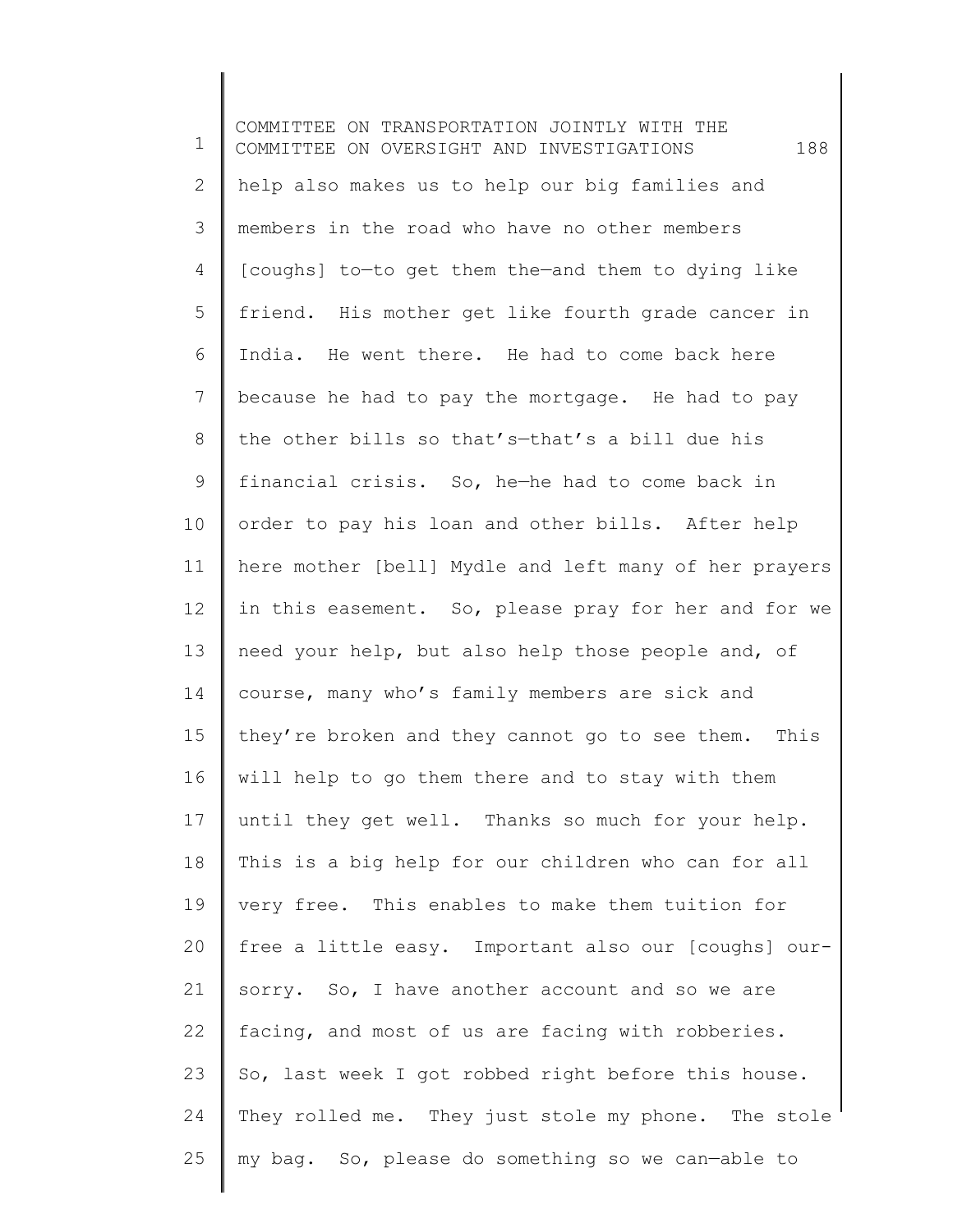help also makes us to help our big families and members in the road who have no other members [coughs] to—to get them the—and them to dying like friend. His mother get like fourth grade cancer in India. He went there. He had to come back here because he had to pay the mortgage. He had to pay the other bills so that's—that's a bill due his financial crisis. So, he—he had to come back in order to pay his loan and other bills. After help here mother [bell] Mydle and left many of her prayers in this easement. So, please pray for her and for we need your help, but also help those people and, of course, many who's family members are sick and they're broken and they cannot go to see them. This will help to go them there and to stay with them until they get well. Thanks so much for your help. This is a big help for our children who can for all very free. This enables to make them tuition for free a little easy. Important also our [coughs] our-sorry. So, I have another account and so we are facing, and most of us are facing with robberies. So, last week I got robbed right before this house. They rolled me. They just stole my phone. The stole my bag. So, please do something so we can—able to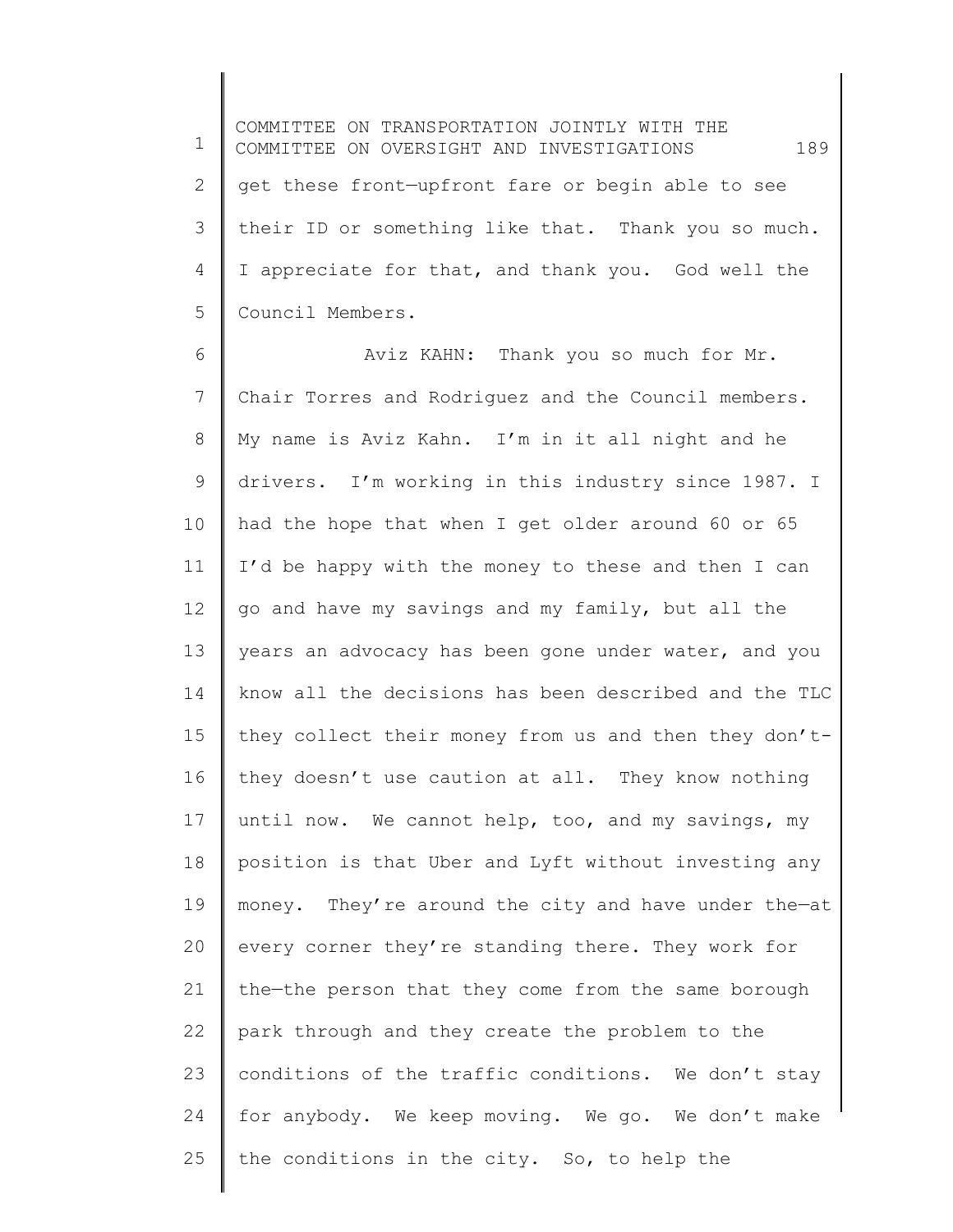get these front—upfront fare or begin able to see their ID or something like that. Thank you so much. I appreciate for that, and thank you. God well the Council Members.

Aviz KAHN: Thank you so much for Mr. Chair Torres and Rodriguez and the Council members. My name is Aviz Kahn. I'm in it all night and he drivers. I'm working in this industry since 1987. I had the hope that when I get older around 60 or 65 I'd be happy with the money to these and then I can go and have my savings and my family, but all the years an advocacy has been gone under water, and you know all the decisions has been described and the TLC they collect their money from us and then they don't-they doesn't use caution at all. They know nothing until now. We cannot help, too, and my savings, my position is that Uber and Lyft without investing any money. They're around the city and have under the—at every corner they're standing there. They work for the—the person that they come from the same borough park through and they create the problem to the conditions of the traffic conditions. We don't stay for anybody. We keep moving. We go. We don't make the conditions in the city. So, to help the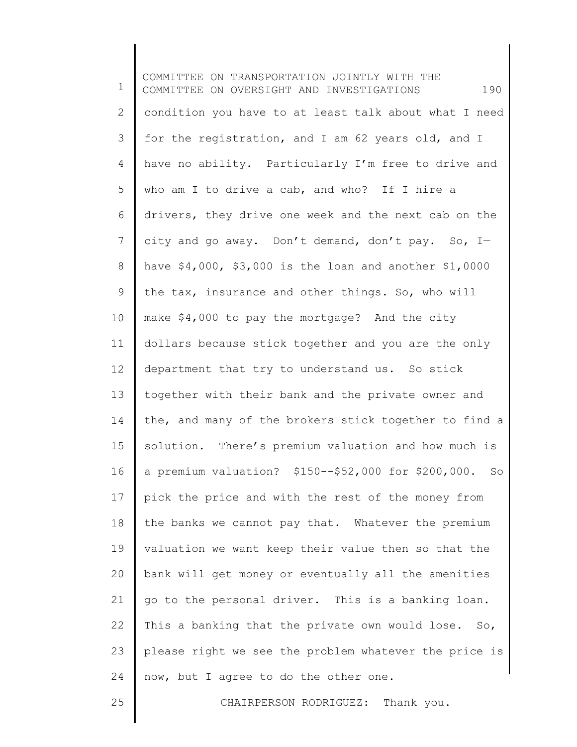condition you have to at least talk about what I need for the registration, and I am 62 years old, and I have no ability. Particularly I'm free to drive and who am I to drive a cab, and who? If I hire a drivers, they drive one week and the next cab on the city and go away. Don't demand, don't pay. So, I— have $4,000, $3,000 is the loan and another $1,0000 the tax, insurance and other things. So, who will make $4,000 to pay the mortgage? And the city dollars because stick together and you are the only department that try to understand us. So stick together with their bank and the private owner and the, and many of the brokers stick together to find a solution. There's premium valuation and how much is a premium valuation? $150--$52,000 for $200,000. So pick the price and with the rest of the money from the banks we cannot pay that. Whatever the premium valuation we want keep their value then so that the bank will get money or eventually all the amenities go to the personal driver. This is a banking loan. This a banking that the private own would lose. So, please right we see the problem whatever the price is now, but I agree to do the other one.

CHAIRPERSON RODRIGUEZ: Thank you.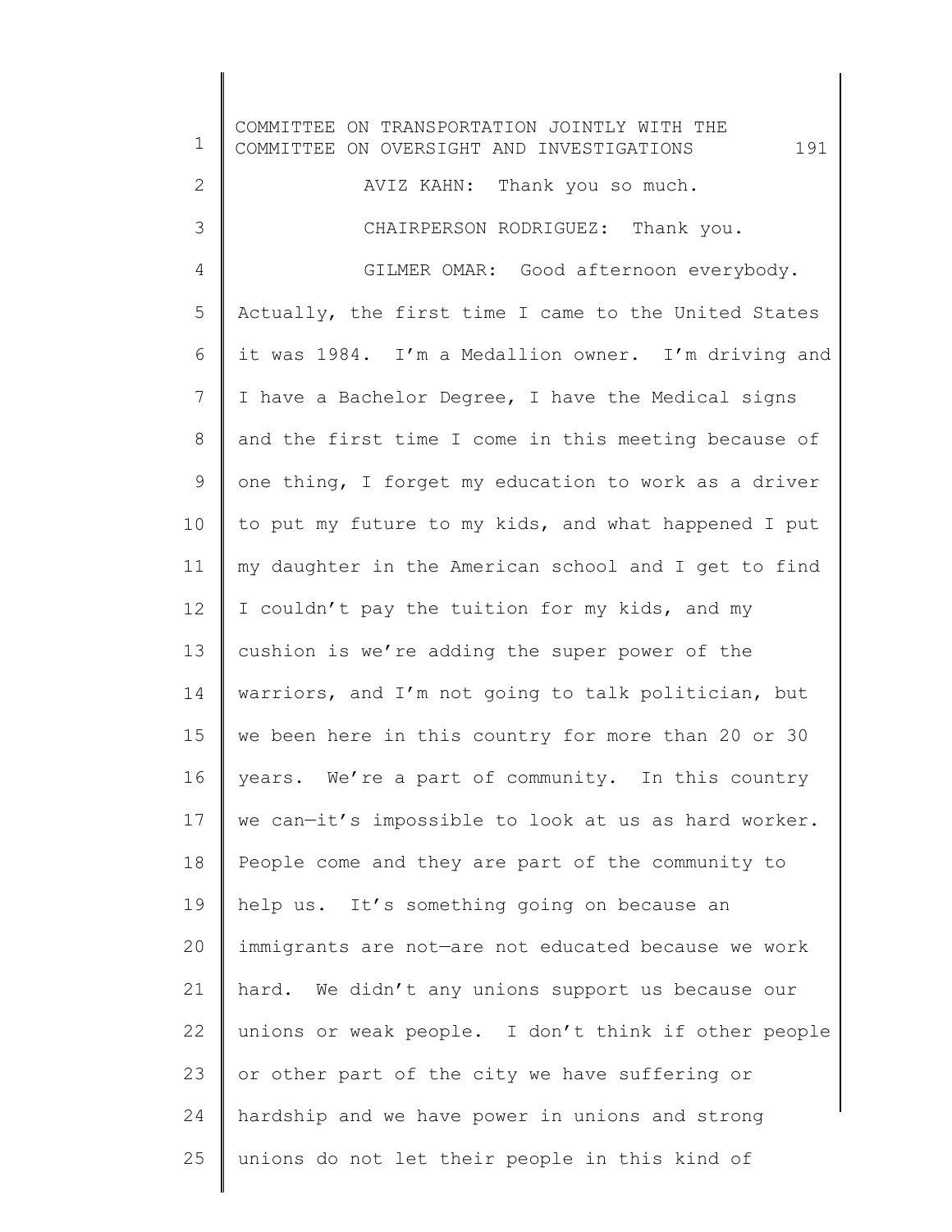AVIZ KAHN: Thank you so much.

CHAIRPERSON RODRIGUEZ: Thank you.

GILMER OMAR: Good afternoon everybody. Actually, the first time I came to the United States it was 1984. I'm a Medallion owner. I'm driving and I have a Bachelor Degree, I have the Medical signs and the first time I come in this meeting because of one thing, I forget my education to work as a driver to put my future to my kids, and what happened I put my daughter in the American school and I get to find I couldn't pay the tuition for my kids, and my cushion is we're adding the super power of the warriors, and I'm not going to talk politician, but we been here in this country for more than 20 or 30 years. We're a part of community. In this country we can—it's impossible to look at us as hard worker. People come and they are part of the community to help us. It's something going on because an immigrants are not—are not educated because we work hard. We didn't any unions support us because our unions or weak people. I don't think if other people or other part of the city we have suffering or hardship and we have power in unions and strong unions do not let their people in this kind of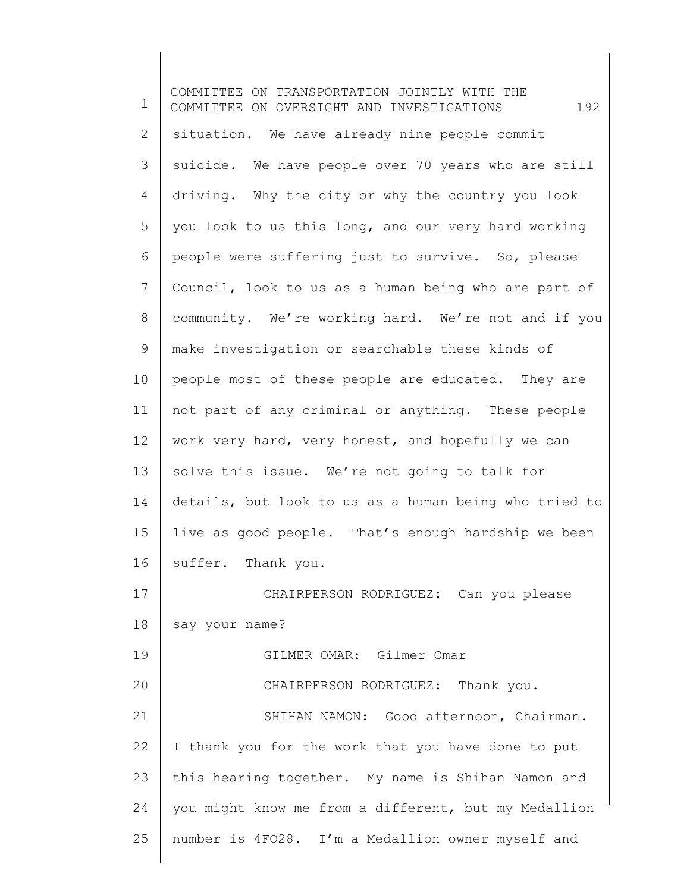situation. We have already nine people commit suicide. We have people over 70 years who are still driving. Why the city or why the country you look you look to us this long, and our very hard working people were suffering just to survive. So, please Council, look to us as a human being who are part of community. We're working hard. We're not—and if you make investigation or searchable these kinds of people most of these people are educated. They are not part of any criminal or anything. These people work very hard, very honest, and hopefully we can solve this issue. We're not going to talk for details, but look to us as a human being who tried to live as good people. That's enough hardship we been suffer. Thank you.

CHAIRPERSON RODRIGUEZ: Can you please say your name?

GILMER OMAR: Gilmer Omar

CHAIRPERSON RODRIGUEZ: Thank you.

SHIHAN NAMON: Good afternoon, Chairman. I thank you for the work that you have done to put this hearing together. My name is Shihan Namon and you might know me from a different, but my Medallion number is 4FO28. I'm a Medallion owner myself and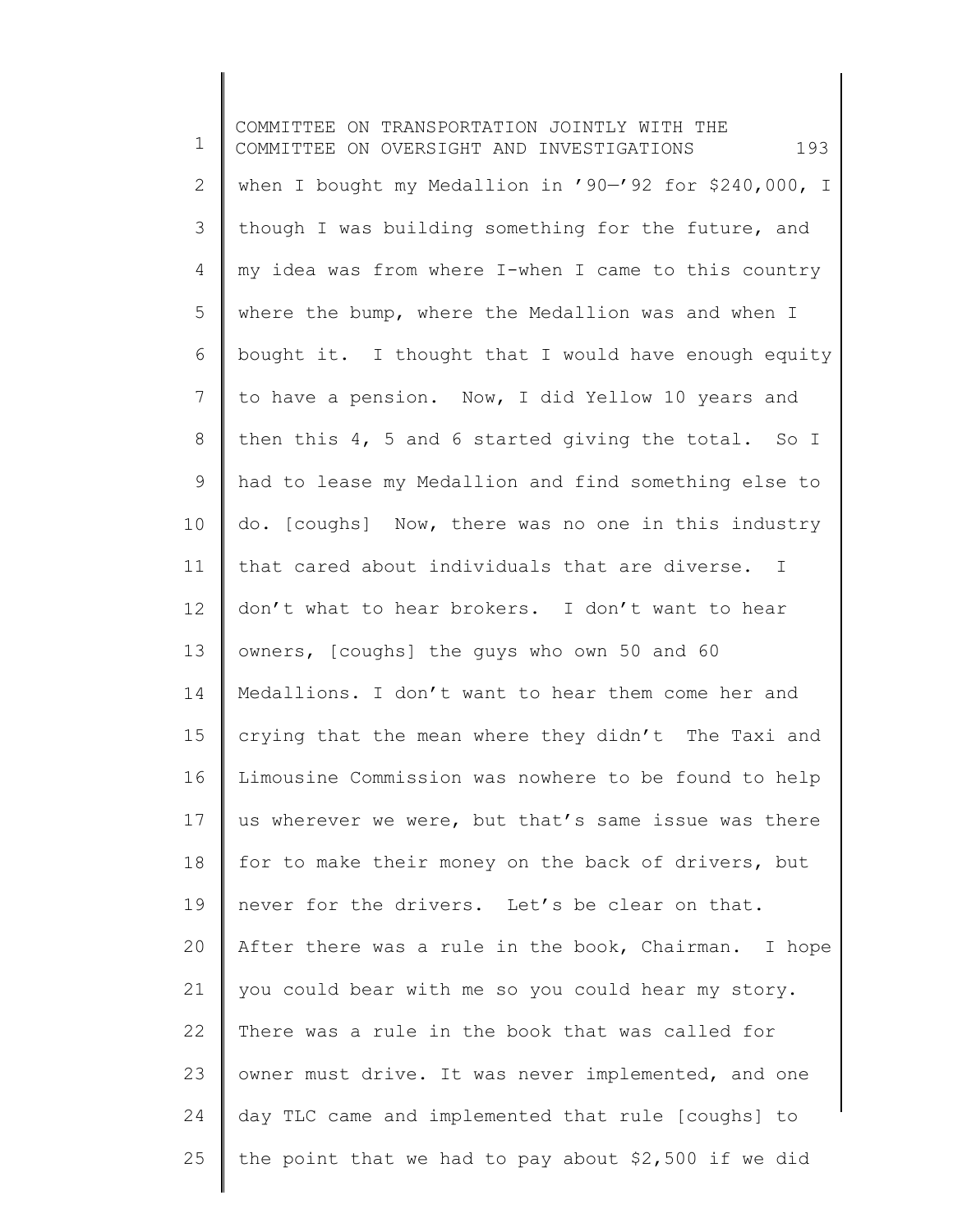when I bought my Medallion in '90—'92 for $240,000, I though I was building something for the future, and my idea was from where I-when I came to this country where the bump, where the Medallion was and when I bought it. I thought that I would have enough equity to have a pension. Now, I did Yellow 10 years and then this 4, 5 and 6 started giving the total. So I had to lease my Medallion and find something else to do. [coughs] Now, there was no one in this industry that cared about individuals that are diverse. I don't what to hear brokers. I don't want to hear owners, [coughs] the guys who own 50 and 60 Medallions. I don't want to hear them come her and crying that the mean where they didn't The Taxi and Limousine Commission was nowhere to be found to help us wherever we were, but that's same issue was there for to make their money on the back of drivers, but never for the drivers. Let's be clear on that. After there was a rule in the book, Chairman. I hope you could bear with me so you could hear my story. There was a rule in the book that was called for owner must drive. It was never implemented, and one day TLC came and implemented that rule [coughs] to the point that we had to pay about $2,500 if we did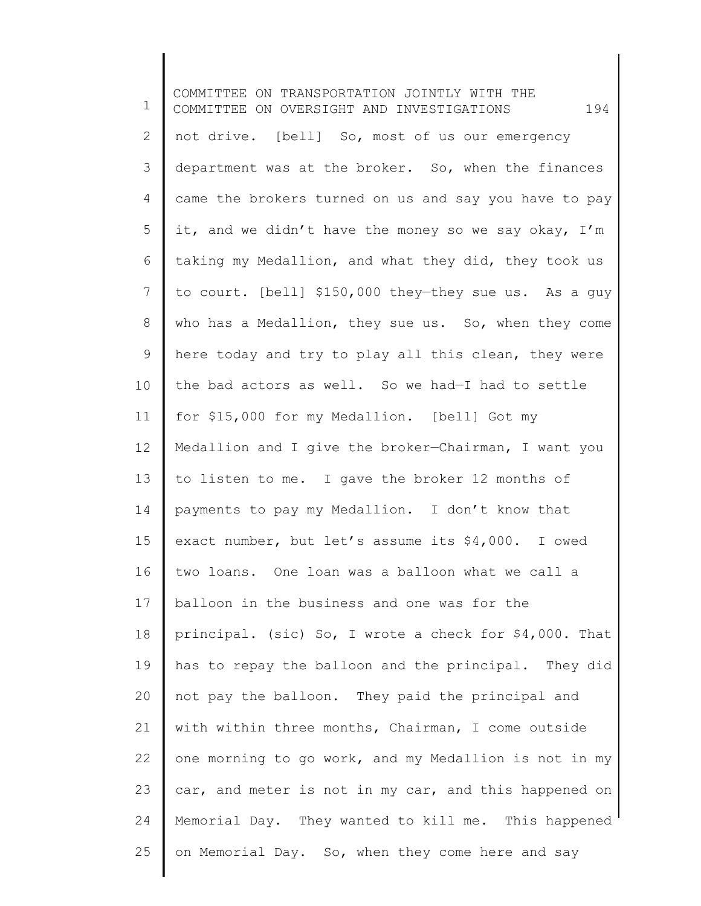not drive. [bell] So, most of us our emergency department was at the broker. So, when the finances came the brokers turned on us and say you have to pay it, and we didn't have the money so we say okay, I'm taking my Medallion, and what they did, they took us to court. [bell] $150,000 they—they sue us. As a guy who has a Medallion, they sue us. So, when they come here today and try to play all this clean, they were the bad actors as well. So we had—I had to settle for $15,000 for my Medallion. [bell] Got my Medallion and I give the broker—Chairman, I want you to listen to me. I gave the broker 12 months of payments to pay my Medallion. I don't know that exact number, but let's assume its $4,000. I owed two loans. One loan was a balloon what we call a balloon in the business and one was for the principal. (sic) So, I wrote a check for $4,000. That has to repay the balloon and the principal. They did not pay the balloon. They paid the principal and with within three months, Chairman, I come outside one morning to go work, and my Medallion is not in my car, and meter is not in my car, and this happened on Memorial Day. They wanted to kill me. This happened on Memorial Day. So, when they come here and say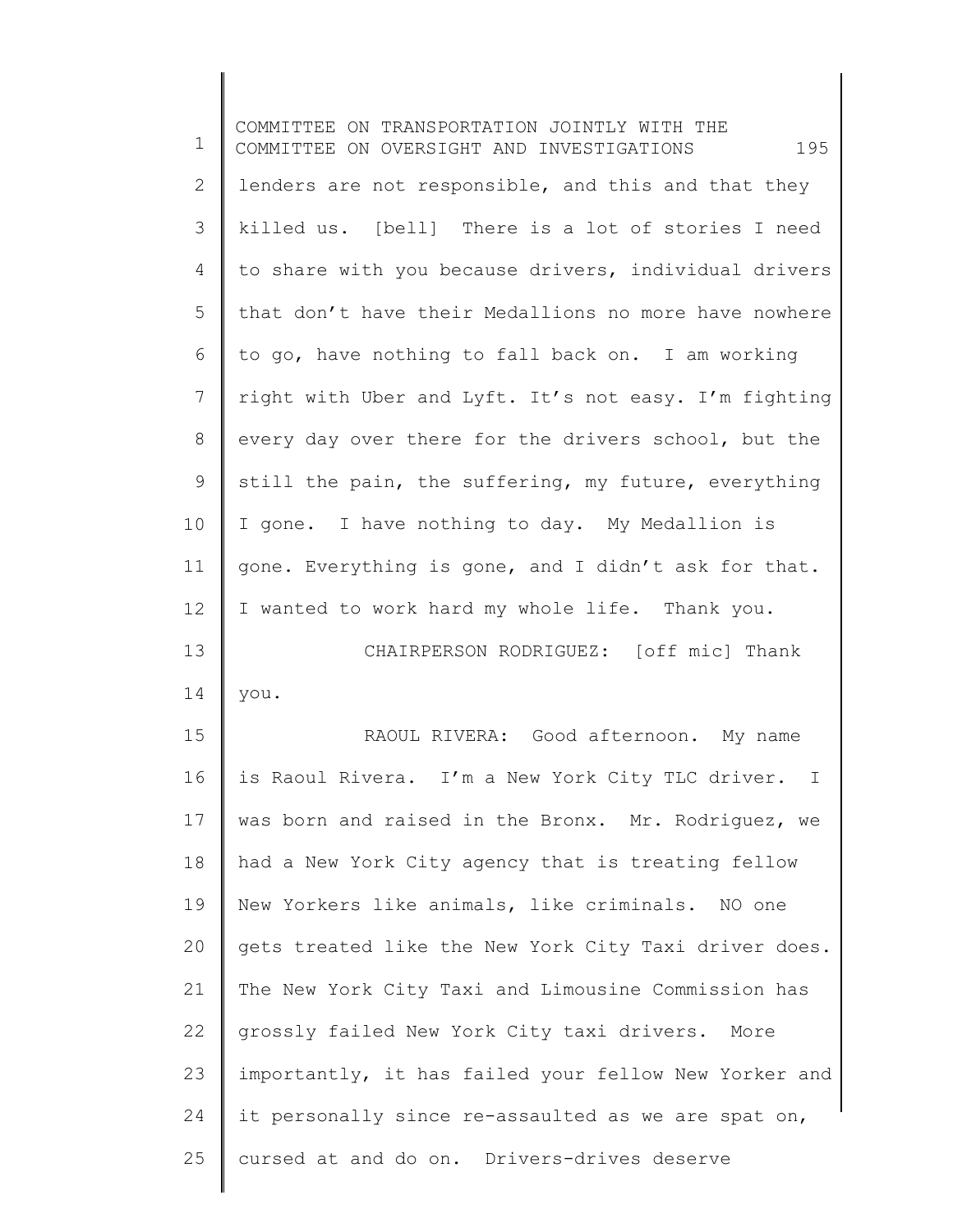lenders are not responsible, and this and that they killed us. [bell] There is a lot of stories I need to share with you because drivers, individual drivers that don't have their Medallions no more have nowhere to go, have nothing to fall back on. I am working right with Uber and Lyft. It's not easy. I'm fighting every day over there for the drivers school, but the still the pain, the suffering, my future, everything I gone. I have nothing to day. My Medallion is gone. Everything is gone, and I didn't ask for that. I wanted to work hard my whole life. Thank you.

CHAIRPERSON RODRIGUEZ: [off mic] Thank you.

RAOUL RIVERA: Good afternoon. My name is Raoul Rivera. I'm a New York City TLC driver. I was born and raised in the Bronx. Mr. Rodriguez, we had a New York City agency that is treating fellow New Yorkers like animals, like criminals. NO one gets treated like the New York City Taxi driver does. The New York City Taxi and Limousine Commission has grossly failed New York City taxi drivers. More importantly, it has failed your fellow New Yorker and it personally since re-assaulted as we are spat on, cursed at and do on. Drivers-drives deserve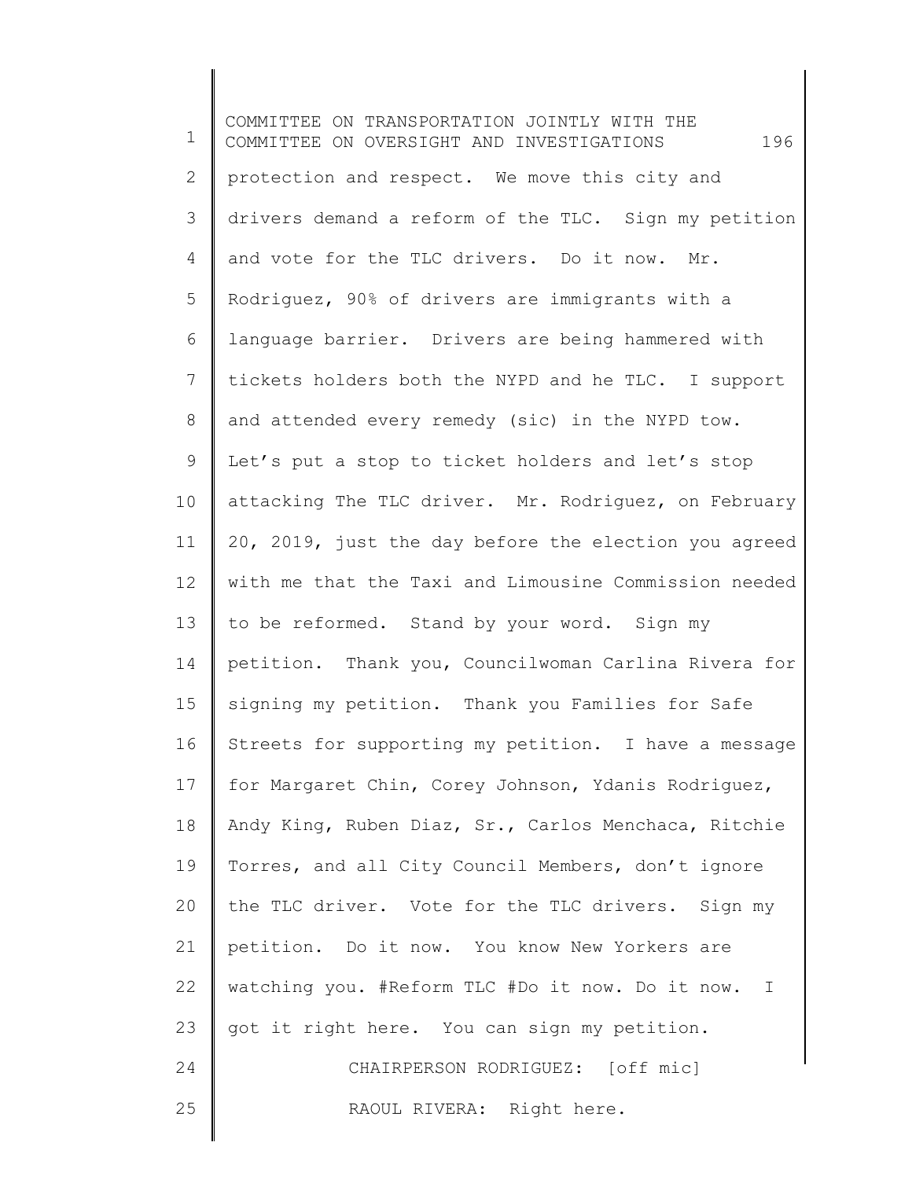protection and respect. We move this city and drivers demand a reform of the TLC. Sign my petition and vote for the TLC drivers. Do it now. Mr. Rodriguez, 90% of drivers are immigrants with a language barrier. Drivers are being hammered with tickets holders both the NYPD and he TLC. I support and attended every remedy (sic) in the NYPD tow. Let's put a stop to ticket holders and let's stop attacking The TLC driver. Mr. Rodriguez, on February 20, 2019, just the day before the election you agreed with me that the Taxi and Limousine Commission needed to be reformed. Stand by your word. Sign my petition. Thank you, Councilwoman Carlina Rivera for signing my petition. Thank you Families for Safe Streets for supporting my petition. I have a message for Margaret Chin, Corey Johnson, Ydanis Rodriguez, Andy King, Ruben Diaz, Sr., Carlos Menchaca, Ritchie Torres, and all City Council Members, don't ignore the TLC driver. Vote for the TLC drivers. Sign my petition. Do it now. You know New Yorkers are watching you. #Reform TLC #Do it now. Do it now. I got it right here. You can sign my petition.

CHAIRPERSON RODRIGUEZ: [off mic]

RAOUL RIVERA: Right here.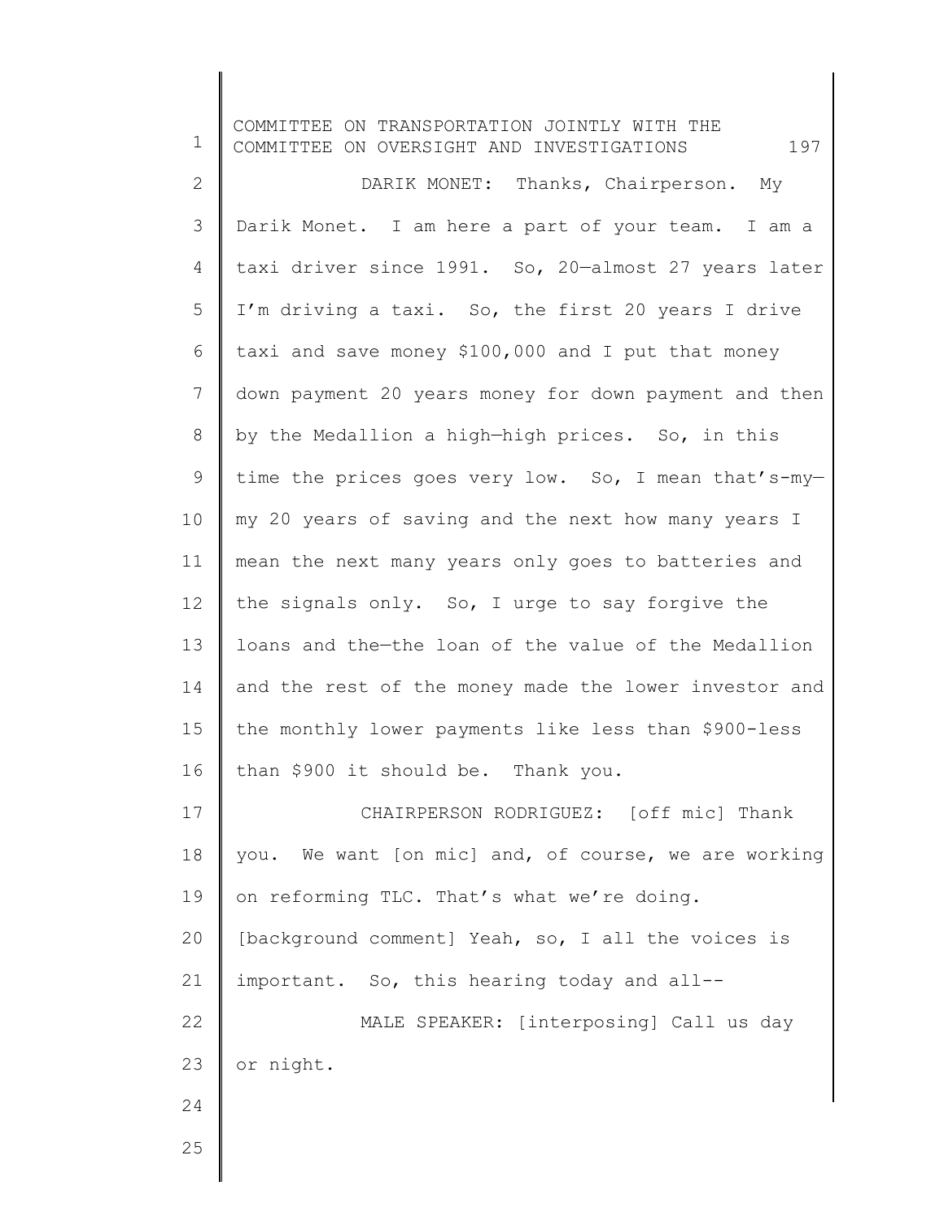DARIK MONET: Thanks, Chairperson. My Darik Monet. I am here a part of your team. I am a taxi driver since 1991. So, 20—almost 27 years later I'm driving a taxi. So, the first 20 years I drive taxi and save money $100,000 and I put that money down payment 20 years money for down payment and then by the Medallion a high—high prices. So, in this time the prices goes very low. So, I mean that's-my—my 20 years of saving and the next how many years I mean the next many years only goes to batteries and the signals only. So, I urge to say forgive the loans and the—the loan of the value of the Medallion and the rest of the money made the lower investor and the monthly lower payments like less than $900-less than $900 it should be. Thank you.

CHAIRPERSON RODRIGUEZ: [off mic] Thank you. We want [on mic] and, of course, we are working on reforming TLC. That's what we're doing. [background comment] Yeah, so, I all the voices is important. So, this hearing today and all--

MALE SPEAKER: [interposing] Call us day or night.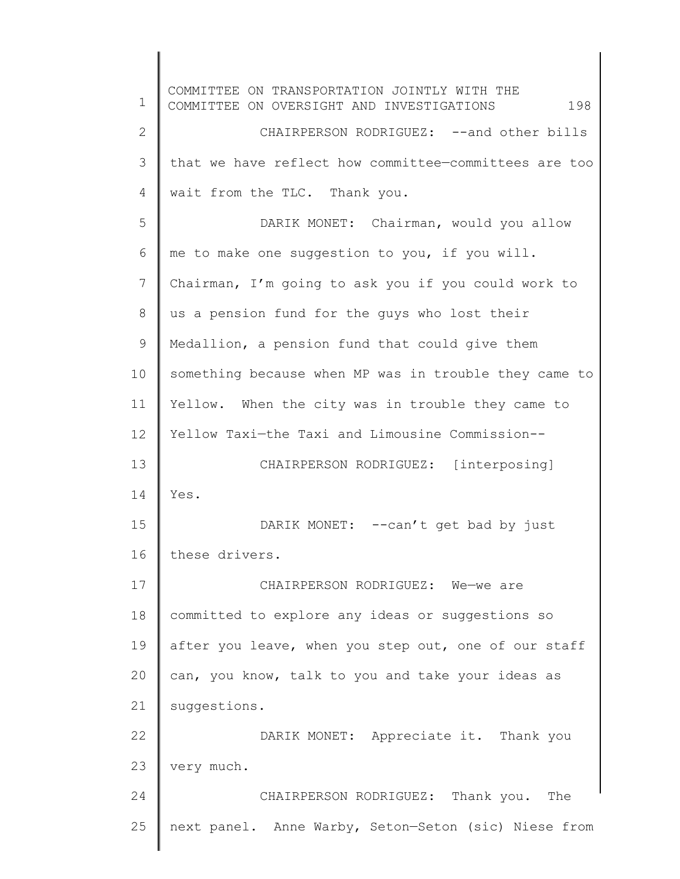CHAIRPERSON RODRIGUEZ: --and other bills that we have reflect how committee—committees are too wait from the TLC. Thank you.

DARIK MONET: Chairman, would you allow me to make one suggestion to you, if you will. Chairman, I'm going to ask you if you could work to us a pension fund for the guys who lost their Medallion, a pension fund that could give them something because when MP was in trouble they came to Yellow. When the city was in trouble they came to Yellow Taxi—the Taxi and Limousine Commission--

CHAIRPERSON RODRIGUEZ: [interposing] Yes.

DARIK MONET: --can't get bad by just these drivers.

CHAIRPERSON RODRIGUEZ: We—we are committed to explore any ideas or suggestions so after you leave, when you step out, one of our staff can, you know, talk to you and take your ideas as suggestions.

DARIK MONET: Appreciate it. Thank you very much.

CHAIRPERSON RODRIGUEZ: Thank you. The next panel. Anne Warby, Seton—Seton (sic) Niese from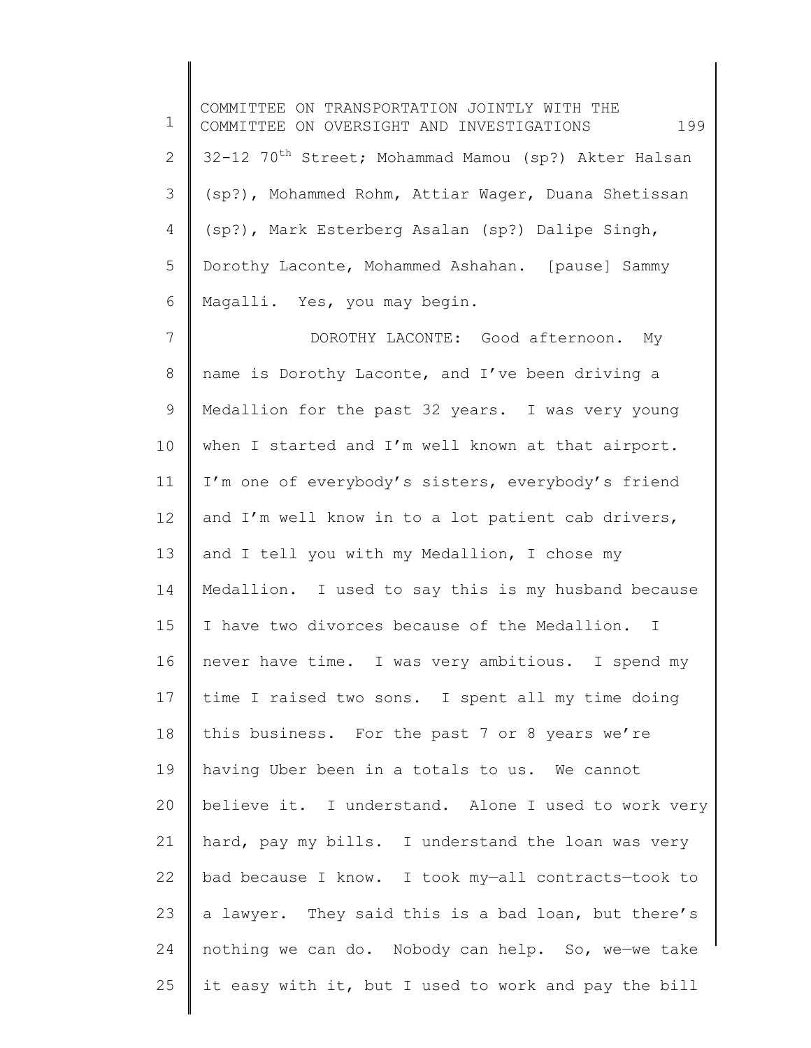32-12 70th Street; Mohammad Mamou (sp?) Akter Halsan (sp?), Mohammed Rohm, Attiar Wager, Duana Shetissan (sp?), Mark Esterberg Asalan (sp?) Dalipe Singh, Dorothy Laconte, Mohammed Ashahan. [pause] Sammy Magalli. Yes, you may begin.

DOROTHY LACONTE: Good afternoon. My name is Dorothy Laconte, and I've been driving a Medallion for the past 32 years. I was very young when I started and I'm well known at that airport. I'm one of everybody's sisters, everybody's friend and I'm well know in to a lot patient cab drivers, and I tell you with my Medallion, I chose my Medallion. I used to say this is my husband because I have two divorces because of the Medallion. I never have time. I was very ambitious. I spend my time I raised two sons. I spent all my time doing this business. For the past 7 or 8 years we're having Uber been in a totals to us. We cannot believe it. I understand. Alone I used to work very hard, pay my bills. I understand the loan was very bad because I know. I took my—all contracts—took to a lawyer. They said this is a bad loan, but there's nothing we can do. Nobody can help. So, we—we take it easy with it, but I used to work and pay the bill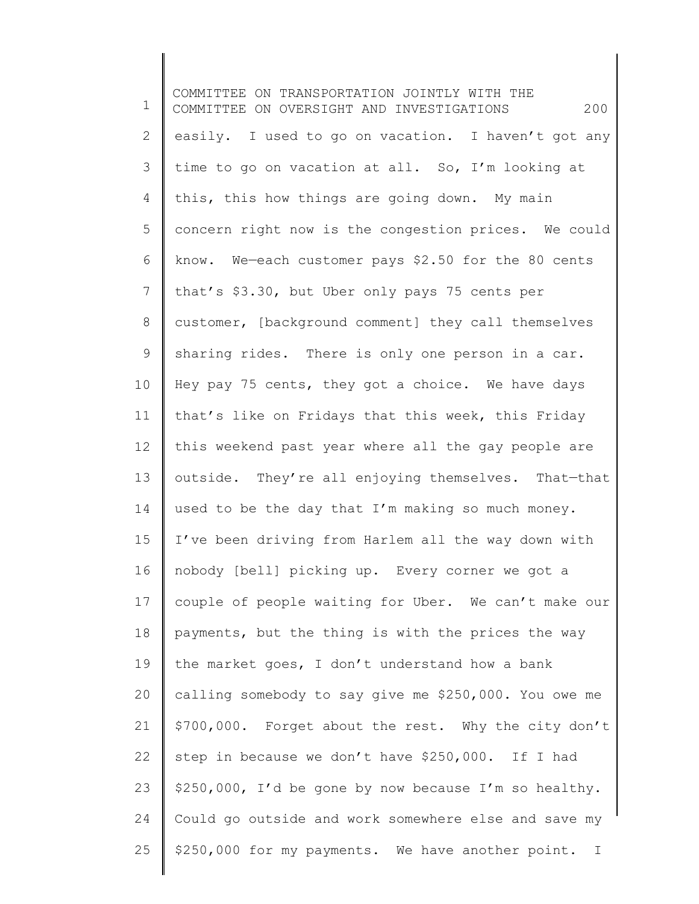easily. I used to go on vacation. I haven't got any time to go on vacation at all. So, I'm looking at this, this how things are going down. My main concern right now is the congestion prices. We could know. We—each customer pays $2.50 for the 80 cents that's $3.30, but Uber only pays 75 cents per customer, [background comment] they call themselves sharing rides. There is only one person in a car. Hey pay 75 cents, they got a choice. We have days that's like on Fridays that this week, this Friday this weekend past year where all the gay people are outside. They're all enjoying themselves. That—that used to be the day that I'm making so much money. I've been driving from Harlem all the way down with nobody [bell] picking up. Every corner we got a couple of people waiting for Uber. We can't make our payments, but the thing is with the prices the way the market goes, I don't understand how a bank calling somebody to say give me $250,000. You owe me $700,000. Forget about the rest. Why the city don't step in because we don't have $250,000. If I had $250,000, I'd be gone by now because I'm so healthy. Could go outside and work somewhere else and save my $250,000 for my payments. We have another point. I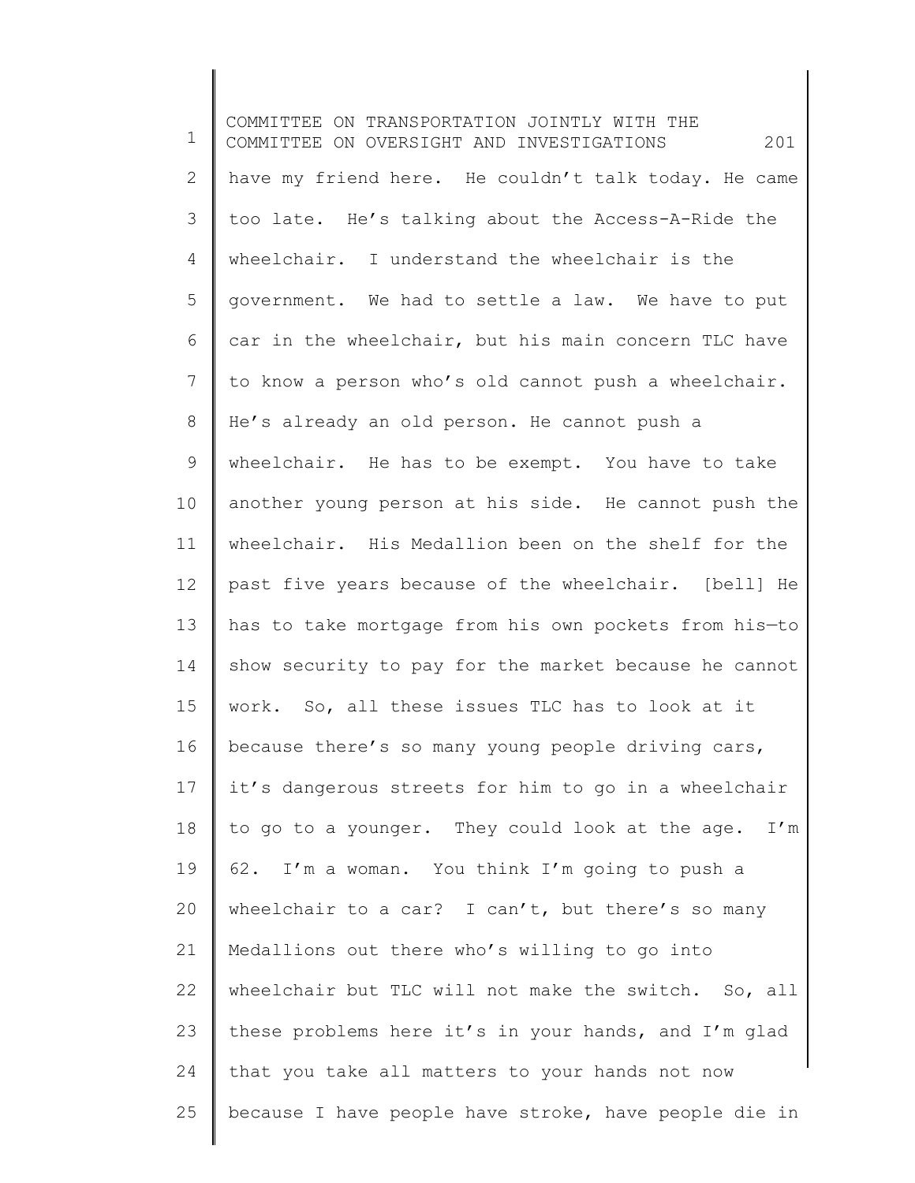have my friend here. He couldn't talk today. He came too late. He's talking about the Access-A-Ride the wheelchair. I understand the wheelchair is the government. We had to settle a law. We have to put car in the wheelchair, but his main concern TLC have to know a person who's old cannot push a wheelchair. He's already an old person. He cannot push a wheelchair. He has to be exempt. You have to take another young person at his side. He cannot push the wheelchair. His Medallion been on the shelf for the past five years because of the wheelchair. [bell] He has to take mortgage from his own pockets from his—to show security to pay for the market because he cannot work. So, all these issues TLC has to look at it because there's so many young people driving cars, it's dangerous streets for him to go in a wheelchair to go to a younger. They could look at the age. I'm 62. I'm a woman. You think I'm going to push a wheelchair to a car? I can't, but there's so many Medallions out there who's willing to go into wheelchair but TLC will not make the switch. So, all these problems here it's in your hands, and I'm glad that you take all matters to your hands not now because I have people have stroke, have people die in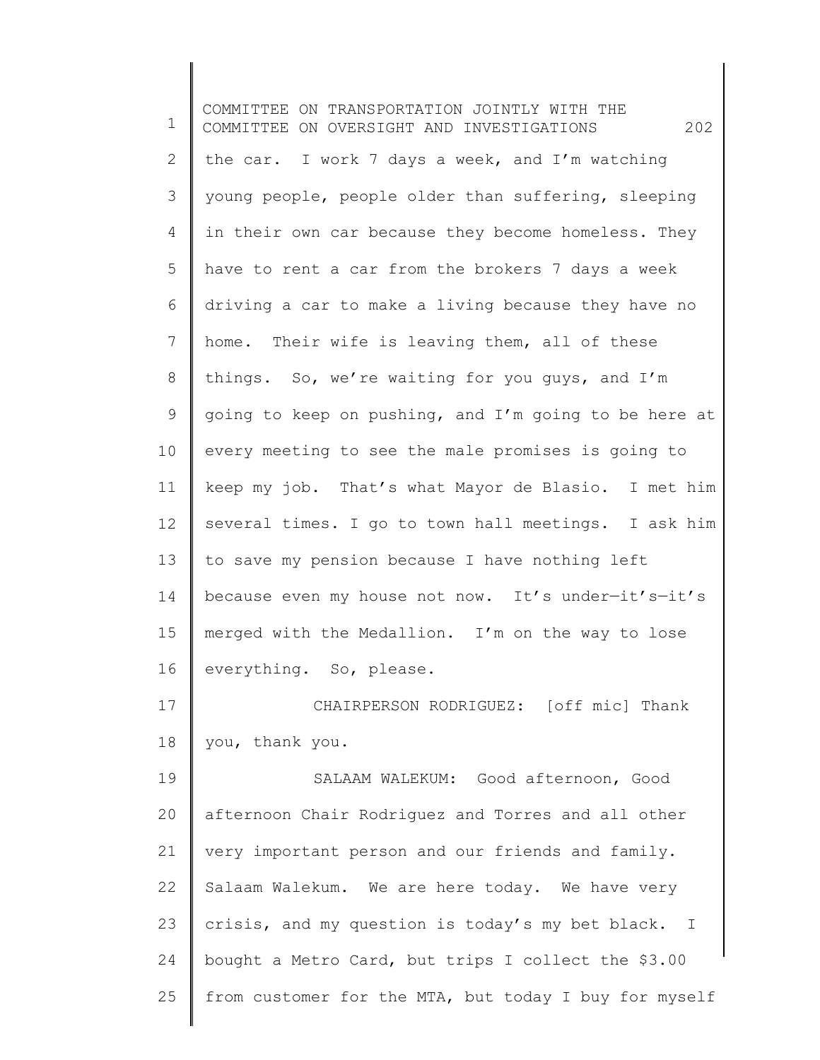the car. I work 7 days a week, and I'm watching young people, people older than suffering, sleeping in their own car because they become homeless. They have to rent a car from the brokers 7 days a week driving a car to make a living because they have no home. Their wife is leaving them, all of these things. So, we're waiting for you guys, and I'm going to keep on pushing, and I'm going to be here at every meeting to see the male promises is going to keep my job. That's what Mayor de Blasio. I met him several times. I go to town hall meetings. I ask him to save my pension because I have nothing left because even my house not now. It's under—it's—it's merged with the Medallion. I'm on the way to lose everything. So, please.

CHAIRPERSON RODRIGUEZ: [off mic] Thank you, thank you.

SALAAM WALEKUM: Good afternoon, Good afternoon Chair Rodriguez and Torres and all other very important person and our friends and family. Salaam Walekum. We are here today. We have very crisis, and my question is today's my bet black. I bought a Metro Card, but trips I collect the $3.00 from customer for the MTA, but today I buy for myself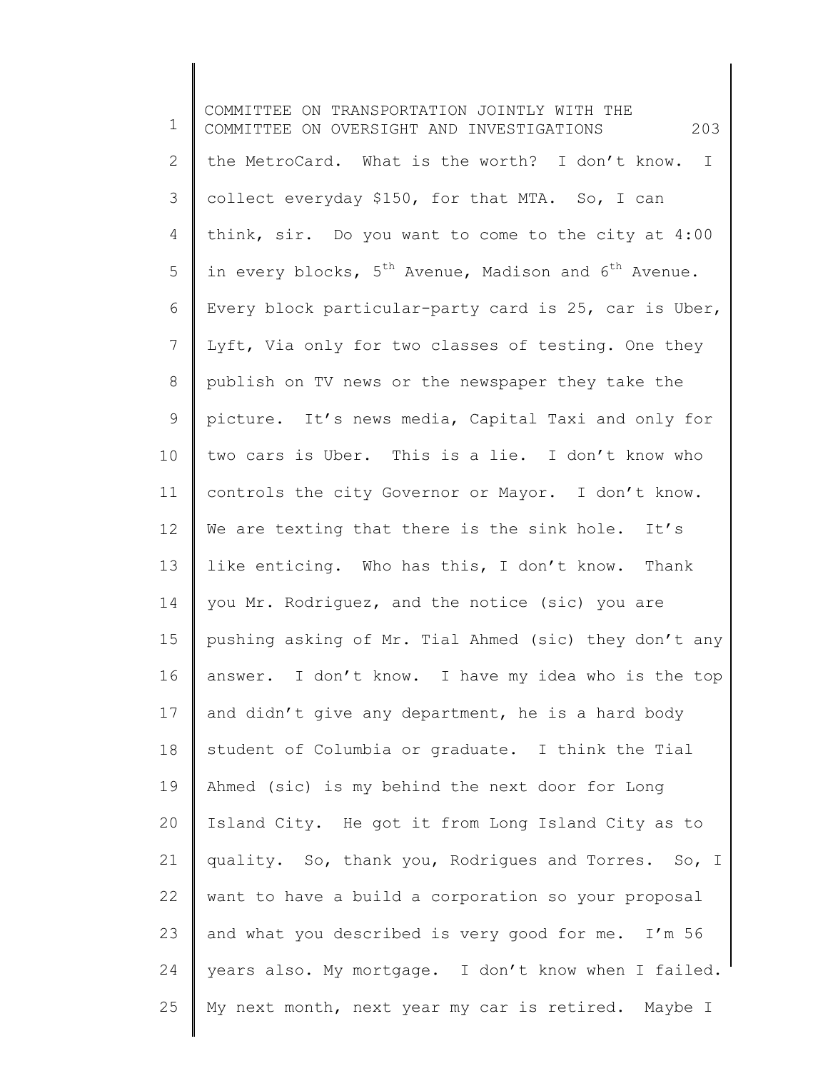the MetroCard. What is the worth? I don't know. I collect everyday $150, for that MTA. So, I can think, sir. Do you want to come to the city at 4:00 in every blocks, 5th Avenue, Madison and 6th Avenue. Every block particular-party card is 25, car is Uber, Lyft, Via only for two classes of testing. One they publish on TV news or the newspaper they take the picture. It's news media, Capital Taxi and only for two cars is Uber. This is a lie. I don't know who controls the city Governor or Mayor. I don't know. We are texting that there is the sink hole. It's like enticing. Who has this, I don't know. Thank you Mr. Rodriguez, and the notice (sic) you are pushing asking of Mr. Tial Ahmed (sic) they don't any answer. I don't know. I have my idea who is the top and didn't give any department, he is a hard body student of Columbia or graduate. I think the Tial Ahmed (sic) is my behind the next door for Long Island City. He got it from Long Island City as to quality. So, thank you, Rodrigues and Torres. So, I want to have a build a corporation so your proposal and what you described is very good for me. I'm 56 years also. My mortgage. I don't know when I failed. My next month, next year my car is retired. Maybe I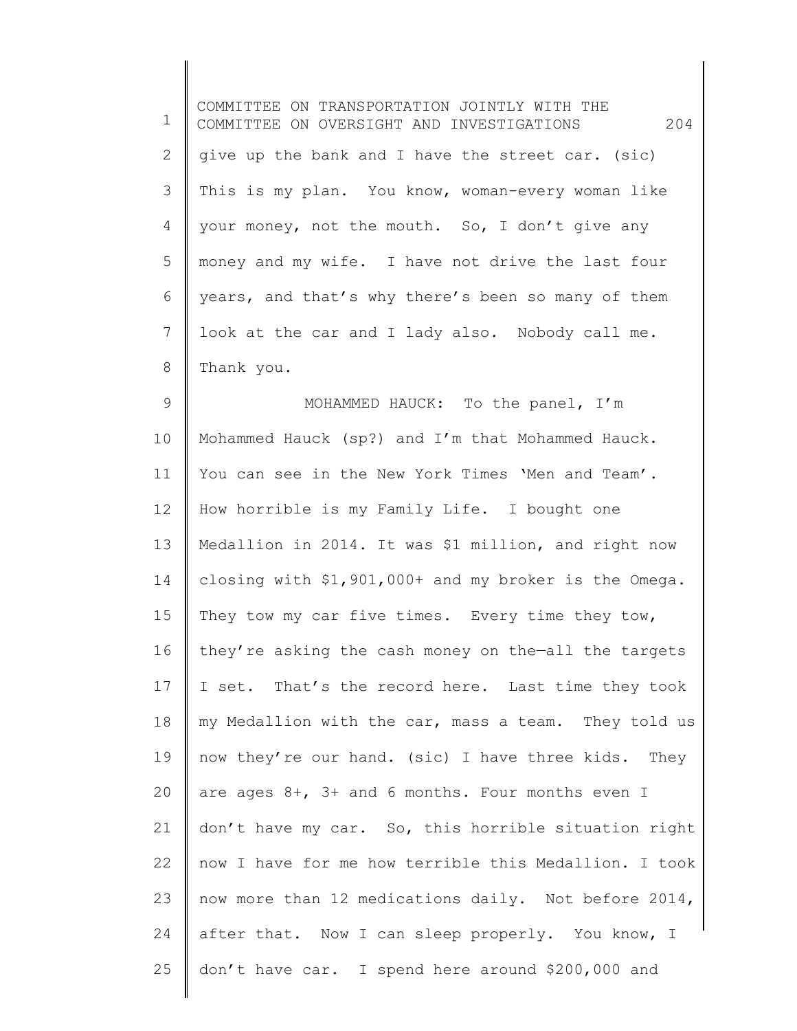give up the bank and I have the street car. (sic) This is my plan. You know, woman-every woman like your money, not the mouth. So, I don't give any money and my wife. I have not drive the last four years, and that's why there's been so many of them look at the car and I lady also. Nobody call me. Thank you.

MOHAMMED HAUCK: To the panel, I'm Mohammed Hauck (sp?) and I'm that Mohammed Hauck. You can see in the New York Times 'Men and Team'. How horrible is my Family Life. I bought one Medallion in 2014. It was $1 million, and right now closing with $1,901,000+ and my broker is the Omega. They tow my car five times. Every time they tow, they're asking the cash money on the—all the targets I set. That's the record here. Last time they took my Medallion with the car, mass a team. They told us now they're our hand. (sic) I have three kids. They are ages 8+, 3+ and 6 months. Four months even I don't have my car. So, this horrible situation right now I have for me how terrible this Medallion. I took now more than 12 medications daily. Not before 2014, after that. Now I can sleep properly. You know, I don't have car. I spend here around $200,000 and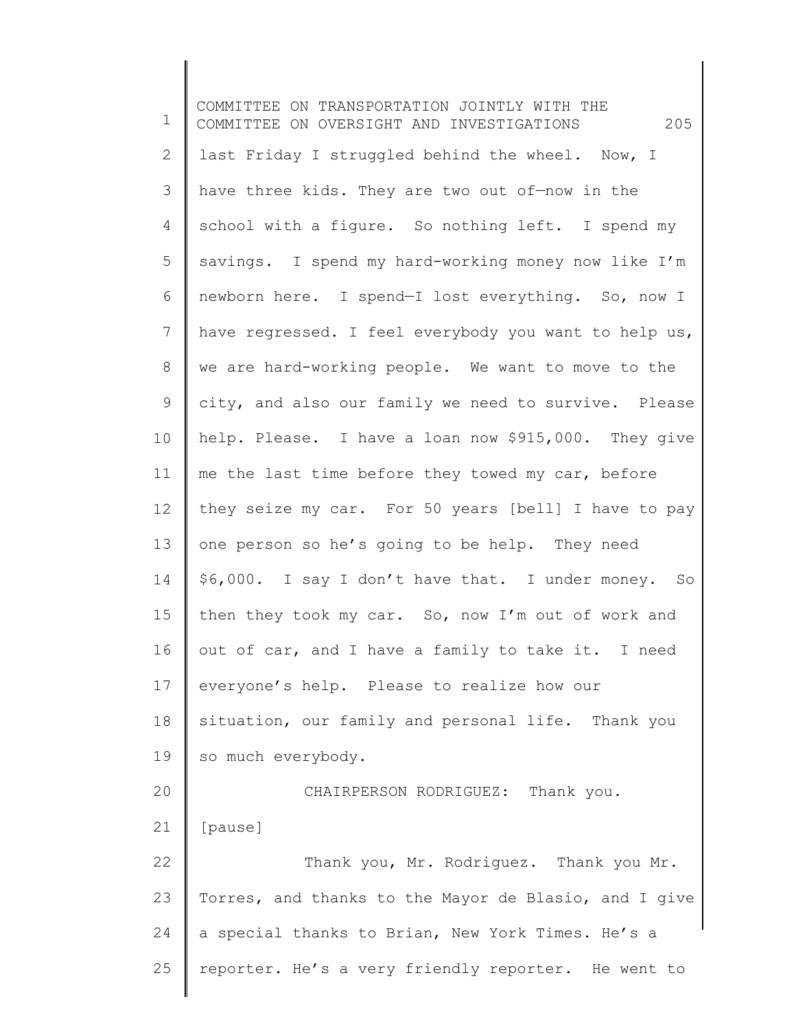last Friday I struggled behind the wheel. Now, I have three kids. They are two out of—now in the school with a figure. So nothing left. I spend my savings. I spend my hard-working money now like I'm newborn here. I spend—I lost everything. So, now I have regressed. I feel everybody you want to help us, we are hard-working people. We want to move to the city, and also our family we need to survive. Please help. Please. I have a loan now $915,000. They give me the last time before they towed my car, before they seize my car. For 50 years [bell] I have to pay one person so he's going to be help. They need $6,000. I say I don't have that. I under money. So then they took my car. So, now I'm out of work and out of car, and I have a family to take it. I need everyone's help. Please to realize how our situation, our family and personal life. Thank you so much everybody.

CHAIRPERSON RODRIGUEZ: Thank you.

[pause]

Thank you, Mr. Rodriguez. Thank you Mr. Torres, and thanks to the Mayor de Blasio, and I give a special thanks to Brian, New York Times. He's a reporter. He's a very friendly reporter. He went to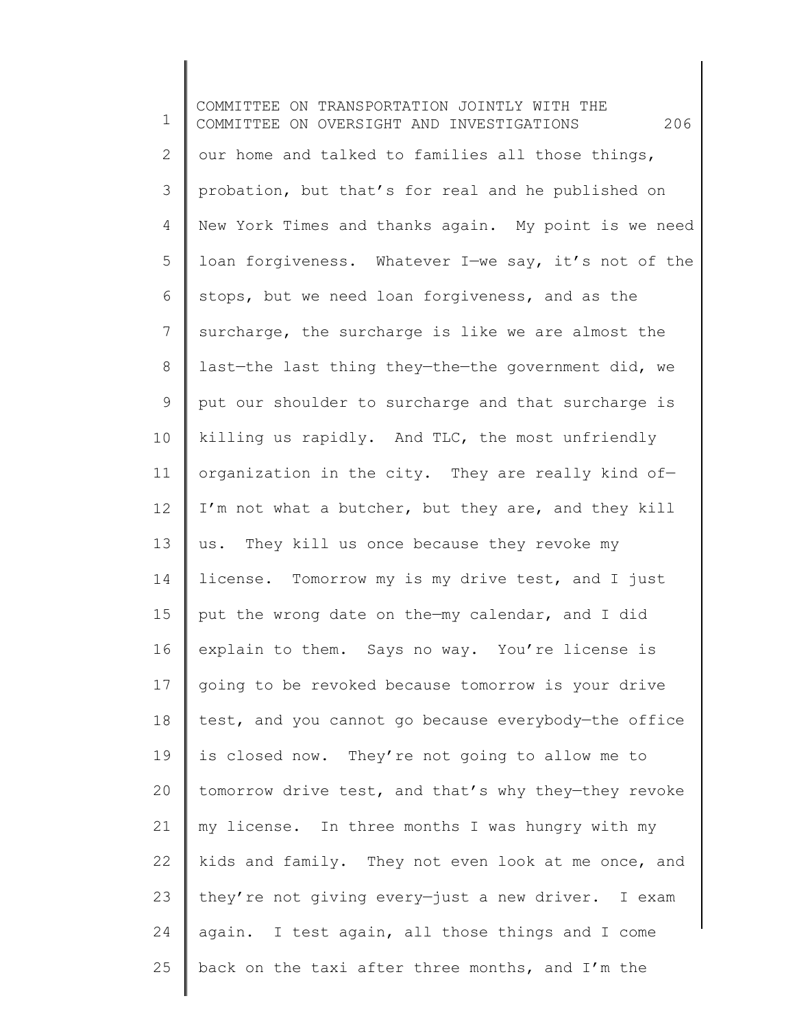our home and talked to families all those things, probation, but that's for real and he published on New York Times and thanks again. My point is we need loan forgiveness. Whatever I—we say, it's not of the stops, but we need loan forgiveness, and as the surcharge, the surcharge is like we are almost the last—the last thing they—the—the government did, we put our shoulder to surcharge and that surcharge is killing us rapidly. And TLC, the most unfriendly organization in the city. They are really kind of—I'm not what a butcher, but they are, and they kill us. They kill us once because they revoke my license. Tomorrow my is my drive test, and I just put the wrong date on the—my calendar, and I did explain to them. Says no way. You're license is going to be revoked because tomorrow is your drive test, and you cannot go because everybody—the office is closed now. They're not going to allow me to tomorrow drive test, and that's why they—they revoke my license. In three months I was hungry with my kids and family. They not even look at me once, and they're not giving every—just a new driver. I exam again. I test again, all those things and I come back on the taxi after three months, and I'm the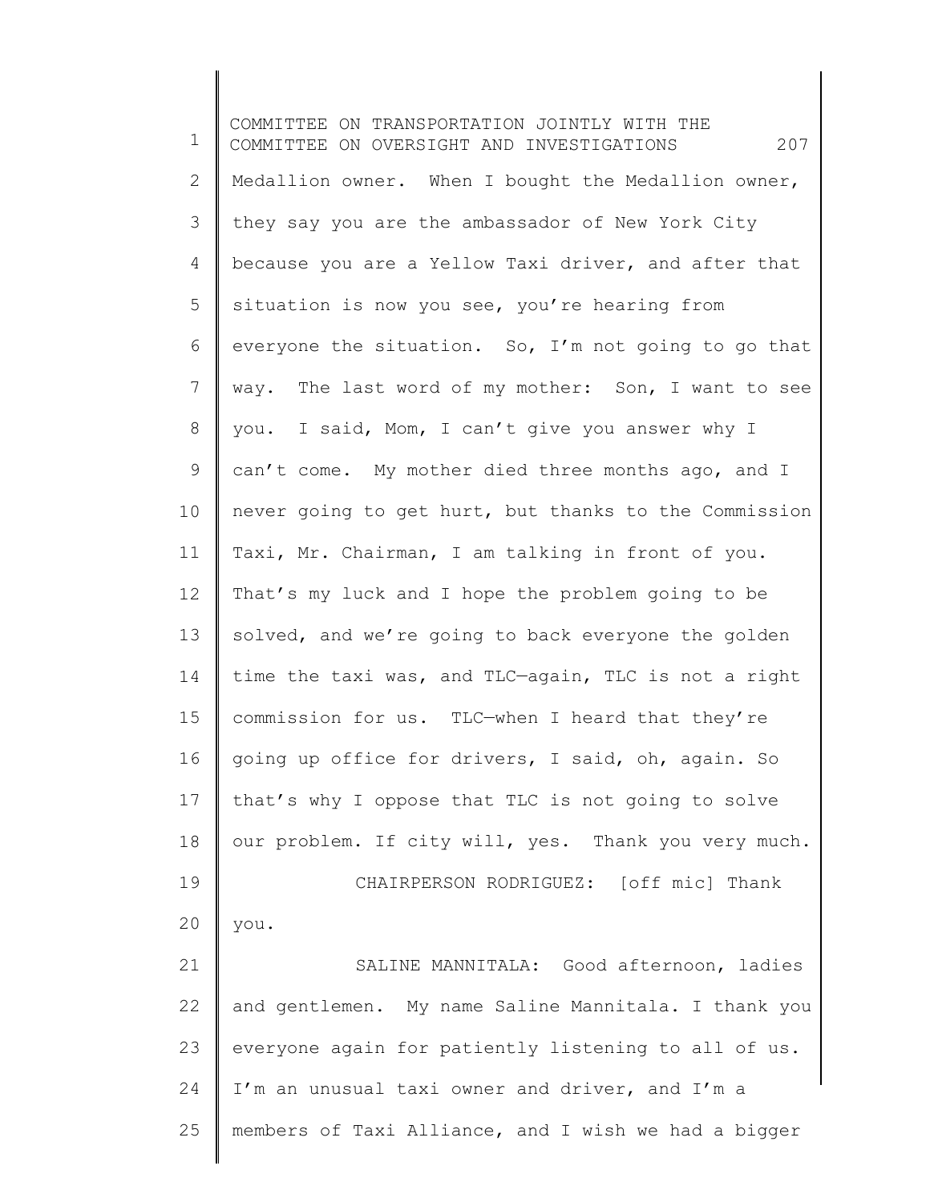Medallion owner. When I bought the Medallion owner, they say you are the ambassador of New York City because you are a Yellow Taxi driver, and after that situation is now you see, you're hearing from everyone the situation. So, I'm not going to go that way. The last word of my mother: Son, I want to see you. I said, Mom, I can't give you answer why I can't come. My mother died three months ago, and I never going to get hurt, but thanks to the Commission Taxi, Mr. Chairman, I am talking in front of you. That's my luck and I hope the problem going to be solved, and we're going to back everyone the golden time the taxi was, and TLC—again, TLC is not a right commission for us. TLC—when I heard that they're going up office for drivers, I said, oh, again. So that's why I oppose that TLC is not going to solve our problem. If city will, yes. Thank you very much.

CHAIRPERSON RODRIGUEZ: [off mic] Thank you.

SALINE MANNITALA: Good afternoon, ladies and gentlemen. My name Saline Mannitala. I thank you everyone again for patiently listening to all of us. I'm an unusual taxi owner and driver, and I'm a members of Taxi Alliance, and I wish we had a bigger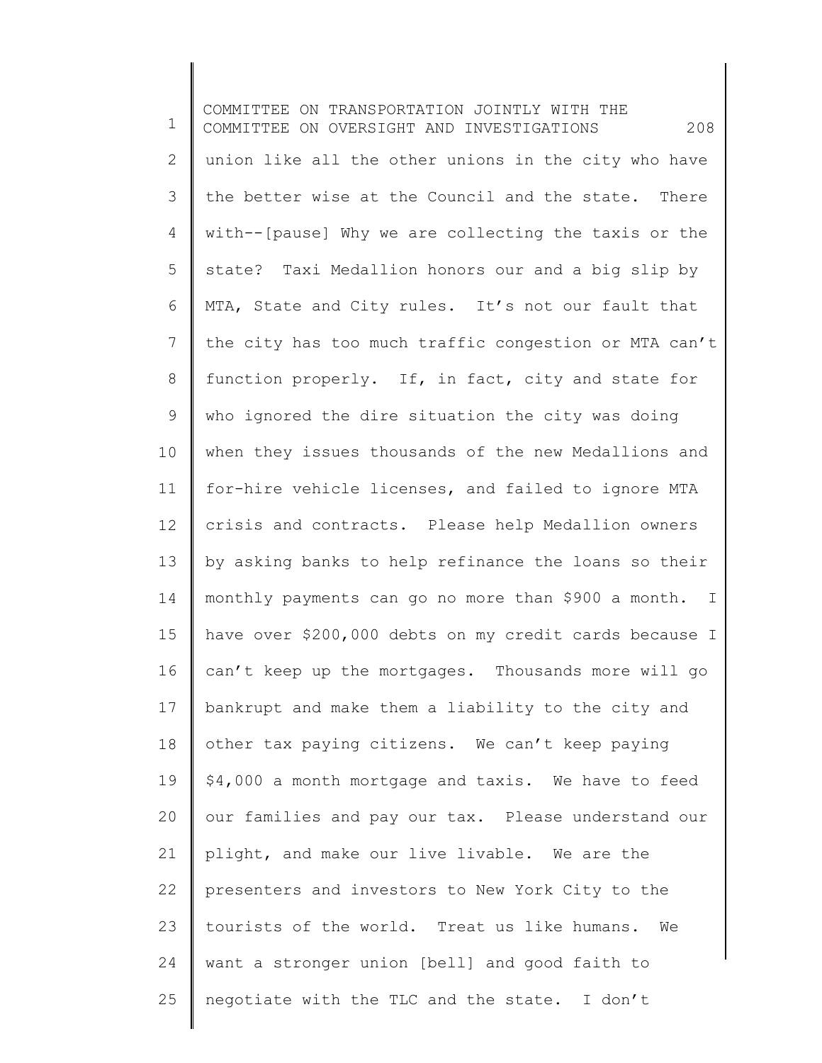union like all the other unions in the city who have the better wise at the Council and the state. There with--[pause] Why we are collecting the taxis or the state? Taxi Medallion honors our and a big slip by MTA, State and City rules. It's not our fault that the city has too much traffic congestion or MTA can't function properly. If, in fact, city and state for who ignored the dire situation the city was doing when they issues thousands of the new Medallions and for-hire vehicle licenses, and failed to ignore MTA crisis and contracts. Please help Medallion owners by asking banks to help refinance the loans so their monthly payments can go no more than $900 a month. I have over $200,000 debts on my credit cards because I can't keep up the mortgages. Thousands more will go bankrupt and make them a liability to the city and other tax paying citizens. We can't keep paying $4,000 a month mortgage and taxis. We have to feed our families and pay our tax. Please understand our plight, and make our live livable. We are the presenters and investors to New York City to the tourists of the world. Treat us like humans. We want a stronger union [bell] and good faith to negotiate with the TLC and the state. I don't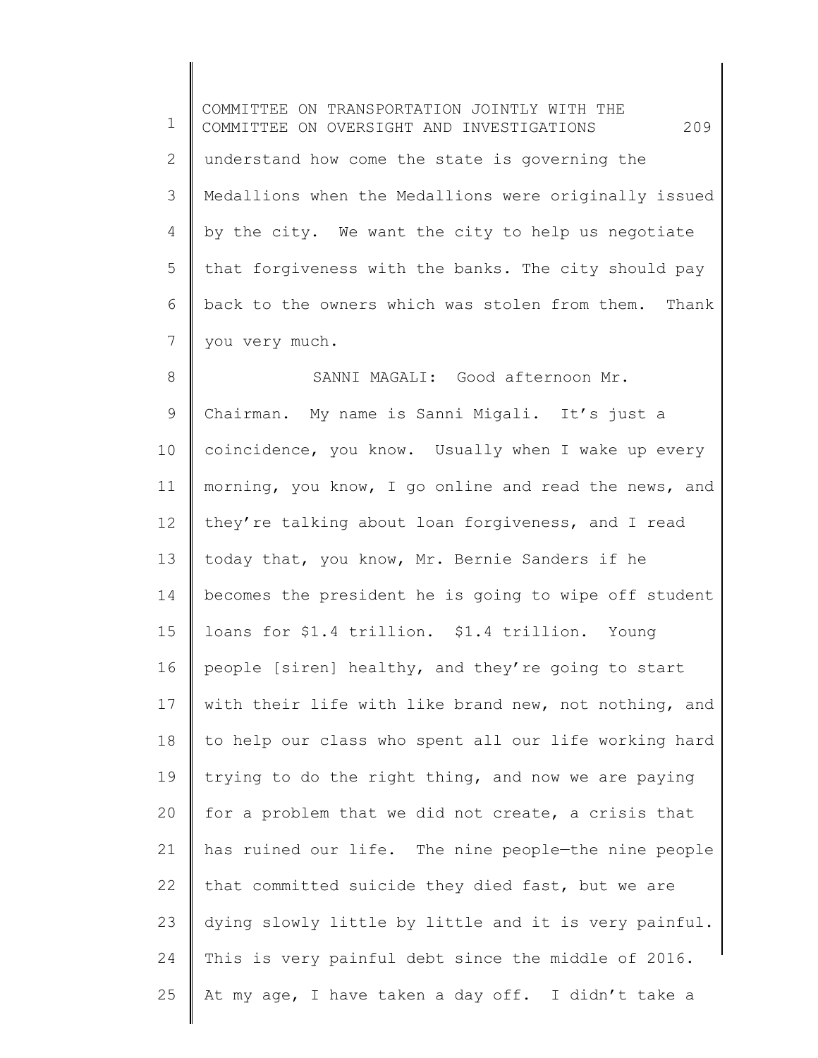understand how come the state is governing the Medallions when the Medallions were originally issued by the city. We want the city to help us negotiate that forgiveness with the banks. The city should pay back to the owners which was stolen from them. Thank you very much.

SANNI MAGALI: Good afternoon Mr. Chairman. My name is Sanni Migali. It's just a coincidence, you know. Usually when I wake up every morning, you know, I go online and read the news, and they're talking about loan forgiveness, and I read today that, you know, Mr. Bernie Sanders if he becomes the president he is going to wipe off student loans for $1.4 trillion. $1.4 trillion. Young people [siren] healthy, and they're going to start with their life with like brand new, not nothing, and to help our class who spent all our life working hard trying to do the right thing, and now we are paying for a problem that we did not create, a crisis that has ruined our life. The nine people—the nine people that committed suicide they died fast, but we are dying slowly little by little and it is very painful. This is very painful debt since the middle of 2016. At my age, I have taken a day off. I didn't take a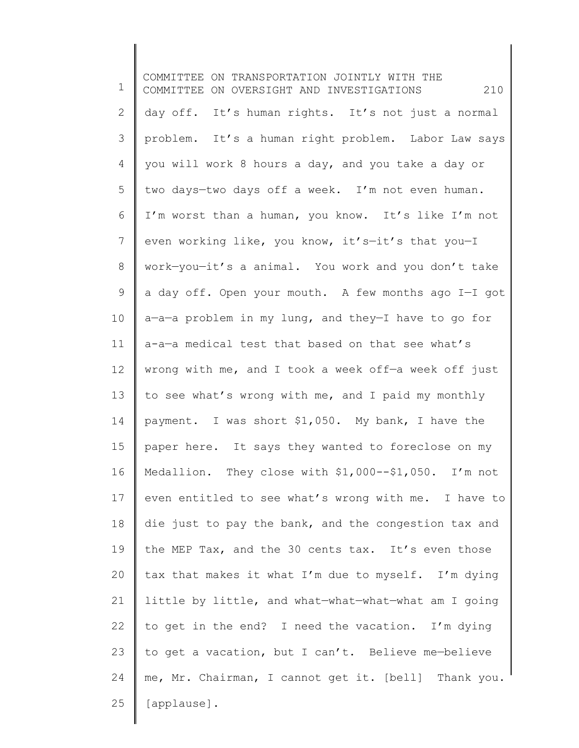day off. It's human rights. It's not just a normal problem. It's a human right problem. Labor Law says you will work 8 hours a day, and you take a day or two days—two days off a week. I'm not even human. I'm worst than a human, you know. It's like I'm not even working like, you know, it's—it's that you—I work—you—it's a animal. You work and you don't take a day off. Open your mouth. A few months ago I—I got a—a—a problem in my lung, and they—I have to go for a-a—a medical test that based on that see what's wrong with me, and I took a week off—a week off just to see what's wrong with me, and I paid my monthly payment. I was short $1,050. My bank, I have the paper here. It says they wanted to foreclose on my Medallion. They close with $1,000--$1,050. I'm not even entitled to see what's wrong with me. I have to die just to pay the bank, and the congestion tax and the MEP Tax, and the 30 cents tax. It's even those tax that makes it what I'm due to myself. I'm dying little by little, and what—what—what—what am I going to get in the end? I need the vacation. I'm dying to get a vacation, but I can't. Believe me—believe me, Mr. Chairman, I cannot get it. [bell] Thank you. [applause].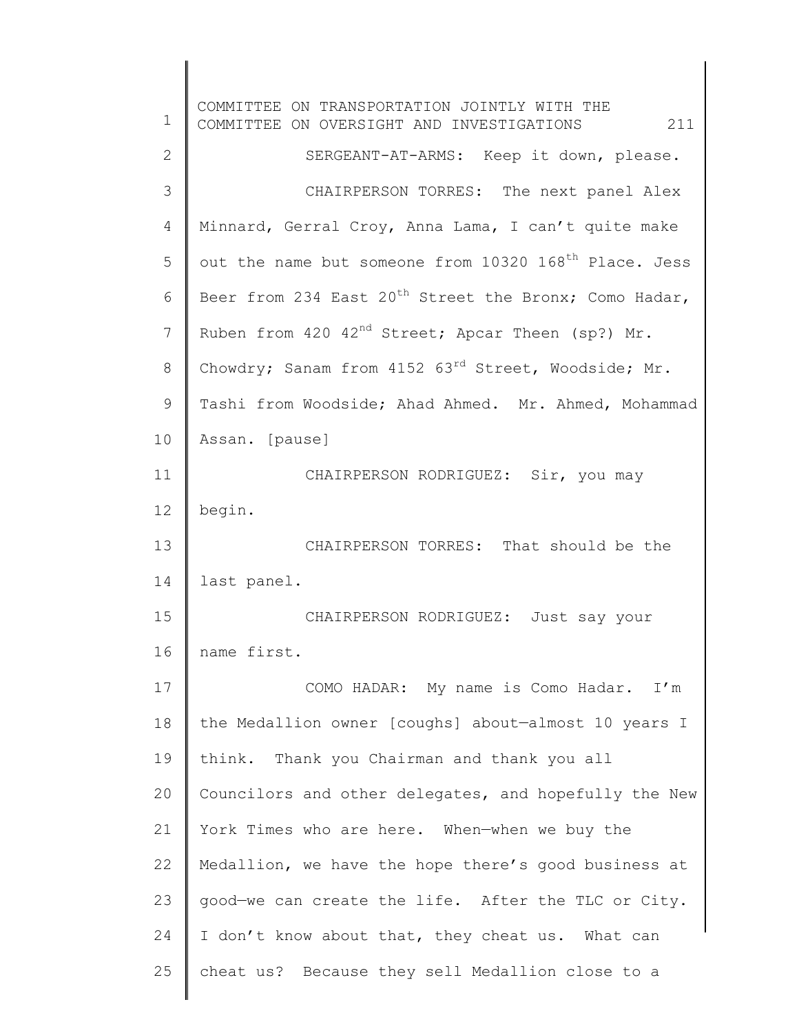SERGEANT-AT-ARMS: Keep it down, please.

CHAIRPERSON TORRES: The next panel Alex Minnard, Gerral Croy, Anna Lama, I can't quite make out the name but someone from 10320 168th Place. Jess Beer from 234 East 20th Street the Bronx; Como Hadar, Ruben from 420 42nd Street; Apcar Theen (sp?) Mr. Chowdry; Sanam from 4152 63rd Street, Woodside; Mr. Tashi from Woodside; Ahad Ahmed. Mr. Ahmed, Mohammad Assan. [pause]

CHAIRPERSON RODRIGUEZ: Sir, you may begin.

CHAIRPERSON TORRES: That should be the last panel.

CHAIRPERSON RODRIGUEZ: Just say your name first.

COMO HADAR: My name is Como Hadar. I'm the Medallion owner [coughs] about—almost 10 years I think. Thank you Chairman and thank you all Councilors and other delegates, and hopefully the New York Times who are here. When—when we buy the Medallion, we have the hope there's good business at good—we can create the life. After the TLC or City. I don't know about that, they cheat us. What can cheat us? Because they sell Medallion close to a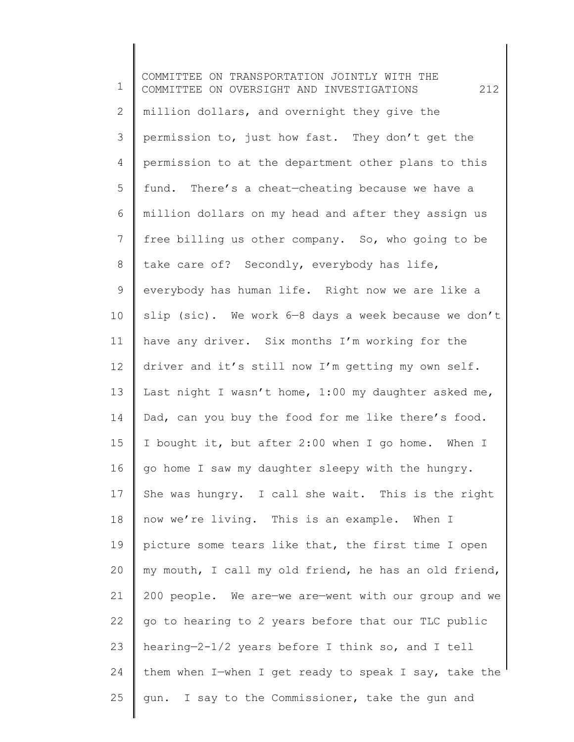million dollars, and overnight they give the permission to, just how fast. They don't get the permission to at the department other plans to this fund. There's a cheat—cheating because we have a million dollars on my head and after they assign us free billing us other company. So, who going to be take care of? Secondly, everybody has life, everybody has human life. Right now we are like a slip (sic). We work 6—8 days a week because we don't have any driver. Six months I'm working for the driver and it's still now I'm getting my own self. Last night I wasn't home, 1:00 my daughter asked me, Dad, can you buy the food for me like there's food. I bought it, but after 2:00 when I go home. When I go home I saw my daughter sleepy with the hungry. She was hungry. I call she wait. This is the right now we're living. This is an example. When I picture some tears like that, the first time I open my mouth, I call my old friend, he has an old friend, 200 people. We are—we are—went with our group and we go to hearing to 2 years before that our TLC public hearing—2-1/2 years before I think so, and I tell them when I—when I get ready to speak I say, take the gun. I say to the Commissioner, take the gun and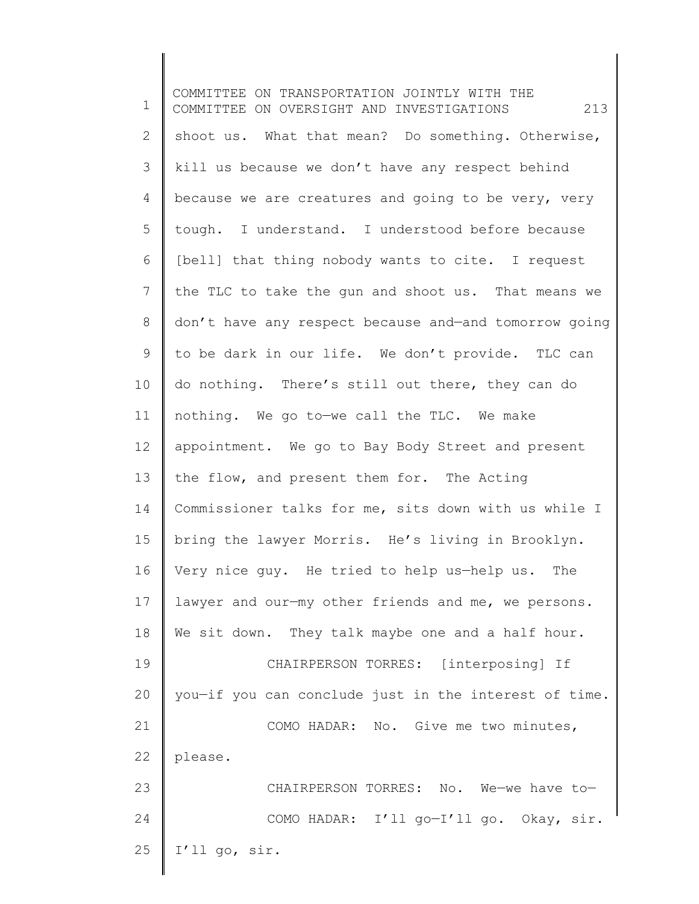shoot us. What that mean? Do something. Otherwise, kill us because we don't have any respect behind because we are creatures and going to be very, very tough. I understand. I understood before because [bell] that thing nobody wants to cite. I request the TLC to take the gun and shoot us. That means we don't have any respect because and—and tomorrow going to be dark in our life. We don't provide. TLC can do nothing. There's still out there, they can do nothing. We go to—we call the TLC. We make appointment. We go to Bay Body Street and present the flow, and present them for. The Acting Commissioner talks for me, sits down with us while I bring the lawyer Morris. He's living in Brooklyn. Very nice guy. He tried to help us—help us. The lawyer and our—my other friends and me, we persons. We sit down. They talk maybe one and a half hour.

CHAIRPERSON TORRES: [interposing] If you—if you can conclude just in the interest of time.

COMO HADAR: No. Give me two minutes, please.

CHAIRPERSON TORRES: No. We—we have to—

COMO HADAR: I'll go—I'll go. Okay, sir. I'll go, sir.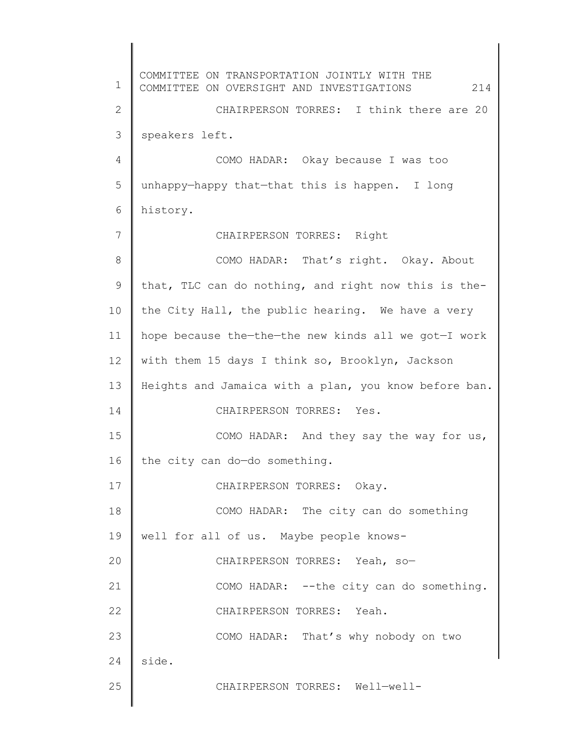CHAIRPERSON TORRES: I think there are 20 speakers left.

COMO HADAR: Okay because I was too unhappy—happy that—that this is happen. I long history.

CHAIRPERSON TORRES: Right

COMO HADAR: That's right. Okay. About that, TLC can do nothing, and right now this is the-the City Hall, the public hearing. We have a very hope because the—the—the new kinds all we got—I work with them 15 days I think so, Brooklyn, Jackson Heights and Jamaica with a plan, you know before ban.

CHAIRPERSON TORRES: Yes.

COMO HADAR: And they say the way for us, the city can do—do something.

CHAIRPERSON TORRES: Okay.

COMO HADAR: The city can do something well for all of us. Maybe people knows-

CHAIRPERSON TORRES: Yeah, so—

COMO HADAR: --the city can do something.

CHAIRPERSON TORRES: Yeah.

COMO HADAR: That's why nobody on two side.

CHAIRPERSON TORRES: Well—well-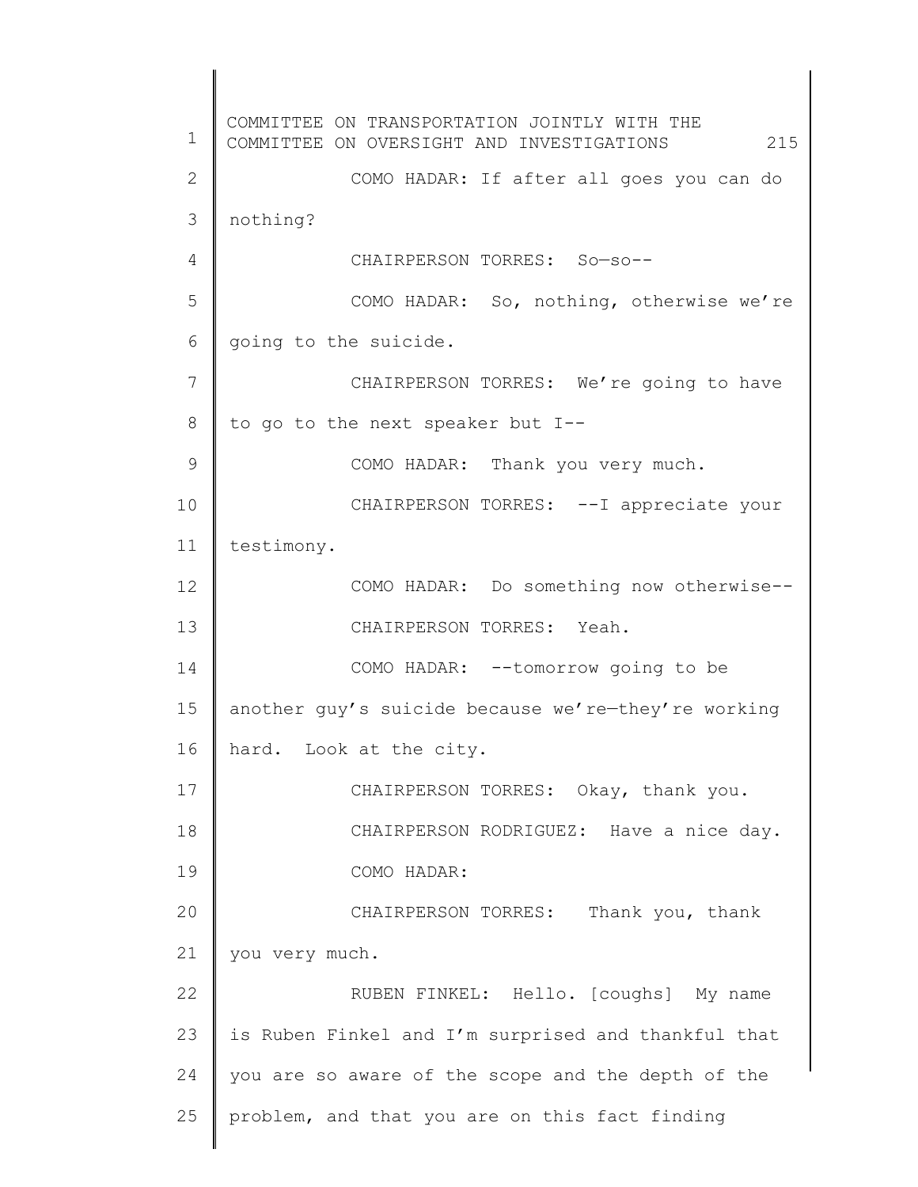COMO HADAR: If after all goes you can do nothing?

CHAIRPERSON TORRES: So—so--

COMO HADAR: So, nothing, otherwise we're going to the suicide.

CHAIRPERSON TORRES: We're going to have to go to the next speaker but I--

COMO HADAR: Thank you very much.

CHAIRPERSON TORRES: --I appreciate your testimony.

COMO HADAR: Do something now otherwise--

CHAIRPERSON TORRES: Yeah.

COMO HADAR: --tomorrow going to be another guy's suicide because we're—they're working hard. Look at the city.

CHAIRPERSON TORRES: Okay, thank you.

CHAIRPERSON RODRIGUEZ: Have a nice day.

COMO HADAR:

CHAIRPERSON TORRES: Thank you, thank you very much.

RUBEN FINKEL: Hello. [coughs] My name is Ruben Finkel and I'm surprised and thankful that you are so aware of the scope and the depth of the problem, and that you are on this fact finding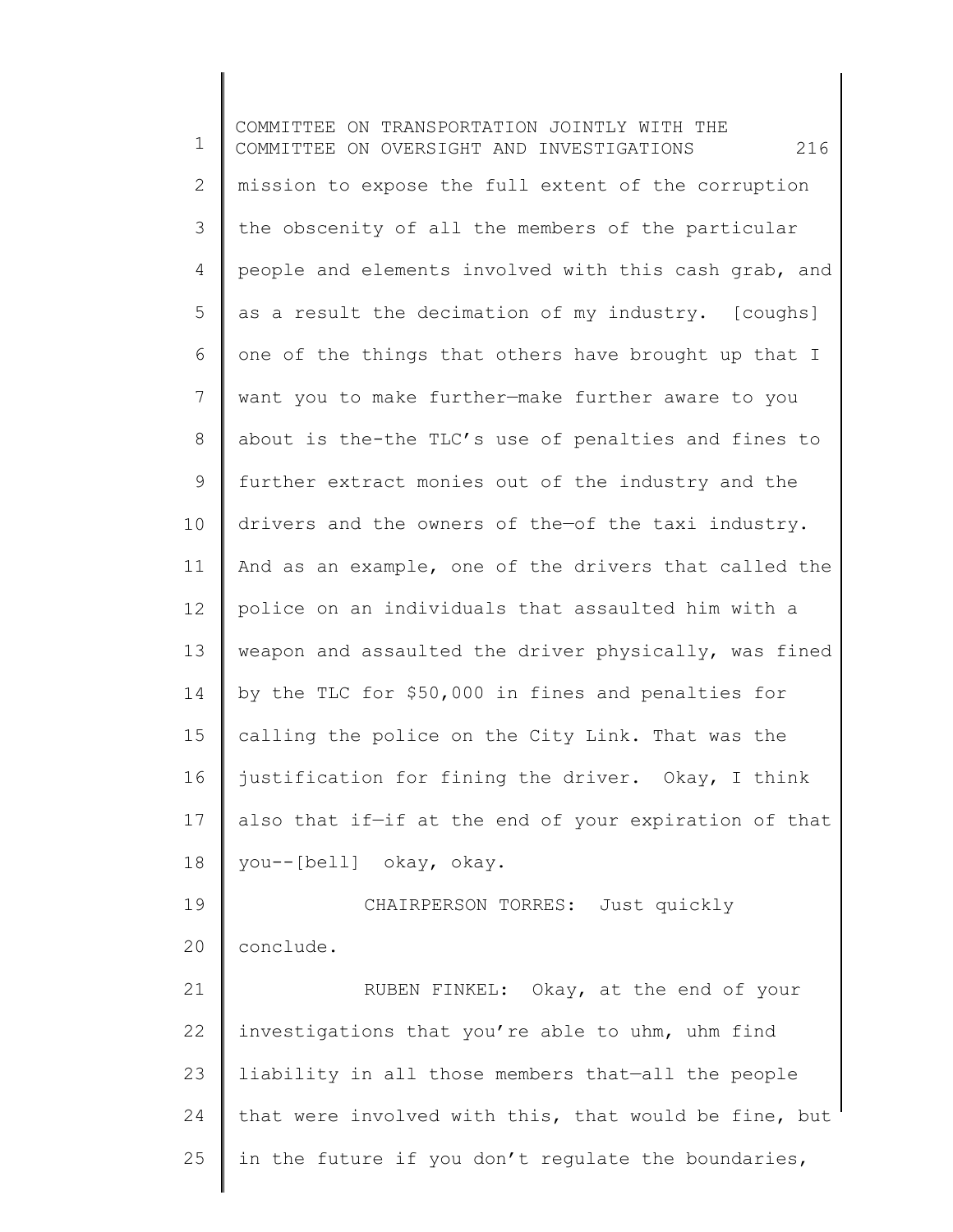mission to expose the full extent of the corruption the obscenity of all the members of the particular people and elements involved with this cash grab, and as a result the decimation of my industry. [coughs] one of the things that others have brought up that I want you to make further—make further aware to you about is the-the TLC's use of penalties and fines to further extract monies out of the industry and the drivers and the owners of the—of the taxi industry. And as an example, one of the drivers that called the police on an individuals that assaulted him with a weapon and assaulted the driver physically, was fined by the TLC for $50,000 in fines and penalties for calling the police on the City Link. That was the justification for fining the driver. Okay, I think also that if—if at the end of your expiration of that you--[bell] okay, okay.

CHAIRPERSON TORRES: Just quickly conclude.

RUBEN FINKEL: Okay, at the end of your investigations that you're able to uhm, uhm find liability in all those members that—all the people that were involved with this, that would be fine, but in the future if you don't regulate the boundaries,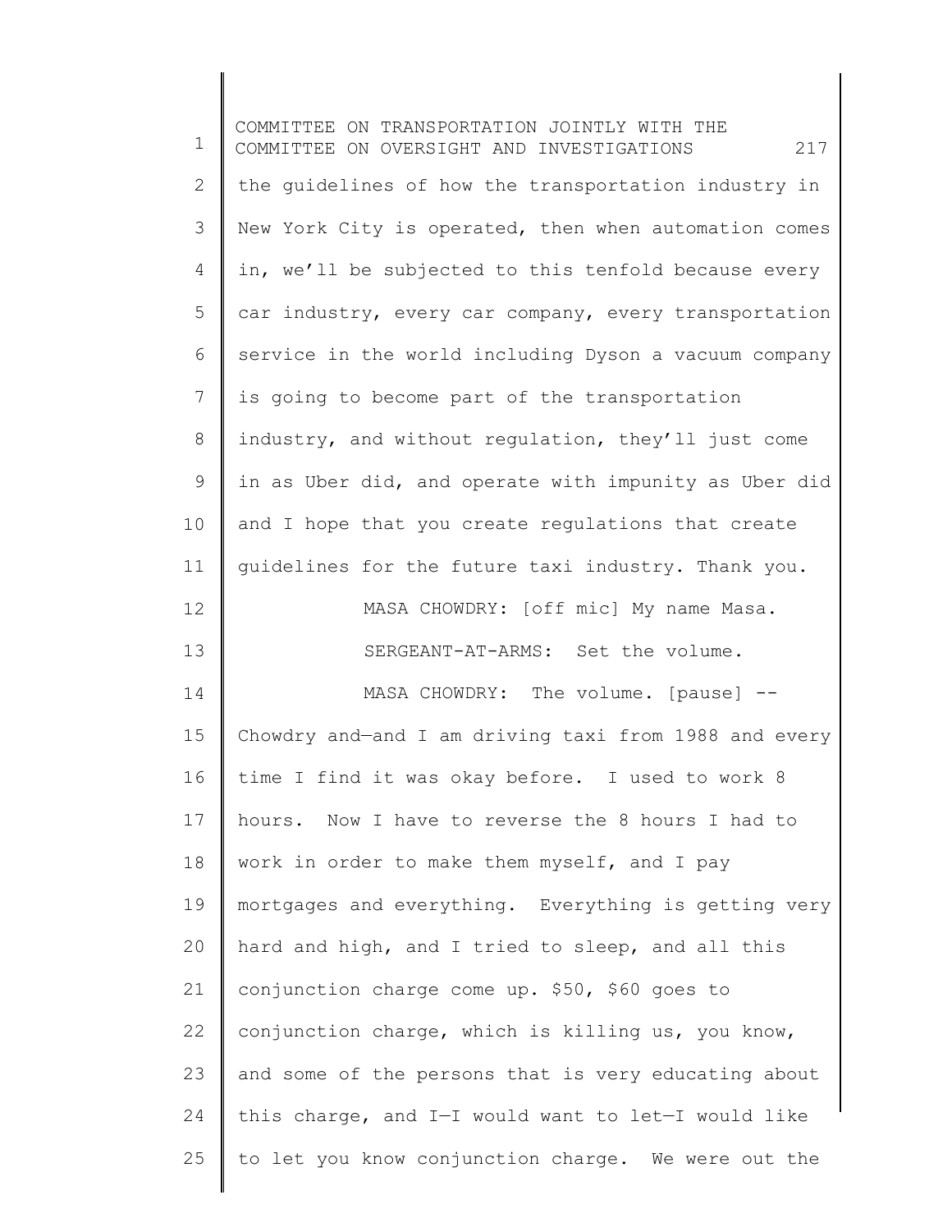the guidelines of how the transportation industry in New York City is operated, then when automation comes in, we'll be subjected to this tenfold because every car industry, every car company, every transportation service in the world including Dyson a vacuum company is going to become part of the transportation industry, and without regulation, they'll just come in as Uber did, and operate with impunity as Uber did and I hope that you create regulations that create guidelines for the future taxi industry. Thank you.

MASA CHOWDRY: [off mic] My name Masa.

SERGEANT-AT-ARMS: Set the volume.

MASA CHOWDRY: The volume. [pause] -- Chowdry and—and I am driving taxi from 1988 and every time I find it was okay before. I used to work 8 hours. Now I have to reverse the 8 hours I had to work in order to make them myself, and I pay mortgages and everything. Everything is getting very hard and high, and I tried to sleep, and all this conjunction charge come up. $50, $60 goes to conjunction charge, which is killing us, you know, and some of the persons that is very educating about this charge, and I—I would want to let—I would like to let you know conjunction charge. We were out the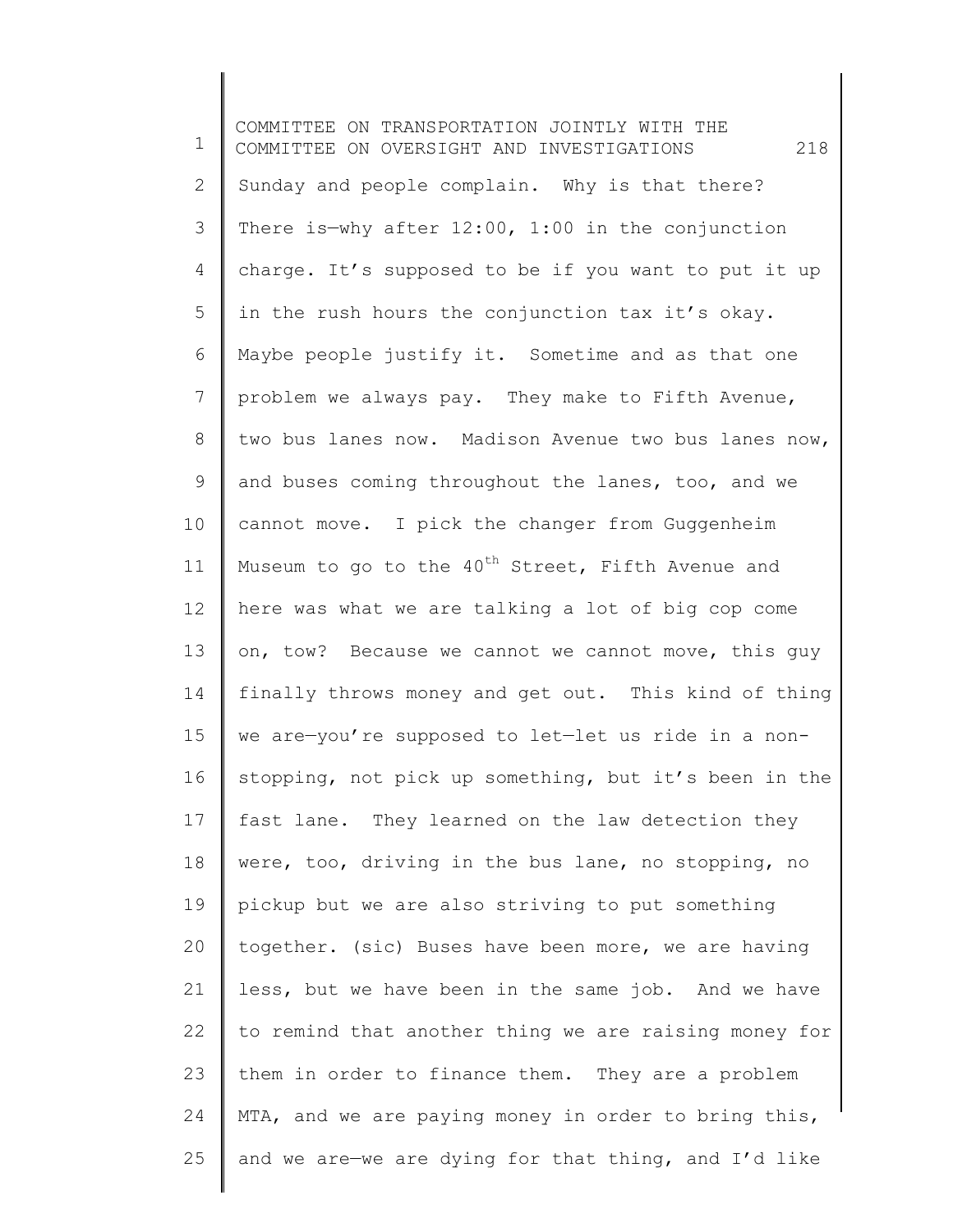Sunday and people complain. Why is that there? There is—why after 12:00, 1:00 in the conjunction charge. It's supposed to be if you want to put it up in the rush hours the conjunction tax it's okay. Maybe people justify it. Sometime and as that one problem we always pay. They make to Fifth Avenue, two bus lanes now. Madison Avenue two bus lanes now, and buses coming throughout the lanes, too, and we cannot move. I pick the changer from Guggenheim Museum to go to the 40th Street, Fifth Avenue and here was what we are talking a lot of big cop come on, tow? Because we cannot we cannot move, this guy finally throws money and get out. This kind of thing we are—you're supposed to let—let us ride in a non-stopping, not pick up something, but it's been in the fast lane. They learned on the law detection they were, too, driving in the bus lane, no stopping, no pickup but we are also striving to put something together. (sic) Buses have been more, we are having less, but we have been in the same job. And we have to remind that another thing we are raising money for them in order to finance them. They are a problem MTA, and we are paying money in order to bring this, and we are—we are dying for that thing, and I'd like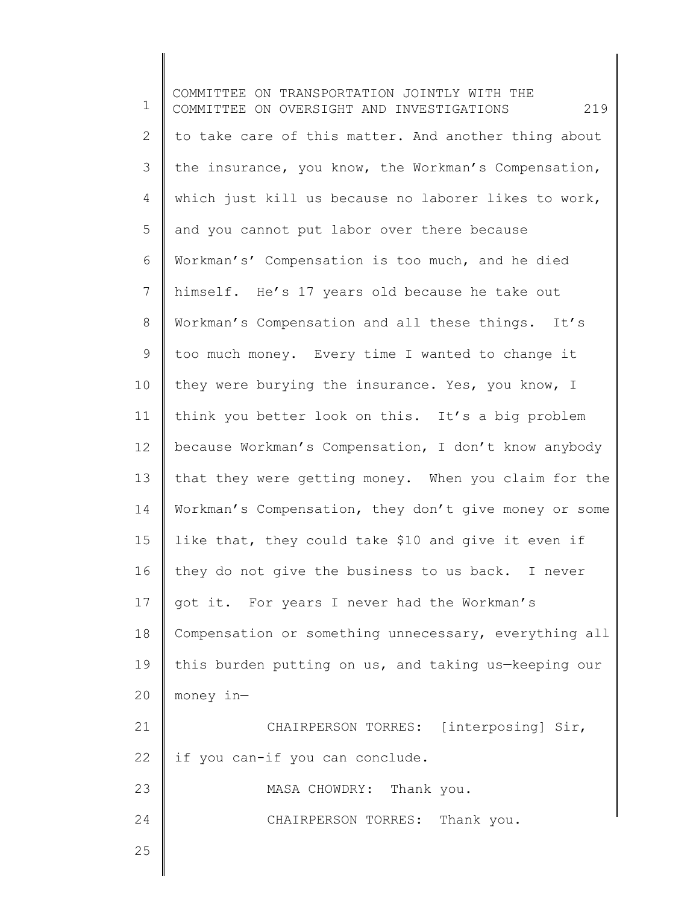to take care of this matter. And another thing about the insurance, you know, the Workman's Compensation, which just kill us because no laborer likes to work, and you cannot put labor over there because Workman's' Compensation is too much, and he died himself. He's 17 years old because he take out Workman's Compensation and all these things. It's too much money. Every time I wanted to change it they were burying the insurance. Yes, you know, I think you better look on this. It's a big problem because Workman's Compensation, I don't know anybody that they were getting money. When you claim for the Workman's Compensation, they don't give money or some like that, they could take $10 and give it even if they do not give the business to us back. I never got it. For years I never had the Workman's Compensation or something unnecessary, everything all this burden putting on us, and taking us—keeping our money in—

CHAIRPERSON TORRES: [interposing] Sir, if you can-if you can conclude.

MASA CHOWDRY: Thank you.

CHAIRPERSON TORRES: Thank you.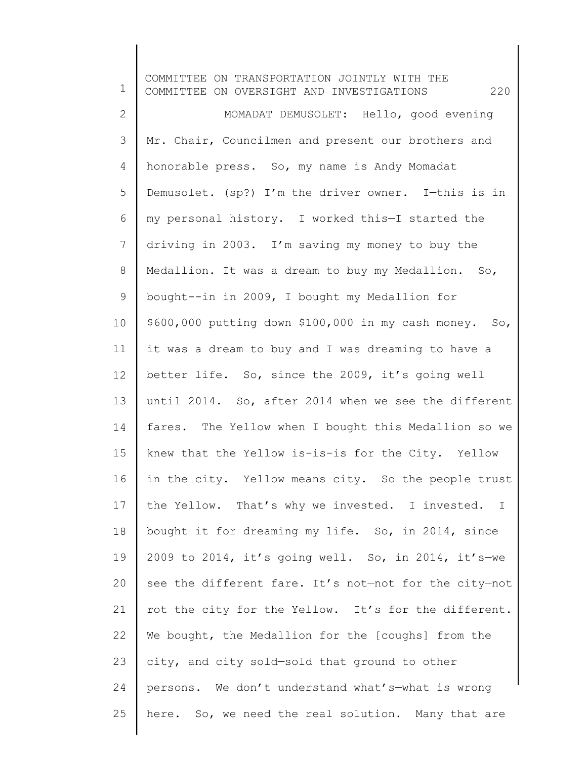MOMADAT DEMUSOLET: Hello, good evening Mr. Chair, Councilmen and present our brothers and honorable press. So, my name is Andy Momadat Demusolet. (sp?) I'm the driver owner. I—this is in my personal history. I worked this—I started the driving in 2003. I'm saving my money to buy the Medallion. It was a dream to buy my Medallion. So, bought--in in 2009, I bought my Medallion for $600,000 putting down $100,000 in my cash money. So, it was a dream to buy and I was dreaming to have a better life. So, since the 2009, it's going well until 2014. So, after 2014 when we see the different fares. The Yellow when I bought this Medallion so we knew that the Yellow is-is-is for the City. Yellow in the city. Yellow means city. So the people trust the Yellow. That's why we invested. I invested. I bought it for dreaming my life. So, in 2014, since 2009 to 2014, it's going well. So, in 2014, it's—we see the different fare. It's not—not for the city—not rot the city for the Yellow. It's for the different. We bought, the Medallion for the [coughs] from the city, and city sold—sold that ground to other persons. We don't understand what's—what is wrong here. So, we need the real solution. Many that are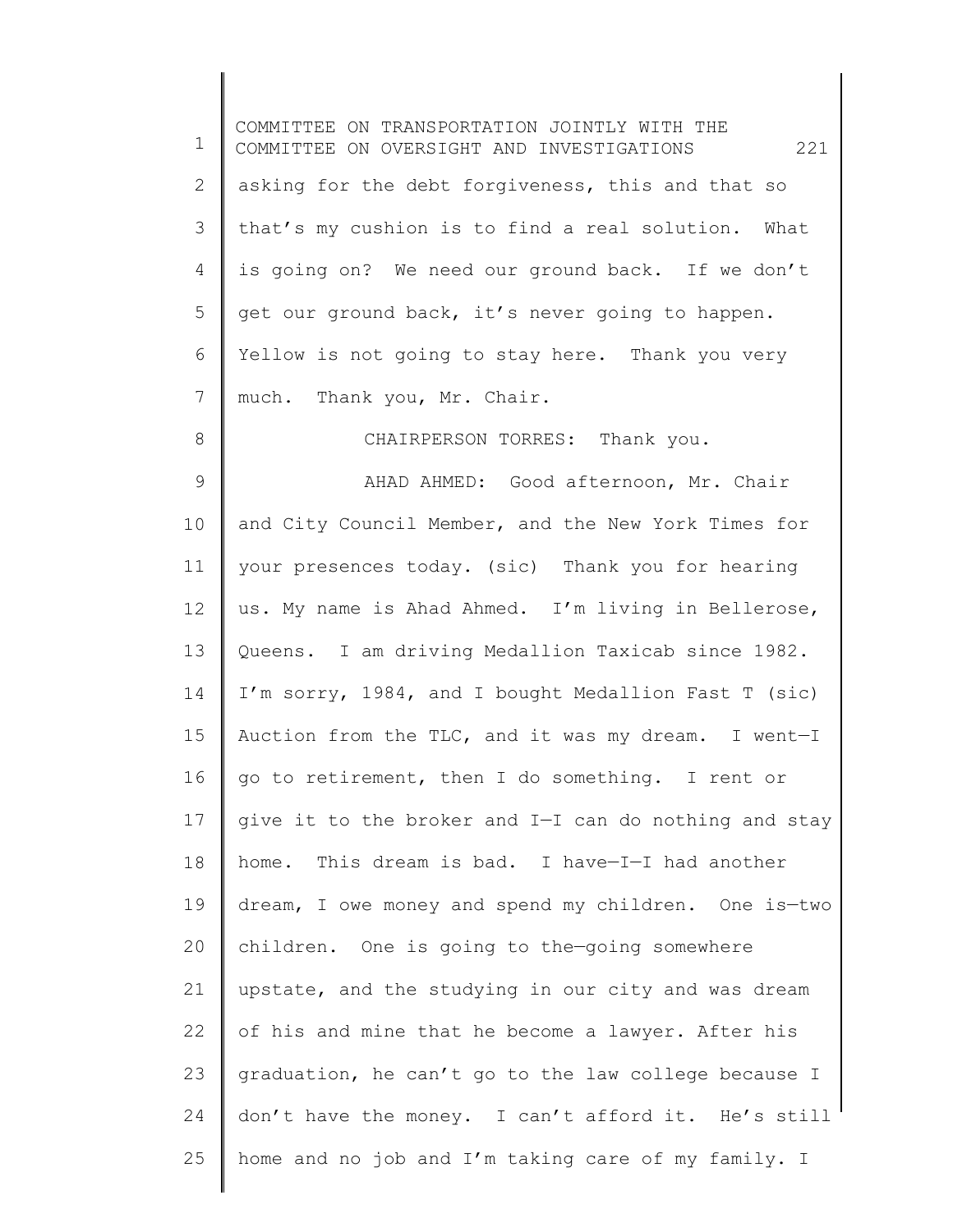asking for the debt forgiveness, this and that so that's my cushion is to find a real solution. What is going on? We need our ground back. If we don't get our ground back, it's never going to happen. Yellow is not going to stay here. Thank you very much. Thank you, Mr. Chair.

CHAIRPERSON TORRES: Thank you.

AHAD AHMED: Good afternoon, Mr. Chair and City Council Member, and the New York Times for your presences today. (sic) Thank you for hearing us. My name is Ahad Ahmed. I'm living in Bellerose, Queens. I am driving Medallion Taxicab since 1982. I'm sorry, 1984, and I bought Medallion Fast T (sic) Auction from the TLC, and it was my dream. I went—I go to retirement, then I do something. I rent or give it to the broker and I—I can do nothing and stay home. This dream is bad. I have—I—I had another dream, I owe money and spend my children. One is—two children. One is going to the—going somewhere upstate, and the studying in our city and was dream of his and mine that he become a lawyer. After his graduation, he can't go to the law college because I don't have the money. I can't afford it. He's still home and no job and I'm taking care of my family. I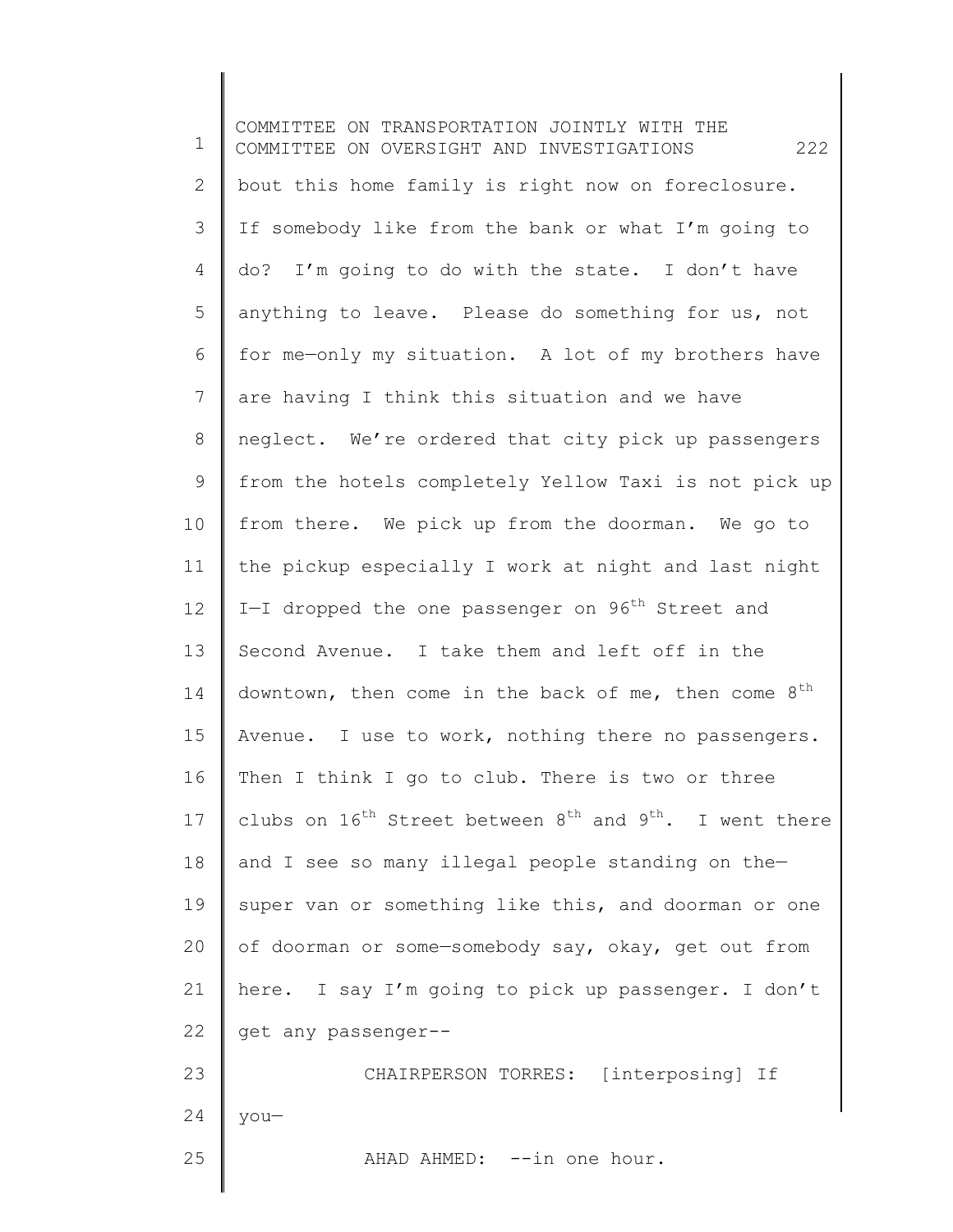bout this home family is right now on foreclosure. If somebody like from the bank or what I'm going to do? I'm going to do with the state. I don't have anything to leave. Please do something for us, not for me—only my situation. A lot of my brothers have are having I think this situation and we have neglect. We're ordered that city pick up passengers from the hotels completely Yellow Taxi is not pick up from there. We pick up from the doorman. We go to the pickup especially I work at night and last night I—I dropped the one passenger on 96th Street and Second Avenue. I take them and left off in the downtown, then come in the back of me, then come 8th Avenue. I use to work, nothing there no passengers. Then I think I go to club. There is two or three clubs on 16th Street between 8th and 9th. I went there and I see so many illegal people standing on the—super van or something like this, and doorman or one of doorman or some—somebody say, okay, get out from here. I say I'm going to pick up passenger. I don't get any passenger--

CHAIRPERSON TORRES: [interposing] If you—

AHAD AHMED: --in one hour.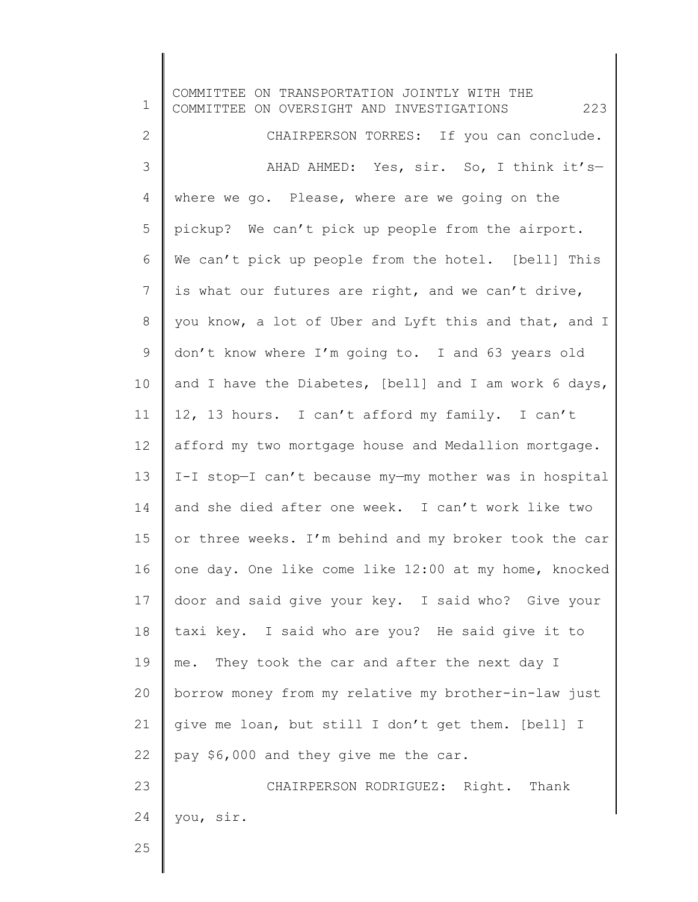CHAIRPERSON TORRES: If you can conclude.

AHAD AHMED: Yes, sir. So, I think it's—where we go. Please, where are we going on the pickup? We can't pick up people from the airport. We can't pick up people from the hotel. [bell] This is what our futures are right, and we can't drive, you know, a lot of Uber and Lyft this and that, and I don't know where I'm going to. I and 63 years old and I have the Diabetes, [bell] and I am work 6 days, 12, 13 hours. I can't afford my family. I can't afford my two mortgage house and Medallion mortgage. I-I stop—I can't because my—my mother was in hospital and she died after one week. I can't work like two or three weeks. I'm behind and my broker took the car one day. One like come like 12:00 at my home, knocked door and said give your key. I said who? Give your taxi key. I said who are you? He said give it to me. They took the car and after the next day I borrow money from my relative my brother-in-law just give me loan, but still I don't get them. [bell] I pay $6,000 and they give me the car.

CHAIRPERSON RODRIGUEZ: Right. Thank you, sir.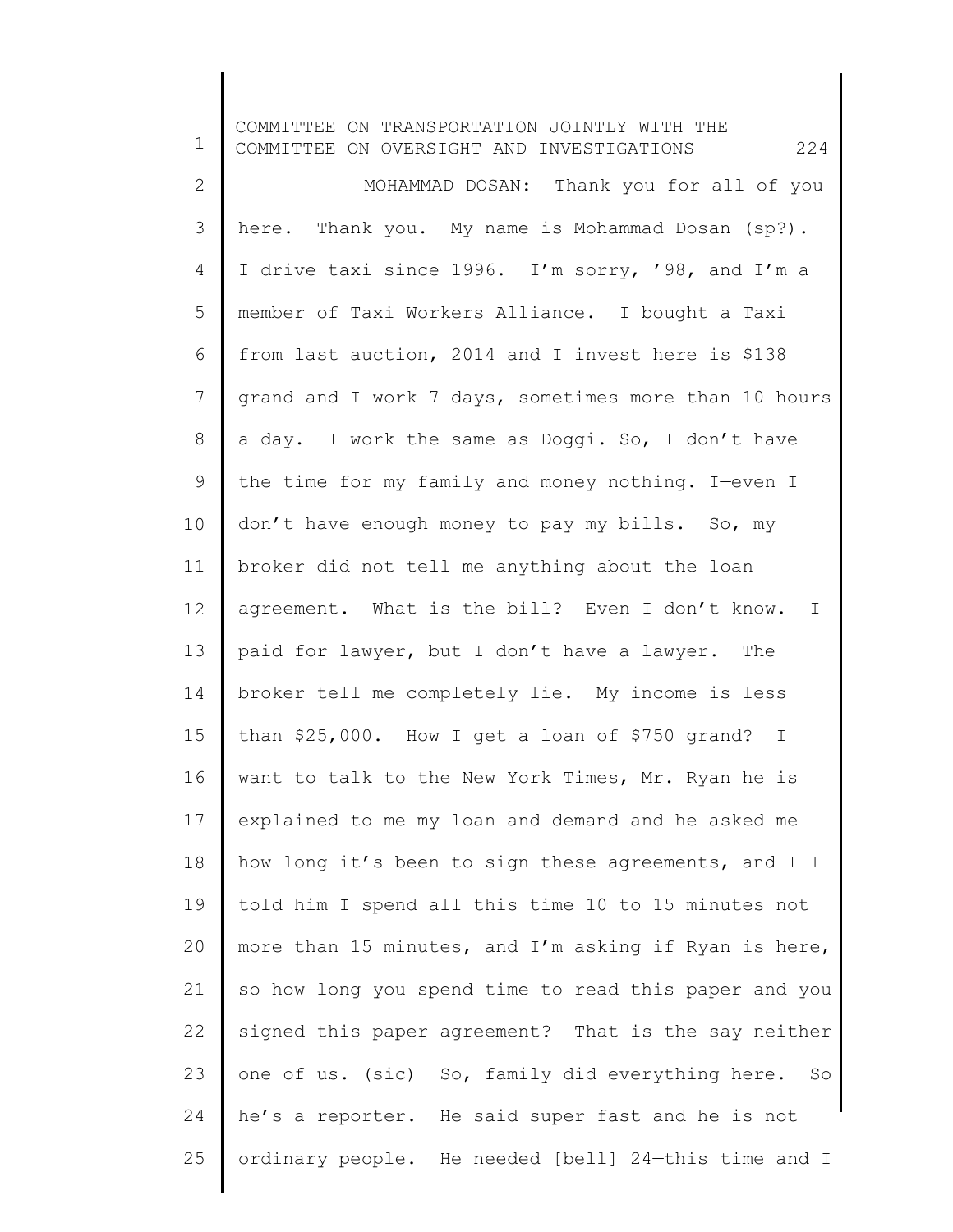MOHAMMAD DOSAN: Thank you for all of you here. Thank you. My name is Mohammad Dosan (sp?). I drive taxi since 1996. I'm sorry, '98, and I'm a member of Taxi Workers Alliance. I bought a Taxi from last auction, 2014 and I invest here is $138 grand and I work 7 days, sometimes more than 10 hours a day. I work the same as Doggi. So, I don't have the time for my family and money nothing. I—even I don't have enough money to pay my bills. So, my broker did not tell me anything about the loan agreement. What is the bill? Even I don't know. I paid for lawyer, but I don't have a lawyer. The broker tell me completely lie. My income is less than $25,000. How I get a loan of $750 grand? I want to talk to the New York Times, Mr. Ryan he is explained to me my loan and demand and he asked me how long it's been to sign these agreements, and I—I told him I spend all this time 10 to 15 minutes not more than 15 minutes, and I'm asking if Ryan is here, so how long you spend time to read this paper and you signed this paper agreement? That is the say neither one of us. (sic) So, family did everything here. So he's a reporter. He said super fast and he is not ordinary people. He needed [bell] 24—this time and I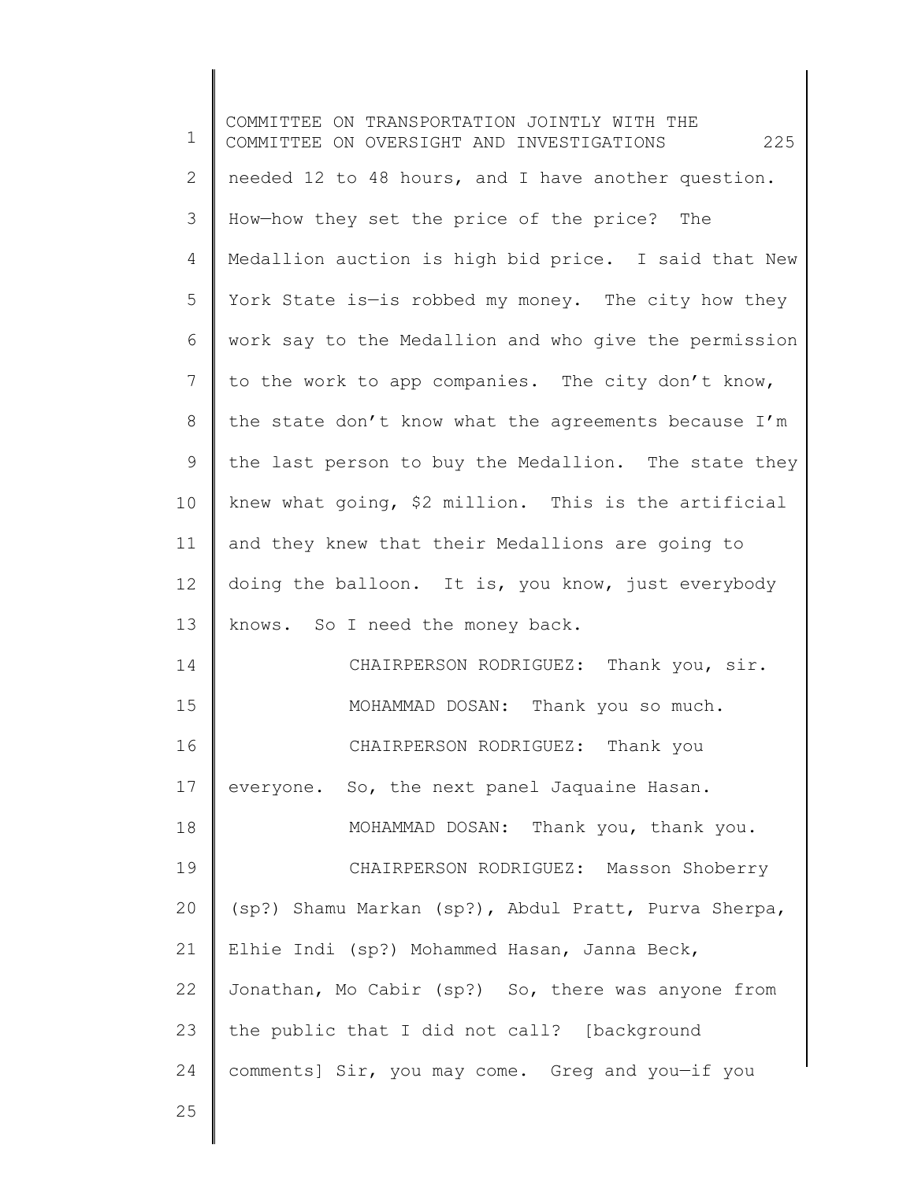needed 12 to 48 hours, and I have another question. How—how they set the price of the price? The Medallion auction is high bid price. I said that New York State is—is robbed my money. The city how they work say to the Medallion and who give the permission to the work to app companies. The city don't know, the state don't know what the agreements because I'm the last person to buy the Medallion. The state they knew what going, $2 million. This is the artificial and they knew that their Medallions are going to doing the balloon. It is, you know, just everybody knows. So I need the money back.

CHAIRPERSON RODRIGUEZ: Thank you, sir.

MOHAMMAD DOSAN: Thank you so much.

CHAIRPERSON RODRIGUEZ: Thank you everyone. So, the next panel Jaquaine Hasan.

MOHAMMAD DOSAN: Thank you, thank you.

CHAIRPERSON RODRIGUEZ: Masson Shoberry (sp?) Shamu Markan (sp?), Abdul Pratt, Purva Sherpa, Elhie Indi (sp?) Mohammed Hasan, Janna Beck, Jonathan, Mo Cabir (sp?) So, there was anyone from the public that I did not call? [background comments] Sir, you may come. Greg and you—if you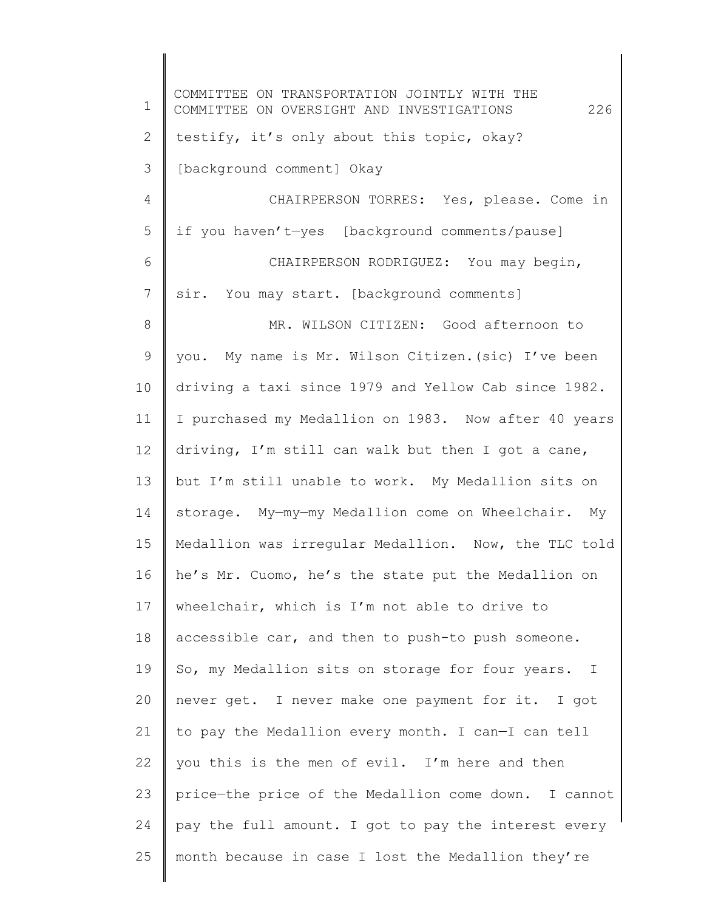testify, it's only about this topic, okay?

[background comment] Okay

CHAIRPERSON TORRES: Yes, please. Come in if you haven't—yes [background comments/pause]

CHAIRPERSON RODRIGUEZ: You may begin, sir. You may start. [background comments]

MR. WILSON CITIZEN: Good afternoon to you. My name is Mr. Wilson Citizen.(sic) I've been driving a taxi since 1979 and Yellow Cab since 1982. I purchased my Medallion on 1983. Now after 40 years driving, I'm still can walk but then I got a cane, but I'm still unable to work. My Medallion sits on storage. My—my—my Medallion come on Wheelchair. My Medallion was irregular Medallion. Now, the TLC told he's Mr. Cuomo, he's the state put the Medallion on wheelchair, which is I'm not able to drive to accessible car, and then to push-to push someone. So, my Medallion sits on storage for four years. I never get. I never make one payment for it. I got to pay the Medallion every month. I can—I can tell you this is the men of evil. I'm here and then price—the price of the Medallion come down. I cannot pay the full amount. I got to pay the interest every month because in case I lost the Medallion they're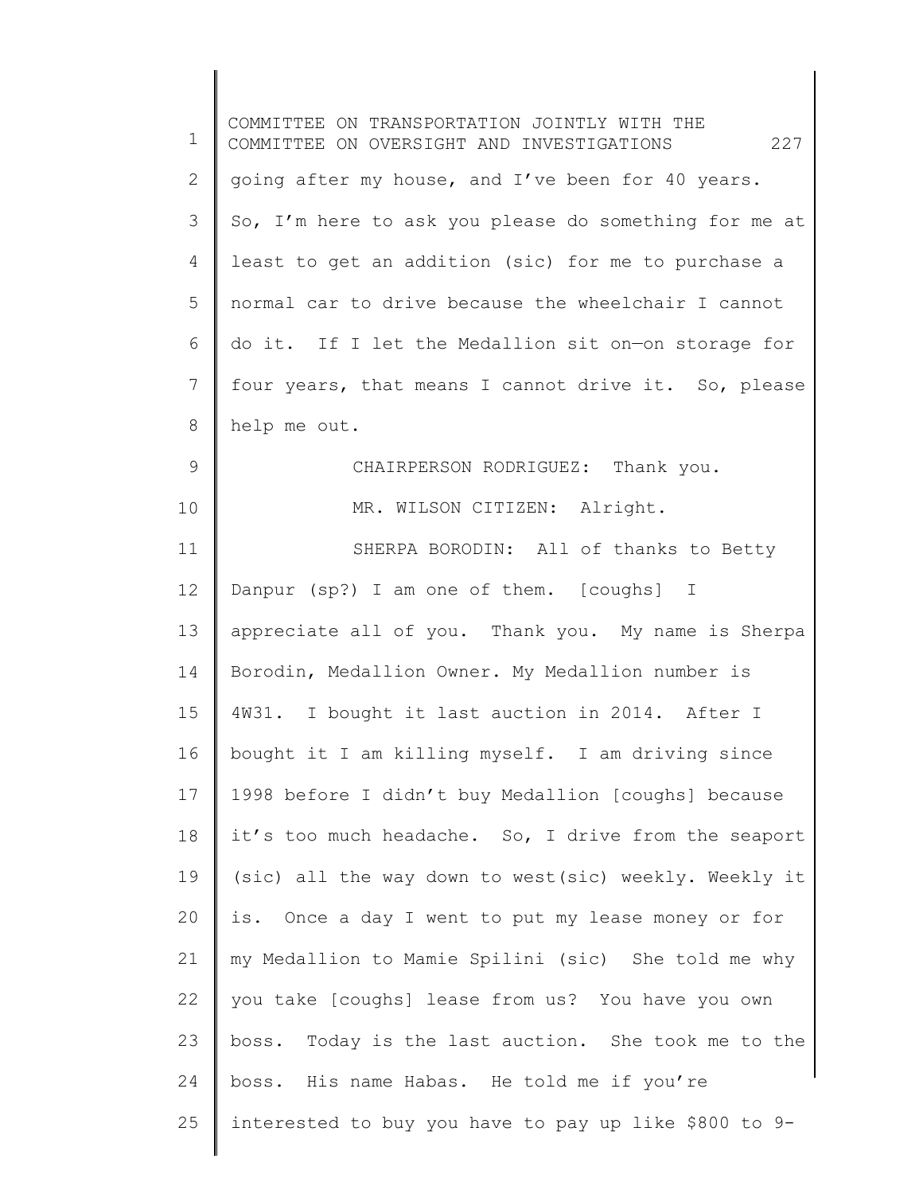going after my house, and I've been for 40 years. So, I'm here to ask you please do something for me at least to get an addition (sic) for me to purchase a normal car to drive because the wheelchair I cannot do it. If I let the Medallion sit on—on storage for four years, that means I cannot drive it. So, please help me out.

CHAIRPERSON RODRIGUEZ: Thank you.

MR. WILSON CITIZEN: Alright.

SHERPA BORODIN: All of thanks to Betty Danpur (sp?) I am one of them. [coughs] I appreciate all of you. Thank you. My name is Sherpa Borodin, Medallion Owner. My Medallion number is 4W31. I bought it last auction in 2014. After I bought it I am killing myself. I am driving since 1998 before I didn't buy Medallion [coughs] because it's too much headache. So, I drive from the seaport (sic) all the way down to west(sic) weekly. Weekly it is. Once a day I went to put my lease money or for my Medallion to Mamie Spilini (sic) She told me why you take [coughs] lease from us? You have you own boss. Today is the last auction. She took me to the boss. His name Habas. He told me if you're interested to buy you have to pay up like $800 to 9-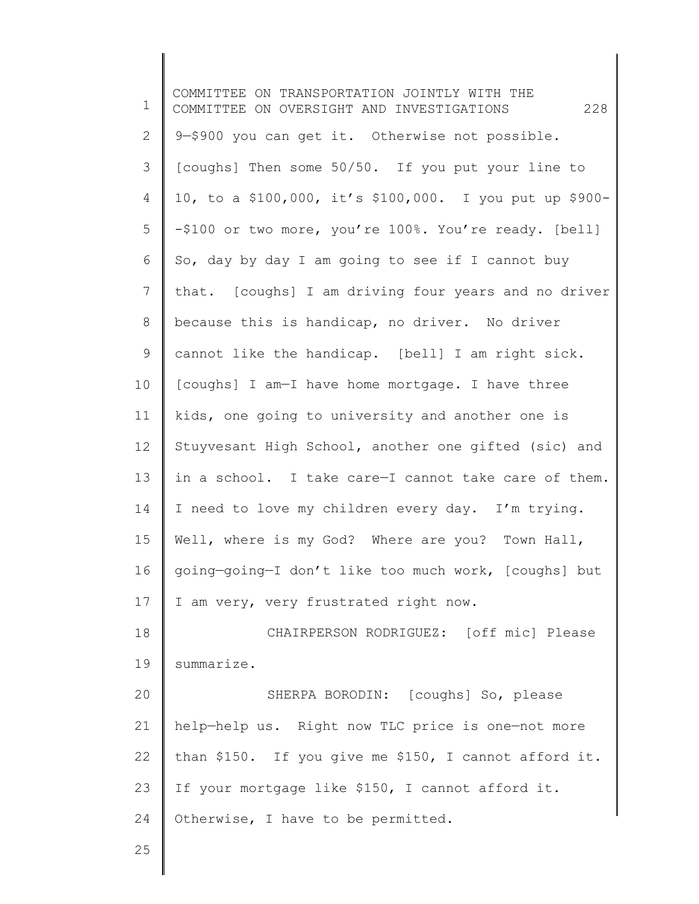9—$900 you can get it. Otherwise not possible. [coughs] Then some 50/50. If you put your line to 10, to a $100,000, it's $100,000. I you put up $900--$100 or two more, you're 100%. You're ready. [bell] So, day by day I am going to see if I cannot buy that. [coughs] I am driving four years and no driver because this is handicap, no driver. No driver cannot like the handicap. [bell] I am right sick. [coughs] I am—I have home mortgage. I have three kids, one going to university and another one is Stuyvesant High School, another one gifted (sic) and in a school. I take care—I cannot take care of them. I need to love my children every day. I'm trying. Well, where is my God? Where are you? Town Hall, going—going—I don't like too much work, [coughs] but I am very, very frustrated right now.

CHAIRPERSON RODRIGUEZ: [off mic] Please summarize.

SHERPA BORODIN: [coughs] So, please help—help us. Right now TLC price is one—not more than $150. If you give me $150, I cannot afford it. If your mortgage like $150, I cannot afford it. Otherwise, I have to be permitted.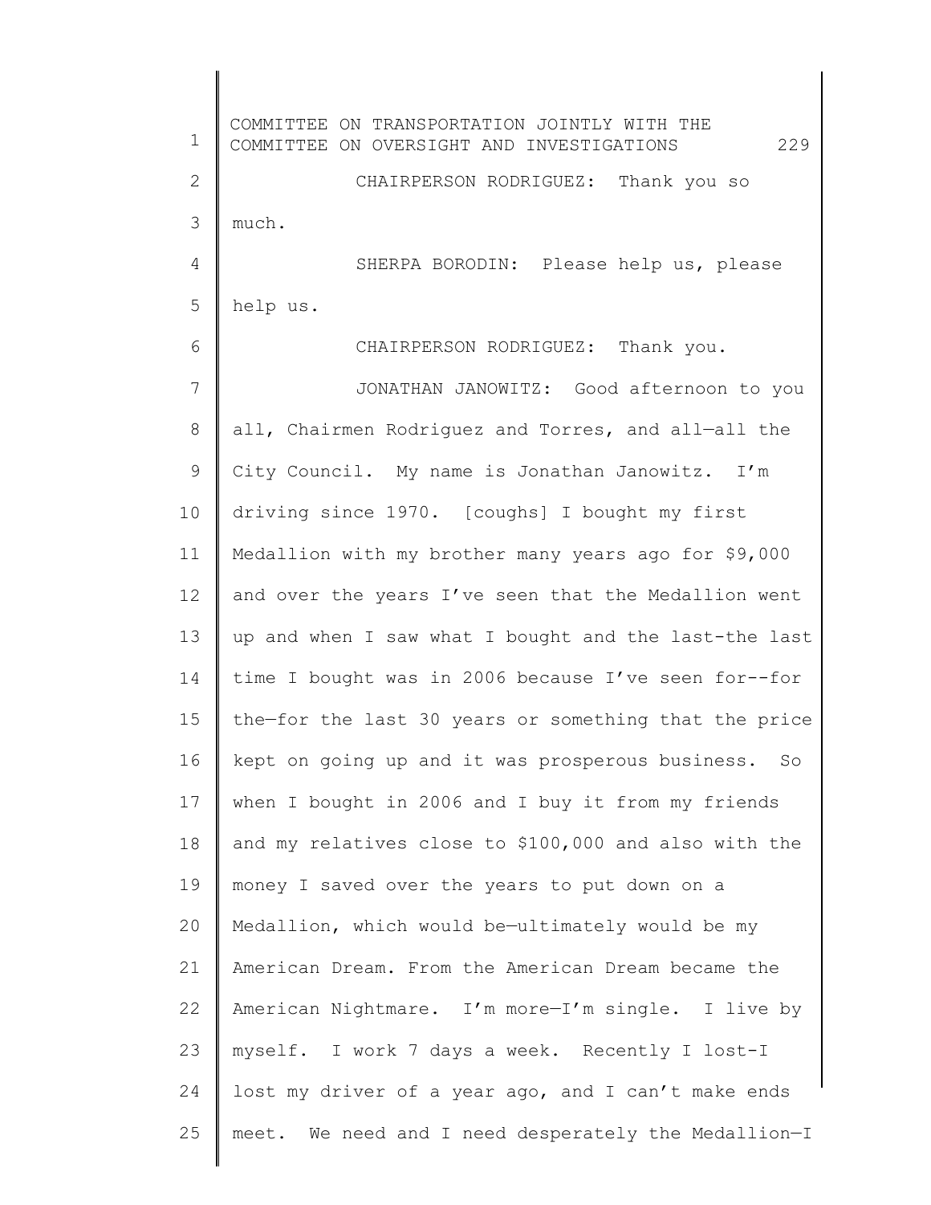CHAIRPERSON RODRIGUEZ: Thank you so much.

SHERPA BORODIN: Please help us, please help us.

CHAIRPERSON RODRIGUEZ: Thank you.

JONATHAN JANOWITZ: Good afternoon to you all, Chairmen Rodriguez and Torres, and all—all the City Council. My name is Jonathan Janowitz. I'm driving since 1970. [coughs] I bought my first Medallion with my brother many years ago for $9,000 and over the years I've seen that the Medallion went up and when I saw what I bought and the last-the last time I bought was in 2006 because I've seen for--for the—for the last 30 years or something that the price kept on going up and it was prosperous business. So when I bought in 2006 and I buy it from my friends and my relatives close to $100,000 and also with the money I saved over the years to put down on a Medallion, which would be—ultimately would be my American Dream. From the American Dream became the American Nightmare. I'm more—I'm single. I live by myself. I work 7 days a week. Recently I lost-I lost my driver of a year ago, and I can't make ends meet. We need and I need desperately the Medallion—I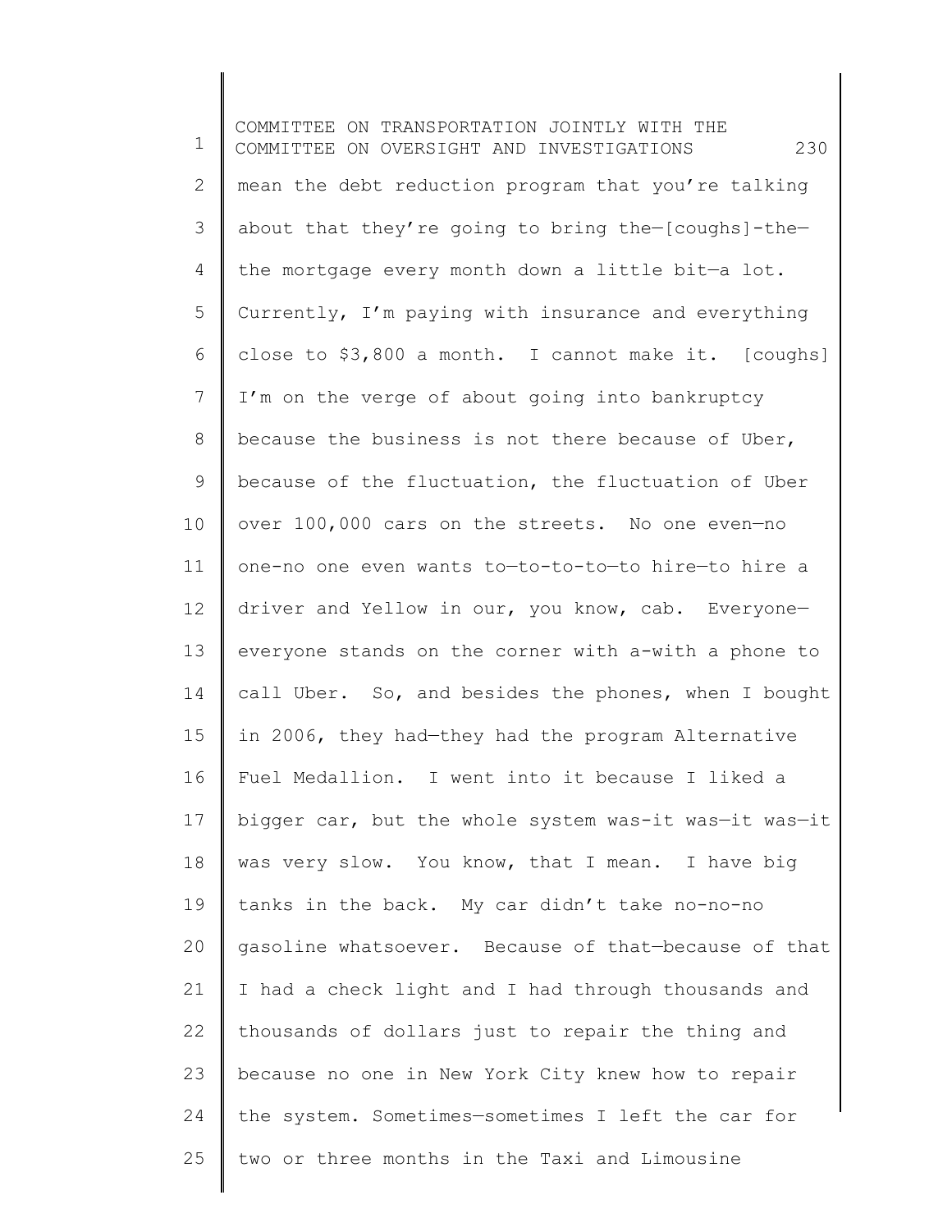mean the debt reduction program that you're talking about that they're going to bring the—[coughs]-the—the mortgage every month down a little bit—a lot. Currently, I'm paying with insurance and everything close to $3,800 a month. I cannot make it. [coughs] I'm on the verge of about going into bankruptcy because the business is not there because of Uber, because of the fluctuation, the fluctuation of Uber over 100,000 cars on the streets. No one even—no one-no one even wants to—to-to-to—to hire—to hire a driver and Yellow in our, you know, cab. Everyone—everyone stands on the corner with a-with a phone to call Uber. So, and besides the phones, when I bought in 2006, they had—they had the program Alternative Fuel Medallion. I went into it because I liked a bigger car, but the whole system was-it was—it was—it was very slow. You know, that I mean. I have big tanks in the back. My car didn't take no-no-no gasoline whatsoever. Because of that—because of that I had a check light and I had through thousands and thousands of dollars just to repair the thing and because no one in New York City knew how to repair the system. Sometimes—sometimes I left the car for two or three months in the Taxi and Limousine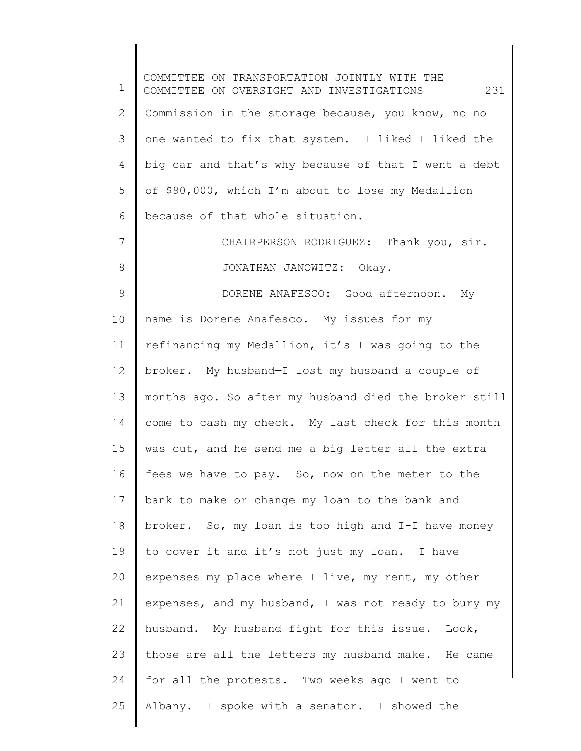Commission in the storage because, you know, no—no one wanted to fix that system. I liked—I liked the big car and that's why because of that I went a debt of $90,000, which I'm about to lose my Medallion because of that whole situation.

CHAIRPERSON RODRIGUEZ: Thank you, sir.

JONATHAN JANOWITZ: Okay.

DORENE ANAFESCO: Good afternoon. My name is Dorene Anafesco. My issues for my refinancing my Medallion, it's—I was going to the broker. My husband—I lost my husband a couple of months ago. So after my husband died the broker still come to cash my check. My last check for this month was cut, and he send me a big letter all the extra fees we have to pay. So, now on the meter to the bank to make or change my loan to the bank and broker. So, my loan is too high and I-I have money to cover it and it's not just my loan. I have expenses my place where I live, my rent, my other expenses, and my husband, I was not ready to bury my husband. My husband fight for this issue. Look, those are all the letters my husband make. He came for all the protests. Two weeks ago I went to Albany. I spoke with a senator. I showed the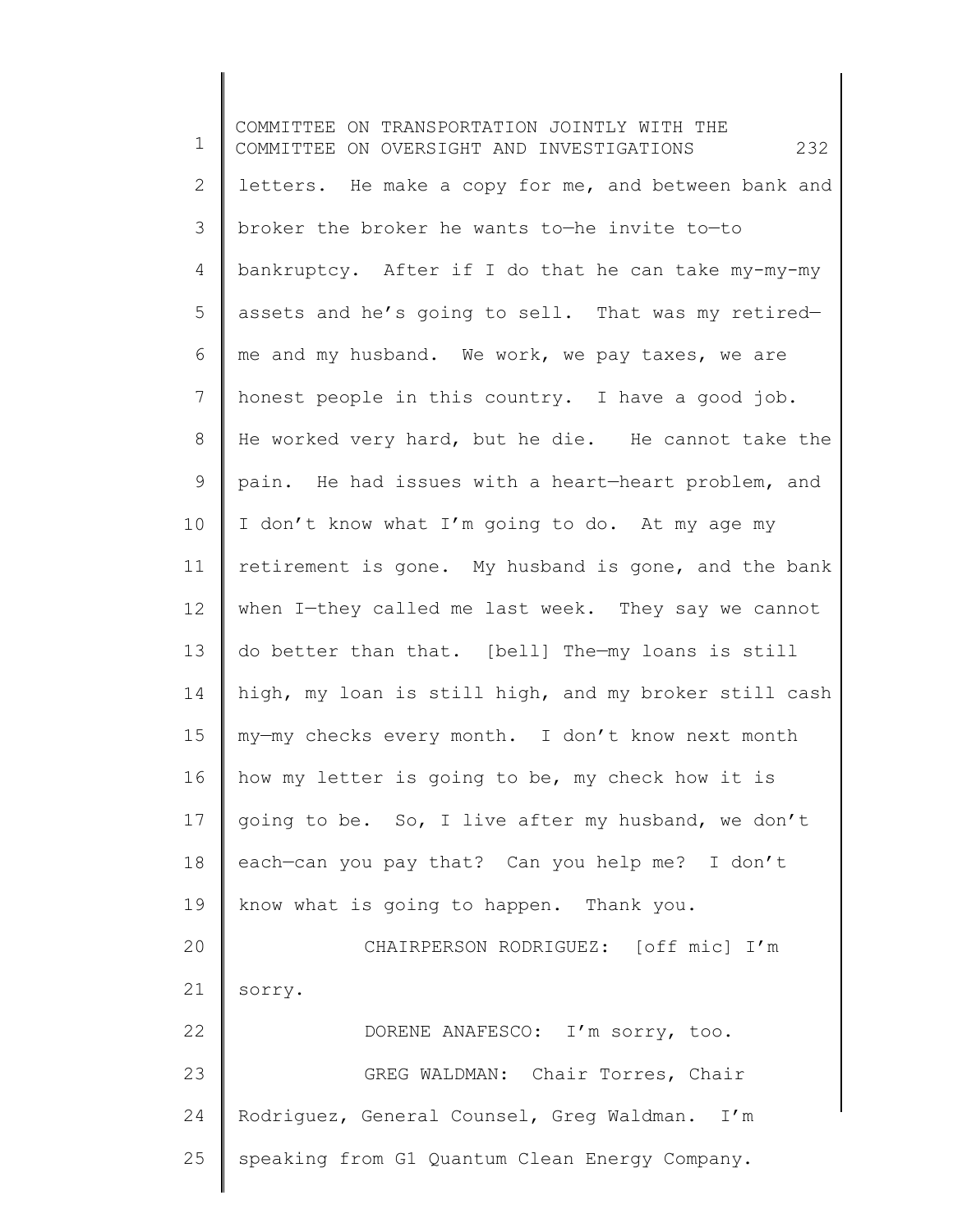letters. He make a copy for me, and between bank and broker the broker he wants to—he invite to—to bankruptcy. After if I do that he can take my-my-my assets and he's going to sell. That was my retired—me and my husband. We work, we pay taxes, we are honest people in this country. I have a good job. He worked very hard, but he die. He cannot take the pain. He had issues with a heart—heart problem, and I don't know what I'm going to do. At my age my retirement is gone. My husband is gone, and the bank when I—they called me last week. They say we cannot do better than that. [bell] The—my loans is still high, my loan is still high, and my broker still cash my—my checks every month. I don't know next month how my letter is going to be, my check how it is going to be. So, I live after my husband, we don't each—can you pay that? Can you help me? I don't know what is going to happen. Thank you.

CHAIRPERSON RODRIGUEZ: [off mic] I'm sorry.

DORENE ANAFESCO: I'm sorry, too.

GREG WALDMAN: Chair Torres, Chair Rodriguez, General Counsel, Greg Waldman. I'm speaking from G1 Quantum Clean Energy Company.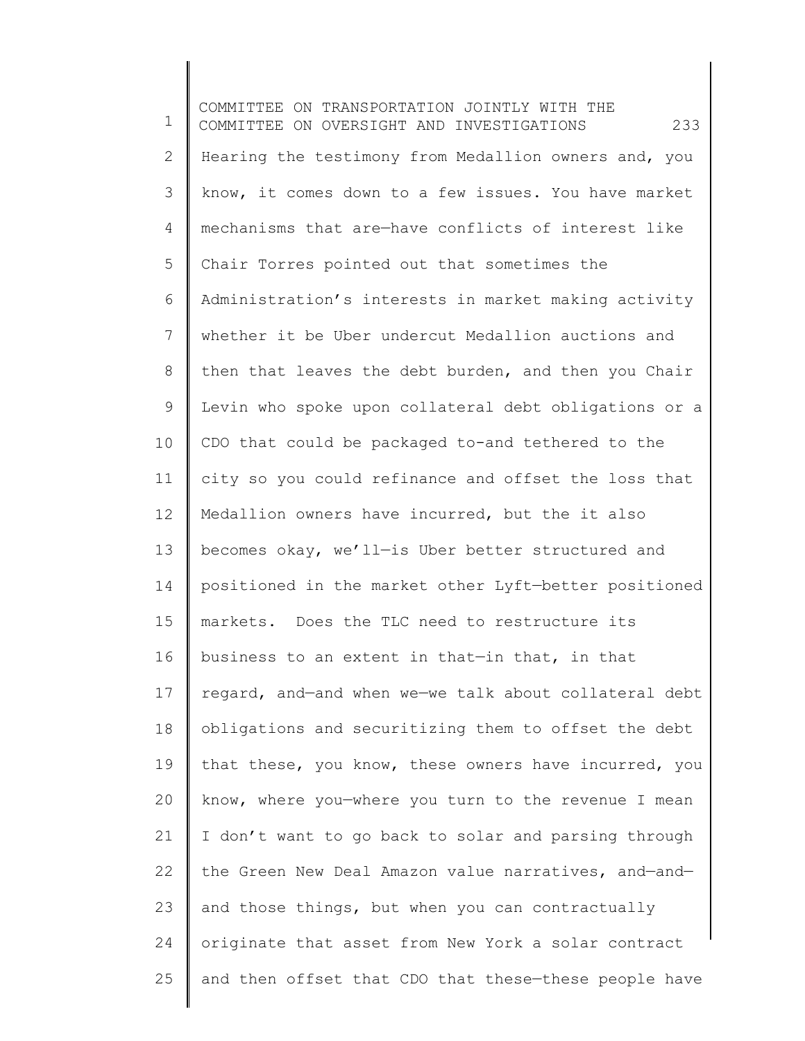Hearing the testimony from Medallion owners and, you know, it comes down to a few issues. You have market mechanisms that are—have conflicts of interest like Chair Torres pointed out that sometimes the Administration’s interests in market making activity whether it be Uber undercut Medallion auctions and then that leaves the debt burden, and then you Chair Levin who spoke upon collateral debt obligations or a CDO that could be packaged to-and tethered to the city so you could refinance and offset the loss that Medallion owners have incurred, but the it also becomes okay, we’ll—is Uber better structured and positioned in the market other Lyft—better positioned markets. Does the TLC need to restructure its business to an extent in that—in that, in that regard, and—and when we—we talk about collateral debt obligations and securitizing them to offset the debt that these, you know, these owners have incurred, you know, where you—where you turn to the revenue I mean I don’t want to go back to solar and parsing through the Green New Deal Amazon value narratives, and—and—and those things, but when you can contractually originate that asset from New York a solar contract and then offset that CDO that these—these people have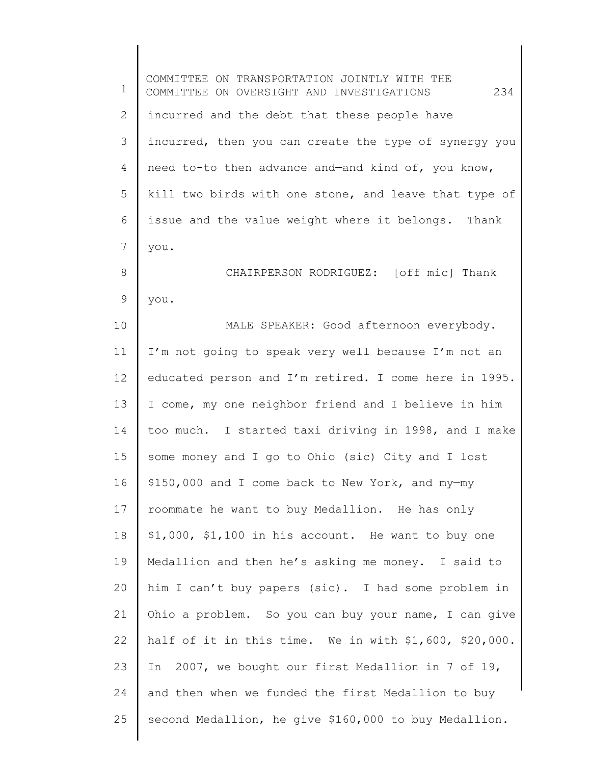incurred and the debt that these people have incurred, then you can create the type of synergy you need to-to then advance and—and kind of, you know, kill two birds with one stone, and leave that type of issue and the value weight where it belongs. Thank you.

CHAIRPERSON RODRIGUEZ: [off mic] Thank you.

MALE SPEAKER: Good afternoon everybody. I'm not going to speak very well because I'm not an educated person and I'm retired. I come here in 1995. I come, my one neighbor friend and I believe in him too much. I started taxi driving in 1998, and I make some money and I go to Ohio (sic) City and I lost $150,000 and I come back to New York, and my—my roommate he want to buy Medallion. He has only $1,000, $1,100 in his account. He want to buy one Medallion and then he's asking me money. I said to him I can't buy papers (sic). I had some problem in Ohio a problem. So you can buy your name, I can give half of it in this time. We in with $1,600, $20,000. In 2007, we bought our first Medallion in 7 of 19, and then when we funded the first Medallion to buy second Medallion, he give $160,000 to buy Medallion.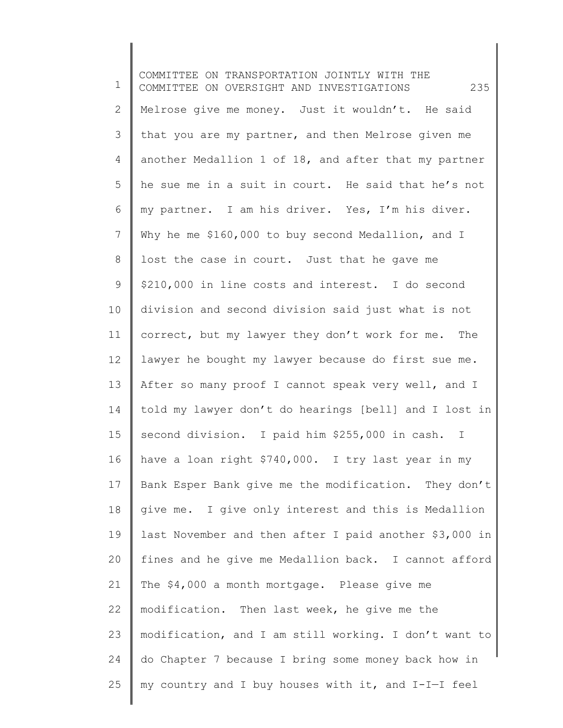Melrose give me money. Just it wouldn't. He said that you are my partner, and then Melrose given me another Medallion 1 of 18, and after that my partner he sue me in a suit in court. He said that he's not my partner. I am his driver. Yes, I'm his diver. Why he me $160,000 to buy second Medallion, and I lost the case in court. Just that he gave me $210,000 in line costs and interest. I do second division and second division said just what is not correct, but my lawyer they don't work for me. The lawyer he bought my lawyer because do first sue me. After so many proof I cannot speak very well, and I told my lawyer don't do hearings [bell] and I lost in second division. I paid him $255,000 in cash. I have a loan right $740,000. I try last year in my Bank Esper Bank give me the modification. They don't give me. I give only interest and this is Medallion last November and then after I paid another $3,000 in fines and he give me Medallion back. I cannot afford The $4,000 a month mortgage. Please give me modification. Then last week, he give me the modification, and I am still working. I don't want to do Chapter 7 because I bring some money back how in my country and I buy houses with it, and I-I—I feel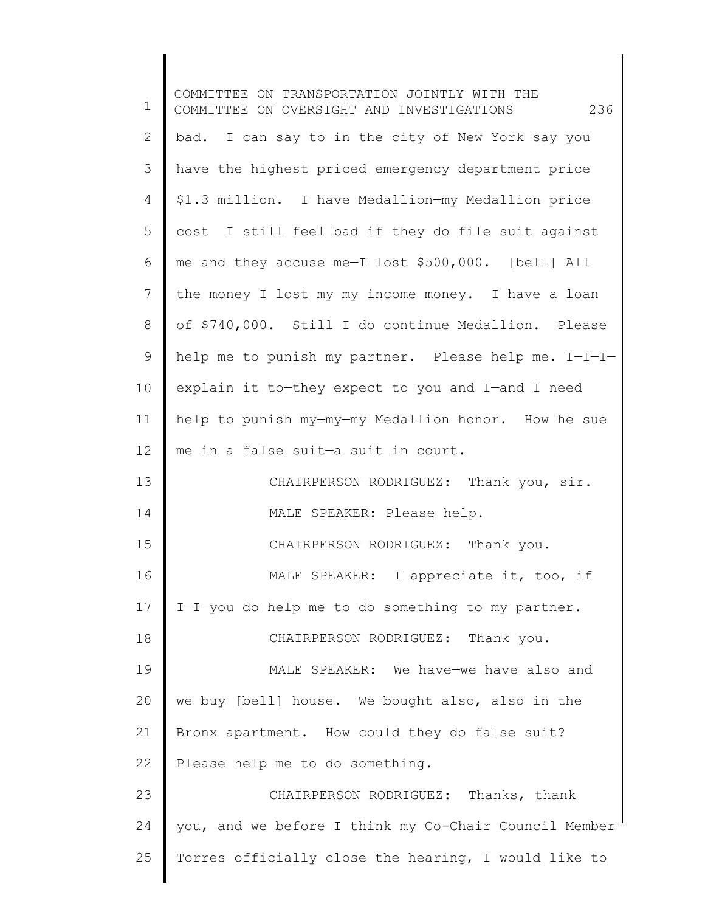bad. I can say to in the city of New York say you have the highest priced emergency department price $1.3 million. I have Medallion—my Medallion price cost I still feel bad if they do file suit against me and they accuse me—I lost $500,000. [bell] All the money I lost my—my income money. I have a loan of $740,000. Still I do continue Medallion. Please help me to punish my partner. Please help me. I—I—I—explain it to—they expect to you and I—and I need help to punish my—my—my Medallion honor. How he sue me in a false suit—a suit in court.

CHAIRPERSON RODRIGUEZ: Thank you, sir.

MALE SPEAKER: Please help.

CHAIRPERSON RODRIGUEZ: Thank you.

MALE SPEAKER: I appreciate it, too, if I—I—you do help me to do something to my partner.

CHAIRPERSON RODRIGUEZ: Thank you.

MALE SPEAKER: We have—we have also and we buy [bell] house. We bought also, also in the Bronx apartment. How could they do false suit? Please help me to do something.

CHAIRPERSON RODRIGUEZ: Thanks, thank you, and we before I think my Co-Chair Council Member Torres officially close the hearing, I would like to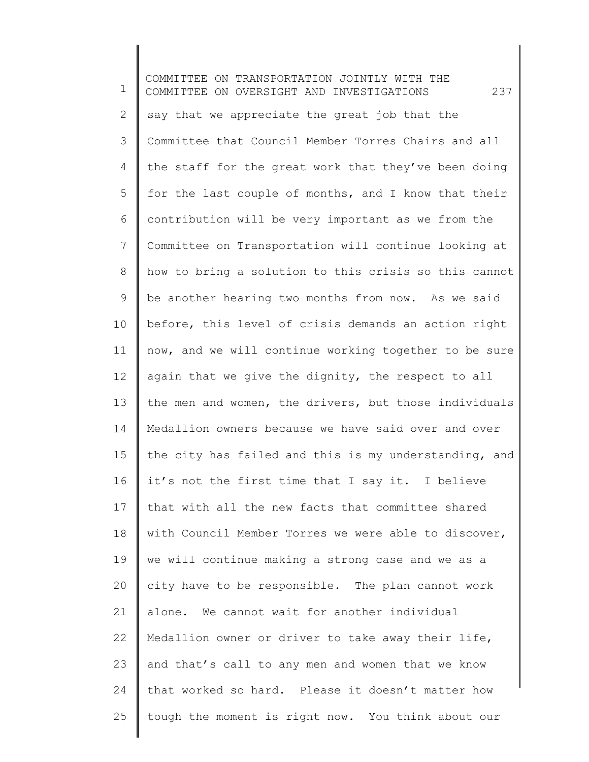say that we appreciate the great job that the Committee that Council Member Torres Chairs and all the staff for the great work that they've been doing for the last couple of months, and I know that their contribution will be very important as we from the Committee on Transportation will continue looking at how to bring a solution to this crisis so this cannot be another hearing two months from now. As we said before, this level of crisis demands an action right now, and we will continue working together to be sure again that we give the dignity, the respect to all the men and women, the drivers, but those individuals Medallion owners because we have said over and over the city has failed and this is my understanding, and it's not the first time that I say it. I believe that with all the new facts that committee shared with Council Member Torres we were able to discover, we will continue making a strong case and we as a city have to be responsible. The plan cannot work alone. We cannot wait for another individual Medallion owner or driver to take away their life, and that's call to any men and women that we know that worked so hard. Please it doesn't matter how tough the moment is right now. You think about our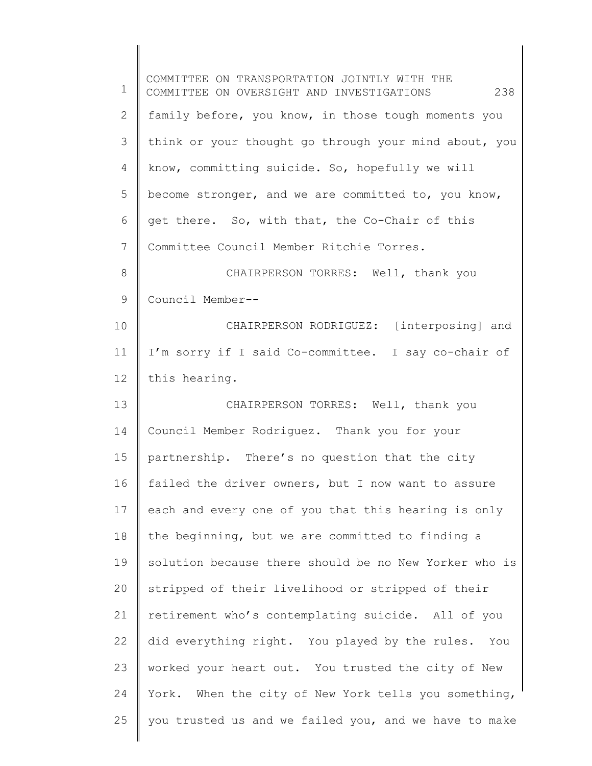family before, you know, in those tough moments you think or your thought go through your mind about, you know, committing suicide. So, hopefully we will become stronger, and we are committed to, you know, get there. So, with that, the Co-Chair of this Committee Council Member Ritchie Torres.

CHAIRPERSON TORRES: Well, thank you Council Member--

CHAIRPERSON RODRIGUEZ: [interposing] and I'm sorry if I said Co-committee. I say co-chair of this hearing.

CHAIRPERSON TORRES: Well, thank you Council Member Rodriguez. Thank you for your partnership. There's no question that the city failed the driver owners, but I now want to assure each and every one of you that this hearing is only the beginning, but we are committed to finding a solution because there should be no New Yorker who is stripped of their livelihood or stripped of their retirement who's contemplating suicide. All of you did everything right. You played by the rules. You worked your heart out. You trusted the city of New York. When the city of New York tells you something, you trusted us and we failed you, and we have to make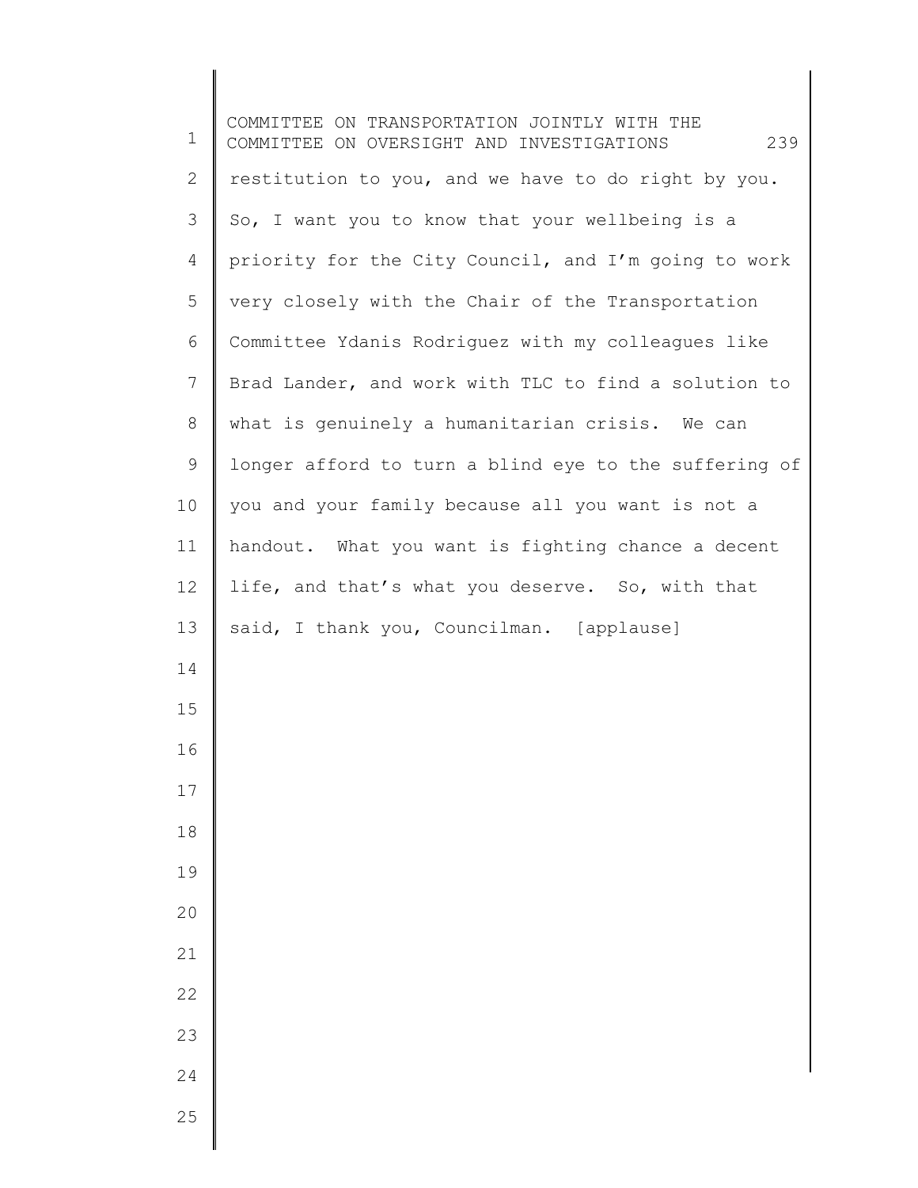restitution to you, and we have to do right by you. So, I want you to know that your wellbeing is a priority for the City Council, and I'm going to work very closely with the Chair of the Transportation Committee Ydanis Rodriguez with my colleagues like Brad Lander, and work with TLC to find a solution to what is genuinely a humanitarian crisis. We can longer afford to turn a blind eye to the suffering of you and your family because all you want is not a handout. What you want is fighting chance a decent life, and that's what you deserve. So, with that said, I thank you, Councilman. [applause]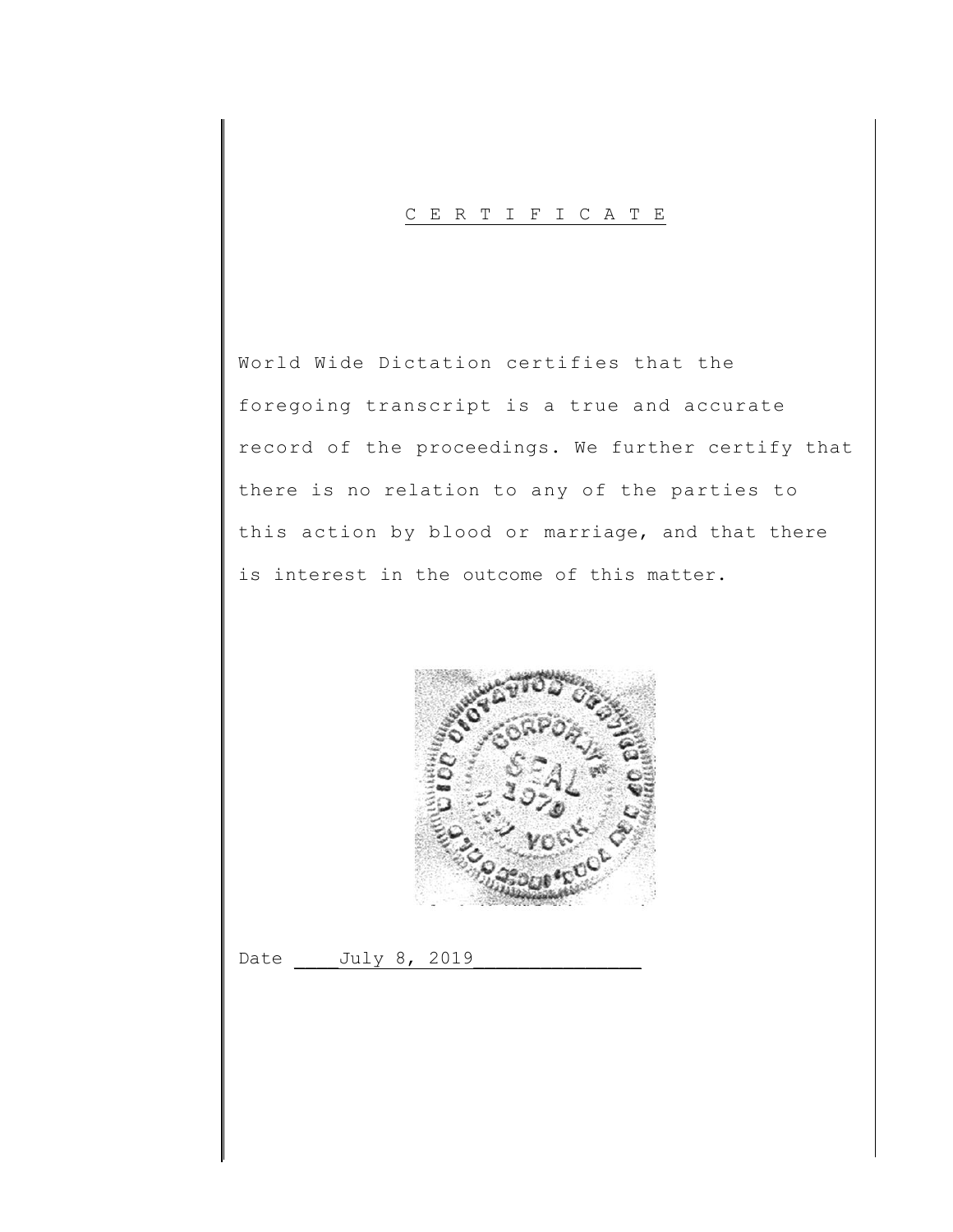# C E R T I F I C A T E

World Wide Dictation certifies that the foregoing transcript is a true and accurate record of the proceedings. We further certify that there is no relation to any of the parties to this action by blood or marriage, and that there is interest in the outcome of this matter.

Date ____July 8, 2019______________